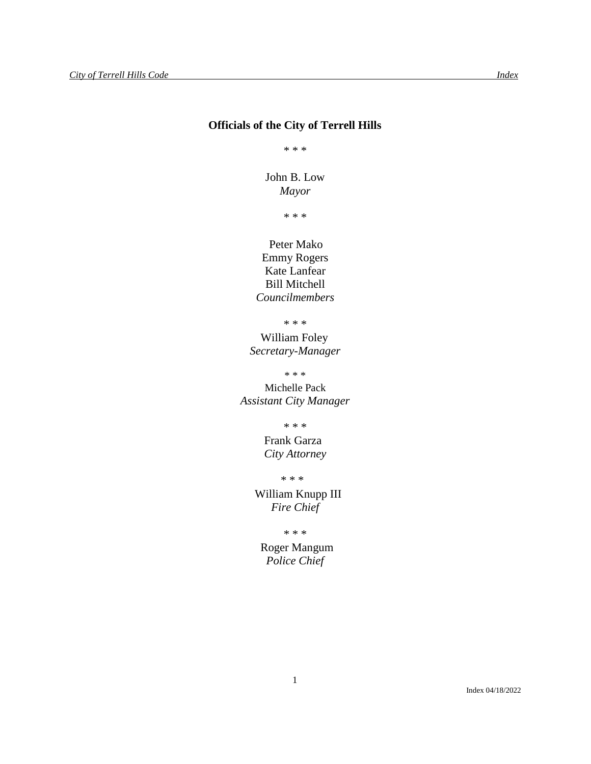# Officials of the City of Terrell Hills

\* \* \*

John B. Low
*Mayor*

\* \* \*

Peter Mako
Emmy Rogers
Kate Lanfear
Bill Mitchell
*Councilmembers*

\* \* \*

William Foley
*Secretary-Manager*

\* \* \*

Michelle Pack
*Assistant City Manager*

\* \* \*

Frank Garza
*City Attorney*

\* \* \*

William Knupp III
*Fire Chief*

\* \* \*

Roger Mangum
*Police Chief*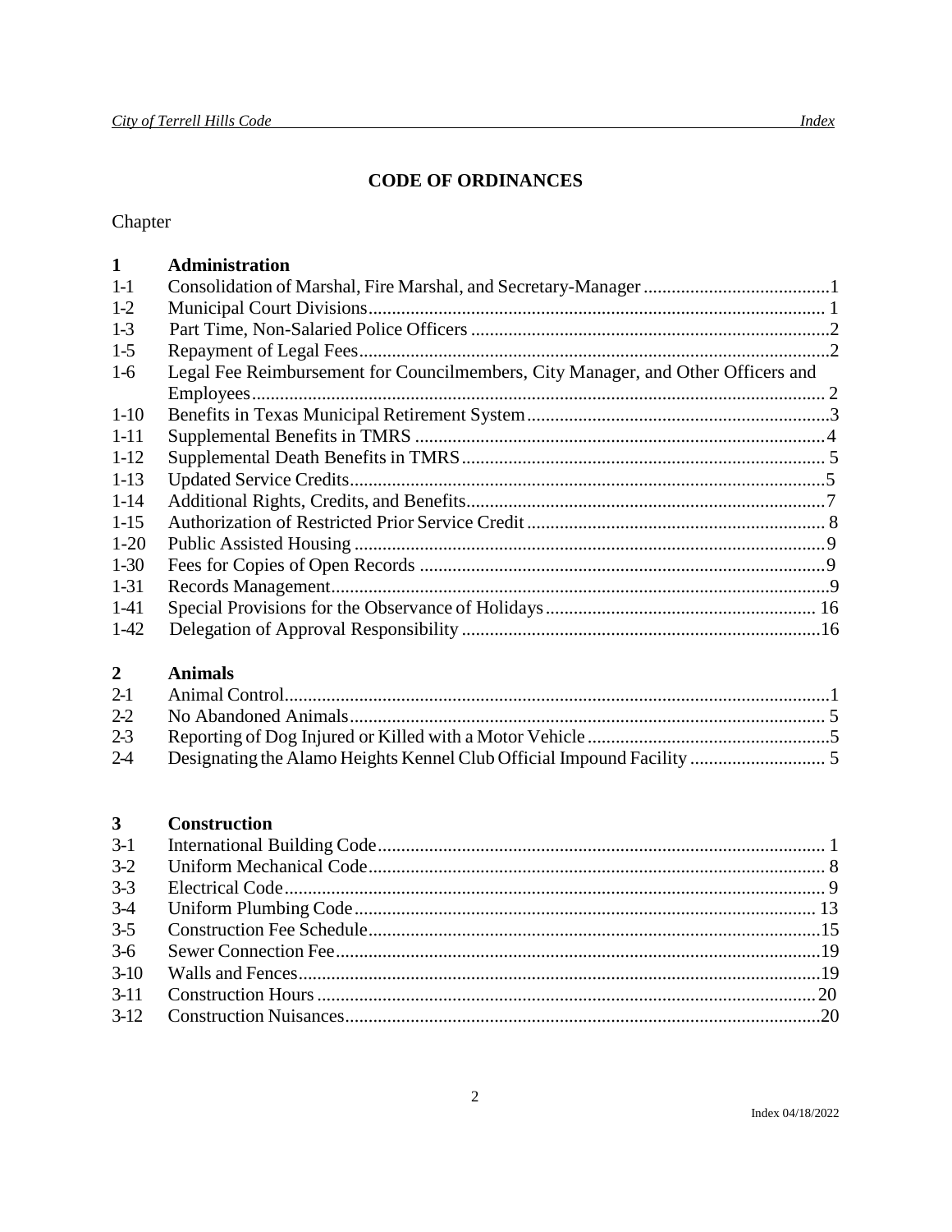# CODE OF ORDINANCES

Chapter

| | |
|---|---|
| **1** | **Administration** |
| 1-1 | Consolidation of Marshal, Fire Marshal, and Secretary-Manager ........................................1 |
| 1-2 | Municipal Court Divisions................................................................................................ 1 |
| 1-3 | Part Time, Non-Salaried Police Officers ............................................................................2 |
| 1-5 | Repayment of Legal Fees...................................................................................................2 |
| 1-6 | Legal Fee Reimbursement for Councilmembers, City Manager, and Other Officers and Employees........................................................................................................................ 2 |
| 1-10 | Benefits in Texas Municipal Retirement System................................................................3 |
| 1-11 | Supplemental Benefits in TMRS .......................................................................................4 |
| 1-12 | Supplemental Death Benefits in TMRS............................................................................. 5 |
| 1-13 | Updated Service Credits.....................................................................................................5 |
| 1-14 | Additional Rights, Credits, and Benefits............................................................................7 |
| 1-15 | Authorization of Restricted Prior Service Credit ............................................................... 8 |
| 1-20 | Public Assisted Housing ....................................................................................................9 |
| 1-30 | Fees for Copies of Open Records ......................................................................................9 |
| 1-31 | Records Management.........................................................................................................9 |
| 1-41 | Special Provisions for the Observance of Holidays......................................................... 16 |
| 1-42 | Delegation of Approval Responsibility ............................................................................16 |
| **2** | **Animals** |
| 2-1 | Animal Control...................................................................................................................1 |
| 2-2 | No Abandoned Animals.................................................................................................... 5 |
| 2-3 | Reporting of Dog Injured or Killed with a Motor Vehicle ...................................................5 |
| 2-4 | Designating the Alamo Heights Kennel Club Official Impound Facility ............................ 5 |
| **3** | **Construction** |
| 3-1 | International Building Code.............................................................................................. 1 |
| 3-2 | Uniform Mechanical Code................................................................................................ 8 |
| 3-3 | Electrical Code.................................................................................................................. 9 |
| 3-4 | Uniform Plumbing Code................................................................................................. 13 |
| 3-5 | Construction Fee Schedule...............................................................................................15 |
| 3-6 | Sewer Connection Fee......................................................................................................19 |
| 3-10 | Walls and Fences..............................................................................................................19 |
| 3-11 | Construction Hours .......................................................................................................... 20 |
| 3-12 | Construction Nuisances.....................................................................................................20 |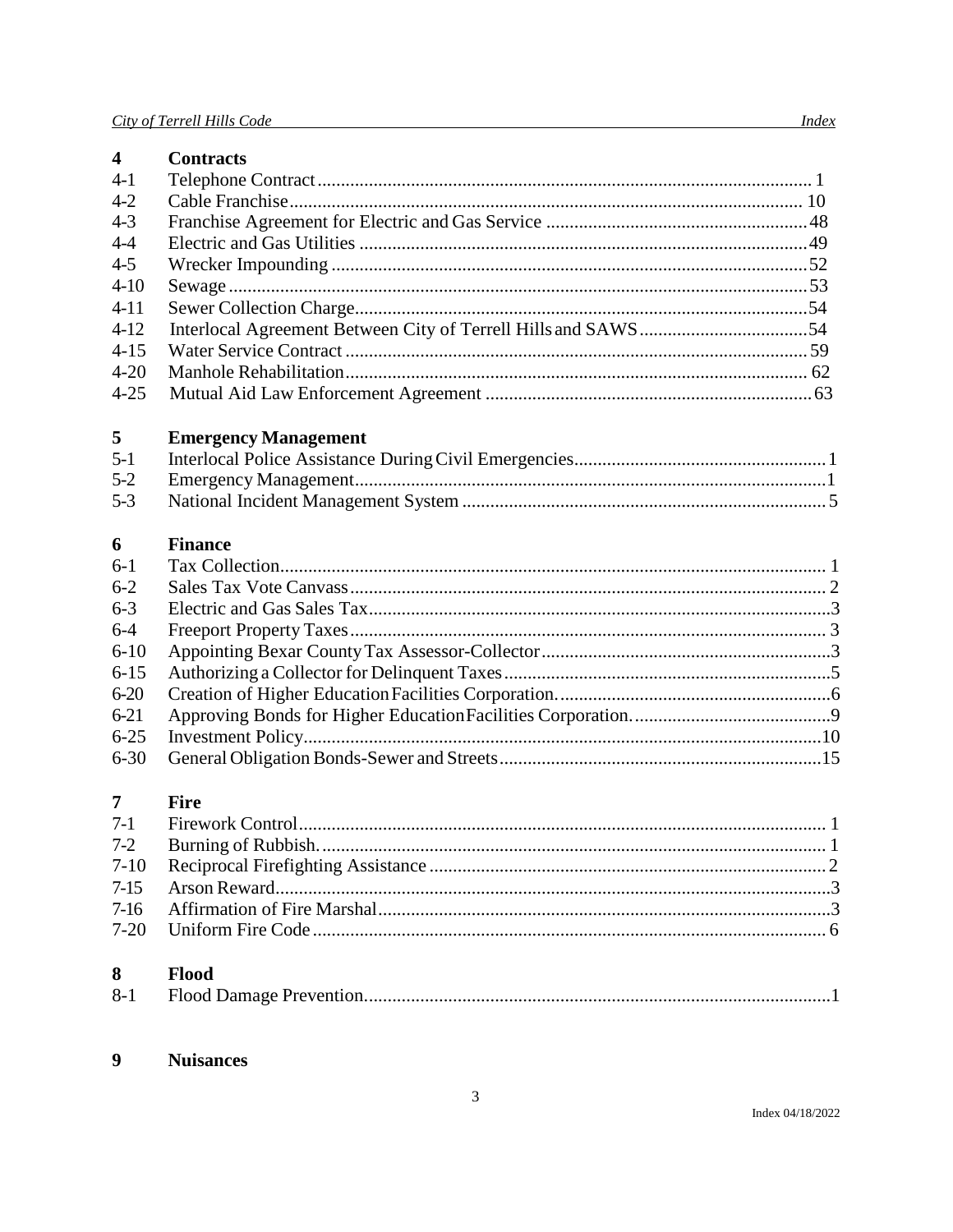## 4 Contracts

| | | |
|---|---|---|
| 4-1 | Telephone Contract | 1 |
| 4-2 | Cable Franchise | 10 |
| 4-3 | Franchise Agreement for Electric and Gas Service | 48 |
| 4-4 | Electric and Gas Utilities | 49 |
| 4-5 | Wrecker Impounding | 52 |
| 4-10 | Sewage | 53 |
| 4-11 | Sewer Collection Charge | 54 |
| 4-12 | Interlocal Agreement Between City of Terrell Hills and SAWS | 54 |
| 4-15 | Water Service Contract | 59 |
| 4-20 | Manhole Rehabilitation | 62 |
| 4-25 | Mutual Aid Law Enforcement Agreement | 63 |

## 5 Emergency Management

| | | |
|---|---|---|
| 5-1 | Interlocal Police Assistance During Civil Emergencies | 1 |
| 5-2 | Emergency Management | 1 |
| 5-3 | National Incident Management System | 5 |

## 6 Finance

| | | |
|---|---|---|
| 6-1 | Tax Collection | 1 |
| 6-2 | Sales Tax Vote Canvass | 2 |
| 6-3 | Electric and Gas Sales Tax | 3 |
| 6-4 | Freeport Property Taxes | 3 |
| 6-10 | Appointing Bexar County Tax Assessor-Collector | 3 |
| 6-15 | Authorizing a Collector for Delinquent Taxes | 5 |
| 6-20 | Creation of Higher Education Facilities Corporation. | 6 |
| 6-21 | Approving Bonds for Higher Education Facilities Corporation. | 9 |
| 6-25 | Investment Policy | 10 |
| 6-30 | General Obligation Bonds-Sewer and Streets | 15 |

## 7 Fire

| | | |
|---|---|---|
| 7-1 | Firework Control | 1 |
| 7-2 | Burning of Rubbish. | 1 |
| 7-10 | Reciprocal Firefighting Assistance | 2 |
| 7-15 | Arson Reward | 3 |
| 7-16 | Affirmation of Fire Marshal | 3 |
| 7-20 | Uniform Fire Code | 6 |

## 8 Flood

| | | |
|---|---|---|
| 8-1 | Flood Damage Prevention. | 1 |

## 9 Nuisances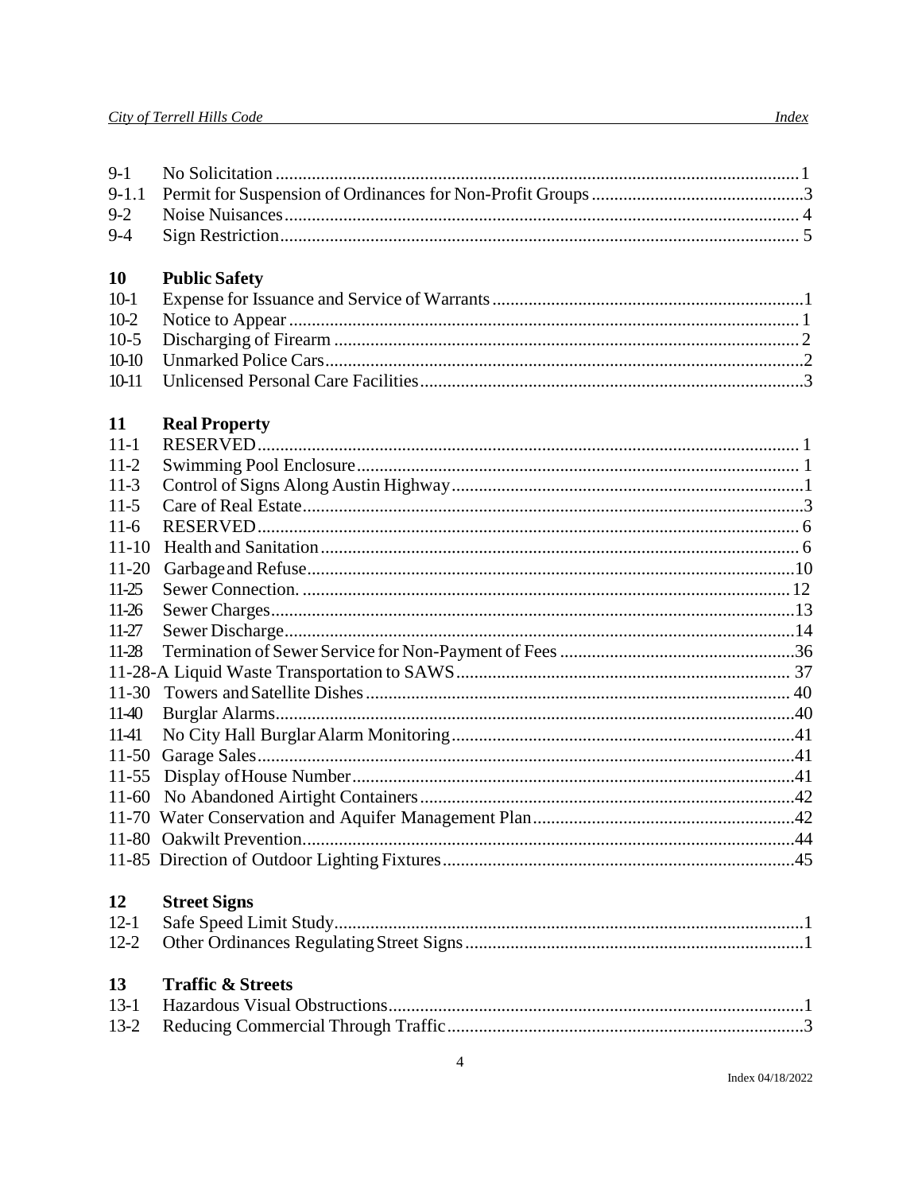| | | |
|---|---|---|
| 9-1 | No Solicitation | 1 |
| 9-1.1 | Permit for Suspension of Ordinances for Non-Profit Groups | 3 |
| 9-2 | Noise Nuisances | 4 |
| 9-4 | Sign Restriction | 5 |

## 10 Public Safety

| | | |
|---|---|---|
| 10-1 | Expense for Issuance and Service of Warrants | 1 |
| 10-2 | Notice to Appear | 1 |
| 10-5 | Discharging of Firearm | 2 |
| 10-10 | Unmarked Police Cars | 2 |
| 10-11 | Unlicensed Personal Care Facilities | 3 |

## 11 Real Property

| | | |
|---|---|---|
| 11-1 | RESERVED | 1 |
| 11-2 | Swimming Pool Enclosure | 1 |
| 11-3 | Control of Signs Along Austin Highway | 1 |
| 11-5 | Care of Real Estate | 3 |
| 11-6 | RESERVED | 6 |
| 11-10 | Health and Sanitation | 6 |
| 11-20 | Garbage and Refuse | 10 |
| 11-25 | Sewer Connection. | 12 |
| 11-26 | Sewer Charges | 13 |
| 11-27 | Sewer Discharge | 14 |
| 11-28 | Termination of Sewer Service for Non-Payment of Fees | 36 |
| 11-28-A | Liquid Waste Transportation to SAWS | 37 |
| 11-30 | Towers and Satellite Dishes | 40 |
| 11-40 | Burglar Alarms | 40 |
| 11-41 | No City Hall Burglar Alarm Monitoring | 41 |
| 11-50 | Garage Sales | 41 |
| 11-55 | Display of House Number | 41 |
| 11-60 | No Abandoned Airtight Containers | 42 |
| 11-70 | Water Conservation and Aquifer Management Plan | 42 |
| 11-80 | Oakwilt Prevention. | 44 |
| 11-85 | Direction of Outdoor Lighting Fixtures | 45 |

## 12 Street Signs

| | | |
|---|---|---|
| 12-1 | Safe Speed Limit Study | 1 |
| 12-2 | Other Ordinances Regulating Street Signs | 1 |

## 13 Traffic & Streets

| | | |
|---|---|---|
| 13-1 | Hazardous Visual Obstructions | 1 |
| 13-2 | Reducing Commercial Through Traffic | 3 |

Index 04/18/2022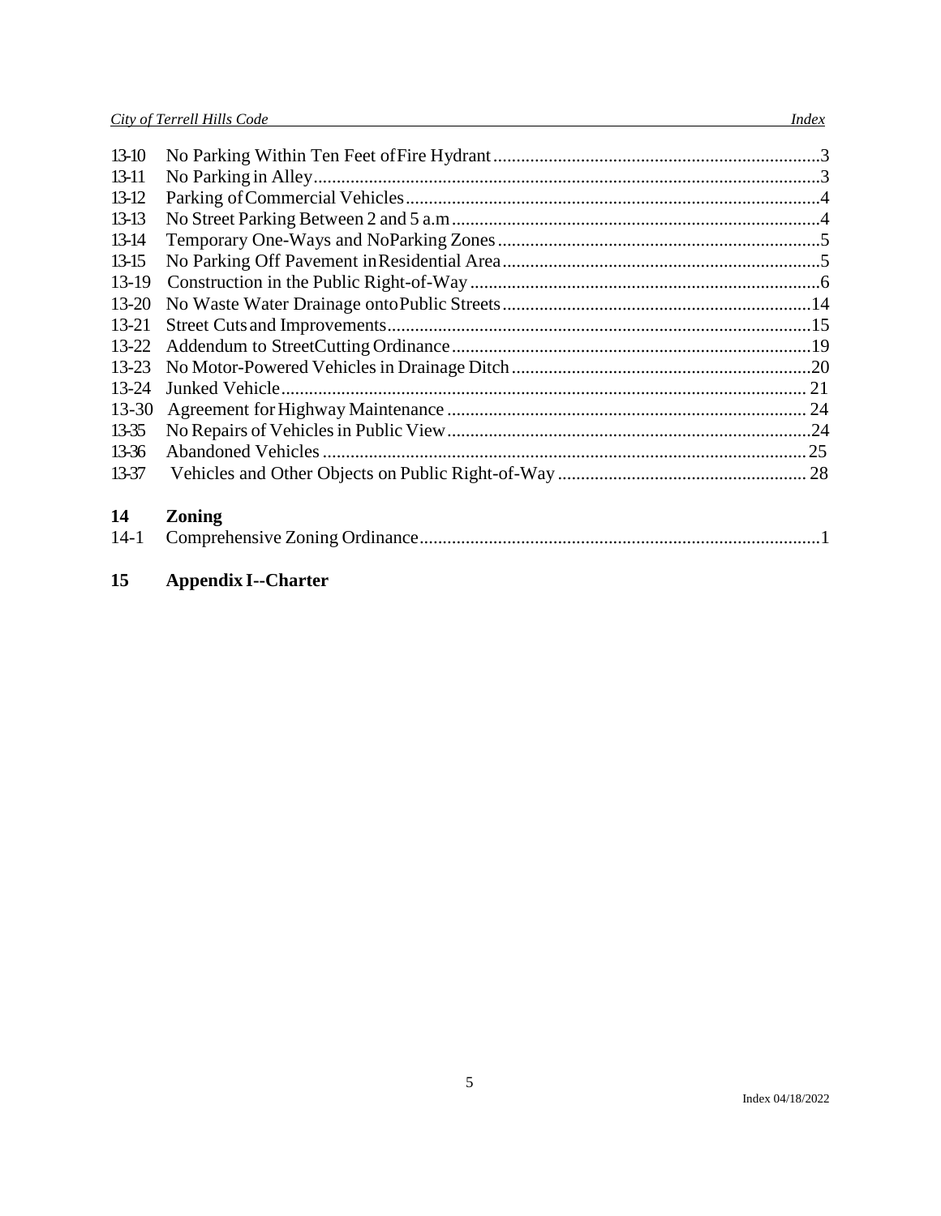| | | |
|---|---|---|
| 13-10 | No Parking Within Ten Feet of Fire Hydrant | 3 |
| 13-11 | No Parking in Alley | 3 |
| 13-12 | Parking of Commercial Vehicles | 4 |
| 13-13 | No Street Parking Between 2 and 5 a.m | 4 |
| 13-14 | Temporary One-Ways and No Parking Zones | 5 |
| 13-15 | No Parking Off Pavement in Residential Area | 5 |
| 13-19 | Construction in the Public Right-of-Way | 6 |
| 13-20 | No Waste Water Drainage onto Public Streets | 14 |
| 13-21 | Street Cuts and Improvements | 15 |
| 13-22 | Addendum to Street Cutting Ordinance | 19 |
| 13-23 | No Motor-Powered Vehicles in Drainage Ditch | 20 |
| 13-24 | Junked Vehicle | 21 |
| 13-30 | Agreement for Highway Maintenance | 24 |
| 13-35 | No Repairs of Vehicles in Public View | 24 |
| 13-36 | Abandoned Vehicles | 25 |
| 13-37 | Vehicles and Other Objects on Public Right-of-Way | 28 |

## 14 Zoning

| | | |
|---|---|---|
| 14-1 | Comprehensive Zoning Ordinance | 1 |

## 15 Appendix I--Charter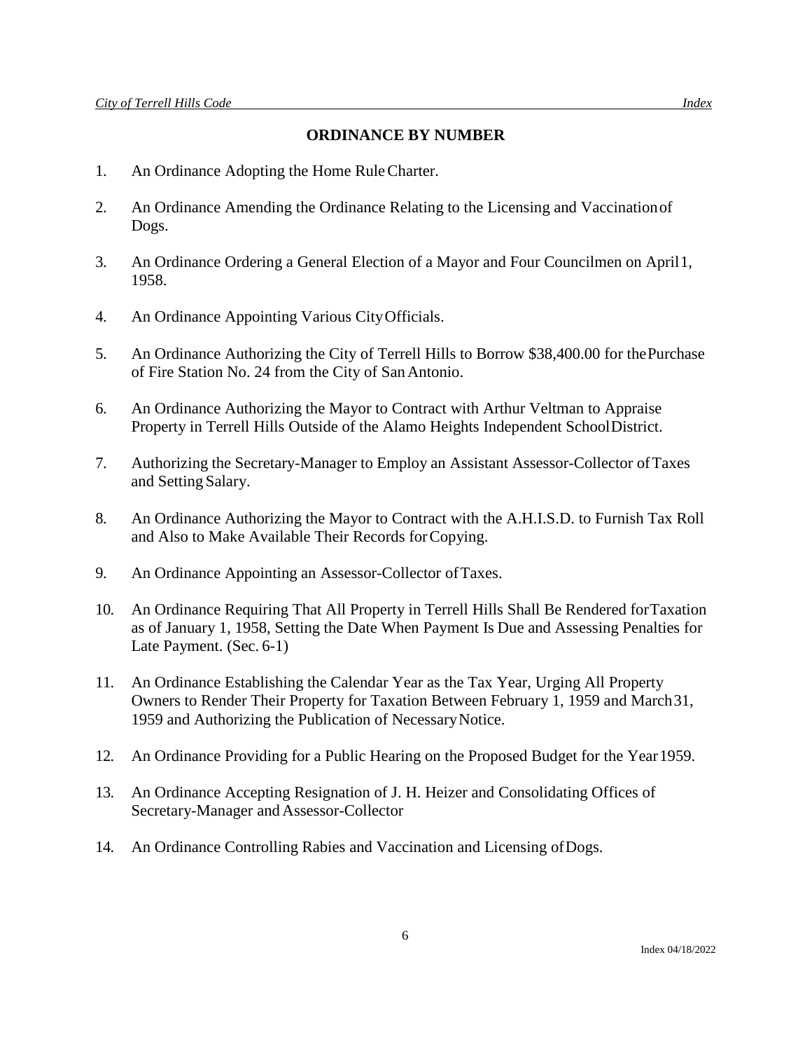## ORDINANCE BY NUMBER

1. An Ordinance Adopting the Home Rule Charter.

2. An Ordinance Amending the Ordinance Relating to the Licensing and Vaccination of Dogs.

3. An Ordinance Ordering a General Election of a Mayor and Four Councilmen on April 1, 1958.

4. An Ordinance Appointing Various City Officials.

5. An Ordinance Authorizing the City of Terrell Hills to Borrow $38,400.00 for the Purchase of Fire Station No. 24 from the City of San Antonio.

6. An Ordinance Authorizing the Mayor to Contract with Arthur Veltman to Appraise Property in Terrell Hills Outside of the Alamo Heights Independent School District.

7. Authorizing the Secretary-Manager to Employ an Assistant Assessor-Collector of Taxes and Setting Salary.

8. An Ordinance Authorizing the Mayor to Contract with the A.H.I.S.D. to Furnish Tax Roll and Also to Make Available Their Records for Copying.

9. An Ordinance Appointing an Assessor-Collector of Taxes.

10. An Ordinance Requiring That All Property in Terrell Hills Shall Be Rendered for Taxation as of January 1, 1958, Setting the Date When Payment Is Due and Assessing Penalties for Late Payment. (Sec. 6-1)

11. An Ordinance Establishing the Calendar Year as the Tax Year, Urging All Property Owners to Render Their Property for Taxation Between February 1, 1959 and March 31, 1959 and Authorizing the Publication of Necessary Notice.

12. An Ordinance Providing for a Public Hearing on the Proposed Budget for the Year 1959.

13. An Ordinance Accepting Resignation of J. H. Heizer and Consolidating Offices of Secretary-Manager and Assessor-Collector

14. An Ordinance Controlling Rabies and Vaccination and Licensing of Dogs.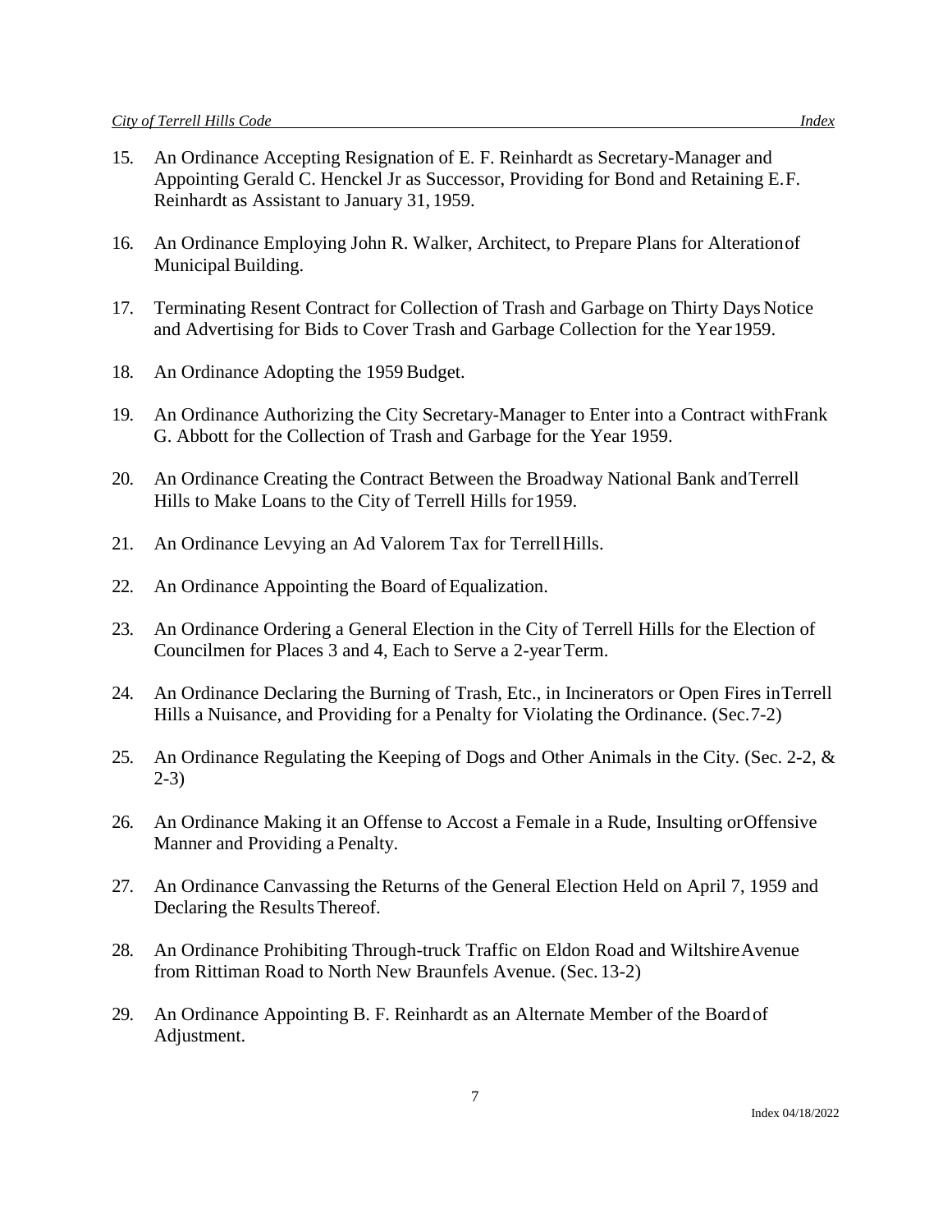15. An Ordinance Accepting Resignation of E. F. Reinhardt as Secretary-Manager and Appointing Gerald C. Henckel Jr as Successor, Providing for Bond and Retaining E.F. Reinhardt as Assistant to January 31, 1959.

16. An Ordinance Employing John R. Walker, Architect, to Prepare Plans for Alteration of Municipal Building.

17. Terminating Resent Contract for Collection of Trash and Garbage on Thirty Days Notice and Advertising for Bids to Cover Trash and Garbage Collection for the Year 1959.

18. An Ordinance Adopting the 1959 Budget.

19. An Ordinance Authorizing the City Secretary-Manager to Enter into a Contract with Frank G. Abbott for the Collection of Trash and Garbage for the Year 1959.

20. An Ordinance Creating the Contract Between the Broadway National Bank and Terrell Hills to Make Loans to the City of Terrell Hills for 1959.

21. An Ordinance Levying an Ad Valorem Tax for Terrell Hills.

22. An Ordinance Appointing the Board of Equalization.

23. An Ordinance Ordering a General Election in the City of Terrell Hills for the Election of Councilmen for Places 3 and 4, Each to Serve a 2-year Term.

24. An Ordinance Declaring the Burning of Trash, Etc., in Incinerators or Open Fires in Terrell Hills a Nuisance, and Providing for a Penalty for Violating the Ordinance. (Sec. 7-2)

25. An Ordinance Regulating the Keeping of Dogs and Other Animals in the City. (Sec. 2-2, & 2-3)

26. An Ordinance Making it an Offense to Accost a Female in a Rude, Insulting or Offensive Manner and Providing a Penalty.

27. An Ordinance Canvassing the Returns of the General Election Held on April 7, 1959 and Declaring the Results Thereof.

28. An Ordinance Prohibiting Through-truck Traffic on Eldon Road and Wiltshire Avenue from Rittiman Road to North New Braunfels Avenue. (Sec. 13-2)

29. An Ordinance Appointing B. F. Reinhardt as an Alternate Member of the Board of Adjustment.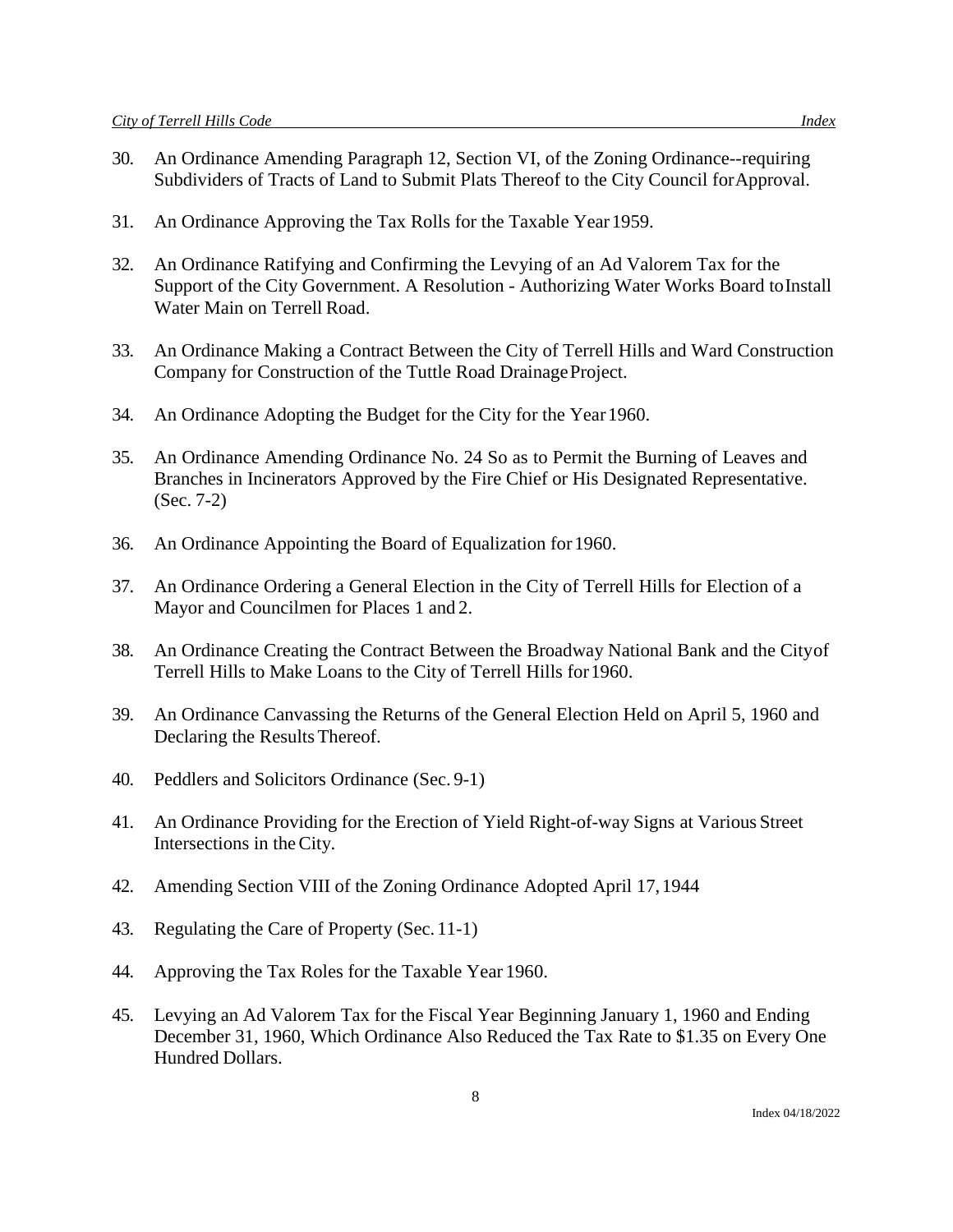30. An Ordinance Amending Paragraph 12, Section VI, of the Zoning Ordinance--requiring Subdividers of Tracts of Land to Submit Plats Thereof to the City Council for Approval.

31. An Ordinance Approving the Tax Rolls for the Taxable Year 1959.

32. An Ordinance Ratifying and Confirming the Levying of an Ad Valorem Tax for the Support of the City Government. A Resolution - Authorizing Water Works Board to Install Water Main on Terrell Road.

33. An Ordinance Making a Contract Between the City of Terrell Hills and Ward Construction Company for Construction of the Tuttle Road Drainage Project.

34. An Ordinance Adopting the Budget for the City for the Year 1960.

35. An Ordinance Amending Ordinance No. 24 So as to Permit the Burning of Leaves and Branches in Incinerators Approved by the Fire Chief or His Designated Representative. (Sec. 7-2)

36. An Ordinance Appointing the Board of Equalization for 1960.

37. An Ordinance Ordering a General Election in the City of Terrell Hills for Election of a Mayor and Councilmen for Places 1 and 2.

38. An Ordinance Creating the Contract Between the Broadway National Bank and the City of Terrell Hills to Make Loans to the City of Terrell Hills for 1960.

39. An Ordinance Canvassing the Returns of the General Election Held on April 5, 1960 and Declaring the Results Thereof.

40. Peddlers and Solicitors Ordinance (Sec. 9-1)

41. An Ordinance Providing for the Erection of Yield Right-of-way Signs at Various Street Intersections in the City.

42. Amending Section VIII of the Zoning Ordinance Adopted April 17, 1944

43. Regulating the Care of Property (Sec. 11-1)

44. Approving the Tax Roles for the Taxable Year 1960.

45. Levying an Ad Valorem Tax for the Fiscal Year Beginning January 1, 1960 and Ending December 31, 1960, Which Ordinance Also Reduced the Tax Rate to $1.35 on Every One Hundred Dollars.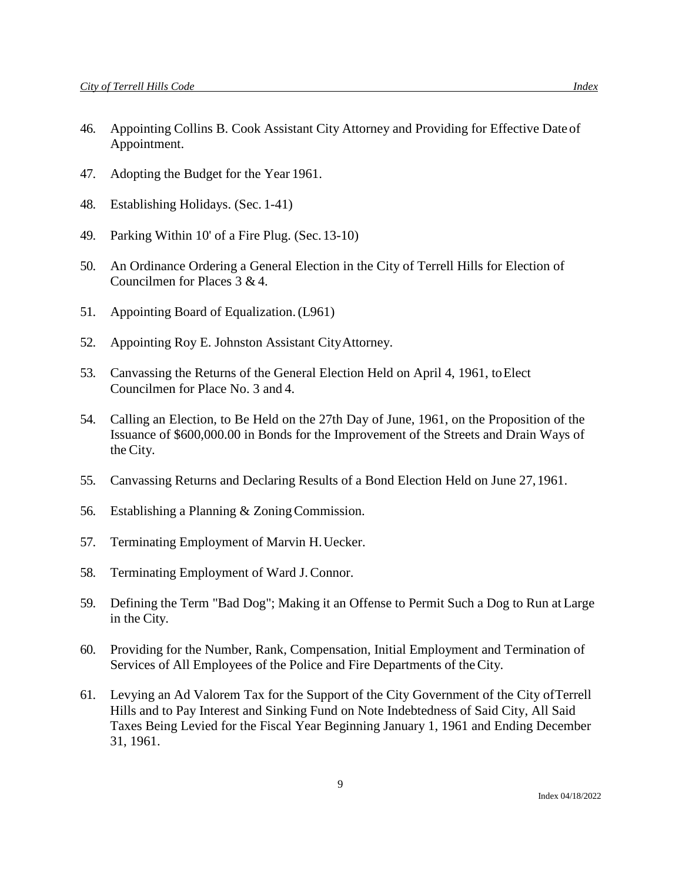46. Appointing Collins B. Cook Assistant City Attorney and Providing for Effective Date of Appointment.

47. Adopting the Budget for the Year 1961.

48. Establishing Holidays. (Sec. 1-41)

49. Parking Within 10' of a Fire Plug. (Sec. 13-10)

50. An Ordinance Ordering a General Election in the City of Terrell Hills for Election of Councilmen for Places 3 & 4.

51. Appointing Board of Equalization. (L961)

52. Appointing Roy E. Johnston Assistant City Attorney.

53. Canvassing the Returns of the General Election Held on April 4, 1961, to Elect Councilmen for Place No. 3 and 4.

54. Calling an Election, to Be Held on the 27th Day of June, 1961, on the Proposition of the Issuance of $600,000.00 in Bonds for the Improvement of the Streets and Drain Ways of the City.

55. Canvassing Returns and Declaring Results of a Bond Election Held on June 27, 1961.

56. Establishing a Planning & Zoning Commission.

57. Terminating Employment of Marvin H. Uecker.

58. Terminating Employment of Ward J. Connor.

59. Defining the Term "Bad Dog"; Making it an Offense to Permit Such a Dog to Run at Large in the City.

60. Providing for the Number, Rank, Compensation, Initial Employment and Termination of Services of All Employees of the Police and Fire Departments of the City.

61. Levying an Ad Valorem Tax for the Support of the City Government of the City of Terrell Hills and to Pay Interest and Sinking Fund on Note Indebtedness of Said City, All Said Taxes Being Levied for the Fiscal Year Beginning January 1, 1961 and Ending December 31, 1961.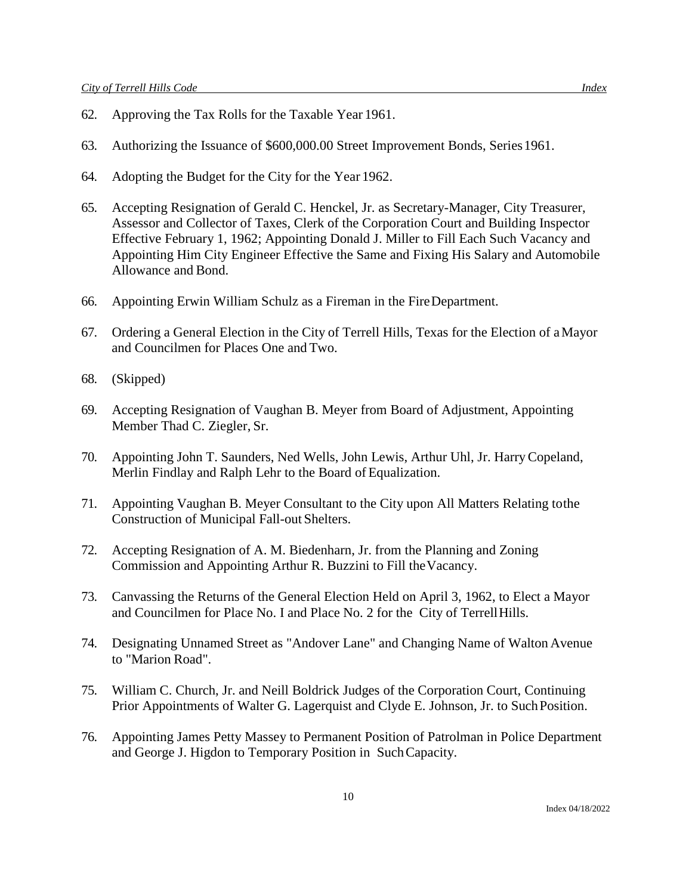62. Approving the Tax Rolls for the Taxable Year 1961.

63. Authorizing the Issuance of $600,000.00 Street Improvement Bonds, Series 1961.

64. Adopting the Budget for the City for the Year 1962.

65. Accepting Resignation of Gerald C. Henckel, Jr. as Secretary-Manager, City Treasurer, Assessor and Collector of Taxes, Clerk of the Corporation Court and Building Inspector Effective February 1, 1962; Appointing Donald J. Miller to Fill Each Such Vacancy and Appointing Him City Engineer Effective the Same and Fixing His Salary and Automobile Allowance and Bond.

66. Appointing Erwin William Schulz as a Fireman in the Fire Department.

67. Ordering a General Election in the City of Terrell Hills, Texas for the Election of a Mayor and Councilmen for Places One and Two.

68. (Skipped)

69. Accepting Resignation of Vaughan B. Meyer from Board of Adjustment, Appointing Member Thad C. Ziegler, Sr.

70. Appointing John T. Saunders, Ned Wells, John Lewis, Arthur Uhl, Jr. Harry Copeland, Merlin Findlay and Ralph Lehr to the Board of Equalization.

71. Appointing Vaughan B. Meyer Consultant to the City upon All Matters Relating to the Construction of Municipal Fall-out Shelters.

72. Accepting Resignation of A. M. Biedenharn, Jr. from the Planning and Zoning Commission and Appointing Arthur R. Buzzini to Fill the Vacancy.

73. Canvassing the Returns of the General Election Held on April 3, 1962, to Elect a Mayor and Councilmen for Place No. I and Place No. 2 for the City of Terrell Hills.

74. Designating Unnamed Street as "Andover Lane" and Changing Name of Walton Avenue to "Marion Road".

75. William C. Church, Jr. and Neill Boldrick Judges of the Corporation Court, Continuing Prior Appointments of Walter G. Lagerquist and Clyde E. Johnson, Jr. to Such Position.

76. Appointing James Petty Massey to Permanent Position of Patrolman in Police Department and George J. Higdon to Temporary Position in Such Capacity.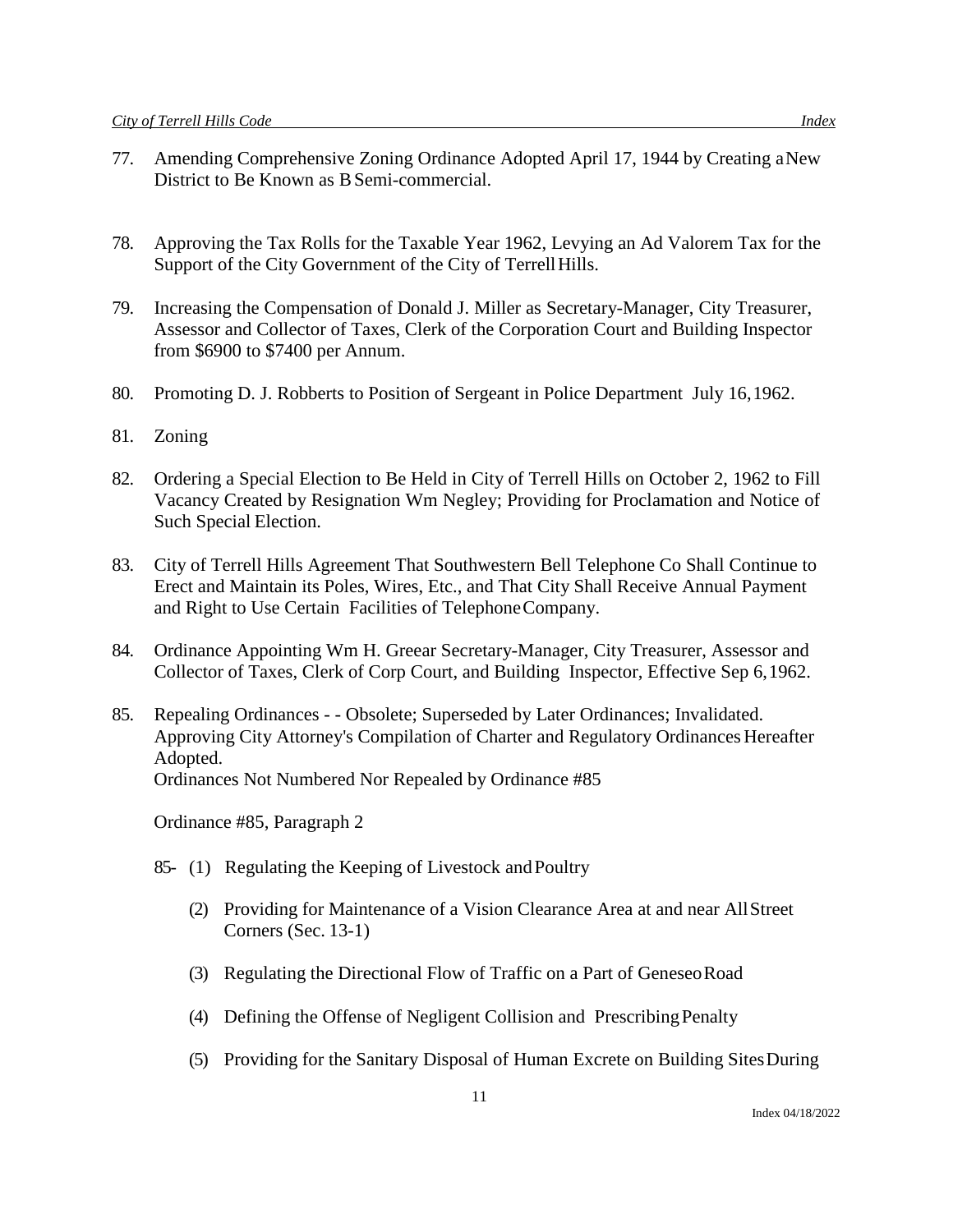77. Amending Comprehensive Zoning Ordinance Adopted April 17, 1944 by Creating a New District to Be Known as B Semi-commercial.

78. Approving the Tax Rolls for the Taxable Year 1962, Levying an Ad Valorem Tax for the Support of the City Government of the City of Terrell Hills.

79. Increasing the Compensation of Donald J. Miller as Secretary-Manager, City Treasurer, Assessor and Collector of Taxes, Clerk of the Corporation Court and Building Inspector from $6900 to $7400 per Annum.

80. Promoting D. J. Robberts to Position of Sergeant in Police Department July 16, 1962.

81. Zoning

82. Ordering a Special Election to Be Held in City of Terrell Hills on October 2, 1962 to Fill Vacancy Created by Resignation Wm Negley; Providing for Proclamation and Notice of Such Special Election.

83. City of Terrell Hills Agreement That Southwestern Bell Telephone Co Shall Continue to Erect and Maintain its Poles, Wires, Etc., and That City Shall Receive Annual Payment and Right to Use Certain Facilities of Telephone Company.

84. Ordinance Appointing Wm H. Greear Secretary-Manager, City Treasurer, Assessor and Collector of Taxes, Clerk of Corp Court, and Building Inspector, Effective Sep 6, 1962.

85. Repealing Ordinances - - Obsolete; Superseded by Later Ordinances; Invalidated. Approving City Attorney's Compilation of Charter and Regulatory Ordinances Hereafter Adopted.
    Ordinances Not Numbered Nor Repealed by Ordinance #85

    Ordinance #85, Paragraph 2

    85- (1) Regulating the Keeping of Livestock and Poultry

    (2) Providing for Maintenance of a Vision Clearance Area at and near All Street Corners (Sec. 13-1)

    (3) Regulating the Directional Flow of Traffic on a Part of Geneseo Road

    (4) Defining the Offense of Negligent Collision and Prescribing Penalty

    (5) Providing for the Sanitary Disposal of Human Excrete on Building Sites During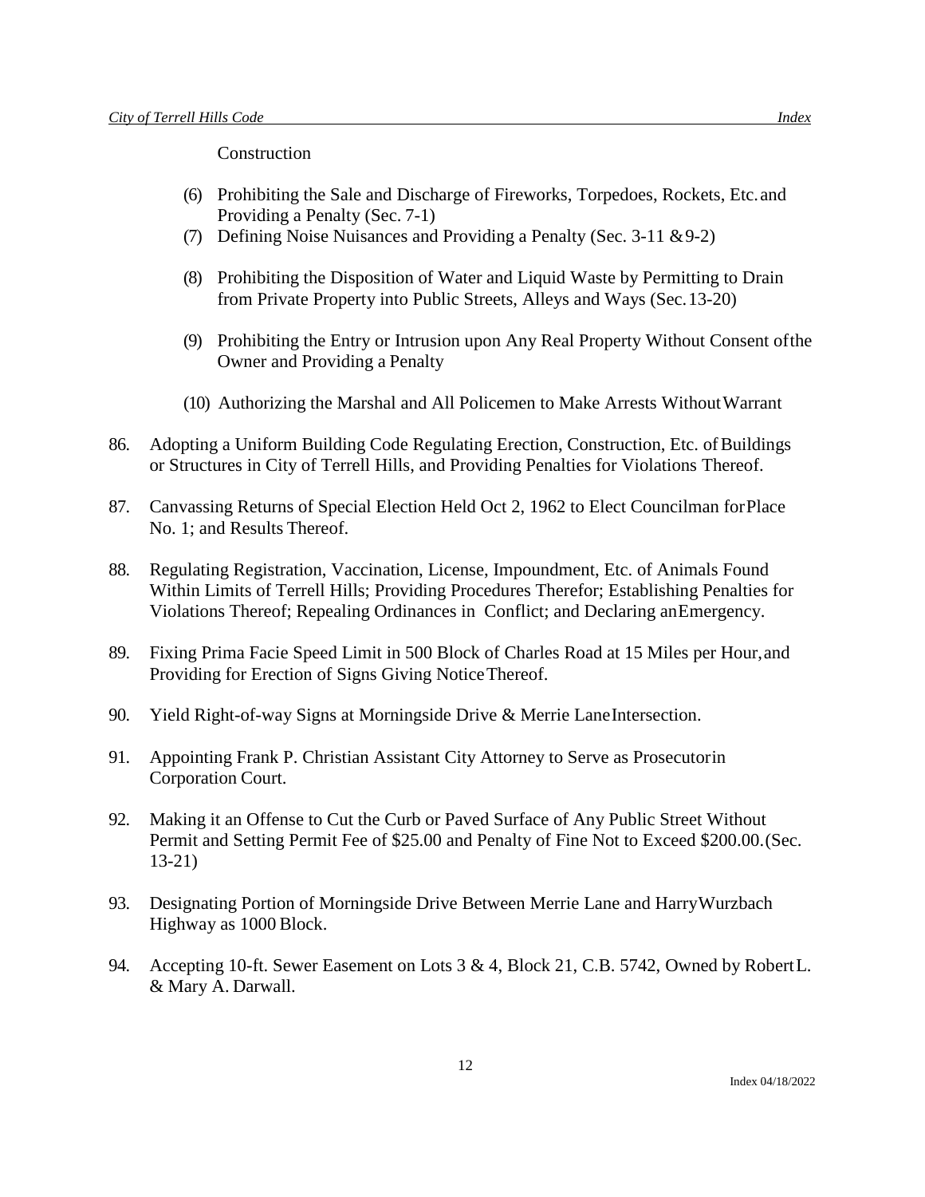Construction

(6) Prohibiting the Sale and Discharge of Fireworks, Torpedoes, Rockets, Etc. and Providing a Penalty (Sec. 7-1)

(7) Defining Noise Nuisances and Providing a Penalty (Sec. 3-11 & 9-2)

(8) Prohibiting the Disposition of Water and Liquid Waste by Permitting to Drain from Private Property into Public Streets, Alleys and Ways (Sec. 13-20)

(9) Prohibiting the Entry or Intrusion upon Any Real Property Without Consent of the Owner and Providing a Penalty

(10) Authorizing the Marshal and All Policemen to Make Arrests Without Warrant

86. Adopting a Uniform Building Code Regulating Erection, Construction, Etc. of Buildings or Structures in City of Terrell Hills, and Providing Penalties for Violations Thereof.

87. Canvassing Returns of Special Election Held Oct 2, 1962 to Elect Councilman for Place No. 1; and Results Thereof.

88. Regulating Registration, Vaccination, License, Impoundment, Etc. of Animals Found Within Limits of Terrell Hills; Providing Procedures Therefor; Establishing Penalties for Violations Thereof; Repealing Ordinances in Conflict; and Declaring an Emergency.

89. Fixing Prima Facie Speed Limit in 500 Block of Charles Road at 15 Miles per Hour, and Providing for Erection of Signs Giving Notice Thereof.

90. Yield Right-of-way Signs at Morningside Drive & Merrie Lane Intersection.

91. Appointing Frank P. Christian Assistant City Attorney to Serve as Prosecutor in Corporation Court.

92. Making it an Offense to Cut the Curb or Paved Surface of Any Public Street Without Permit and Setting Permit Fee of $25.00 and Penalty of Fine Not to Exceed $200.00. (Sec. 13-21)

93. Designating Portion of Morningside Drive Between Merrie Lane and Harry Wurzbach Highway as 1000 Block.

94. Accepting 10-ft. Sewer Easement on Lots 3 & 4, Block 21, C.B. 5742, Owned by Robert L. & Mary A. Darwall.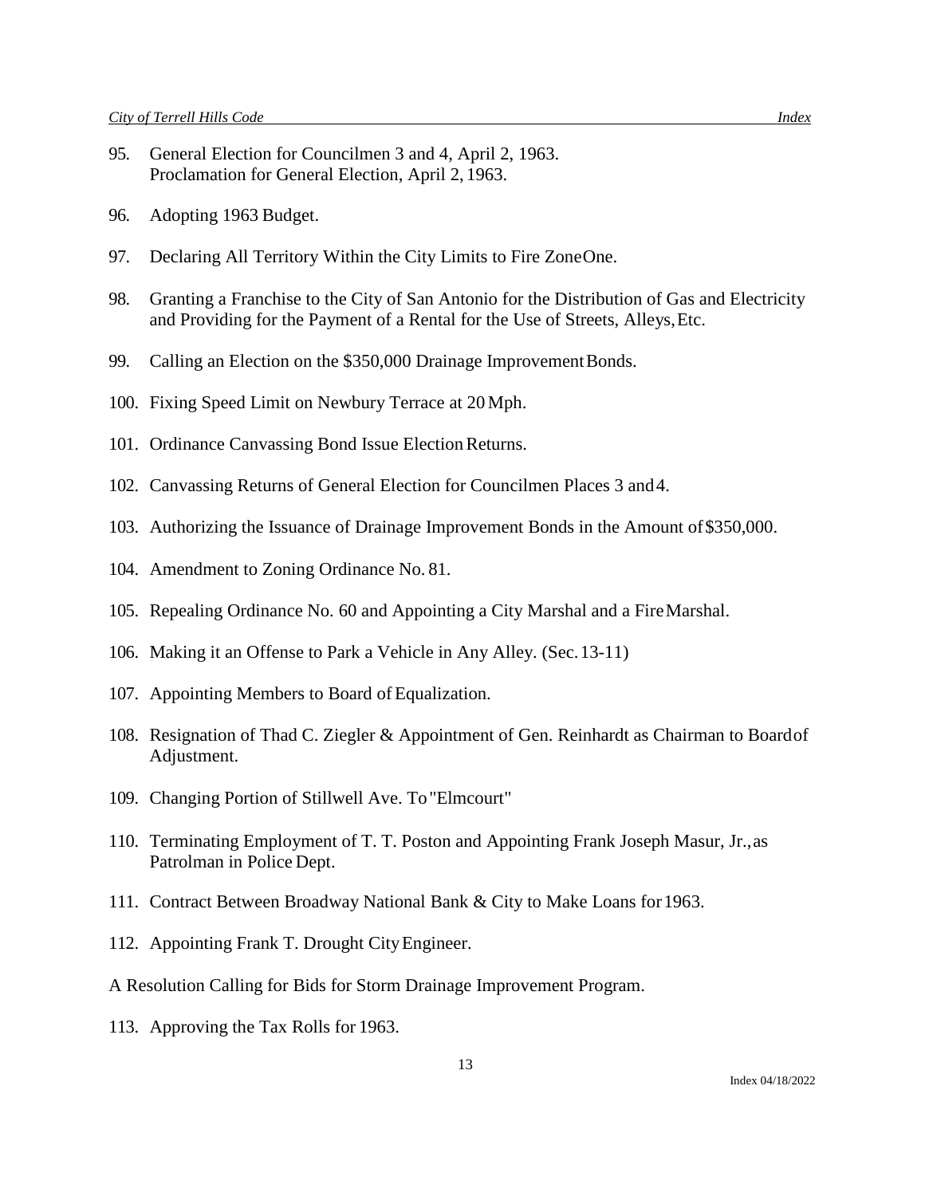95. General Election for Councilmen 3 and 4, April 2, 1963.
    Proclamation for General Election, April 2, 1963.

96. Adopting 1963 Budget.

97. Declaring All Territory Within the City Limits to Fire Zone One.

98. Granting a Franchise to the City of San Antonio for the Distribution of Gas and Electricity and Providing for the Payment of a Rental for the Use of Streets, Alleys, Etc.

99. Calling an Election on the $350,000 Drainage Improvement Bonds.

100. Fixing Speed Limit on Newbury Terrace at 20 Mph.

101. Ordinance Canvassing Bond Issue Election Returns.

102. Canvassing Returns of General Election for Councilmen Places 3 and 4.

103. Authorizing the Issuance of Drainage Improvement Bonds in the Amount of $350,000.

104. Amendment to Zoning Ordinance No. 81.

105. Repealing Ordinance No. 60 and Appointing a City Marshal and a Fire Marshal.

106. Making it an Offense to Park a Vehicle in Any Alley. (Sec. 13-11)

107. Appointing Members to Board of Equalization.

108. Resignation of Thad C. Ziegler & Appointment of Gen. Reinhardt as Chairman to Board of Adjustment.

109. Changing Portion of Stillwell Ave. To "Elmcourt"

110. Terminating Employment of T. T. Poston and Appointing Frank Joseph Masur, Jr., as Patrolman in Police Dept.

111. Contract Between Broadway National Bank & City to Make Loans for 1963.

112. Appointing Frank T. Drought City Engineer.

A Resolution Calling for Bids for Storm Drainage Improvement Program.

113. Approving the Tax Rolls for 1963.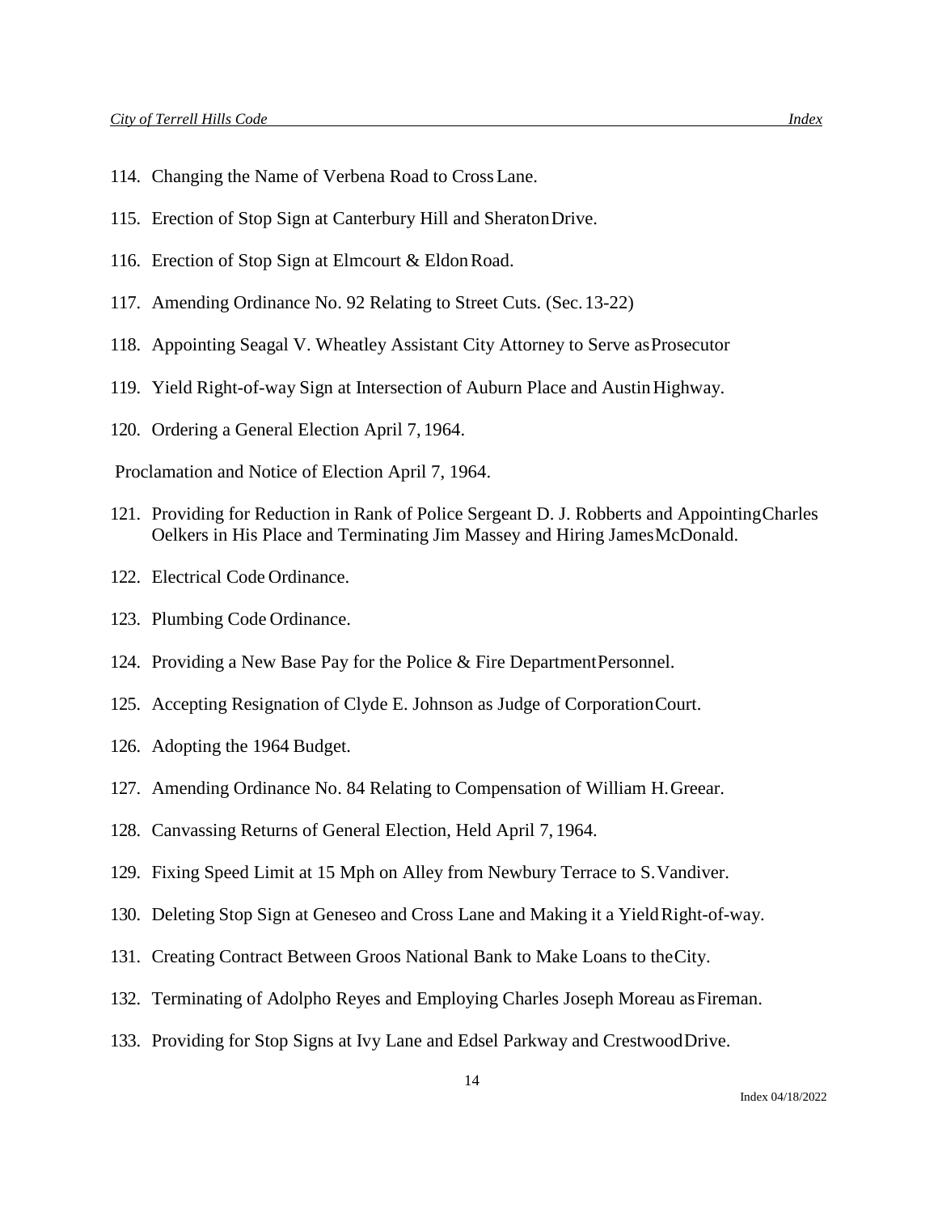114. Changing the Name of Verbena Road to Cross Lane.

115. Erection of Stop Sign at Canterbury Hill and Sheraton Drive.

116. Erection of Stop Sign at Elmcourt & Eldon Road.

117. Amending Ordinance No. 92 Relating to Street Cuts. (Sec. 13-22)

118. Appointing Seagal V. Wheatley Assistant City Attorney to Serve as Prosecutor

119. Yield Right-of-way Sign at Intersection of Auburn Place and Austin Highway.

120. Ordering a General Election April 7, 1964.

Proclamation and Notice of Election April 7, 1964.

121. Providing for Reduction in Rank of Police Sergeant D. J. Robberts and Appointing Charles Oelkers in His Place and Terminating Jim Massey and Hiring James McDonald.

122. Electrical Code Ordinance.

123. Plumbing Code Ordinance.

124. Providing a New Base Pay for the Police & Fire Department Personnel.

125. Accepting Resignation of Clyde E. Johnson as Judge of Corporation Court.

126. Adopting the 1964 Budget.

127. Amending Ordinance No. 84 Relating to Compensation of William H. Greear.

128. Canvassing Returns of General Election, Held April 7, 1964.

129. Fixing Speed Limit at 15 Mph on Alley from Newbury Terrace to S. Vandiver.

130. Deleting Stop Sign at Geneseo and Cross Lane and Making it a Yield Right-of-way.

131. Creating Contract Between Groos National Bank to Make Loans to the City.

132. Terminating of Adolpho Reyes and Employing Charles Joseph Moreau as Fireman.

133. Providing for Stop Signs at Ivy Lane and Edsel Parkway and Crestwood Drive.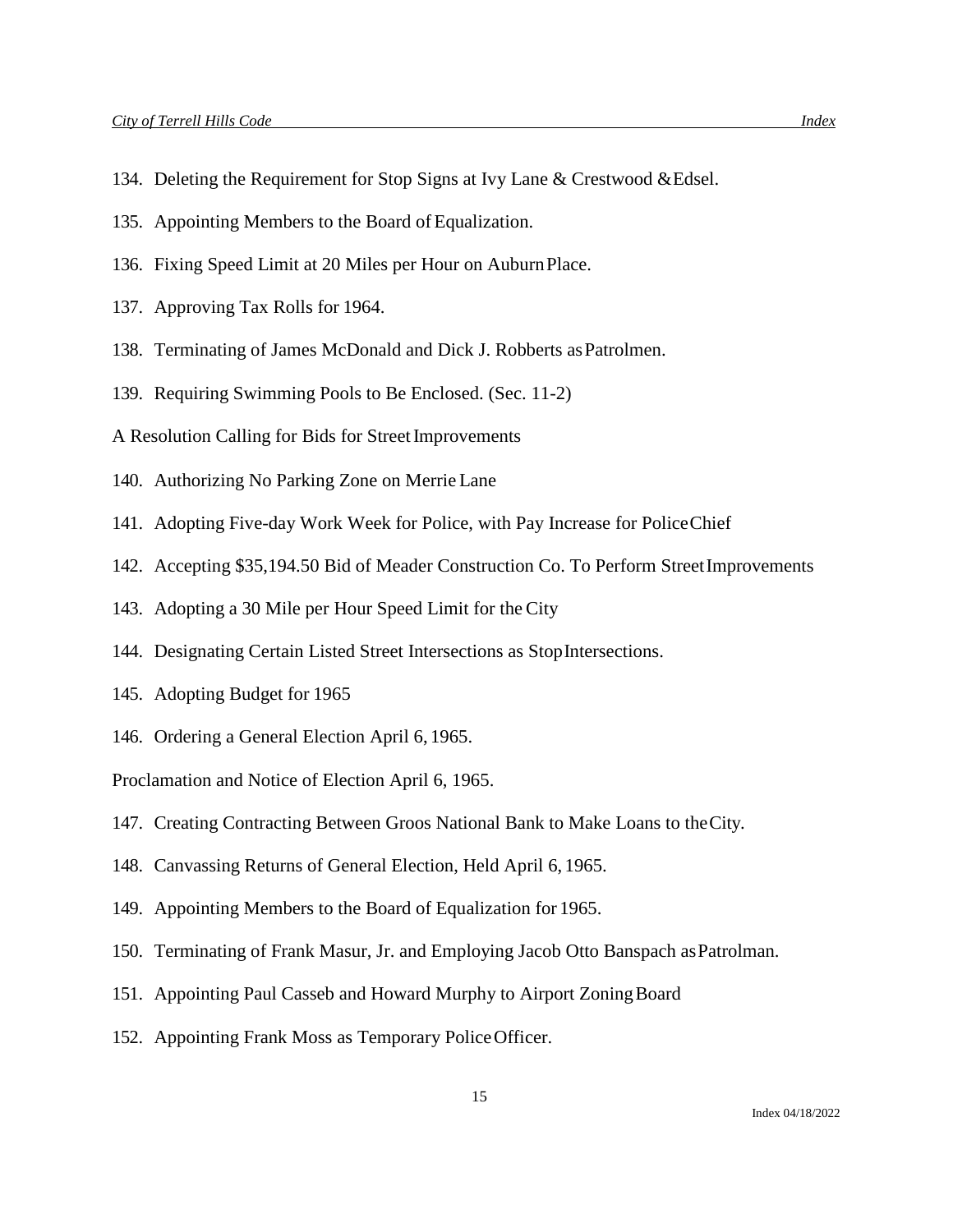134. Deleting the Requirement for Stop Signs at Ivy Lane & Crestwood & Edsel.

135. Appointing Members to the Board of Equalization.

136. Fixing Speed Limit at 20 Miles per Hour on Auburn Place.

137. Approving Tax Rolls for 1964.

138. Terminating of James McDonald and Dick J. Robberts as Patrolmen.

139. Requiring Swimming Pools to Be Enclosed. (Sec. 11-2)

A Resolution Calling for Bids for Street Improvements

140. Authorizing No Parking Zone on Merrie Lane

141. Adopting Five-day Work Week for Police, with Pay Increase for Police Chief

142. Accepting $35,194.50 Bid of Meader Construction Co. To Perform Street Improvements

143. Adopting a 30 Mile per Hour Speed Limit for the City

144. Designating Certain Listed Street Intersections as Stop Intersections.

145. Adopting Budget for 1965

146. Ordering a General Election April 6, 1965.

Proclamation and Notice of Election April 6, 1965.

147. Creating Contracting Between Groos National Bank to Make Loans to the City.

148. Canvassing Returns of General Election, Held April 6, 1965.

149. Appointing Members to the Board of Equalization for 1965.

150. Terminating of Frank Masur, Jr. and Employing Jacob Otto Banspach as Patrolman.

151. Appointing Paul Casseb and Howard Murphy to Airport Zoning Board

152. Appointing Frank Moss as Temporary Police Officer.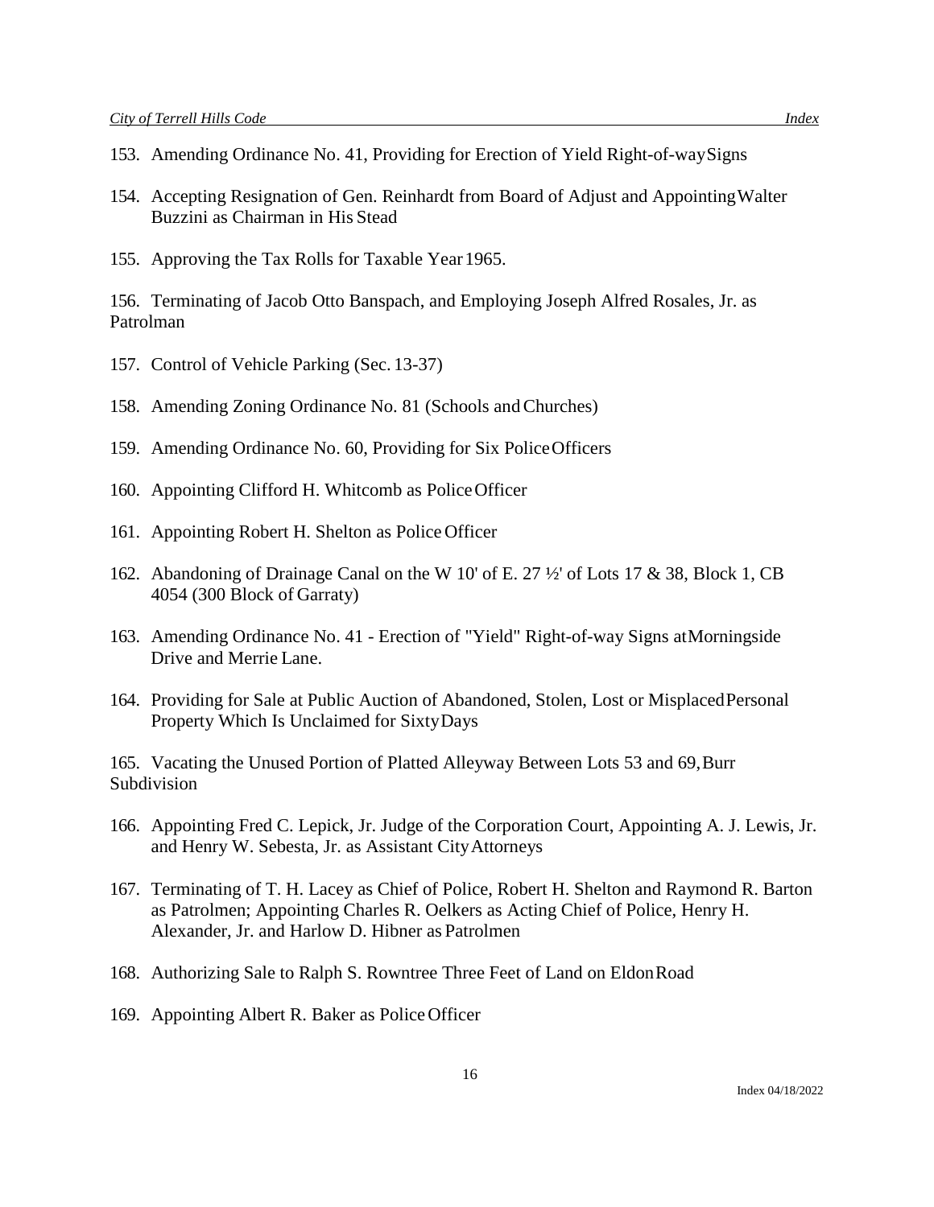153. Amending Ordinance No. 41, Providing for Erection of Yield Right-of-way Signs

154. Accepting Resignation of Gen. Reinhardt from Board of Adjust and Appointing Walter Buzzini as Chairman in His Stead

155. Approving the Tax Rolls for Taxable Year 1965.

156. Terminating of Jacob Otto Banspach, and Employing Joseph Alfred Rosales, Jr. as Patrolman

157. Control of Vehicle Parking (Sec. 13-37)

158. Amending Zoning Ordinance No. 81 (Schools and Churches)

159. Amending Ordinance No. 60, Providing for Six Police Officers

160. Appointing Clifford H. Whitcomb as Police Officer

161. Appointing Robert H. Shelton as Police Officer

162. Abandoning of Drainage Canal on the W 10' of E. 27 ½' of Lots 17 & 38, Block 1, CB 4054 (300 Block of Garraty)

163. Amending Ordinance No. 41 - Erection of "Yield" Right-of-way Signs at Morningside Drive and Merrie Lane.

164. Providing for Sale at Public Auction of Abandoned, Stolen, Lost or Misplaced Personal Property Which Is Unclaimed for Sixty Days

165. Vacating the Unused Portion of Platted Alleyway Between Lots 53 and 69, Burr Subdivision

166. Appointing Fred C. Lepick, Jr. Judge of the Corporation Court, Appointing A. J. Lewis, Jr. and Henry W. Sebesta, Jr. as Assistant City Attorneys

167. Terminating of T. H. Lacey as Chief of Police, Robert H. Shelton and Raymond R. Barton as Patrolmen; Appointing Charles R. Oelkers as Acting Chief of Police, Henry H. Alexander, Jr. and Harlow D. Hibner as Patrolmen

168. Authorizing Sale to Ralph S. Rowntree Three Feet of Land on Eldon Road

169. Appointing Albert R. Baker as Police Officer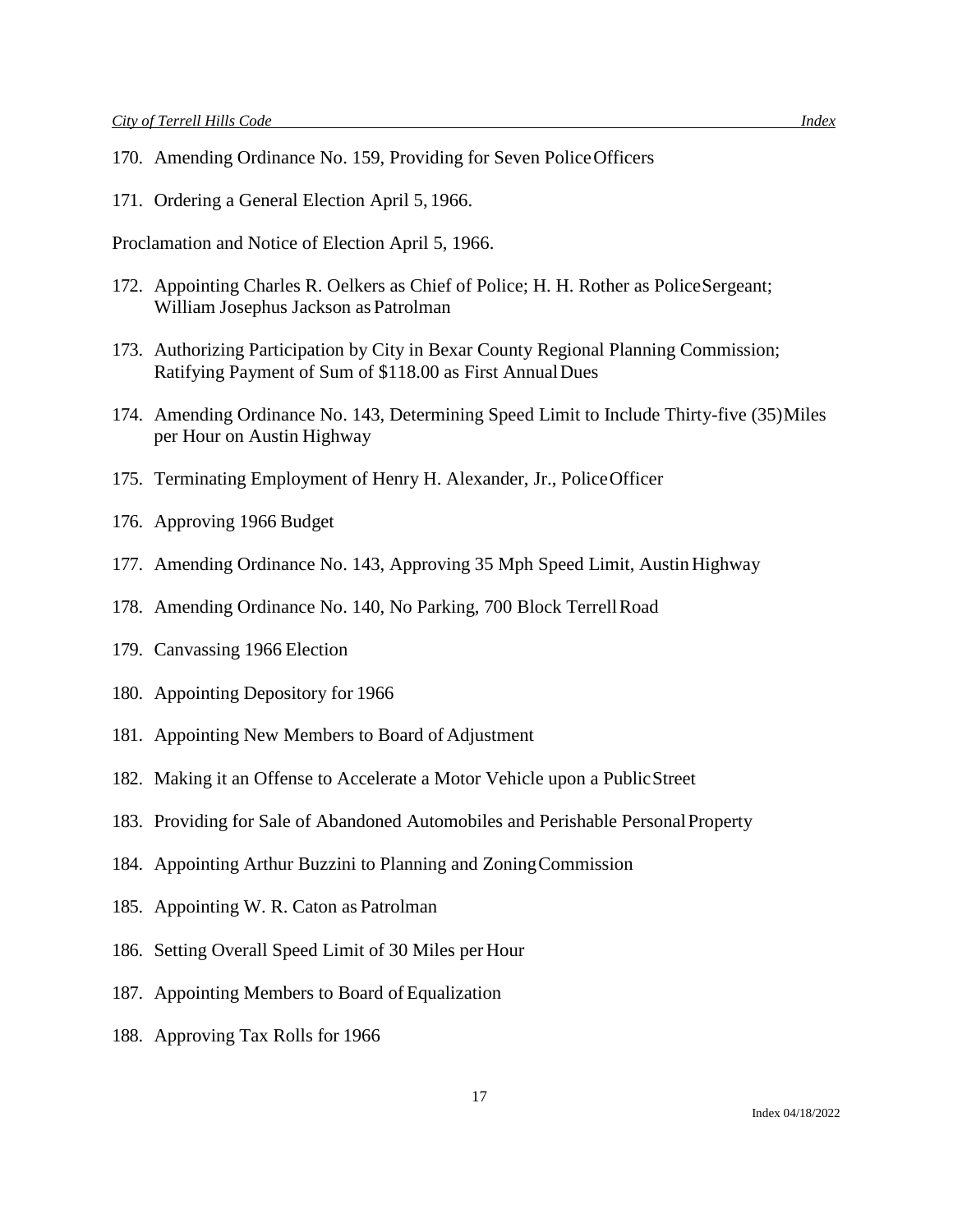170. Amending Ordinance No. 159, Providing for Seven Police Officers

171. Ordering a General Election April 5, 1966.

Proclamation and Notice of Election April 5, 1966.

172. Appointing Charles R. Oelkers as Chief of Police; H. H. Rother as Police Sergeant; William Josephus Jackson as Patrolman

173. Authorizing Participation by City in Bexar County Regional Planning Commission; Ratifying Payment of Sum of $118.00 as First Annual Dues

174. Amending Ordinance No. 143, Determining Speed Limit to Include Thirty-five (35) Miles per Hour on Austin Highway

175. Terminating Employment of Henry H. Alexander, Jr., Police Officer

176. Approving 1966 Budget

177. Amending Ordinance No. 143, Approving 35 Mph Speed Limit, Austin Highway

178. Amending Ordinance No. 140, No Parking, 700 Block Terrell Road

179. Canvassing 1966 Election

180. Appointing Depository for 1966

181. Appointing New Members to Board of Adjustment

182. Making it an Offense to Accelerate a Motor Vehicle upon a Public Street

183. Providing for Sale of Abandoned Automobiles and Perishable Personal Property

184. Appointing Arthur Buzzini to Planning and Zoning Commission

185. Appointing W. R. Caton as Patrolman

186. Setting Overall Speed Limit of 30 Miles per Hour

187. Appointing Members to Board of Equalization

188. Approving Tax Rolls for 1966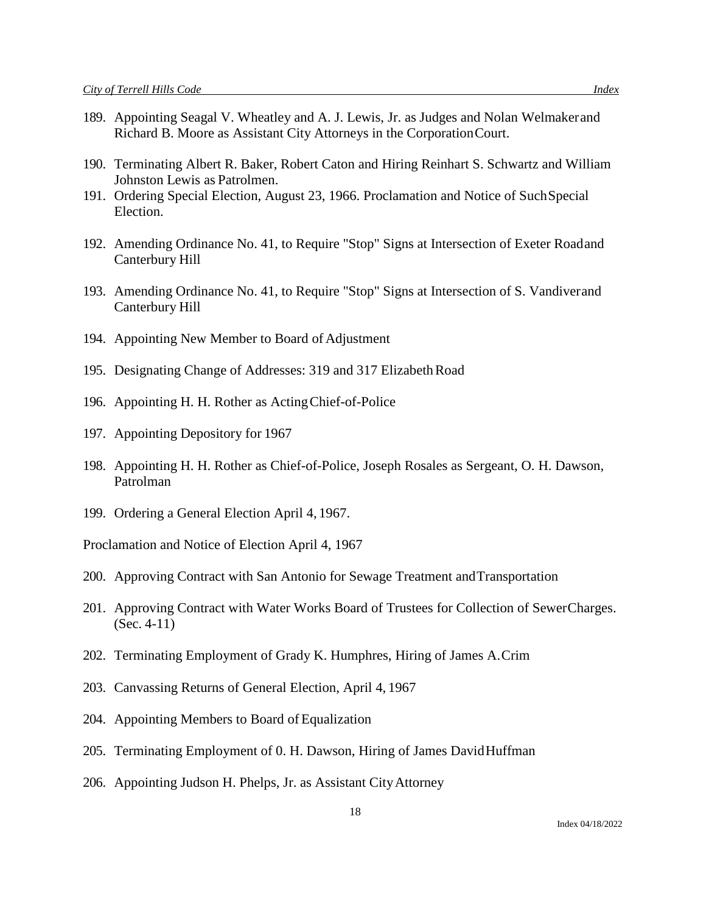189. Appointing Seagal V. Wheatley and A. J. Lewis, Jr. as Judges and Nolan Welmaker and Richard B. Moore as Assistant City Attorneys in the Corporation Court.

190. Terminating Albert R. Baker, Robert Caton and Hiring Reinhart S. Schwartz and William Johnston Lewis as Patrolmen.

191. Ordering Special Election, August 23, 1966. Proclamation and Notice of Such Special Election.

192. Amending Ordinance No. 41, to Require "Stop" Signs at Intersection of Exeter Road and Canterbury Hill

193. Amending Ordinance No. 41, to Require "Stop" Signs at Intersection of S. Vandiver and Canterbury Hill

194. Appointing New Member to Board of Adjustment

195. Designating Change of Addresses: 319 and 317 Elizabeth Road

196. Appointing H. H. Rother as Acting Chief-of-Police

197. Appointing Depository for 1967

198. Appointing H. H. Rother as Chief-of-Police, Joseph Rosales as Sergeant, O. H. Dawson, Patrolman

199. Ordering a General Election April 4, 1967.

Proclamation and Notice of Election April 4, 1967

200. Approving Contract with San Antonio for Sewage Treatment and Transportation

201. Approving Contract with Water Works Board of Trustees for Collection of Sewer Charges. (Sec. 4-11)

202. Terminating Employment of Grady K. Humphres, Hiring of James A. Crim

203. Canvassing Returns of General Election, April 4, 1967

204. Appointing Members to Board of Equalization

205. Terminating Employment of 0. H. Dawson, Hiring of James David Huffman

206. Appointing Judson H. Phelps, Jr. as Assistant City Attorney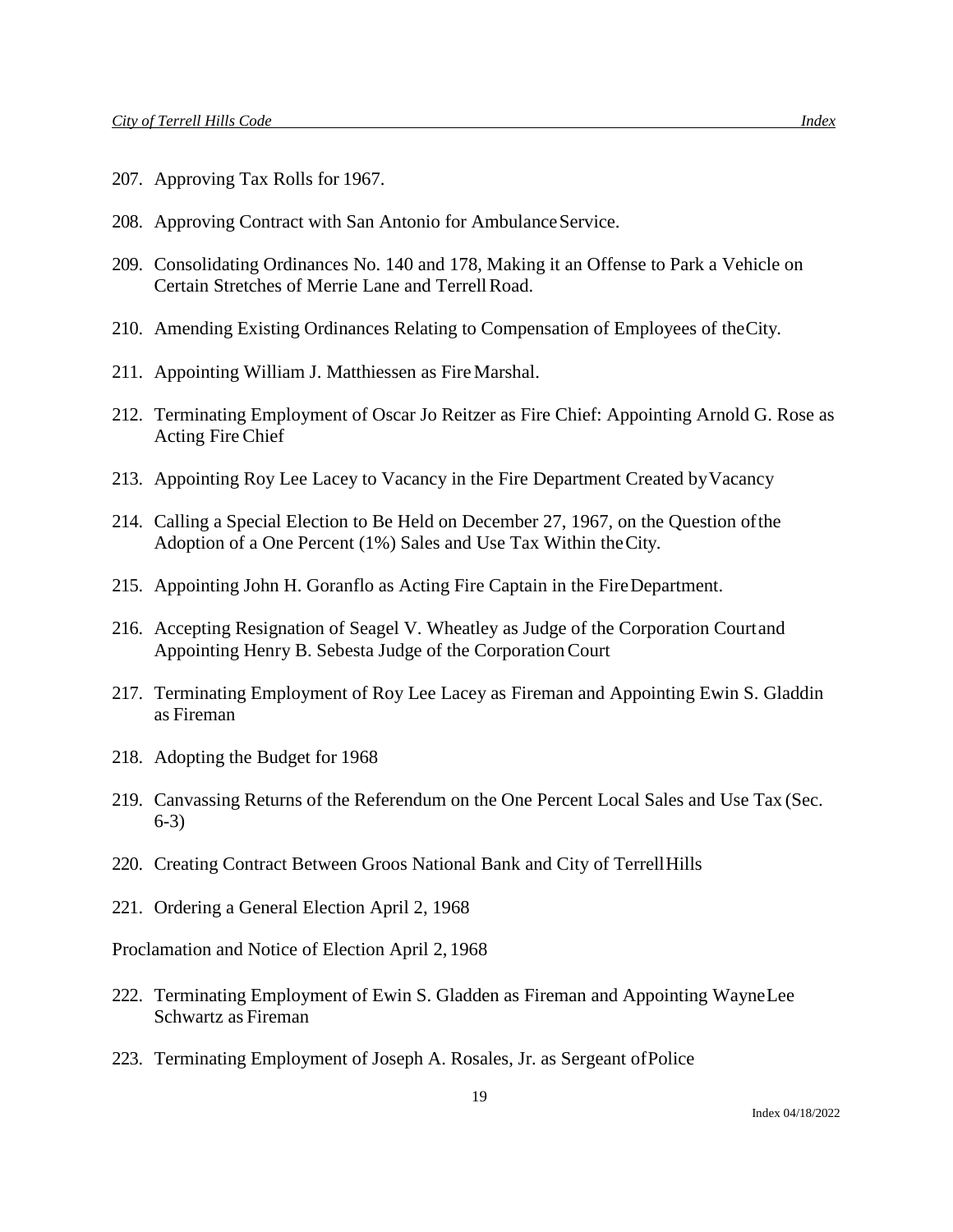207. Approving Tax Rolls for 1967.

208. Approving Contract with San Antonio for Ambulance Service.

209. Consolidating Ordinances No. 140 and 178, Making it an Offense to Park a Vehicle on Certain Stretches of Merrie Lane and Terrell Road.

210. Amending Existing Ordinances Relating to Compensation of Employees of the City.

211. Appointing William J. Matthiessen as Fire Marshal.

212. Terminating Employment of Oscar Jo Reitzer as Fire Chief: Appointing Arnold G. Rose as Acting Fire Chief

213. Appointing Roy Lee Lacey to Vacancy in the Fire Department Created by Vacancy

214. Calling a Special Election to Be Held on December 27, 1967, on the Question of the Adoption of a One Percent (1%) Sales and Use Tax Within the City.

215. Appointing John H. Goranflo as Acting Fire Captain in the Fire Department.

216. Accepting Resignation of Seagel V. Wheatley as Judge of the Corporation Court and Appointing Henry B. Sebesta Judge of the Corporation Court

217. Terminating Employment of Roy Lee Lacey as Fireman and Appointing Ewin S. Gladdin as Fireman

218. Adopting the Budget for 1968

219. Canvassing Returns of the Referendum on the One Percent Local Sales and Use Tax (Sec. 6-3)

220. Creating Contract Between Groos National Bank and City of Terrell Hills

221. Ordering a General Election April 2, 1968

Proclamation and Notice of Election April 2, 1968

222. Terminating Employment of Ewin S. Gladden as Fireman and Appointing Wayne Lee Schwartz as Fireman

223. Terminating Employment of Joseph A. Rosales, Jr. as Sergeant of Police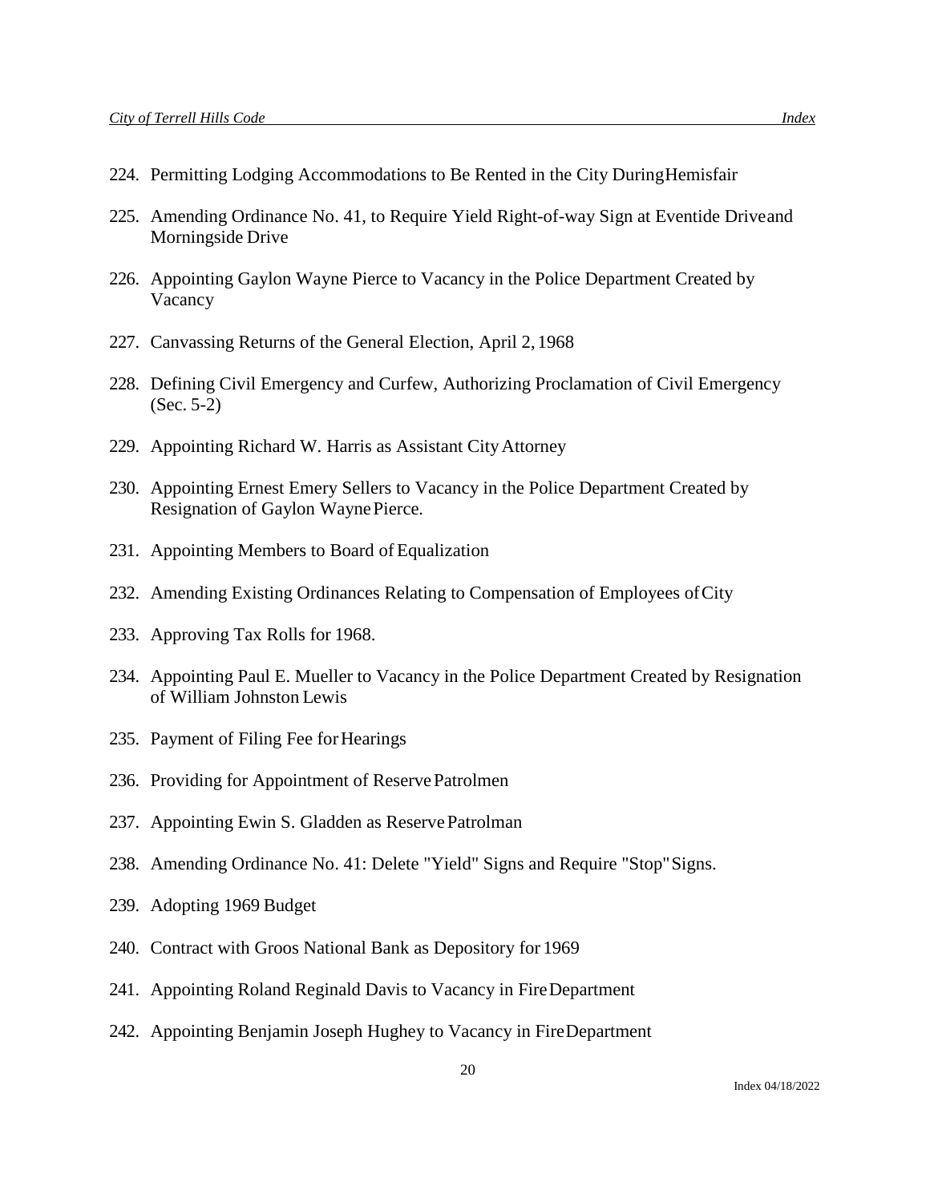224. Permitting Lodging Accommodations to Be Rented in the City During Hemisfair

225. Amending Ordinance No. 41, to Require Yield Right-of-way Sign at Eventide Drive and Morningside Drive

226. Appointing Gaylon Wayne Pierce to Vacancy in the Police Department Created by Vacancy

227. Canvassing Returns of the General Election, April 2, 1968

228. Defining Civil Emergency and Curfew, Authorizing Proclamation of Civil Emergency (Sec. 5-2)

229. Appointing Richard W. Harris as Assistant City Attorney

230. Appointing Ernest Emery Sellers to Vacancy in the Police Department Created by Resignation of Gaylon Wayne Pierce.

231. Appointing Members to Board of Equalization

232. Amending Existing Ordinances Relating to Compensation of Employees of City

233. Approving Tax Rolls for 1968.

234. Appointing Paul E. Mueller to Vacancy in the Police Department Created by Resignation of William Johnston Lewis

235. Payment of Filing Fee for Hearings

236. Providing for Appointment of Reserve Patrolmen

237. Appointing Ewin S. Gladden as Reserve Patrolman

238. Amending Ordinance No. 41: Delete "Yield" Signs and Require "Stop" Signs.

239. Adopting 1969 Budget

240. Contract with Groos National Bank as Depository for 1969

241. Appointing Roland Reginald Davis to Vacancy in Fire Department

242. Appointing Benjamin Joseph Hughey to Vacancy in Fire Department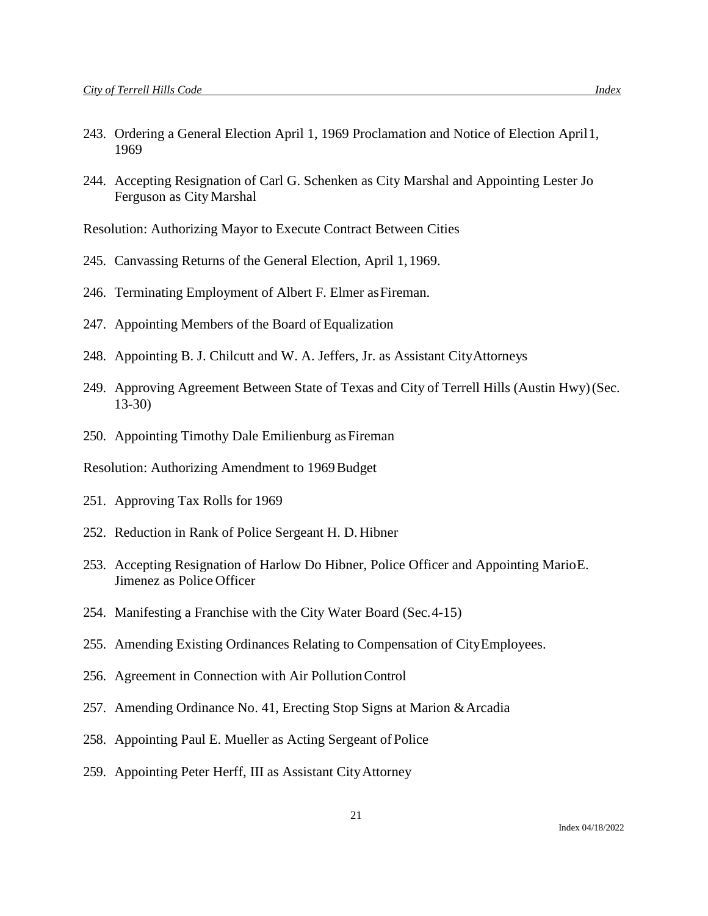243. Ordering a General Election April 1, 1969 Proclamation and Notice of Election April 1, 1969

244. Accepting Resignation of Carl G. Schenken as City Marshal and Appointing Lester Jo Ferguson as City Marshal

Resolution: Authorizing Mayor to Execute Contract Between Cities

245. Canvassing Returns of the General Election, April 1, 1969.

246. Terminating Employment of Albert F. Elmer as Fireman.

247. Appointing Members of the Board of Equalization

248. Appointing B. J. Chilcutt and W. A. Jeffers, Jr. as Assistant City Attorneys

249. Approving Agreement Between State of Texas and City of Terrell Hills (Austin Hwy) (Sec. 13-30)

250. Appointing Timothy Dale Emilienburg as Fireman

Resolution: Authorizing Amendment to 1969 Budget

251. Approving Tax Rolls for 1969

252. Reduction in Rank of Police Sergeant H. D. Hibner

253. Accepting Resignation of Harlow Do Hibner, Police Officer and Appointing Mario E. Jimenez as Police Officer

254. Manifesting a Franchise with the City Water Board (Sec. 4-15)

255. Amending Existing Ordinances Relating to Compensation of City Employees.

256. Agreement in Connection with Air Pollution Control

257. Amending Ordinance No. 41, Erecting Stop Signs at Marion & Arcadia

258. Appointing Paul E. Mueller as Acting Sergeant of Police

259. Appointing Peter Herff, III as Assistant City Attorney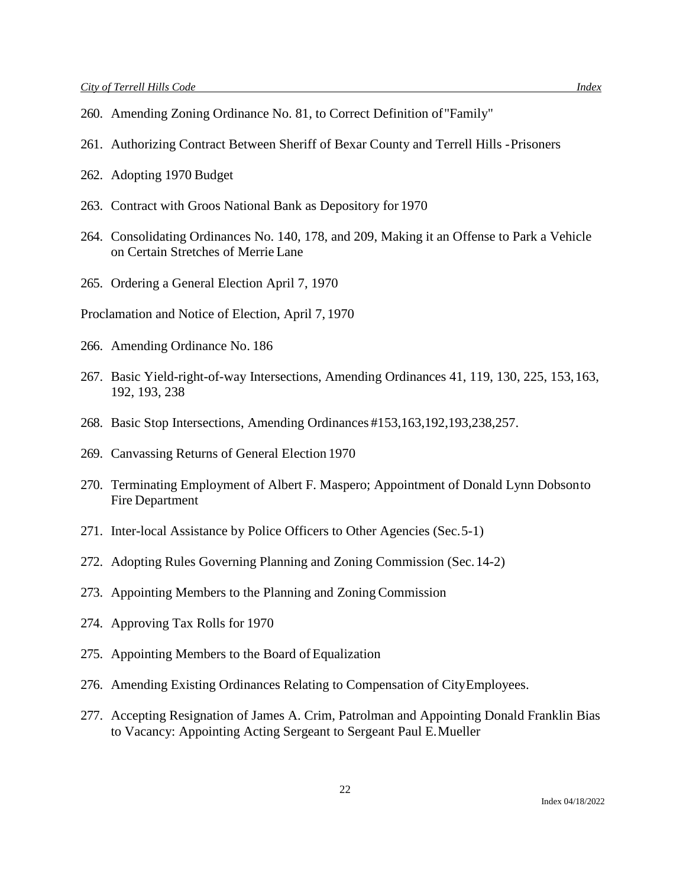260. Amending Zoning Ordinance No. 81, to Correct Definition of "Family"

261. Authorizing Contract Between Sheriff of Bexar County and Terrell Hills - Prisoners

262. Adopting 1970 Budget

263. Contract with Groos National Bank as Depository for 1970

264. Consolidating Ordinances No. 140, 178, and 209, Making it an Offense to Park a Vehicle on Certain Stretches of Merrie Lane

265. Ordering a General Election April 7, 1970

Proclamation and Notice of Election, April 7, 1970

266. Amending Ordinance No. 186

267. Basic Yield-right-of-way Intersections, Amending Ordinances 41, 119, 130, 225, 153, 163, 192, 193, 238

268. Basic Stop Intersections, Amending Ordinances #153,163,192,193,238,257.

269. Canvassing Returns of General Election 1970

270. Terminating Employment of Albert F. Maspero; Appointment of Donald Lynn Dobson to Fire Department

271. Inter-local Assistance by Police Officers to Other Agencies (Sec. 5-1)

272. Adopting Rules Governing Planning and Zoning Commission (Sec. 14-2)

273. Appointing Members to the Planning and Zoning Commission

274. Approving Tax Rolls for 1970

275. Appointing Members to the Board of Equalization

276. Amending Existing Ordinances Relating to Compensation of City Employees.

277. Accepting Resignation of James A. Crim, Patrolman and Appointing Donald Franklin Bias to Vacancy: Appointing Acting Sergeant to Sergeant Paul E. Mueller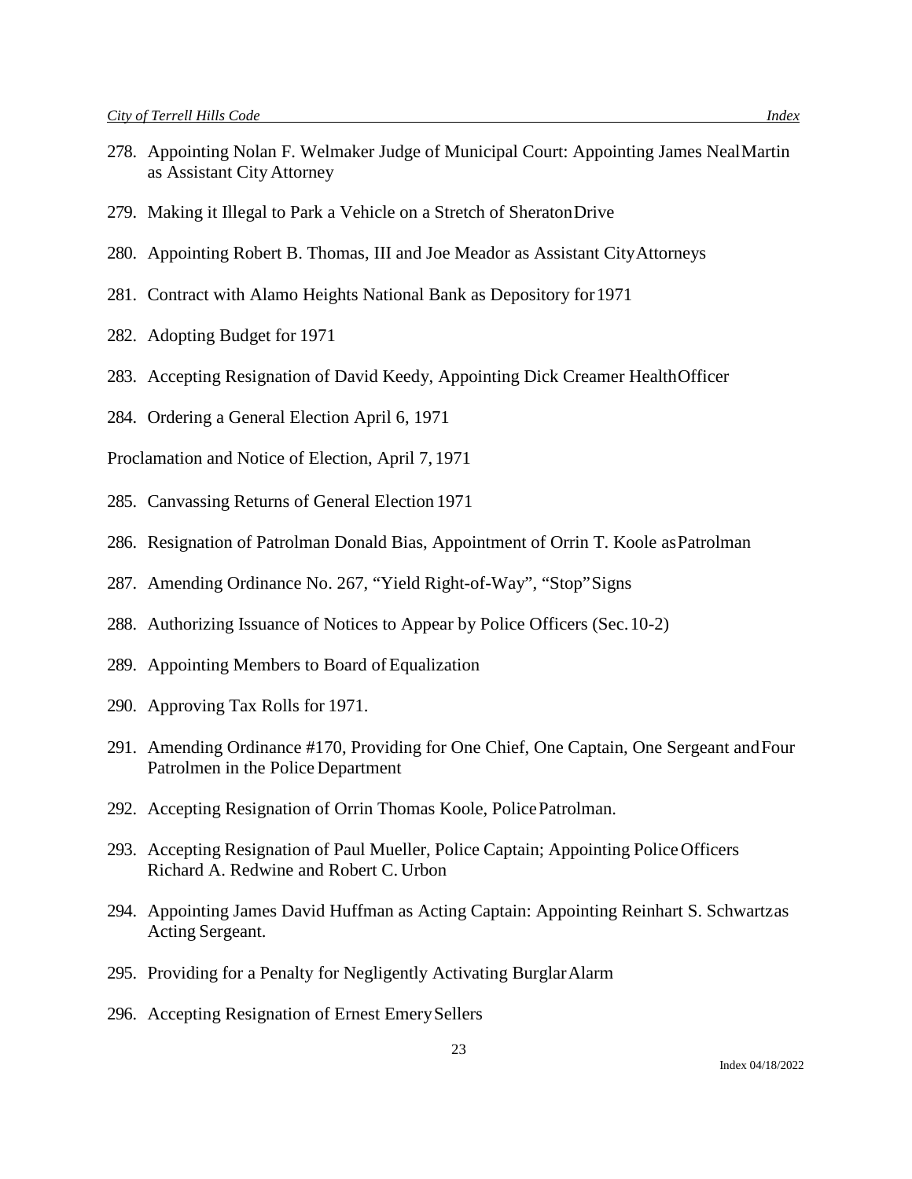278. Appointing Nolan F. Welmaker Judge of Municipal Court: Appointing James Neal Martin as Assistant City Attorney

279. Making it Illegal to Park a Vehicle on a Stretch of Sheraton Drive

280. Appointing Robert B. Thomas, III and Joe Meador as Assistant City Attorneys

281. Contract with Alamo Heights National Bank as Depository for 1971

282. Adopting Budget for 1971

283. Accepting Resignation of David Keedy, Appointing Dick Creamer Health Officer

284. Ordering a General Election April 6, 1971

Proclamation and Notice of Election, April 7, 1971

285. Canvassing Returns of General Election 1971

286. Resignation of Patrolman Donald Bias, Appointment of Orrin T. Koole as Patrolman

287. Amending Ordinance No. 267, "Yield Right-of-Way", "Stop" Signs

288. Authorizing Issuance of Notices to Appear by Police Officers (Sec. 10-2)

289. Appointing Members to Board of Equalization

290. Approving Tax Rolls for 1971.

291. Amending Ordinance #170, Providing for One Chief, One Captain, One Sergeant and Four Patrolmen in the Police Department

292. Accepting Resignation of Orrin Thomas Koole, Police Patrolman.

293. Accepting Resignation of Paul Mueller, Police Captain; Appointing Police Officers Richard A. Redwine and Robert C. Urbon

294. Appointing James David Huffman as Acting Captain: Appointing Reinhart S. Schwartz as Acting Sergeant.

295. Providing for a Penalty for Negligently Activating Burglar Alarm

296. Accepting Resignation of Ernest Emery Sellers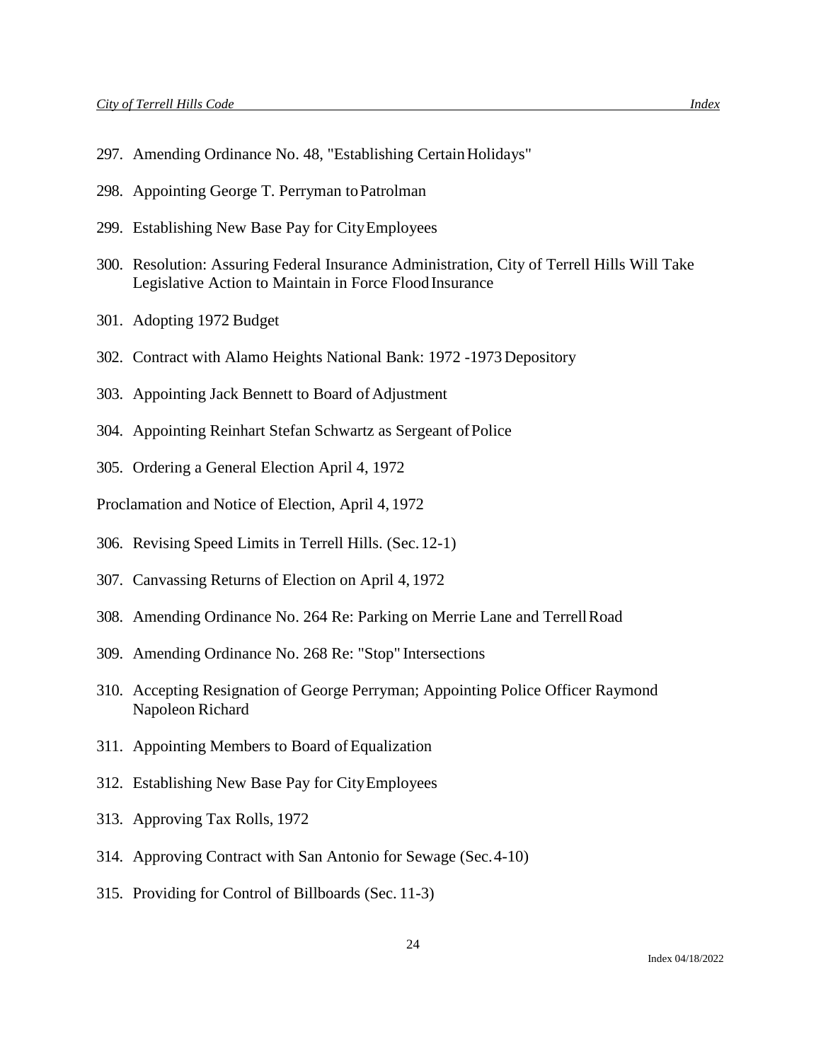297. Amending Ordinance No. 48, "Establishing Certain Holidays"

298. Appointing George T. Perryman to Patrolman

299. Establishing New Base Pay for City Employees

300. Resolution: Assuring Federal Insurance Administration, City of Terrell Hills Will Take Legislative Action to Maintain in Force Flood Insurance

301. Adopting 1972 Budget

302. Contract with Alamo Heights National Bank: 1972 -1973 Depository

303. Appointing Jack Bennett to Board of Adjustment

304. Appointing Reinhart Stefan Schwartz as Sergeant of Police

305. Ordering a General Election April 4, 1972

Proclamation and Notice of Election, April 4, 1972

306. Revising Speed Limits in Terrell Hills. (Sec. 12-1)

307. Canvassing Returns of Election on April 4, 1972

308. Amending Ordinance No. 264 Re: Parking on Merrie Lane and Terrell Road

309. Amending Ordinance No. 268 Re: "Stop" Intersections

310. Accepting Resignation of George Perryman; Appointing Police Officer Raymond Napoleon Richard

311. Appointing Members to Board of Equalization

312. Establishing New Base Pay for City Employees

313. Approving Tax Rolls, 1972

314. Approving Contract with San Antonio for Sewage (Sec. 4-10)

315. Providing for Control of Billboards (Sec. 11-3)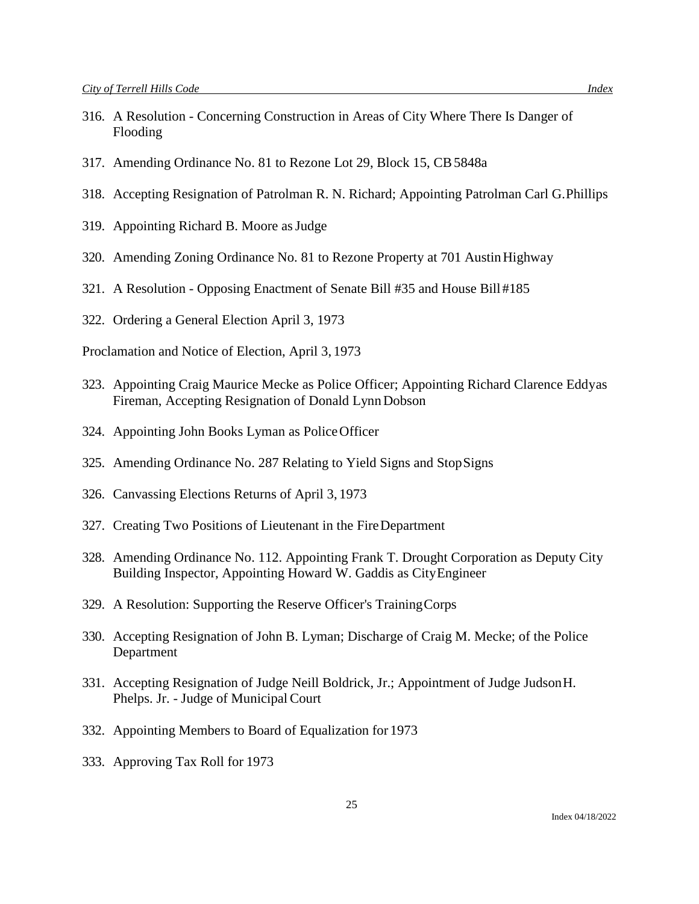316. A Resolution - Concerning Construction in Areas of City Where There Is Danger of Flooding

317. Amending Ordinance No. 81 to Rezone Lot 29, Block 15, CB 5848a

318. Accepting Resignation of Patrolman R. N. Richard; Appointing Patrolman Carl G. Phillips

319. Appointing Richard B. Moore as Judge

320. Amending Zoning Ordinance No. 81 to Rezone Property at 701 Austin Highway

321. A Resolution - Opposing Enactment of Senate Bill #35 and House Bill #185

322. Ordering a General Election April 3, 1973

Proclamation and Notice of Election, April 3, 1973

323. Appointing Craig Maurice Mecke as Police Officer; Appointing Richard Clarence Eddy as Fireman, Accepting Resignation of Donald Lynn Dobson

324. Appointing John Books Lyman as Police Officer

325. Amending Ordinance No. 287 Relating to Yield Signs and Stop Signs

326. Canvassing Elections Returns of April 3, 1973

327. Creating Two Positions of Lieutenant in the Fire Department

328. Amending Ordinance No. 112. Appointing Frank T. Drought Corporation as Deputy City Building Inspector, Appointing Howard W. Gaddis as City Engineer

329. A Resolution: Supporting the Reserve Officer's Training Corps

330. Accepting Resignation of John B. Lyman; Discharge of Craig M. Mecke; of the Police Department

331. Accepting Resignation of Judge Neill Boldrick, Jr.; Appointment of Judge Judson H. Phelps. Jr. - Judge of Municipal Court

332. Appointing Members to Board of Equalization for 1973

333. Approving Tax Roll for 1973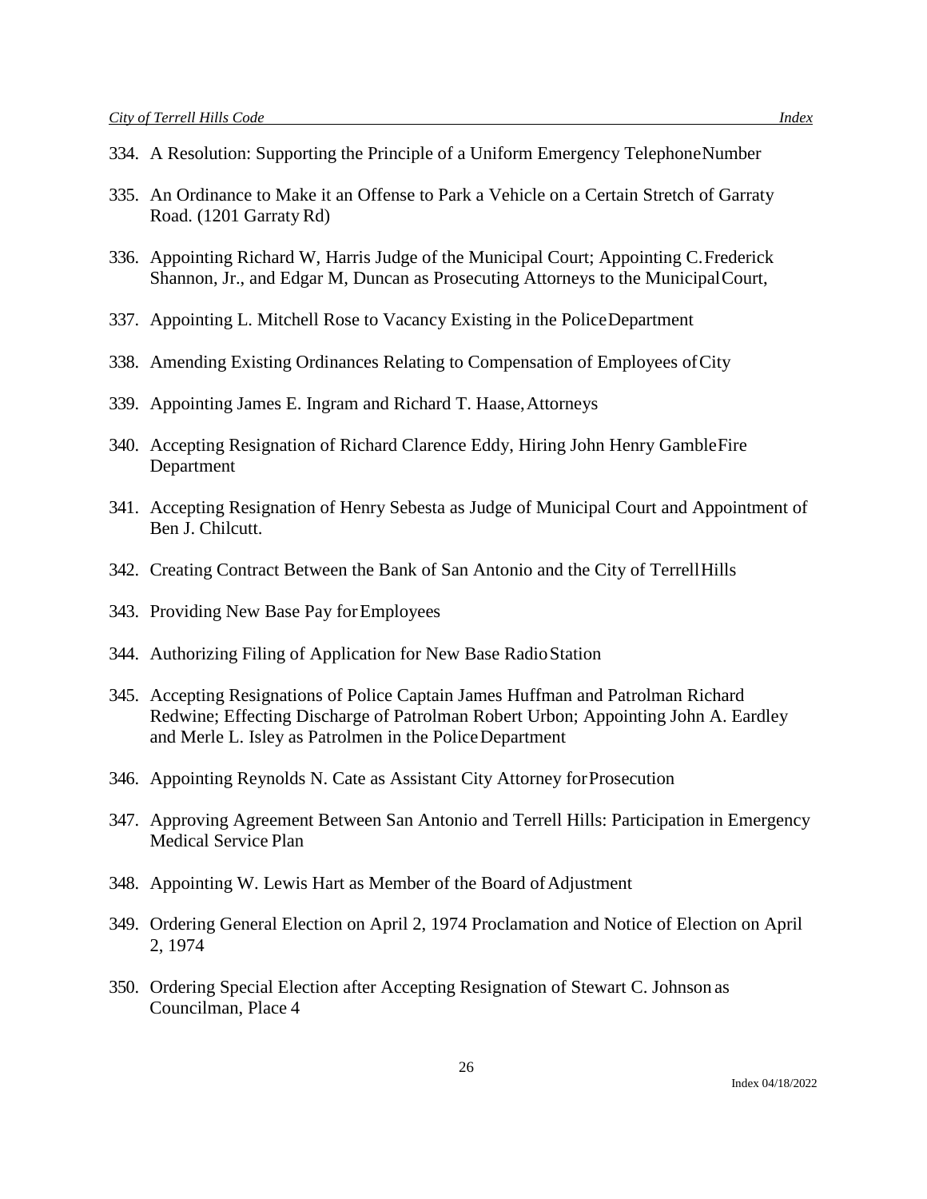334. A Resolution: Supporting the Principle of a Uniform Emergency Telephone Number

335. An Ordinance to Make it an Offense to Park a Vehicle on a Certain Stretch of Garraty Road. (1201 Garraty Rd)

336. Appointing Richard W, Harris Judge of the Municipal Court; Appointing C. Frederick Shannon, Jr., and Edgar M, Duncan as Prosecuting Attorneys to the Municipal Court,

337. Appointing L. Mitchell Rose to Vacancy Existing in the Police Department

338. Amending Existing Ordinances Relating to Compensation of Employees of City

339. Appointing James E. Ingram and Richard T. Haase, Attorneys

340. Accepting Resignation of Richard Clarence Eddy, Hiring John Henry Gamble Fire Department

341. Accepting Resignation of Henry Sebesta as Judge of Municipal Court and Appointment of Ben J. Chilcutt.

342. Creating Contract Between the Bank of San Antonio and the City of Terrell Hills

343. Providing New Base Pay for Employees

344. Authorizing Filing of Application for New Base Radio Station

345. Accepting Resignations of Police Captain James Huffman and Patrolman Richard Redwine; Effecting Discharge of Patrolman Robert Urbon; Appointing John A. Eardley and Merle L. Isley as Patrolmen in the Police Department

346. Appointing Reynolds N. Cate as Assistant City Attorney for Prosecution

347. Approving Agreement Between San Antonio and Terrell Hills: Participation in Emergency Medical Service Plan

348. Appointing W. Lewis Hart as Member of the Board of Adjustment

349. Ordering General Election on April 2, 1974 Proclamation and Notice of Election on April 2, 1974

350. Ordering Special Election after Accepting Resignation of Stewart C. Johnson as Councilman, Place 4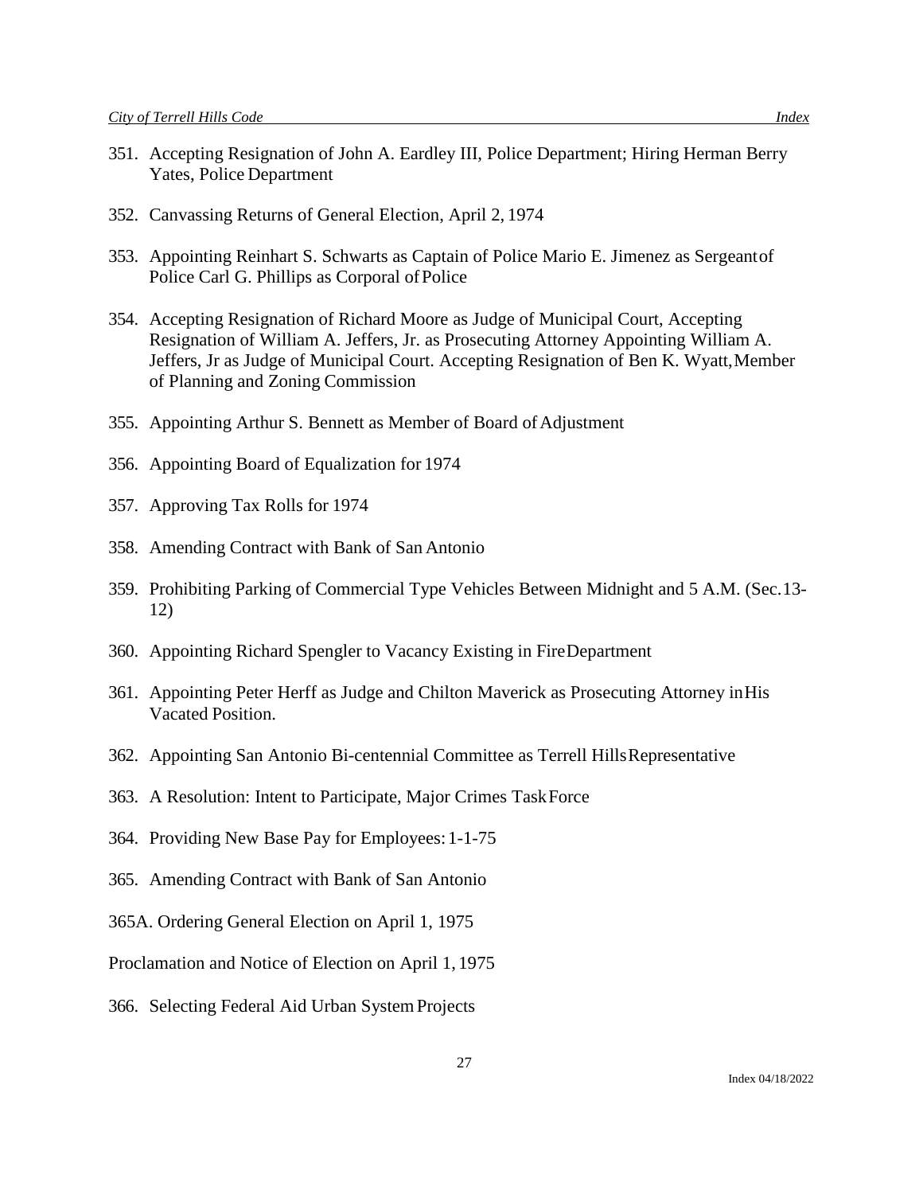351. Accepting Resignation of John A. Eardley III, Police Department; Hiring Herman Berry Yates, Police Department

352. Canvassing Returns of General Election, April 2, 1974

353. Appointing Reinhart S. Schwarts as Captain of Police Mario E. Jimenez as Sergeant of Police Carl G. Phillips as Corporal of Police

354. Accepting Resignation of Richard Moore as Judge of Municipal Court, Accepting Resignation of William A. Jeffers, Jr. as Prosecuting Attorney Appointing William A. Jeffers, Jr as Judge of Municipal Court. Accepting Resignation of Ben K. Wyatt, Member of Planning and Zoning Commission

355. Appointing Arthur S. Bennett as Member of Board of Adjustment

356. Appointing Board of Equalization for 1974

357. Approving Tax Rolls for 1974

358. Amending Contract with Bank of San Antonio

359. Prohibiting Parking of Commercial Type Vehicles Between Midnight and 5 A.M. (Sec. 13-12)

360. Appointing Richard Spengler to Vacancy Existing in Fire Department

361. Appointing Peter Herff as Judge and Chilton Maverick as Prosecuting Attorney in His Vacated Position.

362. Appointing San Antonio Bi-centennial Committee as Terrell Hills Representative

363. A Resolution: Intent to Participate, Major Crimes Task Force

364. Providing New Base Pay for Employees: 1-1-75

365. Amending Contract with Bank of San Antonio

365A. Ordering General Election on April 1, 1975

Proclamation and Notice of Election on April 1, 1975

366. Selecting Federal Aid Urban System Projects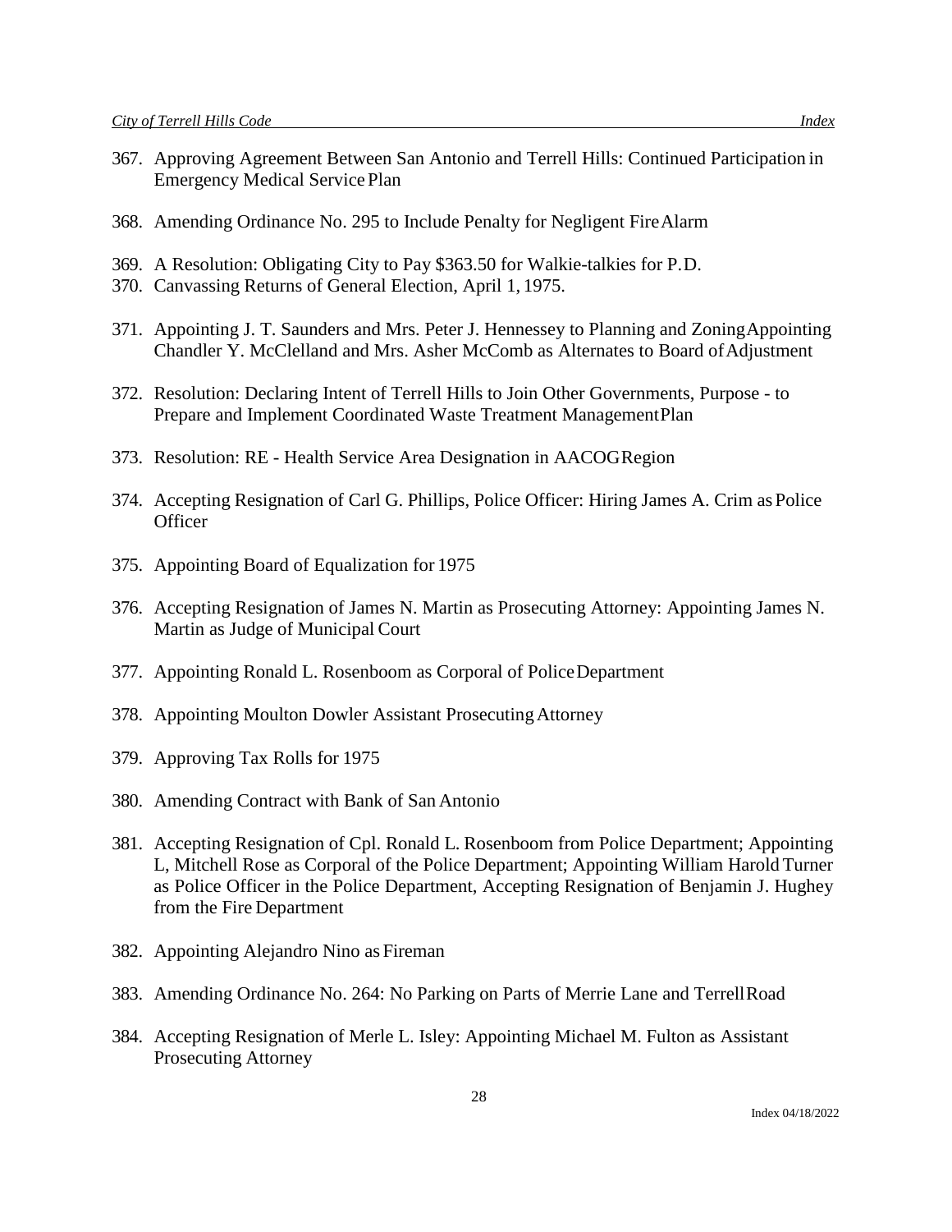367. Approving Agreement Between San Antonio and Terrell Hills: Continued Participation in Emergency Medical Service Plan

368. Amending Ordinance No. 295 to Include Penalty for Negligent Fire Alarm

369. A Resolution: Obligating City to Pay $363.50 for Walkie-talkies for P.D.
370. Canvassing Returns of General Election, April 1, 1975.

371. Appointing J. T. Saunders and Mrs. Peter J. Hennessey to Planning and Zoning Appointing Chandler Y. McClelland and Mrs. Asher McComb as Alternates to Board of Adjustment

372. Resolution: Declaring Intent of Terrell Hills to Join Other Governments, Purpose - to Prepare and Implement Coordinated Waste Treatment Management Plan

373. Resolution: RE - Health Service Area Designation in AACOG Region

374. Accepting Resignation of Carl G. Phillips, Police Officer: Hiring James A. Crim as Police Officer

375. Appointing Board of Equalization for 1975

376. Accepting Resignation of James N. Martin as Prosecuting Attorney: Appointing James N. Martin as Judge of Municipal Court

377. Appointing Ronald L. Rosenboom as Corporal of Police Department

378. Appointing Moulton Dowler Assistant Prosecuting Attorney

379. Approving Tax Rolls for 1975

380. Amending Contract with Bank of San Antonio

381. Accepting Resignation of Cpl. Ronald L. Rosenboom from Police Department; Appointing L, Mitchell Rose as Corporal of the Police Department; Appointing William Harold Turner as Police Officer in the Police Department, Accepting Resignation of Benjamin J. Hughey from the Fire Department

382. Appointing Alejandro Nino as Fireman

383. Amending Ordinance No. 264: No Parking on Parts of Merrie Lane and Terrell Road

384. Accepting Resignation of Merle L. Isley: Appointing Michael M. Fulton as Assistant Prosecuting Attorney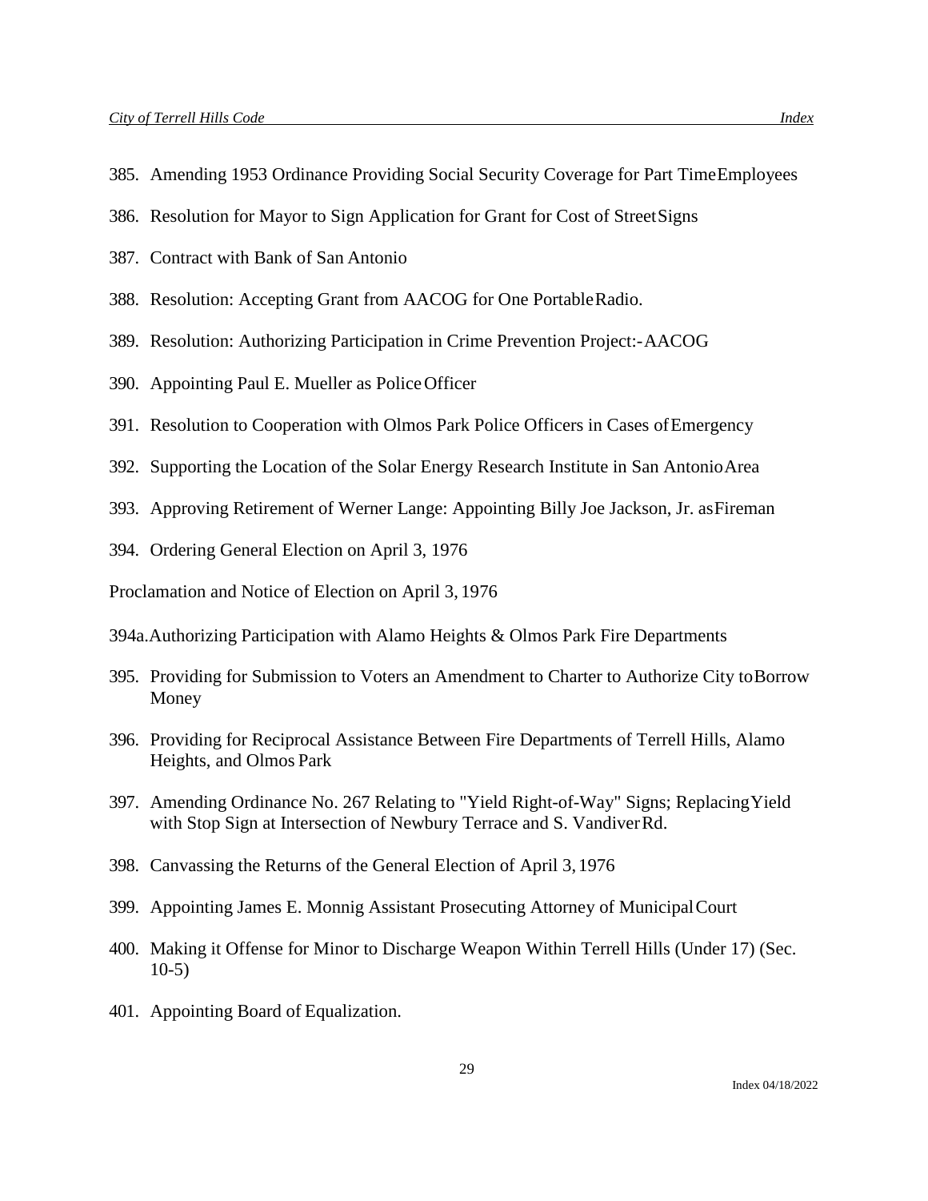385. Amending 1953 Ordinance Providing Social Security Coverage for Part Time Employees

386. Resolution for Mayor to Sign Application for Grant for Cost of Street Signs

387. Contract with Bank of San Antonio

388. Resolution: Accepting Grant from AACOG for One Portable Radio.

389. Resolution: Authorizing Participation in Crime Prevention Project:-AACOG

390. Appointing Paul E. Mueller as Police Officer

391. Resolution to Cooperation with Olmos Park Police Officers in Cases of Emergency

392. Supporting the Location of the Solar Energy Research Institute in San Antonio Area

393. Approving Retirement of Werner Lange: Appointing Billy Joe Jackson, Jr. as Fireman

394. Ordering General Election on April 3, 1976

Proclamation and Notice of Election on April 3, 1976

394a. Authorizing Participation with Alamo Heights & Olmos Park Fire Departments

395. Providing for Submission to Voters an Amendment to Charter to Authorize City to Borrow Money

396. Providing for Reciprocal Assistance Between Fire Departments of Terrell Hills, Alamo Heights, and Olmos Park

397. Amending Ordinance No. 267 Relating to "Yield Right-of-Way" Signs; Replacing Yield with Stop Sign at Intersection of Newbury Terrace and S. Vandiver Rd.

398. Canvassing the Returns of the General Election of April 3, 1976

399. Appointing James E. Monnig Assistant Prosecuting Attorney of Municipal Court

400. Making it Offense for Minor to Discharge Weapon Within Terrell Hills (Under 17) (Sec. 10-5)

401. Appointing Board of Equalization.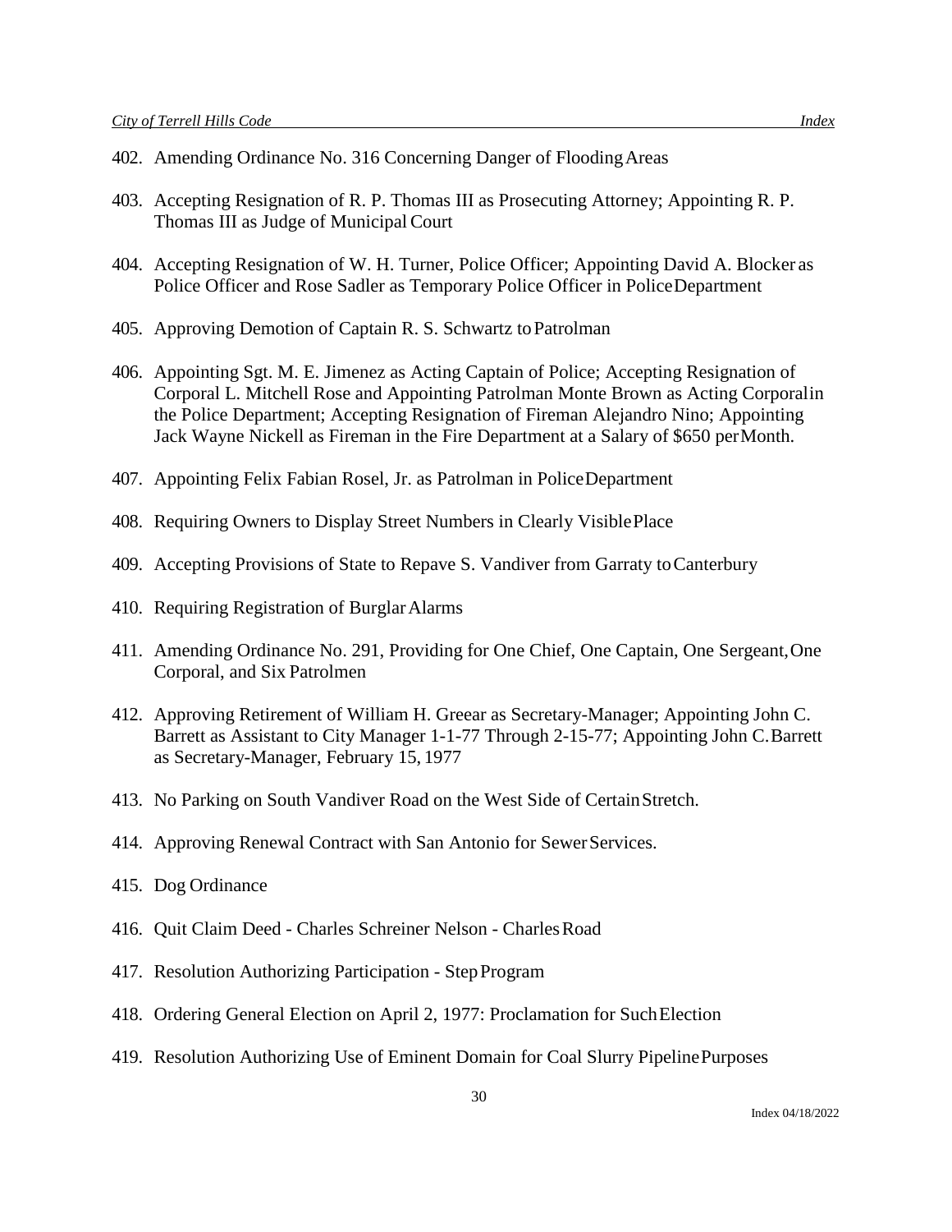402. Amending Ordinance No. 316 Concerning Danger of Flooding Areas

403. Accepting Resignation of R. P. Thomas III as Prosecuting Attorney; Appointing R. P. Thomas III as Judge of Municipal Court

404. Accepting Resignation of W. H. Turner, Police Officer; Appointing David A. Blocker as Police Officer and Rose Sadler as Temporary Police Officer in Police Department

405. Approving Demotion of Captain R. S. Schwartz to Patrolman

406. Appointing Sgt. M. E. Jimenez as Acting Captain of Police; Accepting Resignation of Corporal L. Mitchell Rose and Appointing Patrolman Monte Brown as Acting Corporal in the Police Department; Accepting Resignation of Fireman Alejandro Nino; Appointing Jack Wayne Nickell as Fireman in the Fire Department at a Salary of $650 per Month.

407. Appointing Felix Fabian Rosel, Jr. as Patrolman in Police Department

408. Requiring Owners to Display Street Numbers in Clearly Visible Place

409. Accepting Provisions of State to Repave S. Vandiver from Garraty to Canterbury

410. Requiring Registration of Burglar Alarms

411. Amending Ordinance No. 291, Providing for One Chief, One Captain, One Sergeant, One Corporal, and Six Patrolmen

412. Approving Retirement of William H. Greear as Secretary-Manager; Appointing John C. Barrett as Assistant to City Manager 1-1-77 Through 2-15-77; Appointing John C. Barrett as Secretary-Manager, February 15, 1977

413. No Parking on South Vandiver Road on the West Side of Certain Stretch.

414. Approving Renewal Contract with San Antonio for Sewer Services.

415. Dog Ordinance

416. Quit Claim Deed - Charles Schreiner Nelson - Charles Road

417. Resolution Authorizing Participation - Step Program

418. Ordering General Election on April 2, 1977: Proclamation for Such Election

419. Resolution Authorizing Use of Eminent Domain for Coal Slurry Pipeline Purposes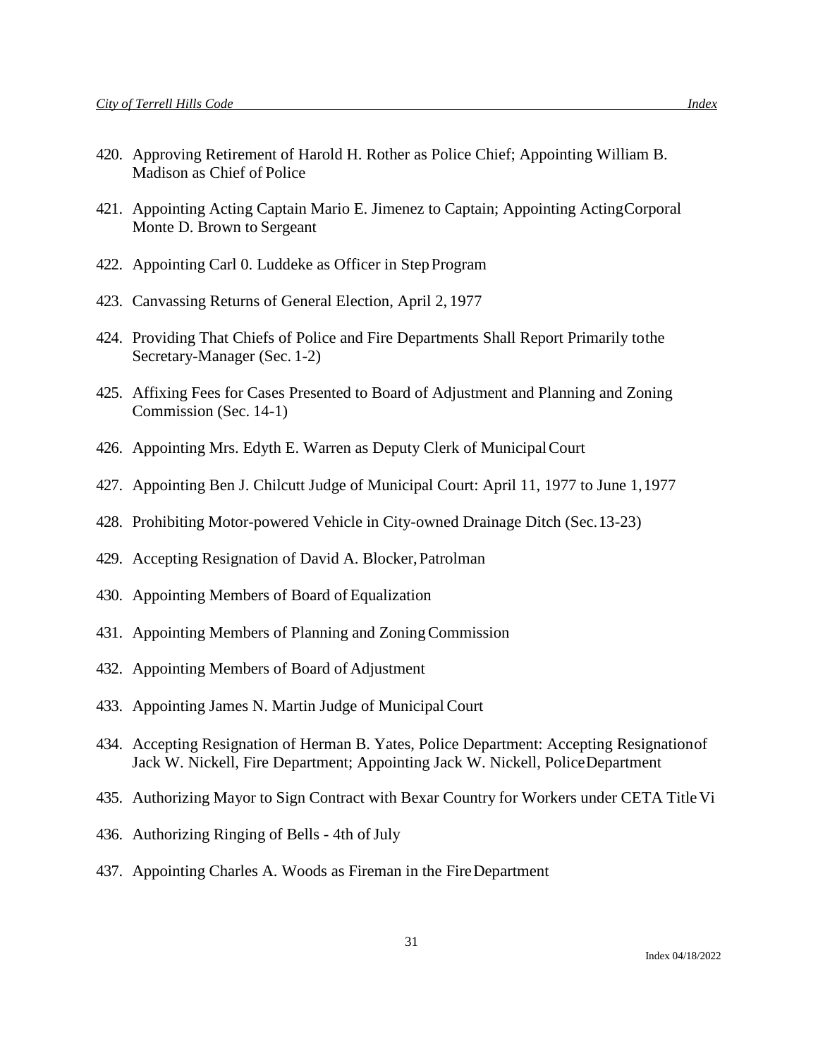420. Approving Retirement of Harold H. Rother as Police Chief; Appointing William B. Madison as Chief of Police

421. Appointing Acting Captain Mario E. Jimenez to Captain; Appointing Acting Corporal Monte D. Brown to Sergeant

422. Appointing Carl 0. Luddeke as Officer in Step Program

423. Canvassing Returns of General Election, April 2, 1977

424. Providing That Chiefs of Police and Fire Departments Shall Report Primarily to the Secretary-Manager (Sec. 1-2)

425. Affixing Fees for Cases Presented to Board of Adjustment and Planning and Zoning Commission (Sec. 14-1)

426. Appointing Mrs. Edyth E. Warren as Deputy Clerk of Municipal Court

427. Appointing Ben J. Chilcutt Judge of Municipal Court: April 11, 1977 to June 1, 1977

428. Prohibiting Motor-powered Vehicle in City-owned Drainage Ditch (Sec. 13-23)

429. Accepting Resignation of David A. Blocker, Patrolman

430. Appointing Members of Board of Equalization

431. Appointing Members of Planning and Zoning Commission

432. Appointing Members of Board of Adjustment

433. Appointing James N. Martin Judge of Municipal Court

434. Accepting Resignation of Herman B. Yates, Police Department: Accepting Resignation of Jack W. Nickell, Fire Department; Appointing Jack W. Nickell, Police Department

435. Authorizing Mayor to Sign Contract with Bexar Country for Workers under CETA Title Vi

436. Authorizing Ringing of Bells - 4th of July

437. Appointing Charles A. Woods as Fireman in the Fire Department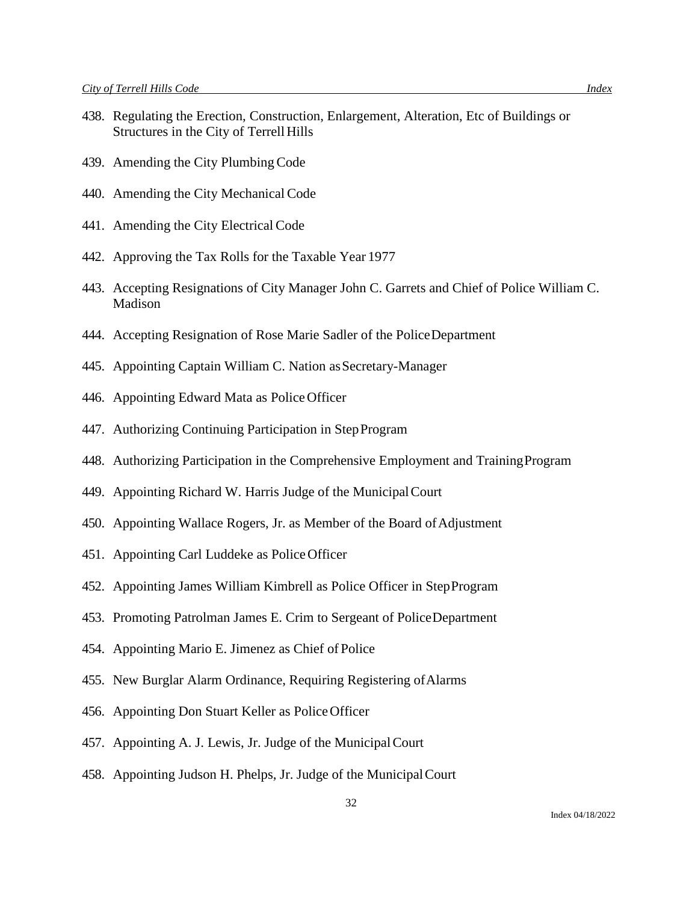438. Regulating the Erection, Construction, Enlargement, Alteration, Etc of Buildings or Structures in the City of Terrell Hills

439. Amending the City Plumbing Code

440. Amending the City Mechanical Code

441. Amending the City Electrical Code

442. Approving the Tax Rolls for the Taxable Year 1977

443. Accepting Resignations of City Manager John C. Garrets and Chief of Police William C. Madison

444. Accepting Resignation of Rose Marie Sadler of the Police Department

445. Appointing Captain William C. Nation as Secretary-Manager

446. Appointing Edward Mata as Police Officer

447. Authorizing Continuing Participation in Step Program

448. Authorizing Participation in the Comprehensive Employment and Training Program

449. Appointing Richard W. Harris Judge of the Municipal Court

450. Appointing Wallace Rogers, Jr. as Member of the Board of Adjustment

451. Appointing Carl Luddeke as Police Officer

452. Appointing James William Kimbrell as Police Officer in Step Program

453. Promoting Patrolman James E. Crim to Sergeant of Police Department

454. Appointing Mario E. Jimenez as Chief of Police

455. New Burglar Alarm Ordinance, Requiring Registering of Alarms

456. Appointing Don Stuart Keller as Police Officer

457. Appointing A. J. Lewis, Jr. Judge of the Municipal Court

458. Appointing Judson H. Phelps, Jr. Judge of the Municipal Court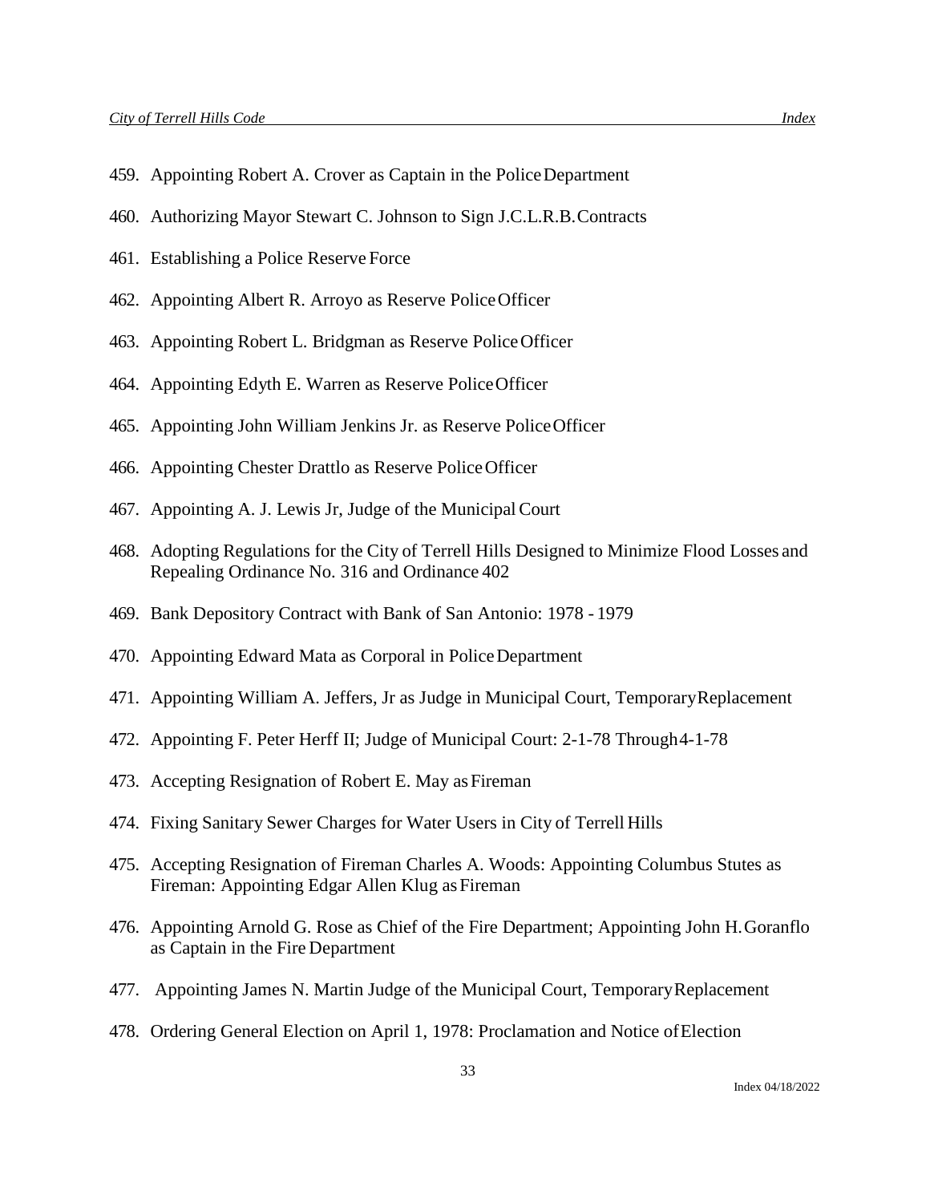459. Appointing Robert A. Crover as Captain in the Police Department

460. Authorizing Mayor Stewart C. Johnson to Sign J.C.L.R.B. Contracts

461. Establishing a Police Reserve Force

462. Appointing Albert R. Arroyo as Reserve Police Officer

463. Appointing Robert L. Bridgman as Reserve Police Officer

464. Appointing Edyth E. Warren as Reserve Police Officer

465. Appointing John William Jenkins Jr. as Reserve Police Officer

466. Appointing Chester Drattlo as Reserve Police Officer

467. Appointing A. J. Lewis Jr, Judge of the Municipal Court

468. Adopting Regulations for the City of Terrell Hills Designed to Minimize Flood Losses and Repealing Ordinance No. 316 and Ordinance 402

469. Bank Depository Contract with Bank of San Antonio: 1978 - 1979

470. Appointing Edward Mata as Corporal in Police Department

471. Appointing William A. Jeffers, Jr as Judge in Municipal Court, Temporary Replacement

472. Appointing F. Peter Herff II; Judge of Municipal Court: 2-1-78 Through 4-1-78

473. Accepting Resignation of Robert E. May as Fireman

474. Fixing Sanitary Sewer Charges for Water Users in City of Terrell Hills

475. Accepting Resignation of Fireman Charles A. Woods: Appointing Columbus Stutes as Fireman: Appointing Edgar Allen Klug as Fireman

476. Appointing Arnold G. Rose as Chief of the Fire Department; Appointing John H. Goranflo as Captain in the Fire Department

477. Appointing James N. Martin Judge of the Municipal Court, Temporary Replacement

478. Ordering General Election on April 1, 1978: Proclamation and Notice of Election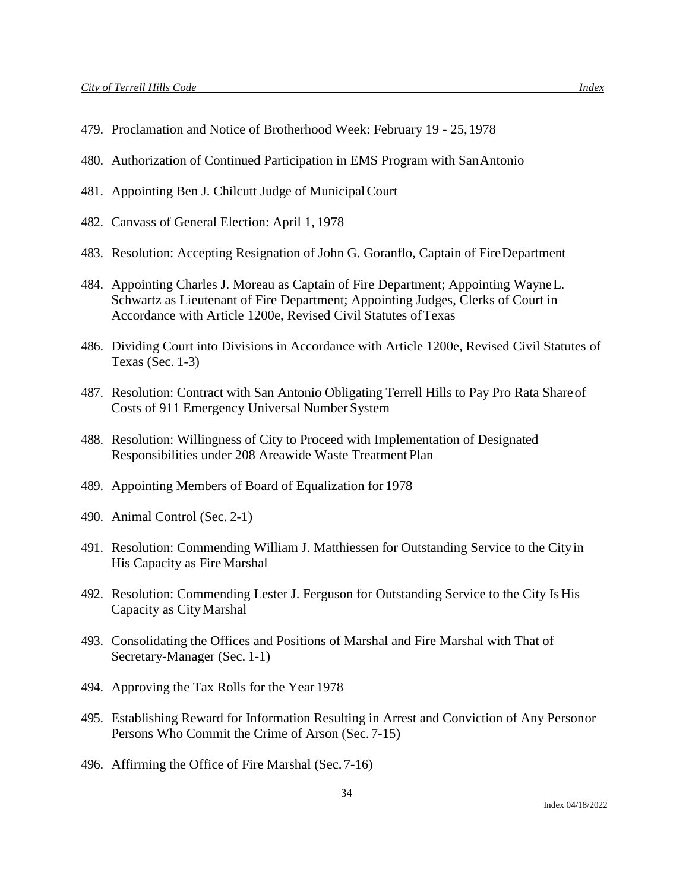479. Proclamation and Notice of Brotherhood Week: February 19 - 25, 1978

480. Authorization of Continued Participation in EMS Program with San Antonio

481. Appointing Ben J. Chilcutt Judge of Municipal Court

482. Canvass of General Election: April 1, 1978

483. Resolution: Accepting Resignation of John G. Goranflo, Captain of Fire Department

484. Appointing Charles J. Moreau as Captain of Fire Department; Appointing Wayne L. Schwartz as Lieutenant of Fire Department; Appointing Judges, Clerks of Court in Accordance with Article 1200e, Revised Civil Statutes of Texas

486. Dividing Court into Divisions in Accordance with Article 1200e, Revised Civil Statutes of Texas (Sec. 1-3)

487. Resolution: Contract with San Antonio Obligating Terrell Hills to Pay Pro Rata Share of Costs of 911 Emergency Universal Number System

488. Resolution: Willingness of City to Proceed with Implementation of Designated Responsibilities under 208 Areawide Waste Treatment Plan

489. Appointing Members of Board of Equalization for 1978

490. Animal Control (Sec. 2-1)

491. Resolution: Commending William J. Matthiessen for Outstanding Service to the City in His Capacity as Fire Marshal

492. Resolution: Commending Lester J. Ferguson for Outstanding Service to the City Is His Capacity as City Marshal

493. Consolidating the Offices and Positions of Marshal and Fire Marshal with That of Secretary-Manager (Sec. 1-1)

494. Approving the Tax Rolls for the Year 1978

495. Establishing Reward for Information Resulting in Arrest and Conviction of Any Person or Persons Who Commit the Crime of Arson (Sec. 7-15)

496. Affirming the Office of Fire Marshal (Sec. 7-16)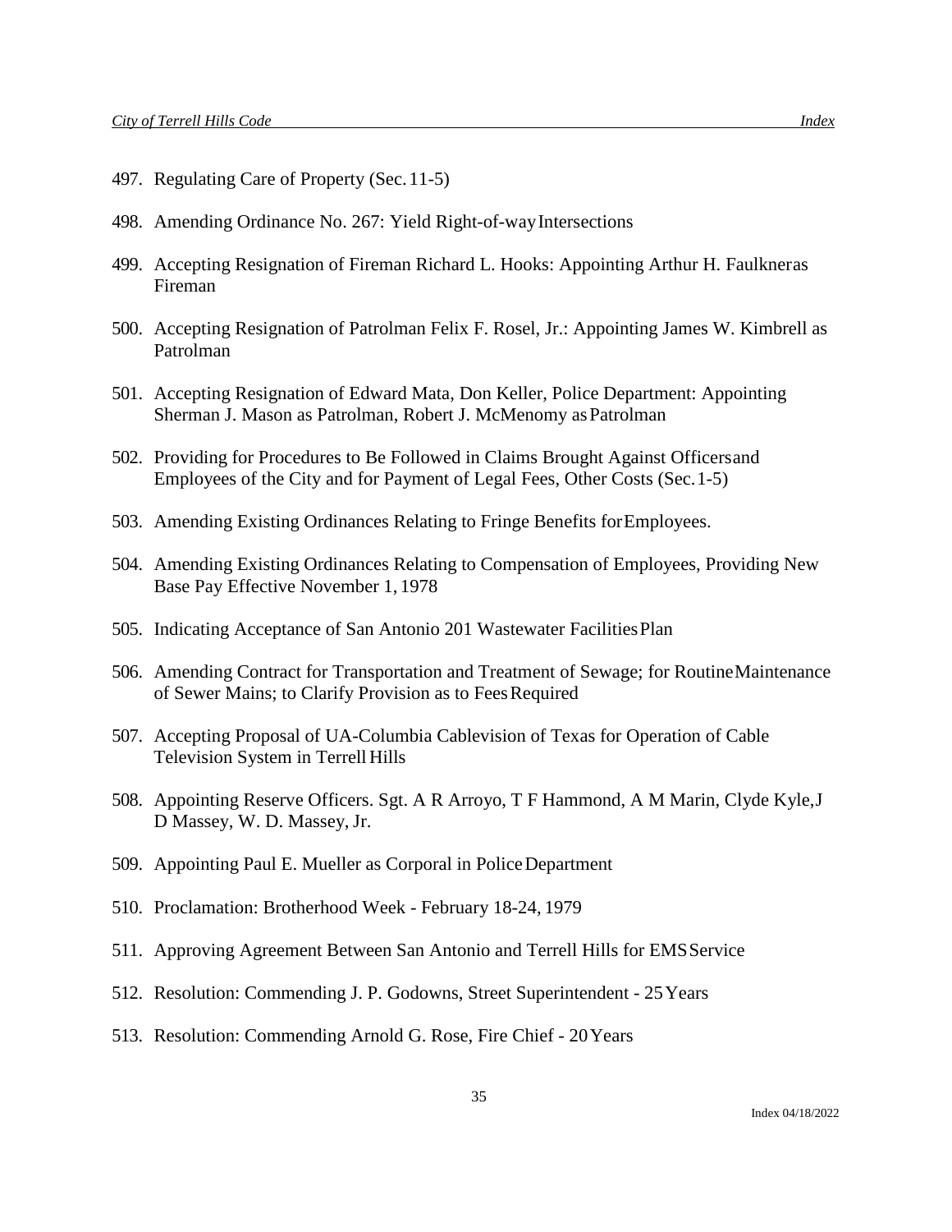497. Regulating Care of Property (Sec. 11-5)

498. Amending Ordinance No. 267: Yield Right-of-way Intersections

499. Accepting Resignation of Fireman Richard L. Hooks: Appointing Arthur H. Faulkner as Fireman

500. Accepting Resignation of Patrolman Felix F. Rosel, Jr.: Appointing James W. Kimbrell as Patrolman

501. Accepting Resignation of Edward Mata, Don Keller, Police Department: Appointing Sherman J. Mason as Patrolman, Robert J. McMenomy as Patrolman

502. Providing for Procedures to Be Followed in Claims Brought Against Officers and Employees of the City and for Payment of Legal Fees, Other Costs (Sec. 1-5)

503. Amending Existing Ordinances Relating to Fringe Benefits for Employees.

504. Amending Existing Ordinances Relating to Compensation of Employees, Providing New Base Pay Effective November 1, 1978

505. Indicating Acceptance of San Antonio 201 Wastewater Facilities Plan

506. Amending Contract for Transportation and Treatment of Sewage; for Routine Maintenance of Sewer Mains; to Clarify Provision as to Fees Required

507. Accepting Proposal of UA-Columbia Cablevision of Texas for Operation of Cable Television System in Terrell Hills

508. Appointing Reserve Officers. Sgt. A R Arroyo, T F Hammond, A M Marin, Clyde Kyle, J D Massey, W. D. Massey, Jr.

509. Appointing Paul E. Mueller as Corporal in Police Department

510. Proclamation: Brotherhood Week - February 18-24, 1979

511. Approving Agreement Between San Antonio and Terrell Hills for EMS Service

512. Resolution: Commending J. P. Godowns, Street Superintendent - 25 Years

513. Resolution: Commending Arnold G. Rose, Fire Chief - 20 Years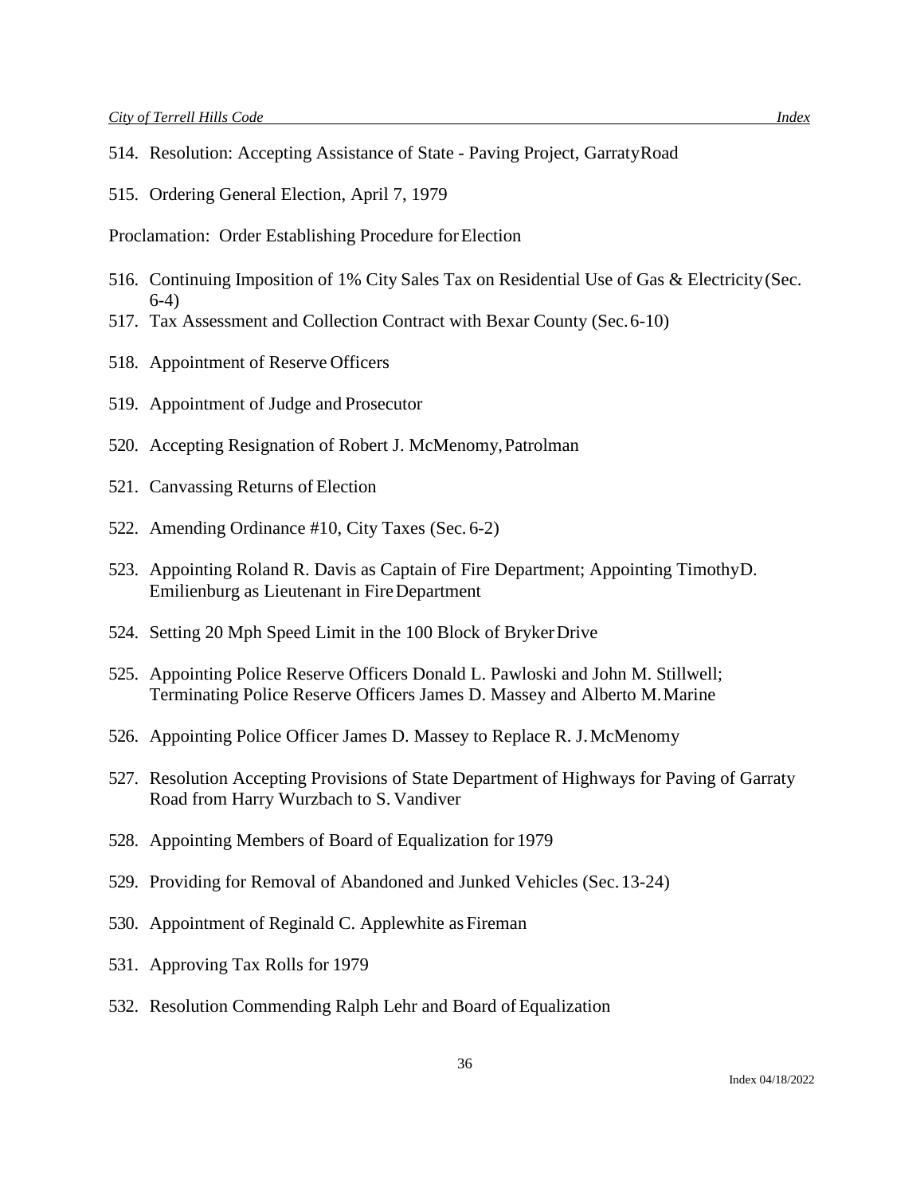514. Resolution: Accepting Assistance of State - Paving Project, Garraty Road

515. Ordering General Election, April 7, 1979

Proclamation: Order Establishing Procedure for Election

516. Continuing Imposition of 1% City Sales Tax on Residential Use of Gas & Electricity (Sec. 6-4)
517. Tax Assessment and Collection Contract with Bexar County (Sec. 6-10)

518. Appointment of Reserve Officers

519. Appointment of Judge and Prosecutor

520. Accepting Resignation of Robert J. McMenomy, Patrolman

521. Canvassing Returns of Election

522. Amending Ordinance #10, City Taxes (Sec. 6-2)

523. Appointing Roland R. Davis as Captain of Fire Department; Appointing Timothy D. Emilienburg as Lieutenant in Fire Department

524. Setting 20 Mph Speed Limit in the 100 Block of Bryker Drive

525. Appointing Police Reserve Officers Donald L. Pawloski and John M. Stillwell; Terminating Police Reserve Officers James D. Massey and Alberto M. Marine

526. Appointing Police Officer James D. Massey to Replace R. J. McMenomy

527. Resolution Accepting Provisions of State Department of Highways for Paving of Garraty Road from Harry Wurzbach to S. Vandiver

528. Appointing Members of Board of Equalization for 1979

529. Providing for Removal of Abandoned and Junked Vehicles (Sec. 13-24)

530. Appointment of Reginald C. Applewhite as Fireman

531. Approving Tax Rolls for 1979

532. Resolution Commending Ralph Lehr and Board of Equalization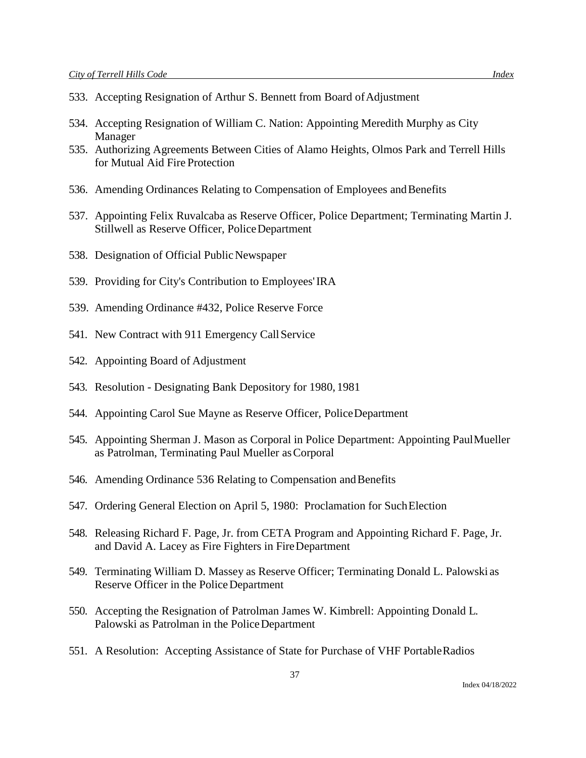533. Accepting Resignation of Arthur S. Bennett from Board of Adjustment

534. Accepting Resignation of William C. Nation: Appointing Meredith Murphy as City Manager

535. Authorizing Agreements Between Cities of Alamo Heights, Olmos Park and Terrell Hills for Mutual Aid Fire Protection

536. Amending Ordinances Relating to Compensation of Employees and Benefits

537. Appointing Felix Ruvalcaba as Reserve Officer, Police Department; Terminating Martin J. Stillwell as Reserve Officer, Police Department

538. Designation of Official Public Newspaper

539. Providing for City's Contribution to Employees' IRA

539. Amending Ordinance #432, Police Reserve Force

541. New Contract with 911 Emergency Call Service

542. Appointing Board of Adjustment

543. Resolution - Designating Bank Depository for 1980, 1981

544. Appointing Carol Sue Mayne as Reserve Officer, Police Department

545. Appointing Sherman J. Mason as Corporal in Police Department: Appointing Paul Mueller as Patrolman, Terminating Paul Mueller as Corporal

546. Amending Ordinance 536 Relating to Compensation and Benefits

547. Ordering General Election on April 5, 1980: Proclamation for Such Election

548. Releasing Richard F. Page, Jr. from CETA Program and Appointing Richard F. Page, Jr. and David A. Lacey as Fire Fighters in Fire Department

549. Terminating William D. Massey as Reserve Officer; Terminating Donald L. Palowski as Reserve Officer in the Police Department

550. Accepting the Resignation of Patrolman James W. Kimbrell: Appointing Donald L. Palowski as Patrolman in the Police Department

551. A Resolution: Accepting Assistance of State for Purchase of VHF Portable Radios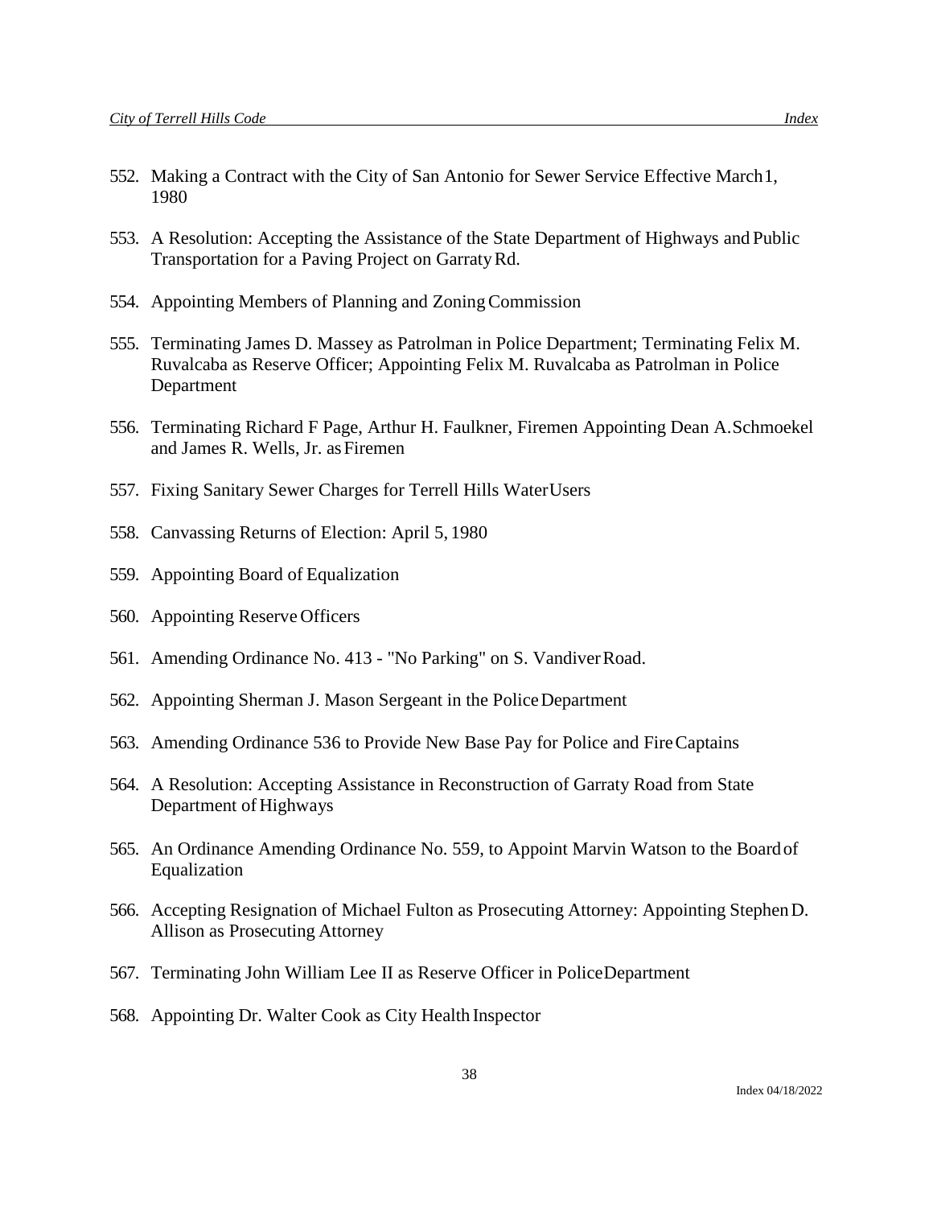552. Making a Contract with the City of San Antonio for Sewer Service Effective March 1, 1980

553. A Resolution: Accepting the Assistance of the State Department of Highways and Public Transportation for a Paving Project on Garraty Rd.

554. Appointing Members of Planning and Zoning Commission

555. Terminating James D. Massey as Patrolman in Police Department; Terminating Felix M. Ruvalcaba as Reserve Officer; Appointing Felix M. Ruvalcaba as Patrolman in Police Department

556. Terminating Richard F Page, Arthur H. Faulkner, Firemen Appointing Dean A. Schmoekel and James R. Wells, Jr. as Firemen

557. Fixing Sanitary Sewer Charges for Terrell Hills Water Users

558. Canvassing Returns of Election: April 5, 1980

559. Appointing Board of Equalization

560. Appointing Reserve Officers

561. Amending Ordinance No. 413 - "No Parking" on S. Vandiver Road.

562. Appointing Sherman J. Mason Sergeant in the Police Department

563. Amending Ordinance 536 to Provide New Base Pay for Police and Fire Captains

564. A Resolution: Accepting Assistance in Reconstruction of Garraty Road from State Department of Highways

565. An Ordinance Amending Ordinance No. 559, to Appoint Marvin Watson to the Board of Equalization

566. Accepting Resignation of Michael Fulton as Prosecuting Attorney: Appointing Stephen D. Allison as Prosecuting Attorney

567. Terminating John William Lee II as Reserve Officer in Police Department

568. Appointing Dr. Walter Cook as City Health Inspector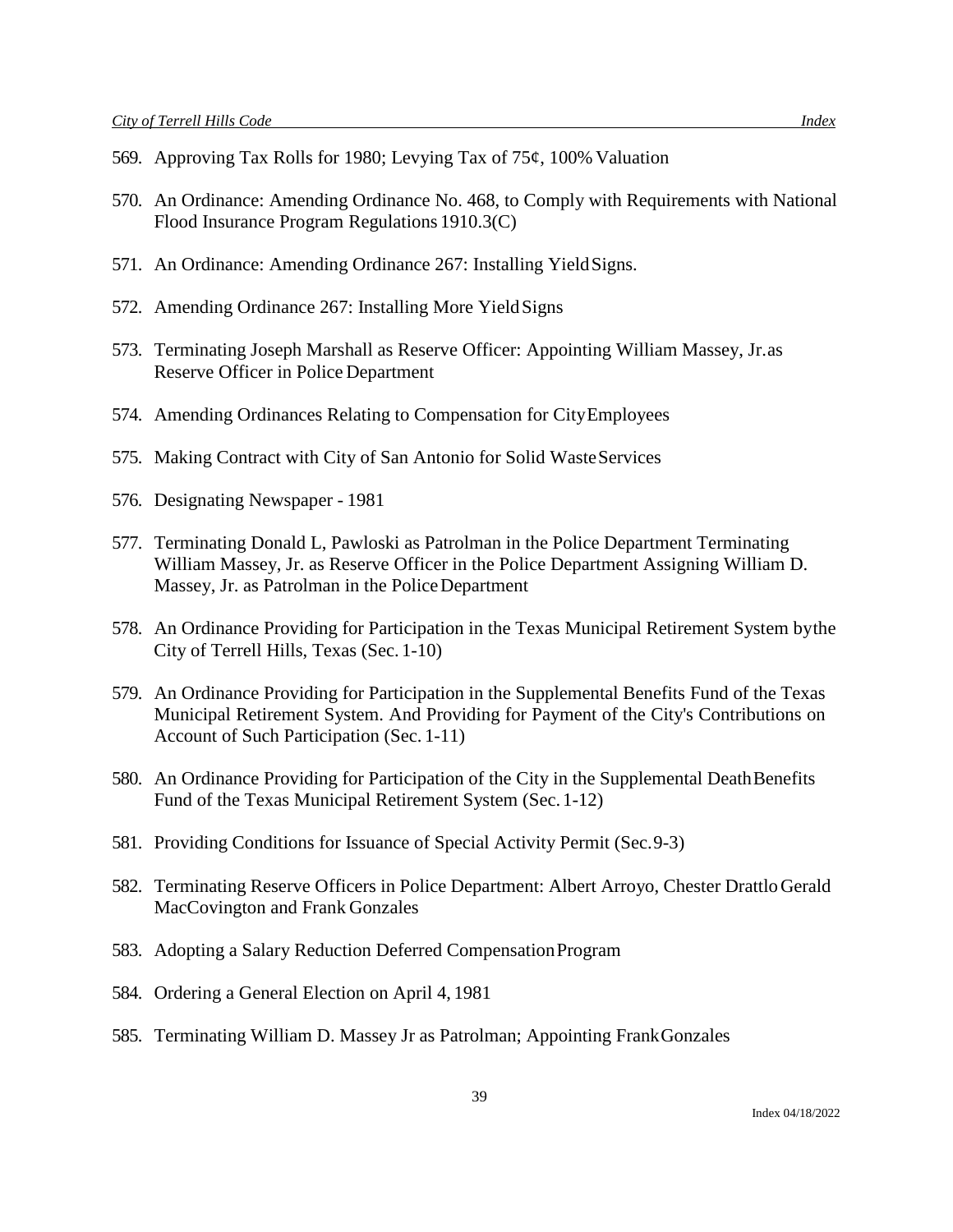569. Approving Tax Rolls for 1980; Levying Tax of 75¢, 100% Valuation

570. An Ordinance: Amending Ordinance No. 468, to Comply with Requirements with National Flood Insurance Program Regulations 1910.3(C)

571. An Ordinance: Amending Ordinance 267: Installing Yield Signs.

572. Amending Ordinance 267: Installing More Yield Signs

573. Terminating Joseph Marshall as Reserve Officer: Appointing William Massey, Jr. as Reserve Officer in Police Department

574. Amending Ordinances Relating to Compensation for City Employees

575. Making Contract with City of San Antonio for Solid Waste Services

576. Designating Newspaper - 1981

577. Terminating Donald L, Pawloski as Patrolman in the Police Department Terminating William Massey, Jr. as Reserve Officer in the Police Department Assigning William D. Massey, Jr. as Patrolman in the Police Department

578. An Ordinance Providing for Participation in the Texas Municipal Retirement System by the City of Terrell Hills, Texas (Sec. 1-10)

579. An Ordinance Providing for Participation in the Supplemental Benefits Fund of the Texas Municipal Retirement System. And Providing for Payment of the City's Contributions on Account of Such Participation (Sec. 1-11)

580. An Ordinance Providing for Participation of the City in the Supplemental Death Benefits Fund of the Texas Municipal Retirement System (Sec. 1-12)

581. Providing Conditions for Issuance of Special Activity Permit (Sec. 9-3)

582. Terminating Reserve Officers in Police Department: Albert Arroyo, Chester Drattlo Gerald MacCovington and Frank Gonzales

583. Adopting a Salary Reduction Deferred Compensation Program

584. Ordering a General Election on April 4, 1981

585. Terminating William D. Massey Jr as Patrolman; Appointing Frank Gonzales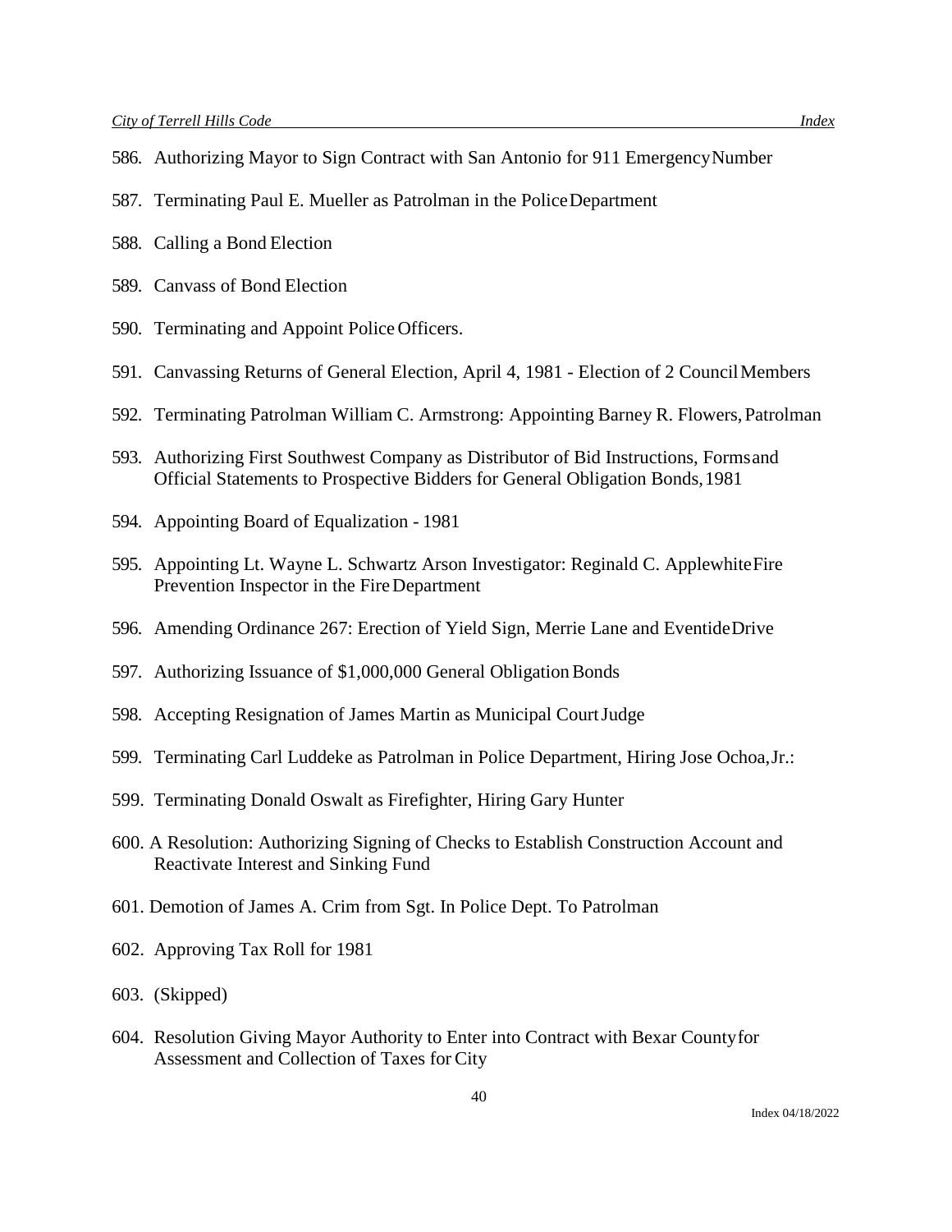586. Authorizing Mayor to Sign Contract with San Antonio for 911 Emergency Number

587. Terminating Paul E. Mueller as Patrolman in the Police Department

588. Calling a Bond Election

589. Canvass of Bond Election

590. Terminating and Appoint Police Officers.

591. Canvassing Returns of General Election, April 4, 1981 - Election of 2 Council Members

592. Terminating Patrolman William C. Armstrong: Appointing Barney R. Flowers, Patrolman

593. Authorizing First Southwest Company as Distributor of Bid Instructions, Forms and Official Statements to Prospective Bidders for General Obligation Bonds, 1981

594. Appointing Board of Equalization - 1981

595. Appointing Lt. Wayne L. Schwartz Arson Investigator: Reginald C. Applewhite Fire Prevention Inspector in the Fire Department

596. Amending Ordinance 267: Erection of Yield Sign, Merrie Lane and Eventide Drive

597. Authorizing Issuance of $1,000,000 General Obligation Bonds

598. Accepting Resignation of James Martin as Municipal Court Judge

599. Terminating Carl Luddeke as Patrolman in Police Department, Hiring Jose Ochoa, Jr.:

599. Terminating Donald Oswalt as Firefighter, Hiring Gary Hunter

600. A Resolution: Authorizing Signing of Checks to Establish Construction Account and Reactivate Interest and Sinking Fund

601. Demotion of James A. Crim from Sgt. In Police Dept. To Patrolman

602. Approving Tax Roll for 1981

603. (Skipped)

604. Resolution Giving Mayor Authority to Enter into Contract with Bexar County for Assessment and Collection of Taxes for City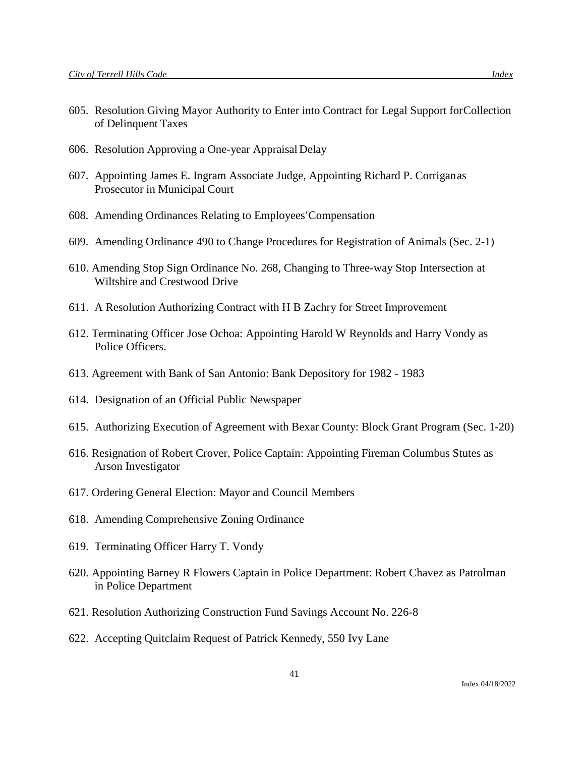605. Resolution Giving Mayor Authority to Enter into Contract for Legal Support for Collection of Delinquent Taxes

606. Resolution Approving a One-year Appraisal Delay

607. Appointing James E. Ingram Associate Judge, Appointing Richard P. Corrigan as Prosecutor in Municipal Court

608. Amending Ordinances Relating to Employees' Compensation

609. Amending Ordinance 490 to Change Procedures for Registration of Animals (Sec. 2-1)

610. Amending Stop Sign Ordinance No. 268, Changing to Three-way Stop Intersection at Wiltshire and Crestwood Drive

611. A Resolution Authorizing Contract with H B Zachry for Street Improvement

612. Terminating Officer Jose Ochoa: Appointing Harold W Reynolds and Harry Vondy as Police Officers.

613. Agreement with Bank of San Antonio: Bank Depository for 1982 - 1983

614. Designation of an Official Public Newspaper

615. Authorizing Execution of Agreement with Bexar County: Block Grant Program (Sec. 1-20)

616. Resignation of Robert Crover, Police Captain: Appointing Fireman Columbus Stutes as Arson Investigator

617. Ordering General Election: Mayor and Council Members

618. Amending Comprehensive Zoning Ordinance

619. Terminating Officer Harry T. Vondy

620. Appointing Barney R Flowers Captain in Police Department: Robert Chavez as Patrolman in Police Department

621. Resolution Authorizing Construction Fund Savings Account No. 226-8

622. Accepting Quitclaim Request of Patrick Kennedy, 550 Ivy Lane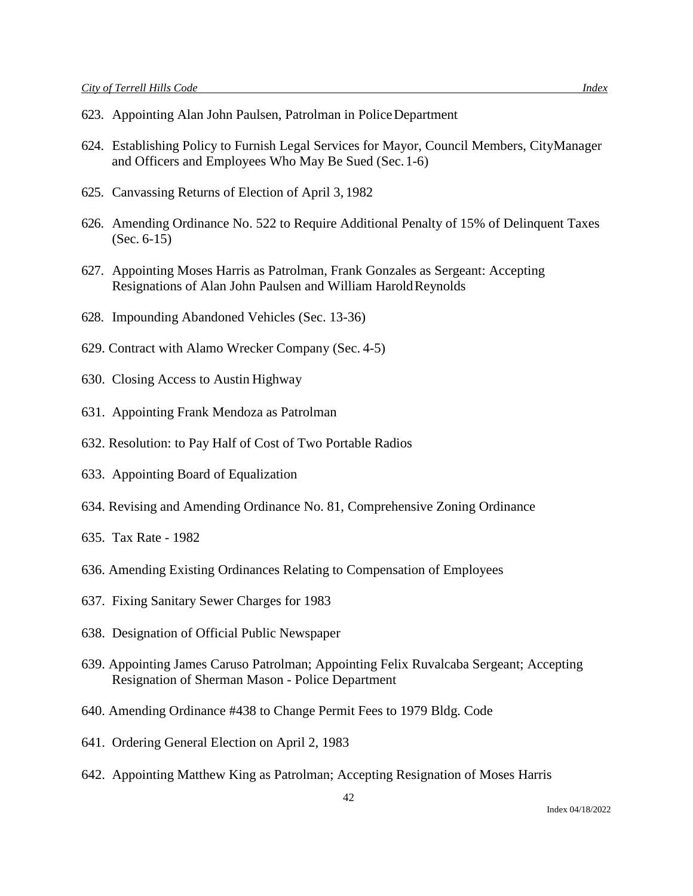623. Appointing Alan John Paulsen, Patrolman in Police Department

624. Establishing Policy to Furnish Legal Services for Mayor, Council Members, City Manager and Officers and Employees Who May Be Sued (Sec. 1-6)

625. Canvassing Returns of Election of April 3, 1982

626. Amending Ordinance No. 522 to Require Additional Penalty of 15% of Delinquent Taxes (Sec. 6-15)

627. Appointing Moses Harris as Patrolman, Frank Gonzales as Sergeant: Accepting Resignations of Alan John Paulsen and William Harold Reynolds

628. Impounding Abandoned Vehicles (Sec. 13-36)

629. Contract with Alamo Wrecker Company (Sec. 4-5)

630. Closing Access to Austin Highway

631. Appointing Frank Mendoza as Patrolman

632. Resolution: to Pay Half of Cost of Two Portable Radios

633. Appointing Board of Equalization

634. Revising and Amending Ordinance No. 81, Comprehensive Zoning Ordinance

635. Tax Rate - 1982

636. Amending Existing Ordinances Relating to Compensation of Employees

637. Fixing Sanitary Sewer Charges for 1983

638. Designation of Official Public Newspaper

639. Appointing James Caruso Patrolman; Appointing Felix Ruvalcaba Sergeant; Accepting Resignation of Sherman Mason - Police Department

640. Amending Ordinance #438 to Change Permit Fees to 1979 Bldg. Code

641. Ordering General Election on April 2, 1983

642. Appointing Matthew King as Patrolman; Accepting Resignation of Moses Harris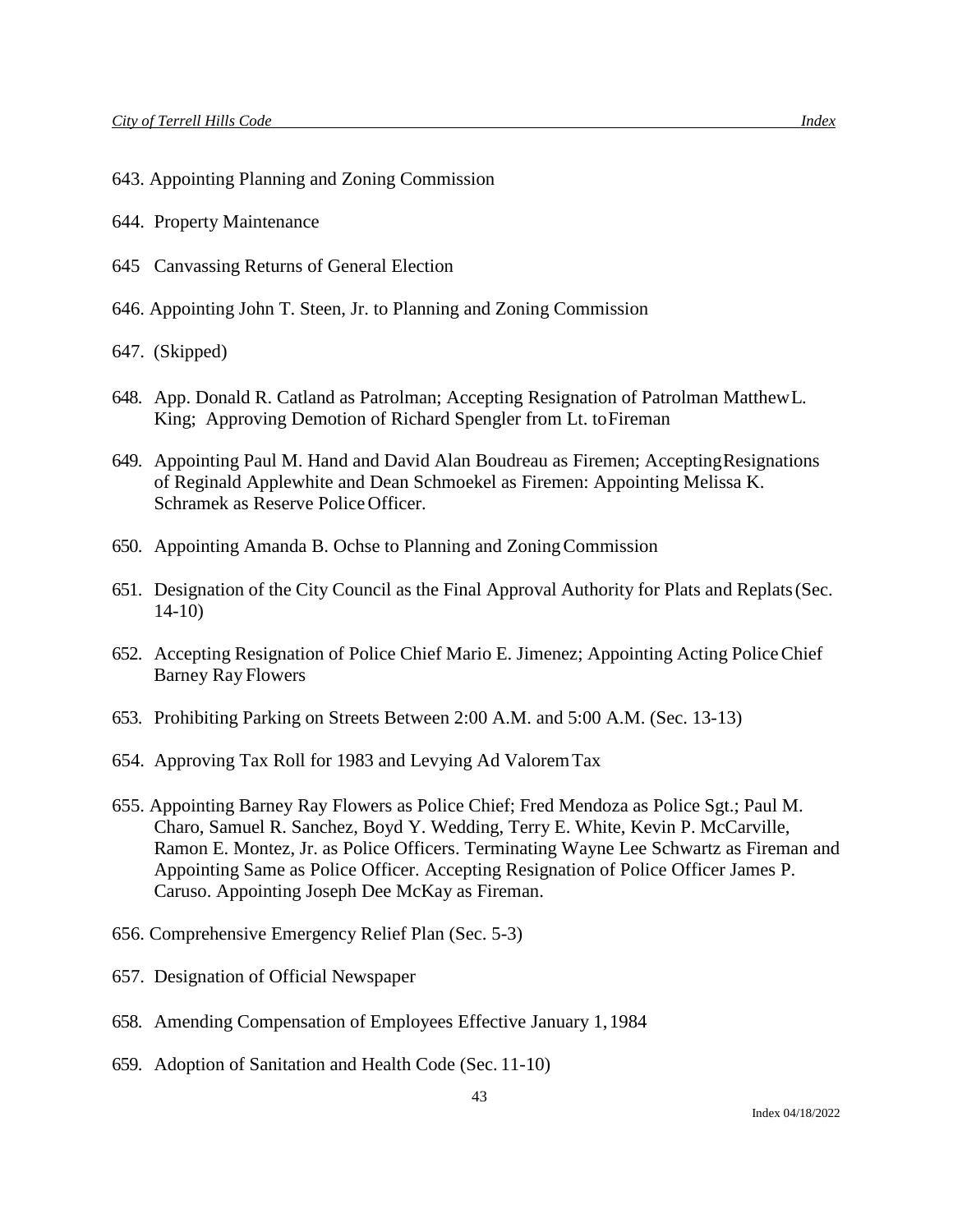643. Appointing Planning and Zoning Commission

644. Property Maintenance

645 Canvassing Returns of General Election

646. Appointing John T. Steen, Jr. to Planning and Zoning Commission

647. (Skipped)

648. App. Donald R. Catland as Patrolman; Accepting Resignation of Patrolman Matthew L. King; Approving Demotion of Richard Spengler from Lt. to Fireman

649. Appointing Paul M. Hand and David Alan Boudreau as Firemen; Accepting Resignations of Reginald Applewhite and Dean Schmoekel as Firemen: Appointing Melissa K. Schramek as Reserve Police Officer.

650. Appointing Amanda B. Ochse to Planning and Zoning Commission

651. Designation of the City Council as the Final Approval Authority for Plats and Replats (Sec. 14-10)

652. Accepting Resignation of Police Chief Mario E. Jimenez; Appointing Acting Police Chief Barney Ray Flowers

653. Prohibiting Parking on Streets Between 2:00 A.M. and 5:00 A.M. (Sec. 13-13)

654. Approving Tax Roll for 1983 and Levying Ad Valorem Tax

655. Appointing Barney Ray Flowers as Police Chief; Fred Mendoza as Police Sgt.; Paul M. Charo, Samuel R. Sanchez, Boyd Y. Wedding, Terry E. White, Kevin P. McCarville, Ramon E. Montez, Jr. as Police Officers. Terminating Wayne Lee Schwartz as Fireman and Appointing Same as Police Officer. Accepting Resignation of Police Officer James P. Caruso. Appointing Joseph Dee McKay as Fireman.

656. Comprehensive Emergency Relief Plan (Sec. 5-3)

657. Designation of Official Newspaper

658. Amending Compensation of Employees Effective January 1, 1984

659. Adoption of Sanitation and Health Code (Sec. 11-10)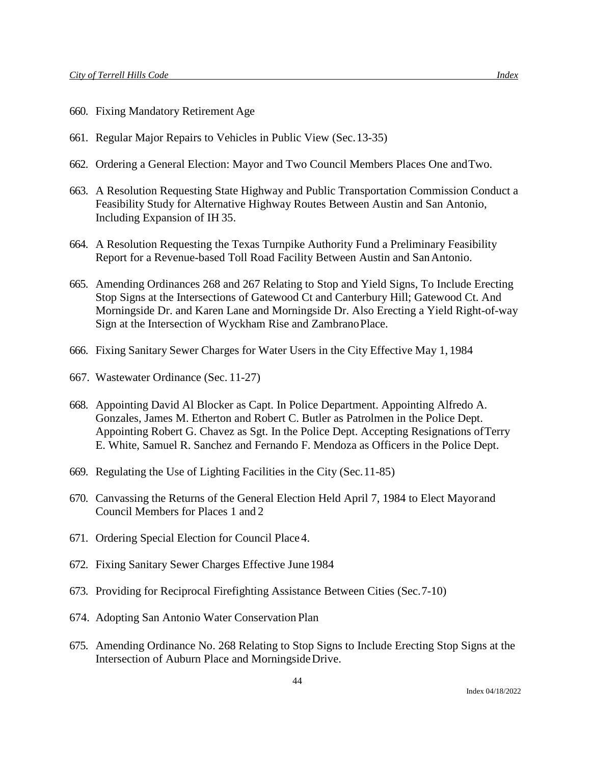660. Fixing Mandatory Retirement Age

661. Regular Major Repairs to Vehicles in Public View (Sec. 13-35)

662. Ordering a General Election: Mayor and Two Council Members Places One and Two.

663. A Resolution Requesting State Highway and Public Transportation Commission Conduct a Feasibility Study for Alternative Highway Routes Between Austin and San Antonio, Including Expansion of IH 35.

664. A Resolution Requesting the Texas Turnpike Authority Fund a Preliminary Feasibility Report for a Revenue-based Toll Road Facility Between Austin and San Antonio.

665. Amending Ordinances 268 and 267 Relating to Stop and Yield Signs, To Include Erecting Stop Signs at the Intersections of Gatewood Ct and Canterbury Hill; Gatewood Ct. And Morningside Dr. and Karen Lane and Morningside Dr. Also Erecting a Yield Right-of-way Sign at the Intersection of Wyckham Rise and Zambrano Place.

666. Fixing Sanitary Sewer Charges for Water Users in the City Effective May 1, 1984

667. Wastewater Ordinance (Sec. 11-27)

668. Appointing David Al Blocker as Capt. In Police Department. Appointing Alfredo A. Gonzales, James M. Etherton and Robert C. Butler as Patrolmen in the Police Dept. Appointing Robert G. Chavez as Sgt. In the Police Dept. Accepting Resignations of Terry E. White, Samuel R. Sanchez and Fernando F. Mendoza as Officers in the Police Dept.

669. Regulating the Use of Lighting Facilities in the City (Sec. 11-85)

670. Canvassing the Returns of the General Election Held April 7, 1984 to Elect Mayor and Council Members for Places 1 and 2

671. Ordering Special Election for Council Place 4.

672. Fixing Sanitary Sewer Charges Effective June 1984

673. Providing for Reciprocal Firefighting Assistance Between Cities (Sec. 7-10)

674. Adopting San Antonio Water Conservation Plan

675. Amending Ordinance No. 268 Relating to Stop Signs to Include Erecting Stop Signs at the Intersection of Auburn Place and Morningside Drive.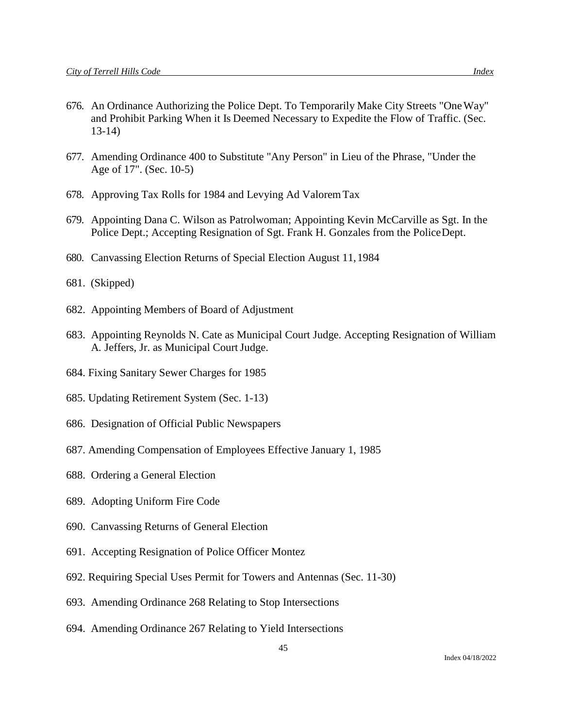676. An Ordinance Authorizing the Police Dept. To Temporarily Make City Streets "One Way" and Prohibit Parking When it Is Deemed Necessary to Expedite the Flow of Traffic. (Sec. 13-14)

677. Amending Ordinance 400 to Substitute "Any Person" in Lieu of the Phrase, "Under the Age of 17". (Sec. 10-5)

678. Approving Tax Rolls for 1984 and Levying Ad Valorem Tax

679. Appointing Dana C. Wilson as Patrolwoman; Appointing Kevin McCarville as Sgt. In the Police Dept.; Accepting Resignation of Sgt. Frank H. Gonzales from the Police Dept.

680. Canvassing Election Returns of Special Election August 11, 1984

681. (Skipped)

682. Appointing Members of Board of Adjustment

683. Appointing Reynolds N. Cate as Municipal Court Judge. Accepting Resignation of William A. Jeffers, Jr. as Municipal Court Judge.

684. Fixing Sanitary Sewer Charges for 1985

685. Updating Retirement System (Sec. 1-13)

686. Designation of Official Public Newspapers

687. Amending Compensation of Employees Effective January 1, 1985

688. Ordering a General Election

689. Adopting Uniform Fire Code

690. Canvassing Returns of General Election

691. Accepting Resignation of Police Officer Montez

692. Requiring Special Uses Permit for Towers and Antennas (Sec. 11-30)

693. Amending Ordinance 268 Relating to Stop Intersections

694. Amending Ordinance 267 Relating to Yield Intersections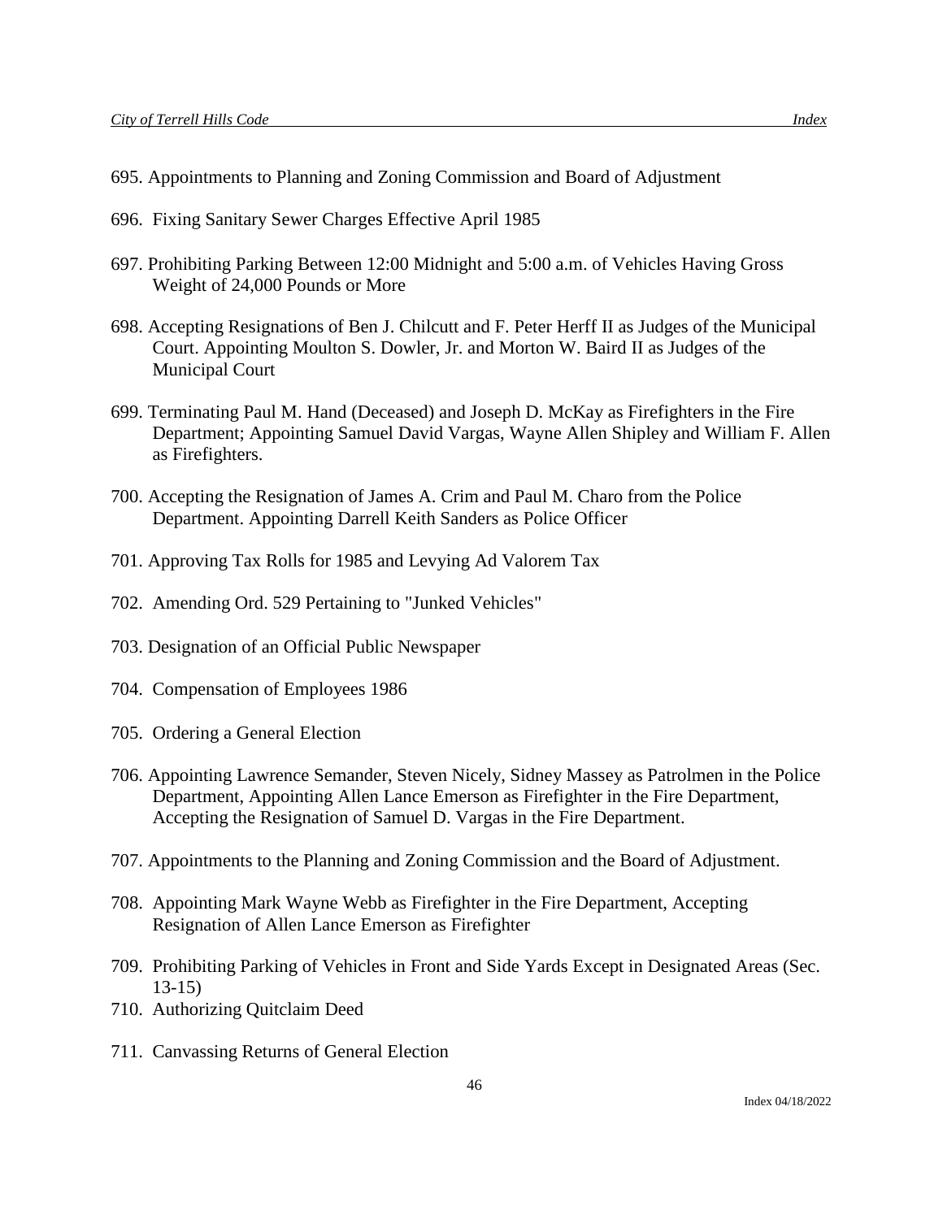695. Appointments to Planning and Zoning Commission and Board of Adjustment

696. Fixing Sanitary Sewer Charges Effective April 1985

697. Prohibiting Parking Between 12:00 Midnight and 5:00 a.m. of Vehicles Having Gross Weight of 24,000 Pounds or More

698. Accepting Resignations of Ben J. Chilcutt and F. Peter Herff II as Judges of the Municipal Court. Appointing Moulton S. Dowler, Jr. and Morton W. Baird II as Judges of the Municipal Court

699. Terminating Paul M. Hand (Deceased) and Joseph D. McKay as Firefighters in the Fire Department; Appointing Samuel David Vargas, Wayne Allen Shipley and William F. Allen as Firefighters.

700. Accepting the Resignation of James A. Crim and Paul M. Charo from the Police Department. Appointing Darrell Keith Sanders as Police Officer

701. Approving Tax Rolls for 1985 and Levying Ad Valorem Tax

702. Amending Ord. 529 Pertaining to "Junked Vehicles"

703. Designation of an Official Public Newspaper

704. Compensation of Employees 1986

705. Ordering a General Election

706. Appointing Lawrence Semander, Steven Nicely, Sidney Massey as Patrolmen in the Police Department, Appointing Allen Lance Emerson as Firefighter in the Fire Department, Accepting the Resignation of Samuel D. Vargas in the Fire Department.

707. Appointments to the Planning and Zoning Commission and the Board of Adjustment.

708. Appointing Mark Wayne Webb as Firefighter in the Fire Department, Accepting Resignation of Allen Lance Emerson as Firefighter

709. Prohibiting Parking of Vehicles in Front and Side Yards Except in Designated Areas (Sec. 13-15)

710. Authorizing Quitclaim Deed

711. Canvassing Returns of General Election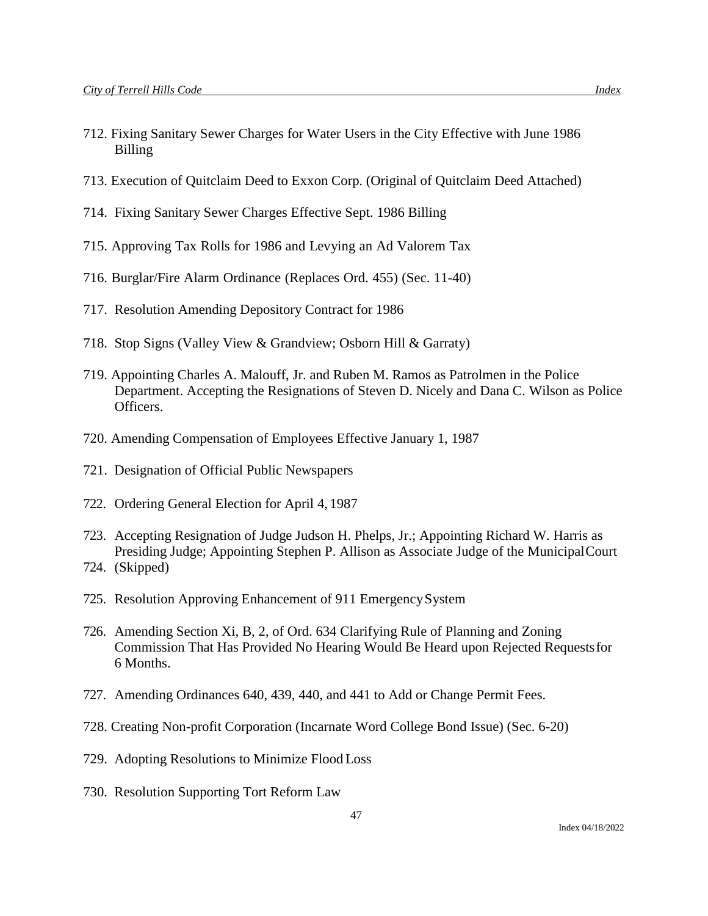712. Fixing Sanitary Sewer Charges for Water Users in the City Effective with June 1986 Billing

713. Execution of Quitclaim Deed to Exxon Corp. (Original of Quitclaim Deed Attached)

714. Fixing Sanitary Sewer Charges Effective Sept. 1986 Billing

715. Approving Tax Rolls for 1986 and Levying an Ad Valorem Tax

716. Burglar/Fire Alarm Ordinance (Replaces Ord. 455) (Sec. 11-40)

717. Resolution Amending Depository Contract for 1986

718. Stop Signs (Valley View & Grandview; Osborn Hill & Garraty)

719. Appointing Charles A. Malouff, Jr. and Ruben M. Ramos as Patrolmen in the Police Department. Accepting the Resignations of Steven D. Nicely and Dana C. Wilson as Police Officers.

720. Amending Compensation of Employees Effective January 1, 1987

721. Designation of Official Public Newspapers

722. Ordering General Election for April 4, 1987

723. Accepting Resignation of Judge Judson H. Phelps, Jr.; Appointing Richard W. Harris as Presiding Judge; Appointing Stephen P. Allison as Associate Judge of the Municipal Court

724. (Skipped)

725. Resolution Approving Enhancement of 911 Emergency System

726. Amending Section Xi, B, 2, of Ord. 634 Clarifying Rule of Planning and Zoning Commission That Has Provided No Hearing Would Be Heard upon Rejected Requests for 6 Months.

727. Amending Ordinances 640, 439, 440, and 441 to Add or Change Permit Fees.

728. Creating Non-profit Corporation (Incarnate Word College Bond Issue) (Sec. 6-20)

729. Adopting Resolutions to Minimize Flood Loss

730. Resolution Supporting Tort Reform Law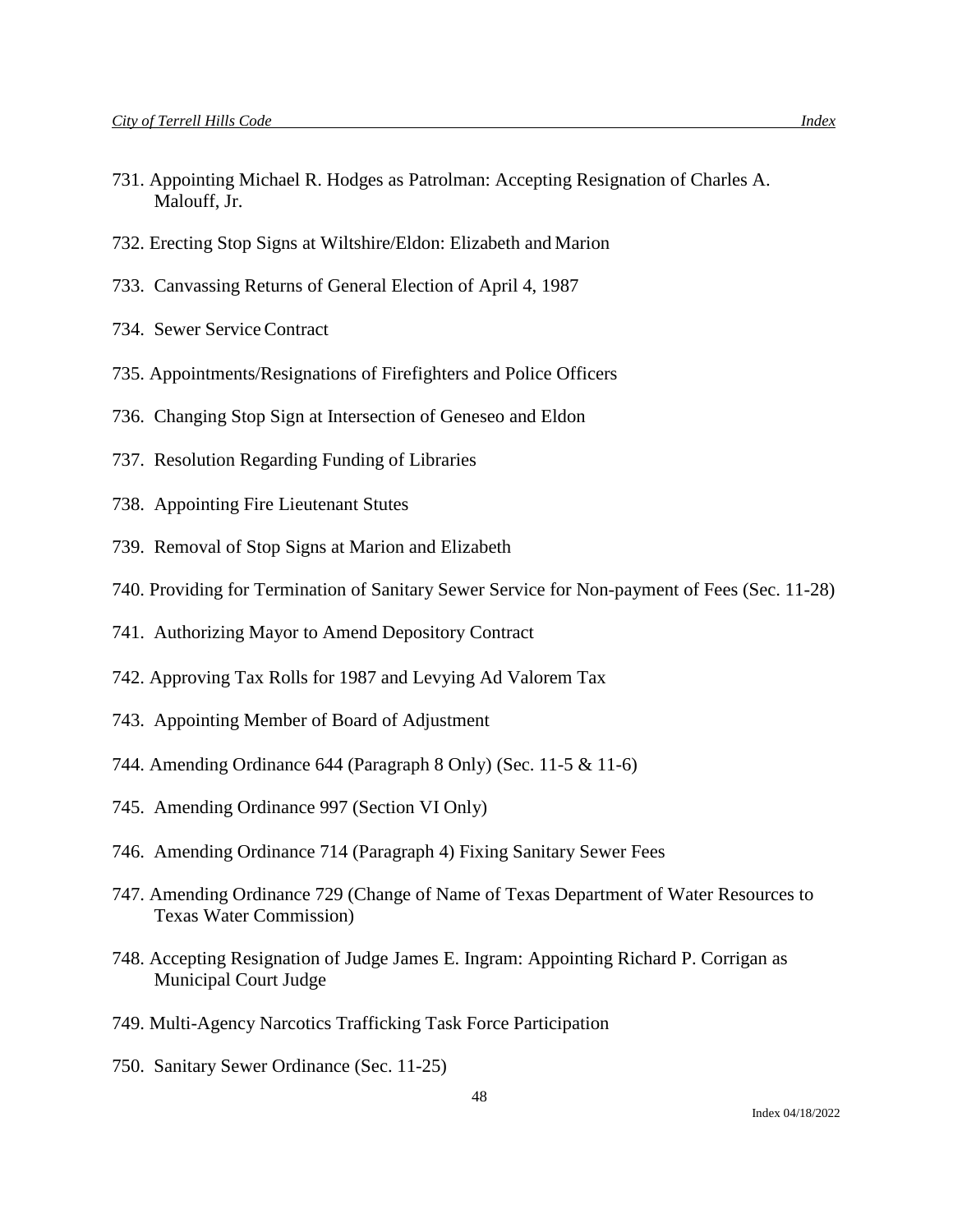731. Appointing Michael R. Hodges as Patrolman: Accepting Resignation of Charles A. Malouff, Jr.

732. Erecting Stop Signs at Wiltshire/Eldon: Elizabeth and Marion

733. Canvassing Returns of General Election of April 4, 1987

734. Sewer Service Contract

735. Appointments/Resignations of Firefighters and Police Officers

736. Changing Stop Sign at Intersection of Geneseo and Eldon

737. Resolution Regarding Funding of Libraries

738. Appointing Fire Lieutenant Stutes

739. Removal of Stop Signs at Marion and Elizabeth

740. Providing for Termination of Sanitary Sewer Service for Non-payment of Fees (Sec. 11-28)

741. Authorizing Mayor to Amend Depository Contract

742. Approving Tax Rolls for 1987 and Levying Ad Valorem Tax

743. Appointing Member of Board of Adjustment

744. Amending Ordinance 644 (Paragraph 8 Only) (Sec. 11-5 & 11-6)

745. Amending Ordinance 997 (Section VI Only)

746. Amending Ordinance 714 (Paragraph 4) Fixing Sanitary Sewer Fees

747. Amending Ordinance 729 (Change of Name of Texas Department of Water Resources to Texas Water Commission)

748. Accepting Resignation of Judge James E. Ingram: Appointing Richard P. Corrigan as Municipal Court Judge

749. Multi-Agency Narcotics Trafficking Task Force Participation

750. Sanitary Sewer Ordinance (Sec. 11-25)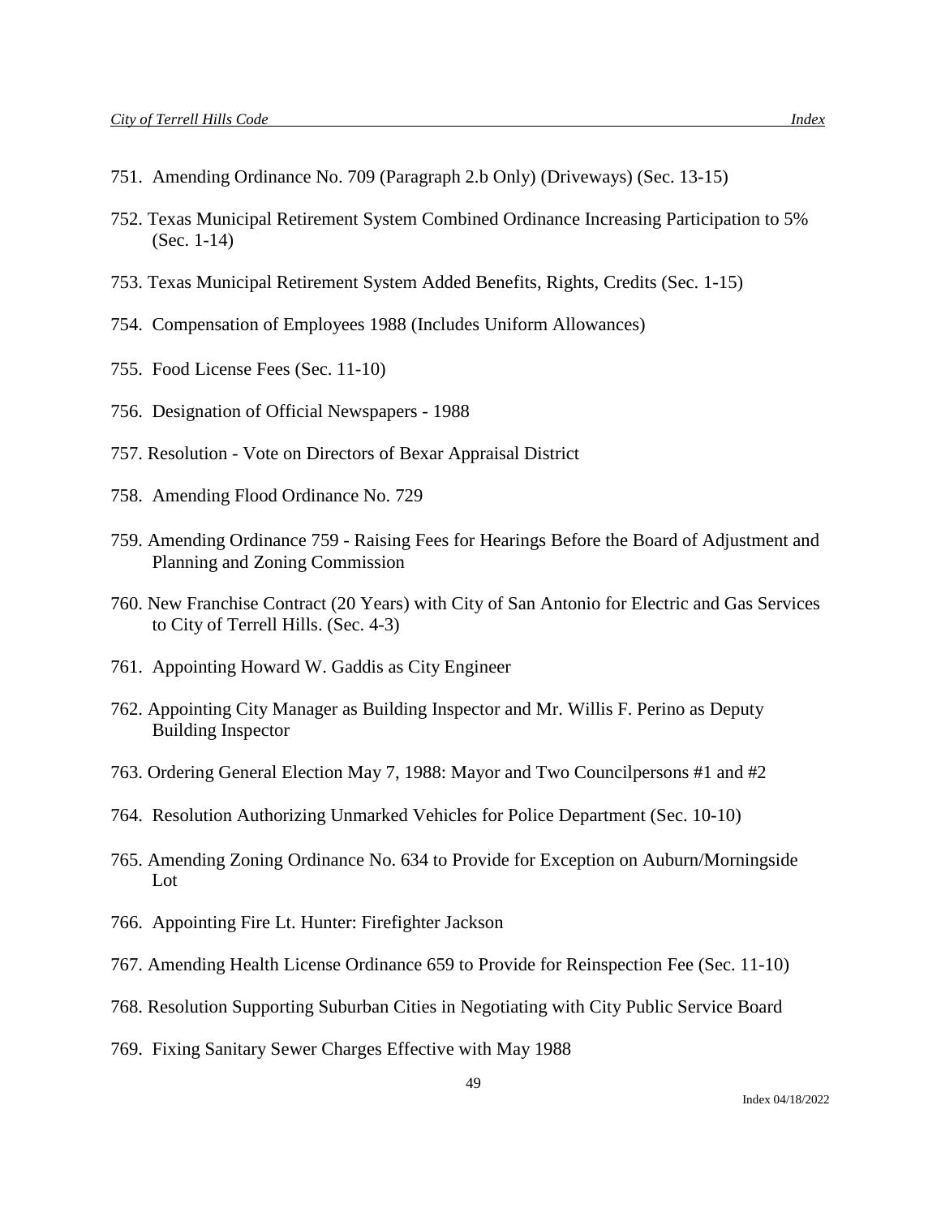751. Amending Ordinance No. 709 (Paragraph 2.b Only) (Driveways) (Sec. 13-15)

752. Texas Municipal Retirement System Combined Ordinance Increasing Participation to 5% (Sec. 1-14)

753. Texas Municipal Retirement System Added Benefits, Rights, Credits (Sec. 1-15)

754. Compensation of Employees 1988 (Includes Uniform Allowances)

755. Food License Fees (Sec. 11-10)

756. Designation of Official Newspapers - 1988

757. Resolution - Vote on Directors of Bexar Appraisal District

758. Amending Flood Ordinance No. 729

759. Amending Ordinance 759 - Raising Fees for Hearings Before the Board of Adjustment and Planning and Zoning Commission

760. New Franchise Contract (20 Years) with City of San Antonio for Electric and Gas Services to City of Terrell Hills. (Sec. 4-3)

761. Appointing Howard W. Gaddis as City Engineer

762. Appointing City Manager as Building Inspector and Mr. Willis F. Perino as Deputy Building Inspector

763. Ordering General Election May 7, 1988: Mayor and Two Councilpersons #1 and #2

764. Resolution Authorizing Unmarked Vehicles for Police Department (Sec. 10-10)

765. Amending Zoning Ordinance No. 634 to Provide for Exception on Auburn/Morningside Lot

766. Appointing Fire Lt. Hunter: Firefighter Jackson

767. Amending Health License Ordinance 659 to Provide for Reinspection Fee (Sec. 11-10)

768. Resolution Supporting Suburban Cities in Negotiating with City Public Service Board

769. Fixing Sanitary Sewer Charges Effective with May 1988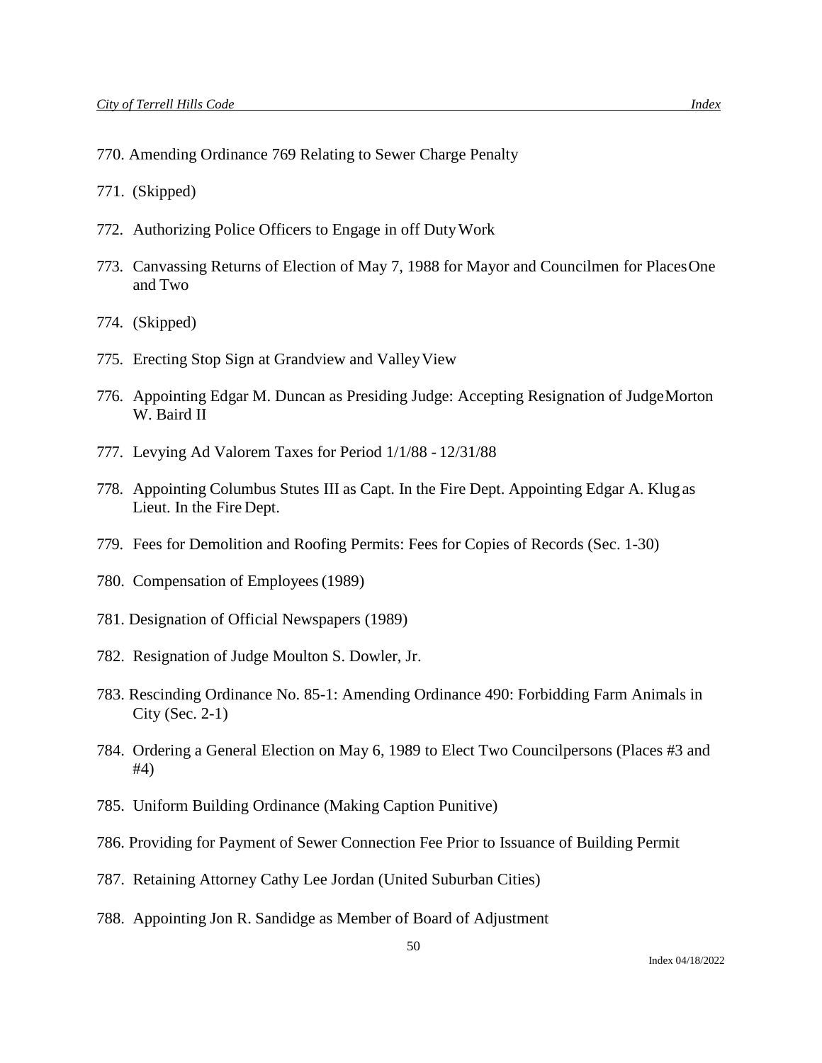770. Amending Ordinance 769 Relating to Sewer Charge Penalty

771. (Skipped)

772. Authorizing Police Officers to Engage in off Duty Work

773. Canvassing Returns of Election of May 7, 1988 for Mayor and Councilmen for Places One and Two

774. (Skipped)

775. Erecting Stop Sign at Grandview and Valley View

776. Appointing Edgar M. Duncan as Presiding Judge: Accepting Resignation of Judge Morton W. Baird II

777. Levying Ad Valorem Taxes for Period 1/1/88 - 12/31/88

778. Appointing Columbus Stutes III as Capt. In the Fire Dept. Appointing Edgar A. Klug as Lieut. In the Fire Dept.

779. Fees for Demolition and Roofing Permits: Fees for Copies of Records (Sec. 1-30)

780. Compensation of Employees (1989)

781. Designation of Official Newspapers (1989)

782. Resignation of Judge Moulton S. Dowler, Jr.

783. Rescinding Ordinance No. 85-1: Amending Ordinance 490: Forbidding Farm Animals in City (Sec. 2-1)

784. Ordering a General Election on May 6, 1989 to Elect Two Councilpersons (Places #3 and #4)

785. Uniform Building Ordinance (Making Caption Punitive)

786. Providing for Payment of Sewer Connection Fee Prior to Issuance of Building Permit

787. Retaining Attorney Cathy Lee Jordan (United Suburban Cities)

788. Appointing Jon R. Sandidge as Member of Board of Adjustment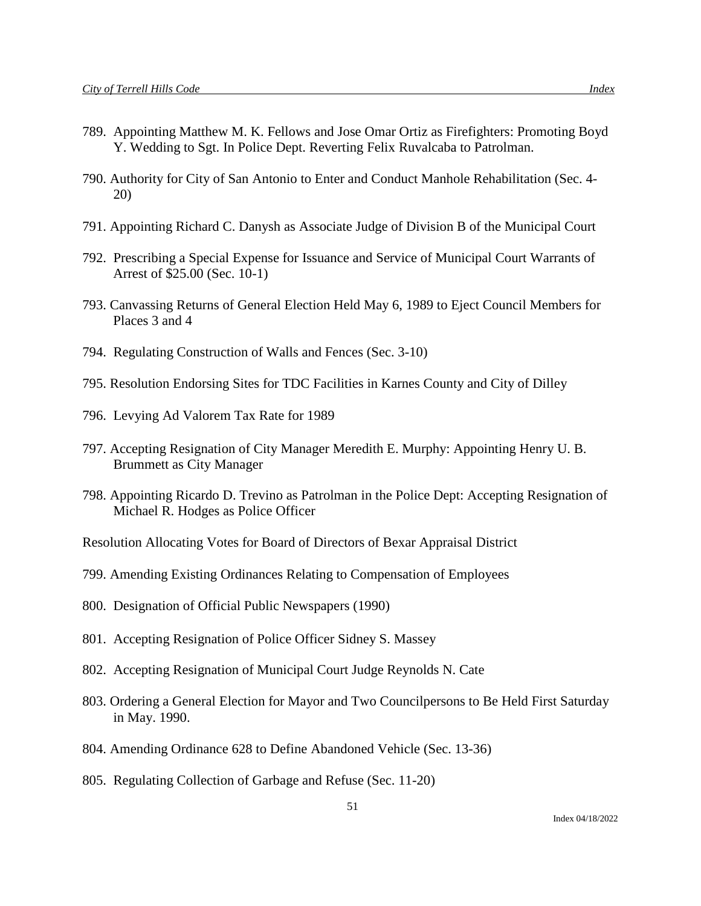789. Appointing Matthew M. K. Fellows and Jose Omar Ortiz as Firefighters: Promoting Boyd Y. Wedding to Sgt. In Police Dept. Reverting Felix Ruvalcaba to Patrolman.

790. Authority for City of San Antonio to Enter and Conduct Manhole Rehabilitation (Sec. 4-20)

791. Appointing Richard C. Danysh as Associate Judge of Division B of the Municipal Court

792. Prescribing a Special Expense for Issuance and Service of Municipal Court Warrants of Arrest of $25.00 (Sec. 10-1)

793. Canvassing Returns of General Election Held May 6, 1989 to Eject Council Members for Places 3 and 4

794. Regulating Construction of Walls and Fences (Sec. 3-10)

795. Resolution Endorsing Sites for TDC Facilities in Karnes County and City of Dilley

796. Levying Ad Valorem Tax Rate for 1989

797. Accepting Resignation of City Manager Meredith E. Murphy: Appointing Henry U. B. Brummett as City Manager

798. Appointing Ricardo D. Trevino as Patrolman in the Police Dept: Accepting Resignation of Michael R. Hodges as Police Officer

Resolution Allocating Votes for Board of Directors of Bexar Appraisal District

799. Amending Existing Ordinances Relating to Compensation of Employees

800. Designation of Official Public Newspapers (1990)

801. Accepting Resignation of Police Officer Sidney S. Massey

802. Accepting Resignation of Municipal Court Judge Reynolds N. Cate

803. Ordering a General Election for Mayor and Two Councilpersons to Be Held First Saturday in May. 1990.

804. Amending Ordinance 628 to Define Abandoned Vehicle (Sec. 13-36)

805. Regulating Collection of Garbage and Refuse (Sec. 11-20)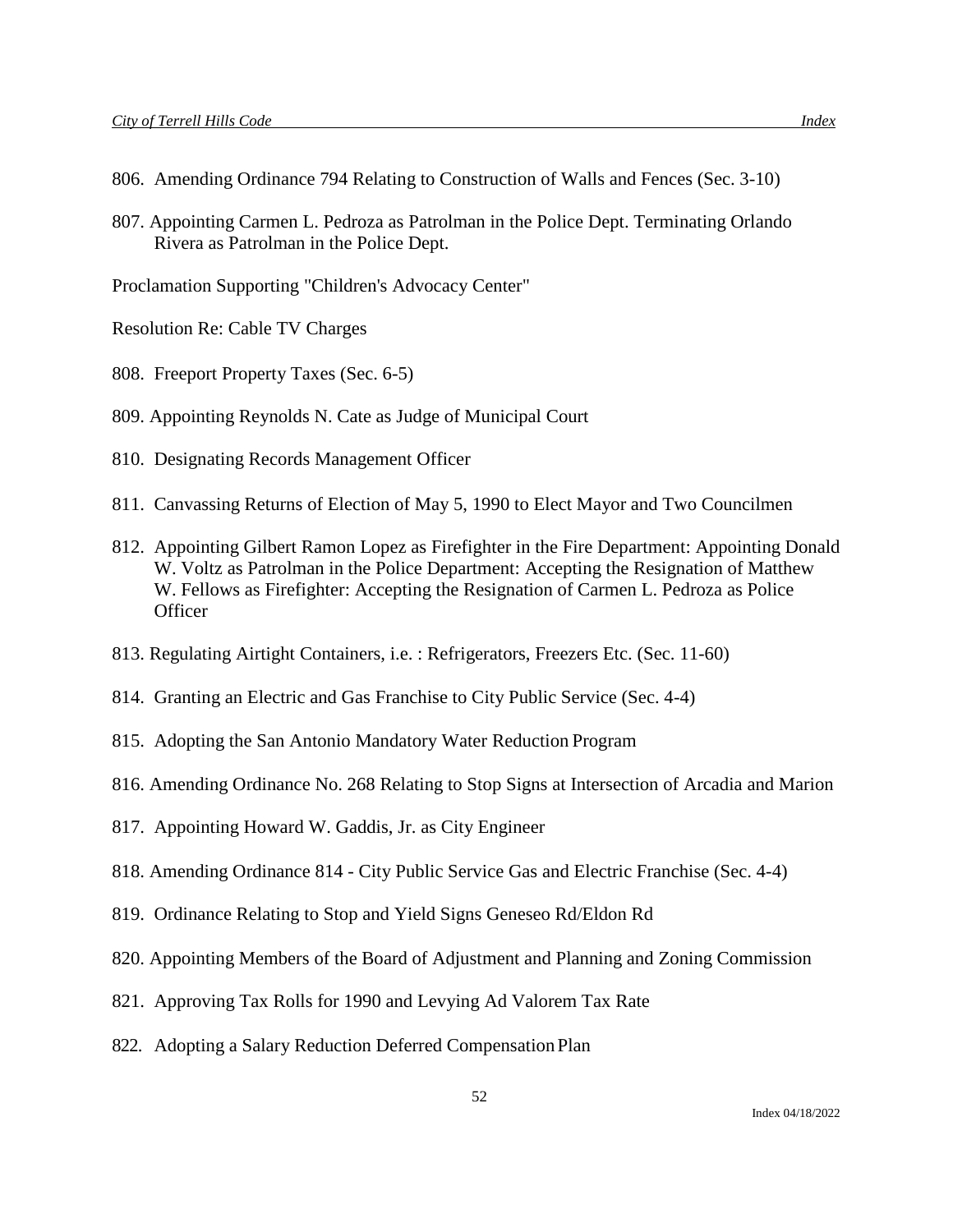806. Amending Ordinance 794 Relating to Construction of Walls and Fences (Sec. 3-10)

807. Appointing Carmen L. Pedroza as Patrolman in the Police Dept. Terminating Orlando Rivera as Patrolman in the Police Dept.

Proclamation Supporting "Children's Advocacy Center"

Resolution Re: Cable TV Charges

808. Freeport Property Taxes (Sec. 6-5)

809. Appointing Reynolds N. Cate as Judge of Municipal Court

810. Designating Records Management Officer

811. Canvassing Returns of Election of May 5, 1990 to Elect Mayor and Two Councilmen

812. Appointing Gilbert Ramon Lopez as Firefighter in the Fire Department: Appointing Donald W. Voltz as Patrolman in the Police Department: Accepting the Resignation of Matthew W. Fellows as Firefighter: Accepting the Resignation of Carmen L. Pedroza as Police Officer

813. Regulating Airtight Containers, i.e. : Refrigerators, Freezers Etc. (Sec. 11-60)

814. Granting an Electric and Gas Franchise to City Public Service (Sec. 4-4)

815. Adopting the San Antonio Mandatory Water Reduction Program

816. Amending Ordinance No. 268 Relating to Stop Signs at Intersection of Arcadia and Marion

817. Appointing Howard W. Gaddis, Jr. as City Engineer

818. Amending Ordinance 814 - City Public Service Gas and Electric Franchise (Sec. 4-4)

819. Ordinance Relating to Stop and Yield Signs Geneseo Rd/Eldon Rd

820. Appointing Members of the Board of Adjustment and Planning and Zoning Commission

821. Approving Tax Rolls for 1990 and Levying Ad Valorem Tax Rate

822. Adopting a Salary Reduction Deferred Compensation Plan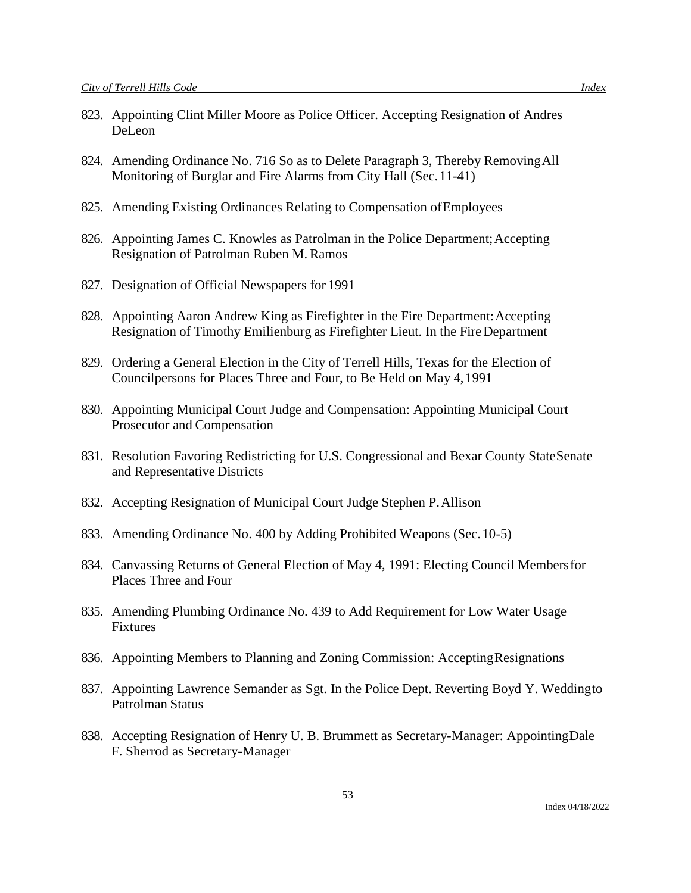823. Appointing Clint Miller Moore as Police Officer. Accepting Resignation of Andres DeLeon

824. Amending Ordinance No. 716 So as to Delete Paragraph 3, Thereby Removing All Monitoring of Burglar and Fire Alarms from City Hall (Sec. 11-41)

825. Amending Existing Ordinances Relating to Compensation of Employees

826. Appointing James C. Knowles as Patrolman in the Police Department; Accepting Resignation of Patrolman Ruben M. Ramos

827. Designation of Official Newspapers for 1991

828. Appointing Aaron Andrew King as Firefighter in the Fire Department: Accepting Resignation of Timothy Emilienburg as Firefighter Lieut. In the Fire Department

829. Ordering a General Election in the City of Terrell Hills, Texas for the Election of Councilpersons for Places Three and Four, to Be Held on May 4, 1991

830. Appointing Municipal Court Judge and Compensation: Appointing Municipal Court Prosecutor and Compensation

831. Resolution Favoring Redistricting for U.S. Congressional and Bexar County State Senate and Representative Districts

832. Accepting Resignation of Municipal Court Judge Stephen P. Allison

833. Amending Ordinance No. 400 by Adding Prohibited Weapons (Sec. 10-5)

834. Canvassing Returns of General Election of May 4, 1991: Electing Council Members for Places Three and Four

835. Amending Plumbing Ordinance No. 439 to Add Requirement for Low Water Usage Fixtures

836. Appointing Members to Planning and Zoning Commission: Accepting Resignations

837. Appointing Lawrence Semander as Sgt. In the Police Dept. Reverting Boyd Y. Wedding to Patrolman Status

838. Accepting Resignation of Henry U. B. Brummett as Secretary-Manager: Appointing Dale F. Sherrod as Secretary-Manager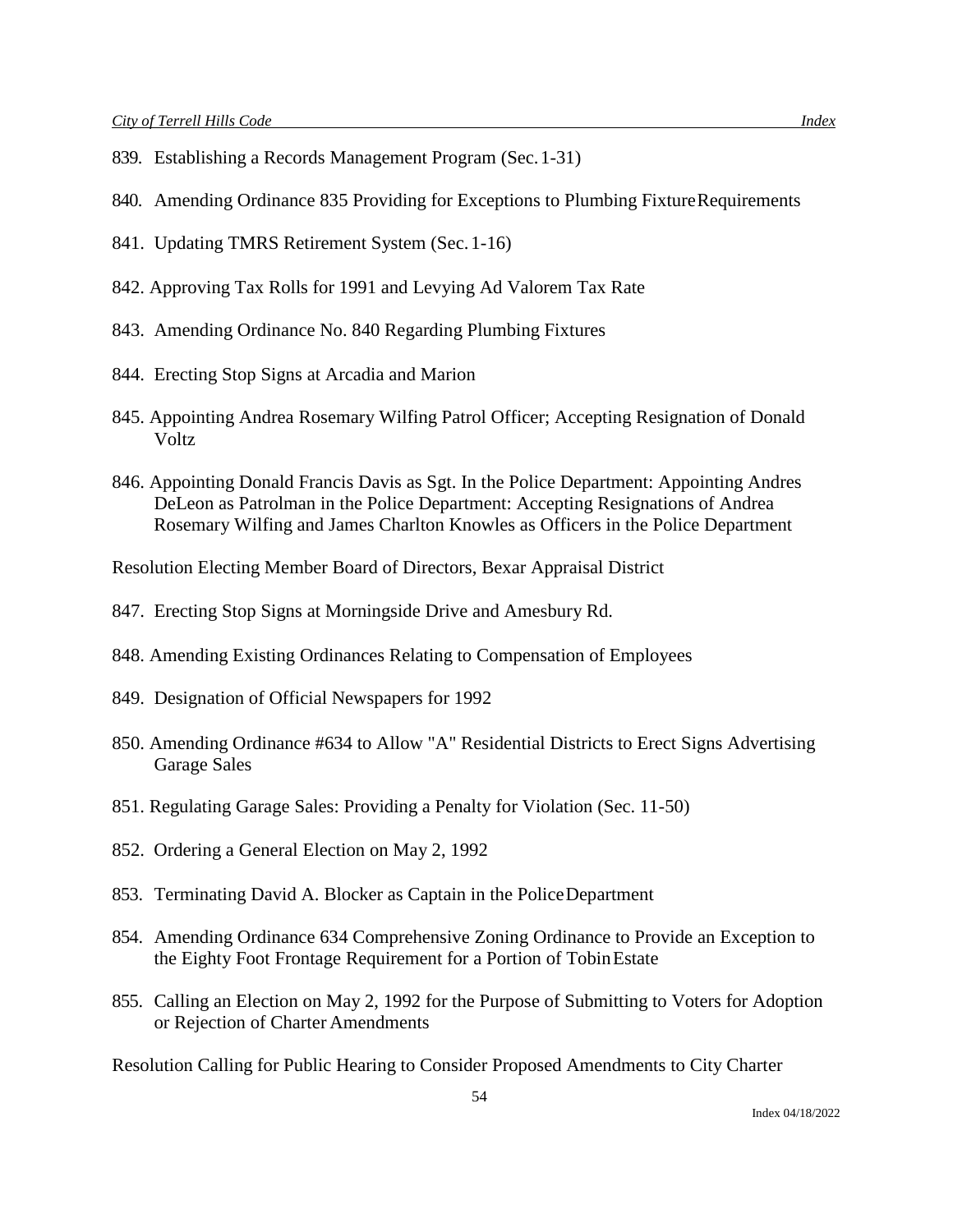839. Establishing a Records Management Program (Sec. 1-31)

840. Amending Ordinance 835 Providing for Exceptions to Plumbing Fixture Requirements

841. Updating TMRS Retirement System (Sec. 1-16)

842. Approving Tax Rolls for 1991 and Levying Ad Valorem Tax Rate

843. Amending Ordinance No. 840 Regarding Plumbing Fixtures

844. Erecting Stop Signs at Arcadia and Marion

845. Appointing Andrea Rosemary Wilfing Patrol Officer; Accepting Resignation of Donald Voltz

846. Appointing Donald Francis Davis as Sgt. In the Police Department: Appointing Andres DeLeon as Patrolman in the Police Department: Accepting Resignations of Andrea Rosemary Wilfing and James Charlton Knowles as Officers in the Police Department

Resolution Electing Member Board of Directors, Bexar Appraisal District

847. Erecting Stop Signs at Morningside Drive and Amesbury Rd.

848. Amending Existing Ordinances Relating to Compensation of Employees

849. Designation of Official Newspapers for 1992

850. Amending Ordinance #634 to Allow "A" Residential Districts to Erect Signs Advertising Garage Sales

851. Regulating Garage Sales: Providing a Penalty for Violation (Sec. 11-50)

852. Ordering a General Election on May 2, 1992

853. Terminating David A. Blocker as Captain in the Police Department

854. Amending Ordinance 634 Comprehensive Zoning Ordinance to Provide an Exception to the Eighty Foot Frontage Requirement for a Portion of Tobin Estate

855. Calling an Election on May 2, 1992 for the Purpose of Submitting to Voters for Adoption or Rejection of Charter Amendments

Resolution Calling for Public Hearing to Consider Proposed Amendments to City Charter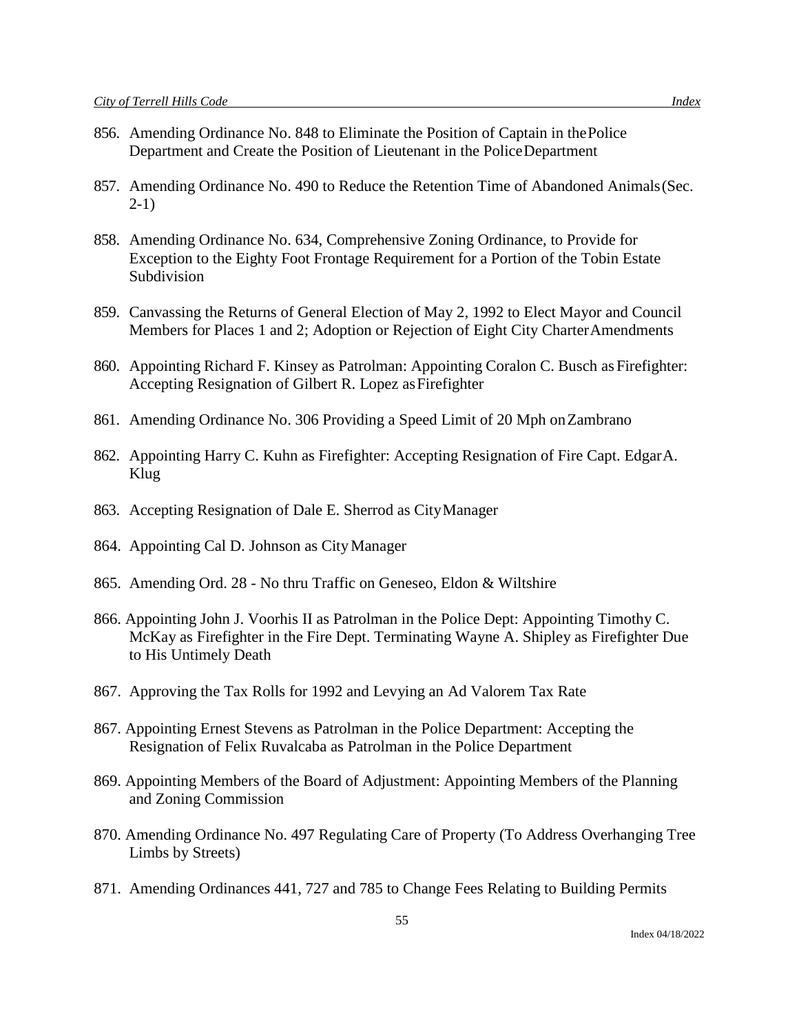856. Amending Ordinance No. 848 to Eliminate the Position of Captain in the Police Department and Create the Position of Lieutenant in the Police Department

857. Amending Ordinance No. 490 to Reduce the Retention Time of Abandoned Animals (Sec. 2-1)

858. Amending Ordinance No. 634, Comprehensive Zoning Ordinance, to Provide for Exception to the Eighty Foot Frontage Requirement for a Portion of the Tobin Estate Subdivision

859. Canvassing the Returns of General Election of May 2, 1992 to Elect Mayor and Council Members for Places 1 and 2; Adoption or Rejection of Eight City Charter Amendments

860. Appointing Richard F. Kinsey as Patrolman: Appointing Coralon C. Busch as Firefighter: Accepting Resignation of Gilbert R. Lopez as Firefighter

861. Amending Ordinance No. 306 Providing a Speed Limit of 20 Mph on Zambrano

862. Appointing Harry C. Kuhn as Firefighter: Accepting Resignation of Fire Capt. Edgar A. Klug

863. Accepting Resignation of Dale E. Sherrod as City Manager

864. Appointing Cal D. Johnson as City Manager

865. Amending Ord. 28 - No thru Traffic on Geneseo, Eldon & Wiltshire

866. Appointing John J. Voorhis II as Patrolman in the Police Dept: Appointing Timothy C. McKay as Firefighter in the Fire Dept. Terminating Wayne A. Shipley as Firefighter Due to His Untimely Death

867. Approving the Tax Rolls for 1992 and Levying an Ad Valorem Tax Rate

867. Appointing Ernest Stevens as Patrolman in the Police Department: Accepting the Resignation of Felix Ruvalcaba as Patrolman in the Police Department

869. Appointing Members of the Board of Adjustment: Appointing Members of the Planning and Zoning Commission

870. Amending Ordinance No. 497 Regulating Care of Property (To Address Overhanging Tree Limbs by Streets)

871. Amending Ordinances 441, 727 and 785 to Change Fees Relating to Building Permits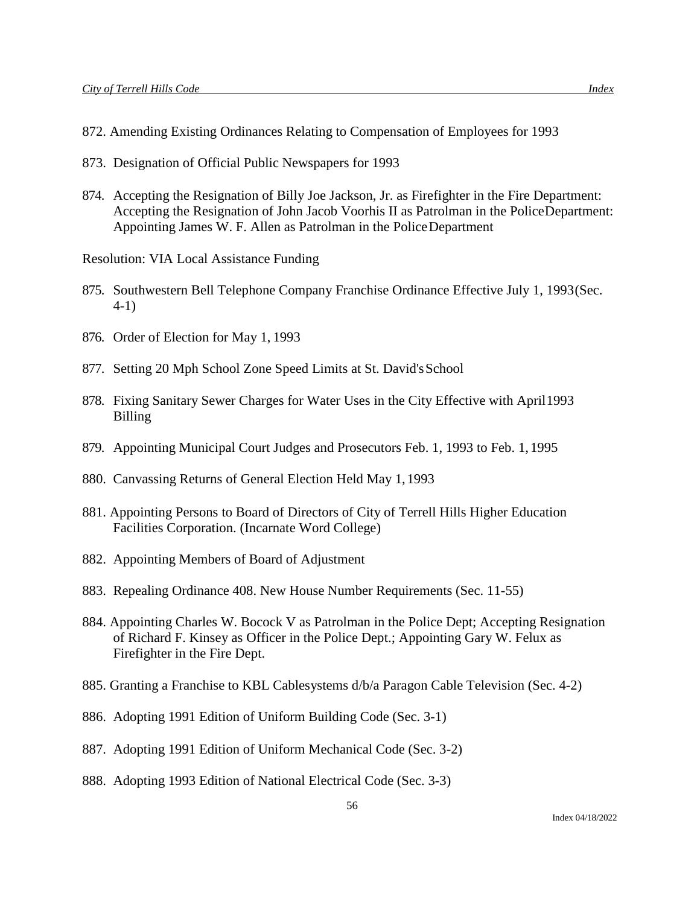872. Amending Existing Ordinances Relating to Compensation of Employees for 1993

873. Designation of Official Public Newspapers for 1993

874. Accepting the Resignation of Billy Joe Jackson, Jr. as Firefighter in the Fire Department: Accepting the Resignation of John Jacob Voorhis II as Patrolman in the Police Department: Appointing James W. F. Allen as Patrolman in the Police Department

Resolution: VIA Local Assistance Funding

875. Southwestern Bell Telephone Company Franchise Ordinance Effective July 1, 1993 (Sec. 4-1)

876. Order of Election for May 1, 1993

877. Setting 20 Mph School Zone Speed Limits at St. David's School

878. Fixing Sanitary Sewer Charges for Water Uses in the City Effective with April 1993 Billing

879. Appointing Municipal Court Judges and Prosecutors Feb. 1, 1993 to Feb. 1, 1995

880. Canvassing Returns of General Election Held May 1, 1993

881. Appointing Persons to Board of Directors of City of Terrell Hills Higher Education Facilities Corporation. (Incarnate Word College)

882. Appointing Members of Board of Adjustment

883. Repealing Ordinance 408. New House Number Requirements (Sec. 11-55)

884. Appointing Charles W. Bocock V as Patrolman in the Police Dept; Accepting Resignation of Richard F. Kinsey as Officer in the Police Dept.; Appointing Gary W. Felux as Firefighter in the Fire Dept.

885. Granting a Franchise to KBL Cablesystems d/b/a Paragon Cable Television (Sec. 4-2)

886. Adopting 1991 Edition of Uniform Building Code (Sec. 3-1)

887. Adopting 1991 Edition of Uniform Mechanical Code (Sec. 3-2)

888. Adopting 1993 Edition of National Electrical Code (Sec. 3-3)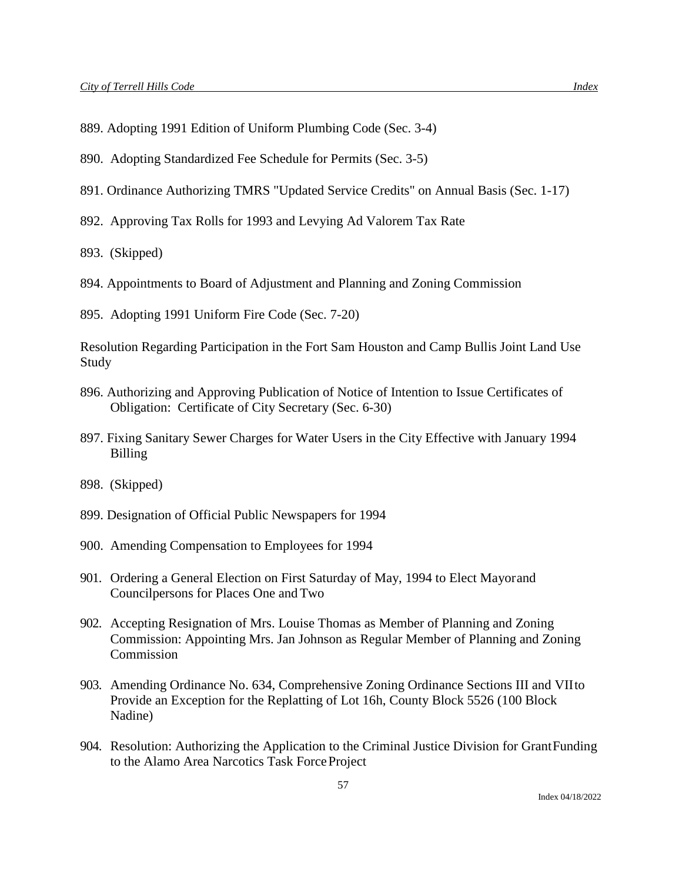889. Adopting 1991 Edition of Uniform Plumbing Code (Sec. 3-4)

890. Adopting Standardized Fee Schedule for Permits (Sec. 3-5)

891. Ordinance Authorizing TMRS "Updated Service Credits" on Annual Basis (Sec. 1-17)

892. Approving Tax Rolls for 1993 and Levying Ad Valorem Tax Rate

893. (Skipped)

894. Appointments to Board of Adjustment and Planning and Zoning Commission

895. Adopting 1991 Uniform Fire Code (Sec. 7-20)

Resolution Regarding Participation in the Fort Sam Houston and Camp Bullis Joint Land Use Study

896. Authorizing and Approving Publication of Notice of Intention to Issue Certificates of Obligation: Certificate of City Secretary (Sec. 6-30)

897. Fixing Sanitary Sewer Charges for Water Users in the City Effective with January 1994 Billing

898. (Skipped)

899. Designation of Official Public Newspapers for 1994

900. Amending Compensation to Employees for 1994

901. Ordering a General Election on First Saturday of May, 1994 to Elect Mayor and Councilpersons for Places One and Two

902. Accepting Resignation of Mrs. Louise Thomas as Member of Planning and Zoning Commission: Appointing Mrs. Jan Johnson as Regular Member of Planning and Zoning Commission

903. Amending Ordinance No. 634, Comprehensive Zoning Ordinance Sections III and VII to Provide an Exception for the Replatting of Lot 16h, County Block 5526 (100 Block Nadine)

904. Resolution: Authorizing the Application to the Criminal Justice Division for Grant Funding to the Alamo Area Narcotics Task Force Project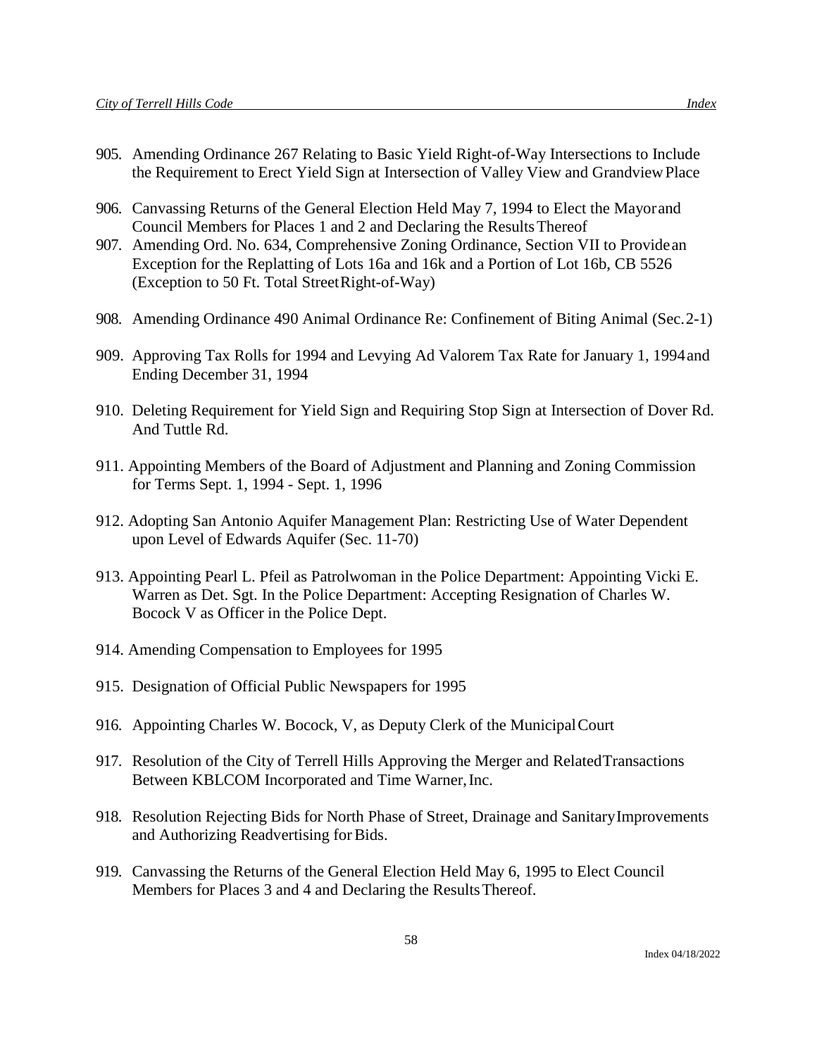905. Amending Ordinance 267 Relating to Basic Yield Right-of-Way Intersections to Include the Requirement to Erect Yield Sign at Intersection of Valley View and Grandview Place

906. Canvassing Returns of the General Election Held May 7, 1994 to Elect the Mayor and Council Members for Places 1 and 2 and Declaring the Results Thereof

907. Amending Ord. No. 634, Comprehensive Zoning Ordinance, Section VII to Provide an Exception for the Replatting of Lots 16a and 16k and a Portion of Lot 16b, CB 5526 (Exception to 50 Ft. Total Street Right-of-Way)

908. Amending Ordinance 490 Animal Ordinance Re: Confinement of Biting Animal (Sec. 2-1)

909. Approving Tax Rolls for 1994 and Levying Ad Valorem Tax Rate for January 1, 1994 and Ending December 31, 1994

910. Deleting Requirement for Yield Sign and Requiring Stop Sign at Intersection of Dover Rd. And Tuttle Rd.

911. Appointing Members of the Board of Adjustment and Planning and Zoning Commission for Terms Sept. 1, 1994 - Sept. 1, 1996

912. Adopting San Antonio Aquifer Management Plan: Restricting Use of Water Dependent upon Level of Edwards Aquifer (Sec. 11-70)

913. Appointing Pearl L. Pfeil as Patrolwoman in the Police Department: Appointing Vicki E. Warren as Det. Sgt. In the Police Department: Accepting Resignation of Charles W. Bocock V as Officer in the Police Dept.

914. Amending Compensation to Employees for 1995

915. Designation of Official Public Newspapers for 1995

916. Appointing Charles W. Bocock, V, as Deputy Clerk of the Municipal Court

917. Resolution of the City of Terrell Hills Approving the Merger and Related Transactions Between KBLCOM Incorporated and Time Warner, Inc.

918. Resolution Rejecting Bids for North Phase of Street, Drainage and Sanitary Improvements and Authorizing Readvertising for Bids.

919. Canvassing the Returns of the General Election Held May 6, 1995 to Elect Council Members for Places 3 and 4 and Declaring the Results Thereof.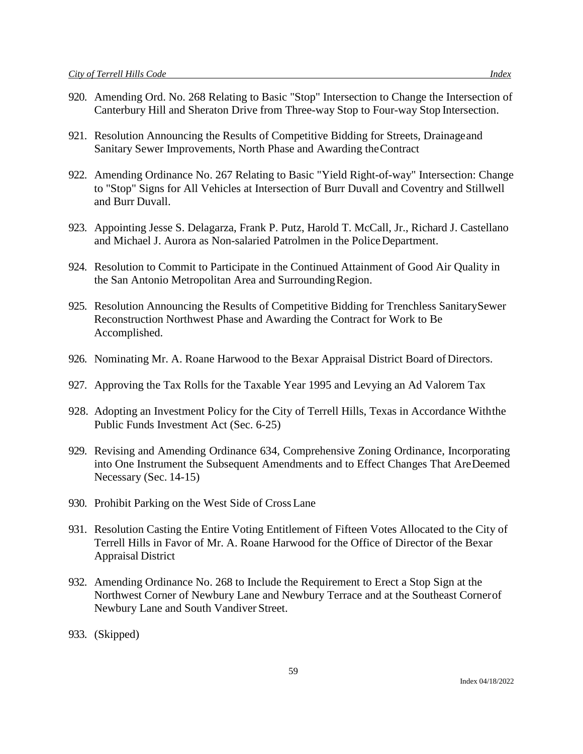920. Amending Ord. No. 268 Relating to Basic "Stop" Intersection to Change the Intersection of Canterbury Hill and Sheraton Drive from Three-way Stop to Four-way Stop Intersection.

921. Resolution Announcing the Results of Competitive Bidding for Streets, Drainage and Sanitary Sewer Improvements, North Phase and Awarding the Contract

922. Amending Ordinance No. 267 Relating to Basic "Yield Right-of-way" Intersection: Change to "Stop" Signs for All Vehicles at Intersection of Burr Duvall and Coventry and Stillwell and Burr Duvall.

923. Appointing Jesse S. Delagarza, Frank P. Putz, Harold T. McCall, Jr., Richard J. Castellano and Michael J. Aurora as Non-salaried Patrolmen in the Police Department.

924. Resolution to Commit to Participate in the Continued Attainment of Good Air Quality in the San Antonio Metropolitan Area and Surrounding Region.

925. Resolution Announcing the Results of Competitive Bidding for Trenchless Sanitary Sewer Reconstruction Northwest Phase and Awarding the Contract for Work to Be Accomplished.

926. Nominating Mr. A. Roane Harwood to the Bexar Appraisal District Board of Directors.

927. Approving the Tax Rolls for the Taxable Year 1995 and Levying an Ad Valorem Tax

928. Adopting an Investment Policy for the City of Terrell Hills, Texas in Accordance With the Public Funds Investment Act (Sec. 6-25)

929. Revising and Amending Ordinance 634, Comprehensive Zoning Ordinance, Incorporating into One Instrument the Subsequent Amendments and to Effect Changes That Are Deemed Necessary (Sec. 14-15)

930. Prohibit Parking on the West Side of Cross Lane

931. Resolution Casting the Entire Voting Entitlement of Fifteen Votes Allocated to the City of Terrell Hills in Favor of Mr. A. Roane Harwood for the Office of Director of the Bexar Appraisal District

932. Amending Ordinance No. 268 to Include the Requirement to Erect a Stop Sign at the Northwest Corner of Newbury Lane and Newbury Terrace and at the Southeast Corner of Newbury Lane and South Vandiver Street.

933. (Skipped)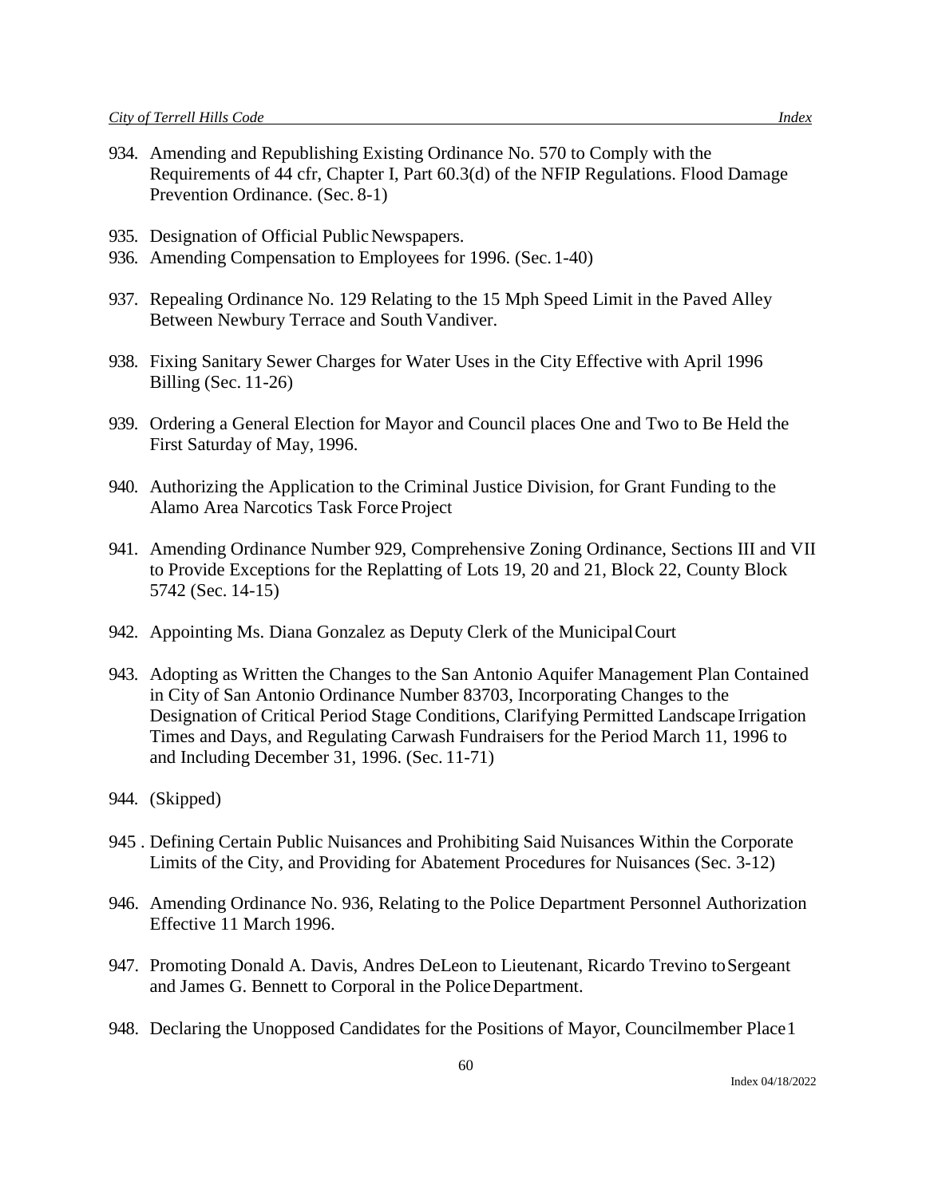934. Amending and Republishing Existing Ordinance No. 570 to Comply with the Requirements of 44 cfr, Chapter I, Part 60.3(d) of the NFIP Regulations. Flood Damage Prevention Ordinance. (Sec. 8-1)

935. Designation of Official Public Newspapers.
936. Amending Compensation to Employees for 1996. (Sec. 1-40)

937. Repealing Ordinance No. 129 Relating to the 15 Mph Speed Limit in the Paved Alley Between Newbury Terrace and South Vandiver.

938. Fixing Sanitary Sewer Charges for Water Uses in the City Effective with April 1996 Billing (Sec. 11-26)

939. Ordering a General Election for Mayor and Council places One and Two to Be Held the First Saturday of May, 1996.

940. Authorizing the Application to the Criminal Justice Division, for Grant Funding to the Alamo Area Narcotics Task Force Project

941. Amending Ordinance Number 929, Comprehensive Zoning Ordinance, Sections III and VII to Provide Exceptions for the Replatting of Lots 19, 20 and 21, Block 22, County Block 5742 (Sec. 14-15)

942. Appointing Ms. Diana Gonzalez as Deputy Clerk of the Municipal Court

943. Adopting as Written the Changes to the San Antonio Aquifer Management Plan Contained in City of San Antonio Ordinance Number 83703, Incorporating Changes to the Designation of Critical Period Stage Conditions, Clarifying Permitted Landscape Irrigation Times and Days, and Regulating Carwash Fundraisers for the Period March 11, 1996 to and Including December 31, 1996. (Sec. 11-71)

944. (Skipped)

945 . Defining Certain Public Nuisances and Prohibiting Said Nuisances Within the Corporate Limits of the City, and Providing for Abatement Procedures for Nuisances (Sec. 3-12)

946. Amending Ordinance No. 936, Relating to the Police Department Personnel Authorization Effective 11 March 1996.

947. Promoting Donald A. Davis, Andres DeLeon to Lieutenant, Ricardo Trevino to Sergeant and James G. Bennett to Corporal in the Police Department.

948. Declaring the Unopposed Candidates for the Positions of Mayor, Councilmember Place 1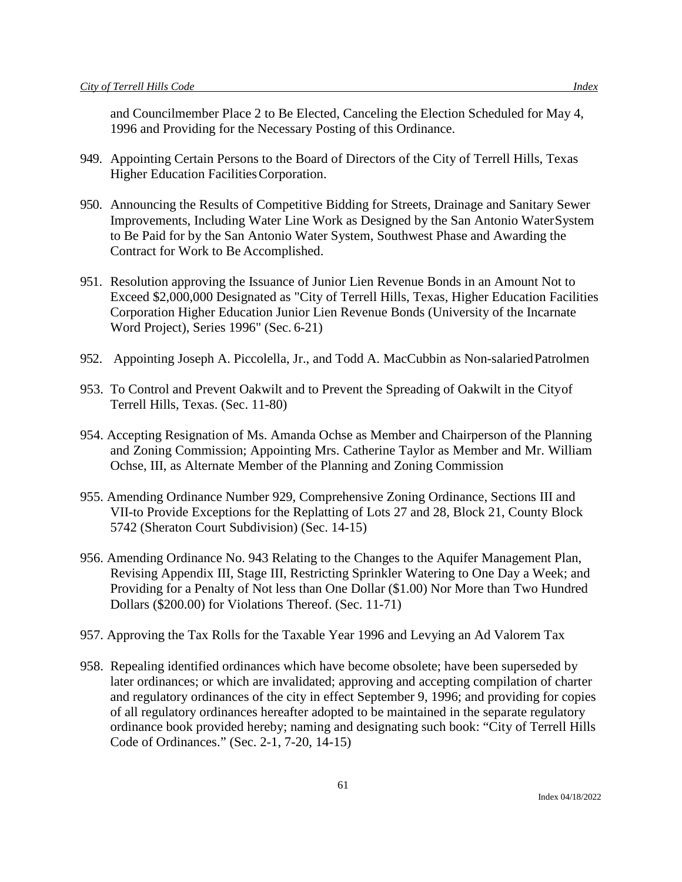and Councilmember Place 2 to Be Elected, Canceling the Election Scheduled for May 4, 1996 and Providing for the Necessary Posting of this Ordinance.

949. Appointing Certain Persons to the Board of Directors of the City of Terrell Hills, Texas Higher Education Facilities Corporation.

950. Announcing the Results of Competitive Bidding for Streets, Drainage and Sanitary Sewer Improvements, Including Water Line Work as Designed by the San Antonio Water System to Be Paid for by the San Antonio Water System, Southwest Phase and Awarding the Contract for Work to Be Accomplished.

951. Resolution approving the Issuance of Junior Lien Revenue Bonds in an Amount Not to Exceed $2,000,000 Designated as "City of Terrell Hills, Texas, Higher Education Facilities Corporation Higher Education Junior Lien Revenue Bonds (University of the Incarnate Word Project), Series 1996" (Sec. 6-21)

952. Appointing Joseph A. Piccolella, Jr., and Todd A. MacCubbin as Non-salaried Patrolmen

953. To Control and Prevent Oakwilt and to Prevent the Spreading of Oakwilt in the City of Terrell Hills, Texas. (Sec. 11-80)

954. Accepting Resignation of Ms. Amanda Ochse as Member and Chairperson of the Planning and Zoning Commission; Appointing Mrs. Catherine Taylor as Member and Mr. William Ochse, III, as Alternate Member of the Planning and Zoning Commission

955. Amending Ordinance Number 929, Comprehensive Zoning Ordinance, Sections III and VII-to Provide Exceptions for the Replatting of Lots 27 and 28, Block 21, County Block 5742 (Sheraton Court Subdivision) (Sec. 14-15)

956. Amending Ordinance No. 943 Relating to the Changes to the Aquifer Management Plan, Revising Appendix III, Stage III, Restricting Sprinkler Watering to One Day a Week; and Providing for a Penalty of Not less than One Dollar ($1.00) Nor More than Two Hundred Dollars ($200.00) for Violations Thereof. (Sec. 11-71)

957. Approving the Tax Rolls for the Taxable Year 1996 and Levying an Ad Valorem Tax

958. Repealing identified ordinances which have become obsolete; have been superseded by later ordinances; or which are invalidated; approving and accepting compilation of charter and regulatory ordinances of the city in effect September 9, 1996; and providing for copies of all regulatory ordinances hereafter adopted to be maintained in the separate regulatory ordinance book provided hereby; naming and designating such book: "City of Terrell Hills Code of Ordinances." (Sec. 2-1, 7-20, 14-15)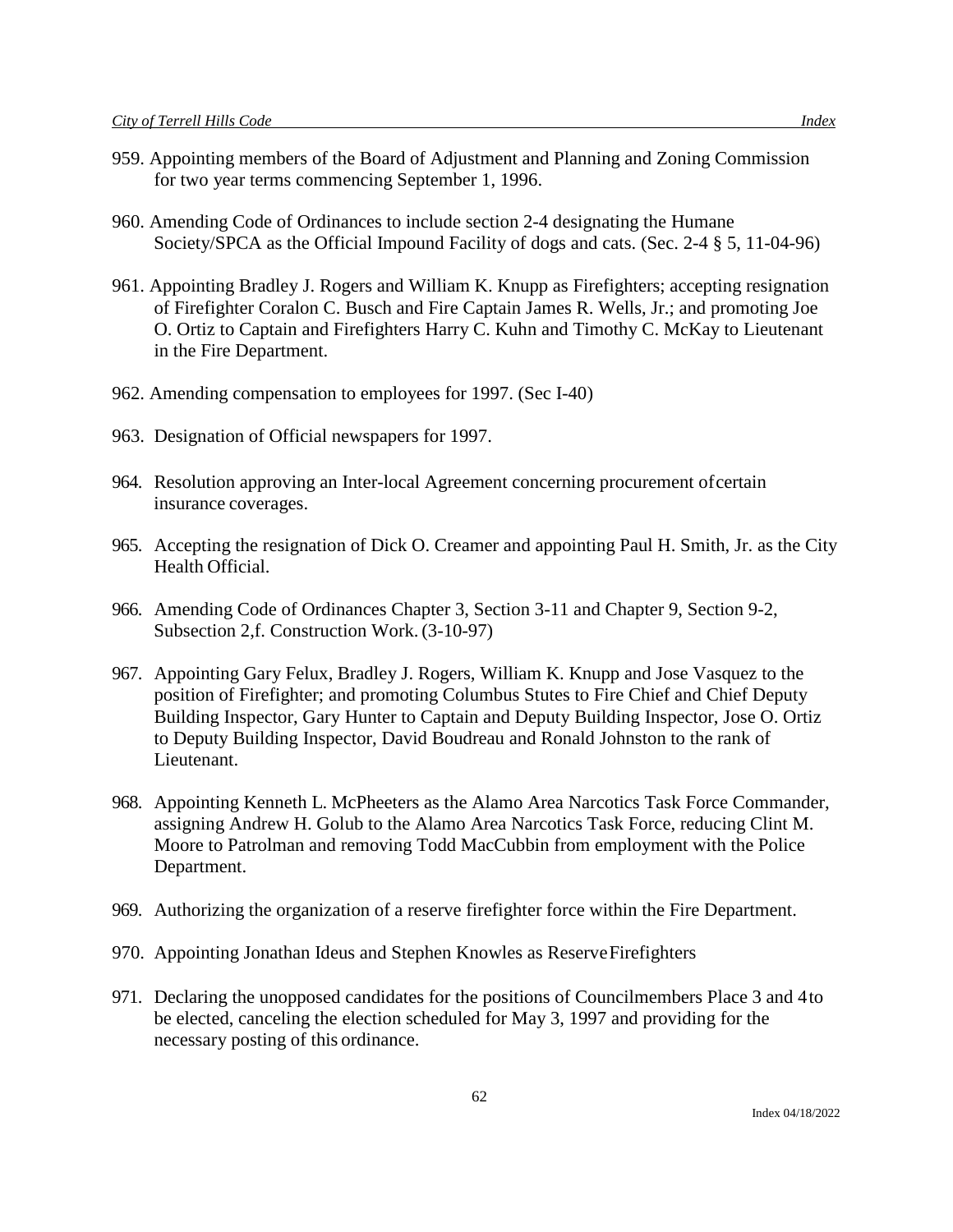959. Appointing members of the Board of Adjustment and Planning and Zoning Commission for two year terms commencing September 1, 1996.

960. Amending Code of Ordinances to include section 2-4 designating the Humane Society/SPCA as the Official Impound Facility of dogs and cats. (Sec. 2-4 § 5, 11-04-96)

961. Appointing Bradley J. Rogers and William K. Knupp as Firefighters; accepting resignation of Firefighter Coralon C. Busch and Fire Captain James R. Wells, Jr.; and promoting Joe O. Ortiz to Captain and Firefighters Harry C. Kuhn and Timothy C. McKay to Lieutenant in the Fire Department.

962. Amending compensation to employees for 1997. (Sec I-40)

963. Designation of Official newspapers for 1997.

964. Resolution approving an Inter-local Agreement concerning procurement of certain insurance coverages.

965. Accepting the resignation of Dick O. Creamer and appointing Paul H. Smith, Jr. as the City Health Official.

966. Amending Code of Ordinances Chapter 3, Section 3-11 and Chapter 9, Section 9-2, Subsection 2,f. Construction Work. (3-10-97)

967. Appointing Gary Felux, Bradley J. Rogers, William K. Knupp and Jose Vasquez to the position of Firefighter; and promoting Columbus Stutes to Fire Chief and Chief Deputy Building Inspector, Gary Hunter to Captain and Deputy Building Inspector, Jose O. Ortiz to Deputy Building Inspector, David Boudreau and Ronald Johnston to the rank of Lieutenant.

968. Appointing Kenneth L. McPheeters as the Alamo Area Narcotics Task Force Commander, assigning Andrew H. Golub to the Alamo Area Narcotics Task Force, reducing Clint M. Moore to Patrolman and removing Todd MacCubbin from employment with the Police Department.

969. Authorizing the organization of a reserve firefighter force within the Fire Department.

970. Appointing Jonathan Ideus and Stephen Knowles as Reserve Firefighters

971. Declaring the unopposed candidates for the positions of Councilmembers Place 3 and 4 to be elected, canceling the election scheduled for May 3, 1997 and providing for the necessary posting of this ordinance.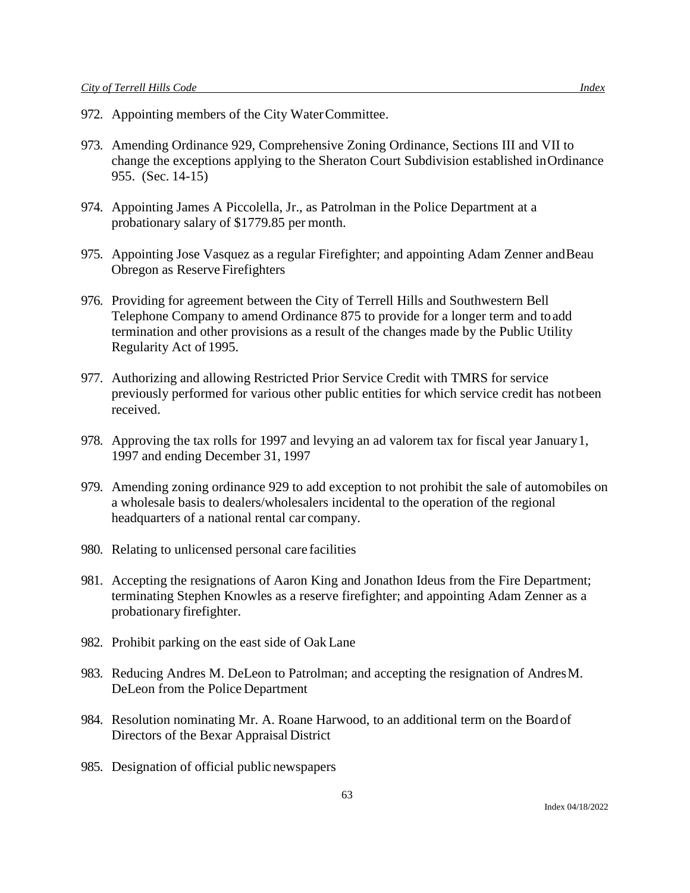972. Appointing members of the City Water Committee.

973. Amending Ordinance 929, Comprehensive Zoning Ordinance, Sections III and VII to change the exceptions applying to the Sheraton Court Subdivision established in Ordinance 955. (Sec. 14-15)

974. Appointing James A Piccolella, Jr., as Patrolman in the Police Department at a probationary salary of $1779.85 per month.

975. Appointing Jose Vasquez as a regular Firefighter; and appointing Adam Zenner and Beau Obregon as Reserve Firefighters

976. Providing for agreement between the City of Terrell Hills and Southwestern Bell Telephone Company to amend Ordinance 875 to provide for a longer term and to add termination and other provisions as a result of the changes made by the Public Utility Regularity Act of 1995.

977. Authorizing and allowing Restricted Prior Service Credit with TMRS for service previously performed for various other public entities for which service credit has not been received.

978. Approving the tax rolls for 1997 and levying an ad valorem tax for fiscal year January 1, 1997 and ending December 31, 1997

979. Amending zoning ordinance 929 to add exception to not prohibit the sale of automobiles on a wholesale basis to dealers/wholesalers incidental to the operation of the regional headquarters of a national rental car company.

980. Relating to unlicensed personal care facilities

981. Accepting the resignations of Aaron King and Jonathon Ideus from the Fire Department; terminating Stephen Knowles as a reserve firefighter; and appointing Adam Zenner as a probationary firefighter.

982. Prohibit parking on the east side of Oak Lane

983. Reducing Andres M. DeLeon to Patrolman; and accepting the resignation of Andres M. DeLeon from the Police Department

984. Resolution nominating Mr. A. Roane Harwood, to an additional term on the Board of Directors of the Bexar Appraisal District

985. Designation of official public newspapers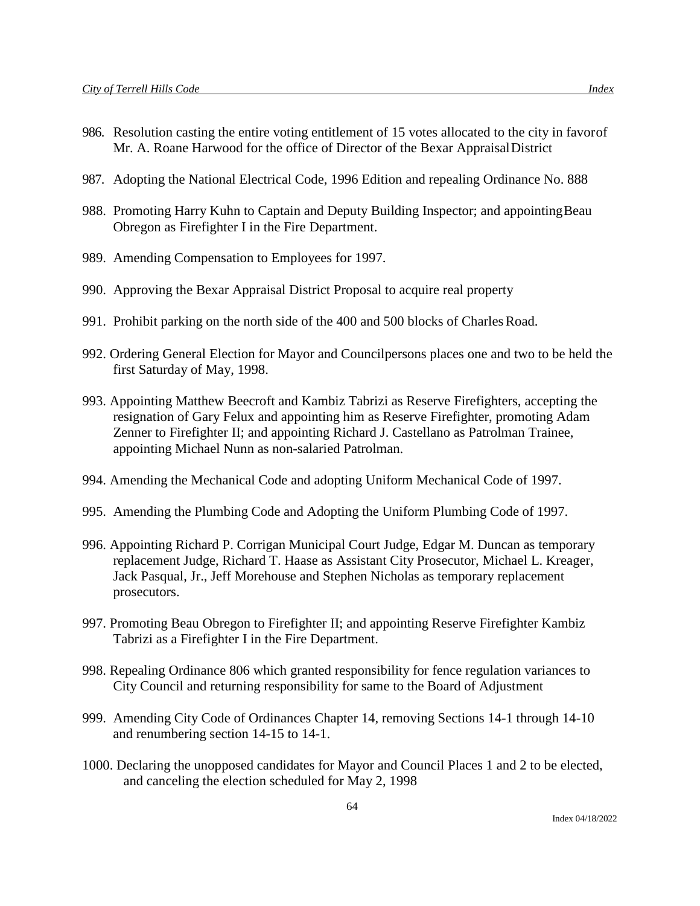986. Resolution casting the entire voting entitlement of 15 votes allocated to the city in favor of Mr. A. Roane Harwood for the office of Director of the Bexar Appraisal District

987. Adopting the National Electrical Code, 1996 Edition and repealing Ordinance No. 888

988. Promoting Harry Kuhn to Captain and Deputy Building Inspector; and appointing Beau Obregon as Firefighter I in the Fire Department.

989. Amending Compensation to Employees for 1997.

990. Approving the Bexar Appraisal District Proposal to acquire real property

991. Prohibit parking on the north side of the 400 and 500 blocks of Charles Road.

992. Ordering General Election for Mayor and Councilpersons places one and two to be held the first Saturday of May, 1998.

993. Appointing Matthew Beecroft and Kambiz Tabrizi as Reserve Firefighters, accepting the resignation of Gary Felux and appointing him as Reserve Firefighter, promoting Adam Zenner to Firefighter II; and appointing Richard J. Castellano as Patrolman Trainee, appointing Michael Nunn as non-salaried Patrolman.

994. Amending the Mechanical Code and adopting Uniform Mechanical Code of 1997.

995. Amending the Plumbing Code and Adopting the Uniform Plumbing Code of 1997.

996. Appointing Richard P. Corrigan Municipal Court Judge, Edgar M. Duncan as temporary replacement Judge, Richard T. Haase as Assistant City Prosecutor, Michael L. Kreager, Jack Pasqual, Jr., Jeff Morehouse and Stephen Nicholas as temporary replacement prosecutors.

997. Promoting Beau Obregon to Firefighter II; and appointing Reserve Firefighter Kambiz Tabrizi as a Firefighter I in the Fire Department.

998. Repealing Ordinance 806 which granted responsibility for fence regulation variances to City Council and returning responsibility for same to the Board of Adjustment

999. Amending City Code of Ordinances Chapter 14, removing Sections 14-1 through 14-10 and renumbering section 14-15 to 14-1.

1000. Declaring the unopposed candidates for Mayor and Council Places 1 and 2 to be elected, and canceling the election scheduled for May 2, 1998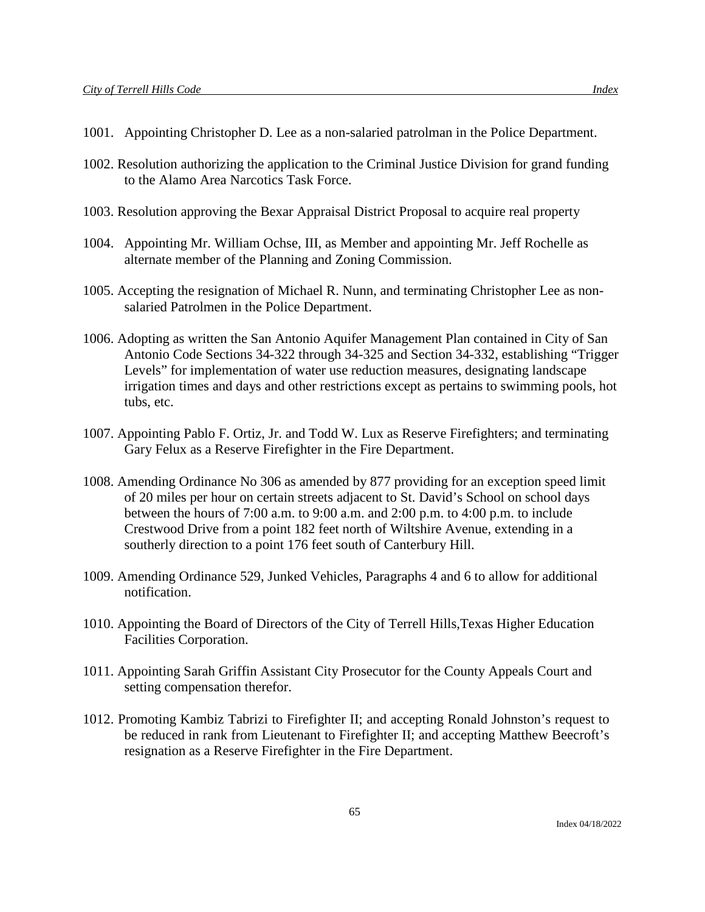1001. Appointing Christopher D. Lee as a non-salaried patrolman in the Police Department.

1002. Resolution authorizing the application to the Criminal Justice Division for grand funding to the Alamo Area Narcotics Task Force.

1003. Resolution approving the Bexar Appraisal District Proposal to acquire real property

1004. Appointing Mr. William Ochse, III, as Member and appointing Mr. Jeff Rochelle as alternate member of the Planning and Zoning Commission.

1005. Accepting the resignation of Michael R. Nunn, and terminating Christopher Lee as non-salaried Patrolmen in the Police Department.

1006. Adopting as written the San Antonio Aquifer Management Plan contained in City of San Antonio Code Sections 34-322 through 34-325 and Section 34-332, establishing "Trigger Levels" for implementation of water use reduction measures, designating landscape irrigation times and days and other restrictions except as pertains to swimming pools, hot tubs, etc.

1007. Appointing Pablo F. Ortiz, Jr. and Todd W. Lux as Reserve Firefighters; and terminating Gary Felux as a Reserve Firefighter in the Fire Department.

1008. Amending Ordinance No 306 as amended by 877 providing for an exception speed limit of 20 miles per hour on certain streets adjacent to St. David's School on school days between the hours of 7:00 a.m. to 9:00 a.m. and 2:00 p.m. to 4:00 p.m. to include Crestwood Drive from a point 182 feet north of Wiltshire Avenue, extending in a southerly direction to a point 176 feet south of Canterbury Hill.

1009. Amending Ordinance 529, Junked Vehicles, Paragraphs 4 and 6 to allow for additional notification.

1010. Appointing the Board of Directors of the City of Terrell Hills,Texas Higher Education Facilities Corporation.

1011. Appointing Sarah Griffin Assistant City Prosecutor for the County Appeals Court and setting compensation therefor.

1012. Promoting Kambiz Tabrizi to Firefighter II; and accepting Ronald Johnston's request to be reduced in rank from Lieutenant to Firefighter II; and accepting Matthew Beecroft's resignation as a Reserve Firefighter in the Fire Department.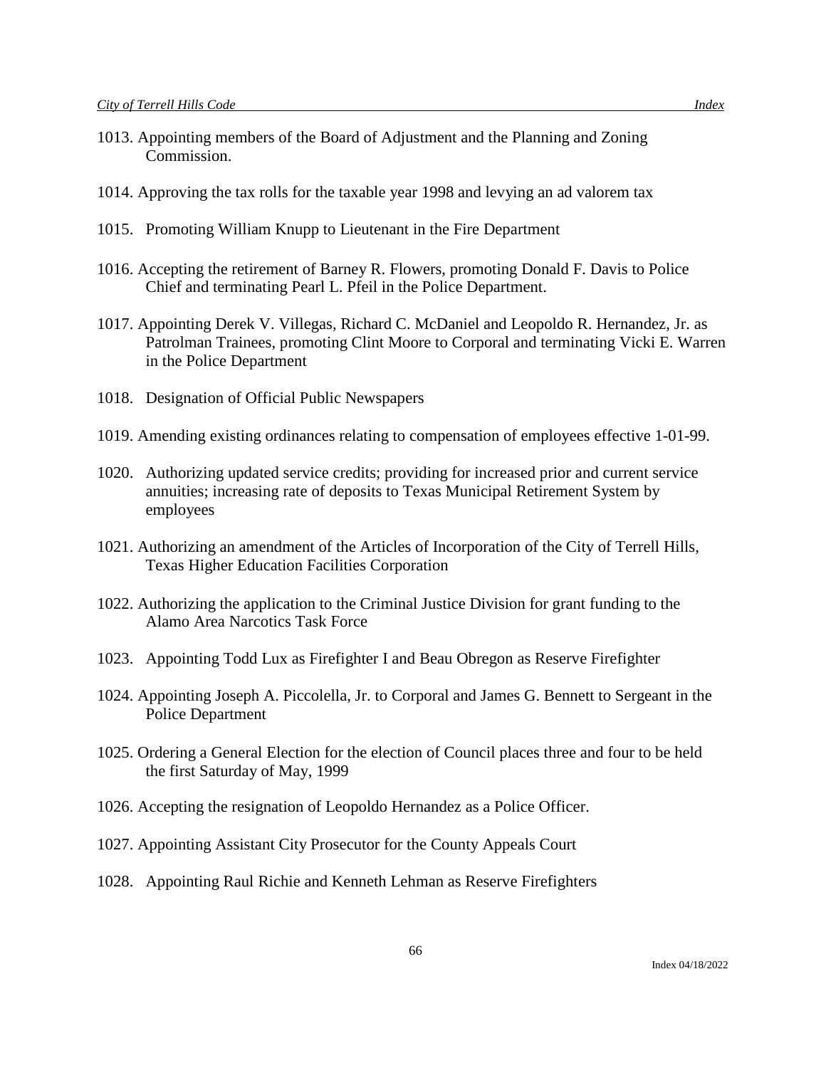1013. Appointing members of the Board of Adjustment and the Planning and Zoning Commission.

1014. Approving the tax rolls for the taxable year 1998 and levying an ad valorem tax

1015. Promoting William Knupp to Lieutenant in the Fire Department

1016. Accepting the retirement of Barney R. Flowers, promoting Donald F. Davis to Police Chief and terminating Pearl L. Pfeil in the Police Department.

1017. Appointing Derek V. Villegas, Richard C. McDaniel and Leopoldo R. Hernandez, Jr. as Patrolman Trainees, promoting Clint Moore to Corporal and terminating Vicki E. Warren in the Police Department

1018. Designation of Official Public Newspapers

1019. Amending existing ordinances relating to compensation of employees effective 1-01-99.

1020. Authorizing updated service credits; providing for increased prior and current service annuities; increasing rate of deposits to Texas Municipal Retirement System by employees

1021. Authorizing an amendment of the Articles of Incorporation of the City of Terrell Hills, Texas Higher Education Facilities Corporation

1022. Authorizing the application to the Criminal Justice Division for grant funding to the Alamo Area Narcotics Task Force

1023. Appointing Todd Lux as Firefighter I and Beau Obregon as Reserve Firefighter

1024. Appointing Joseph A. Piccolella, Jr. to Corporal and James G. Bennett to Sergeant in the Police Department

1025. Ordering a General Election for the election of Council places three and four to be held the first Saturday of May, 1999

1026. Accepting the resignation of Leopoldo Hernandez as a Police Officer.

1027. Appointing Assistant City Prosecutor for the County Appeals Court

1028. Appointing Raul Richie and Kenneth Lehman as Reserve Firefighters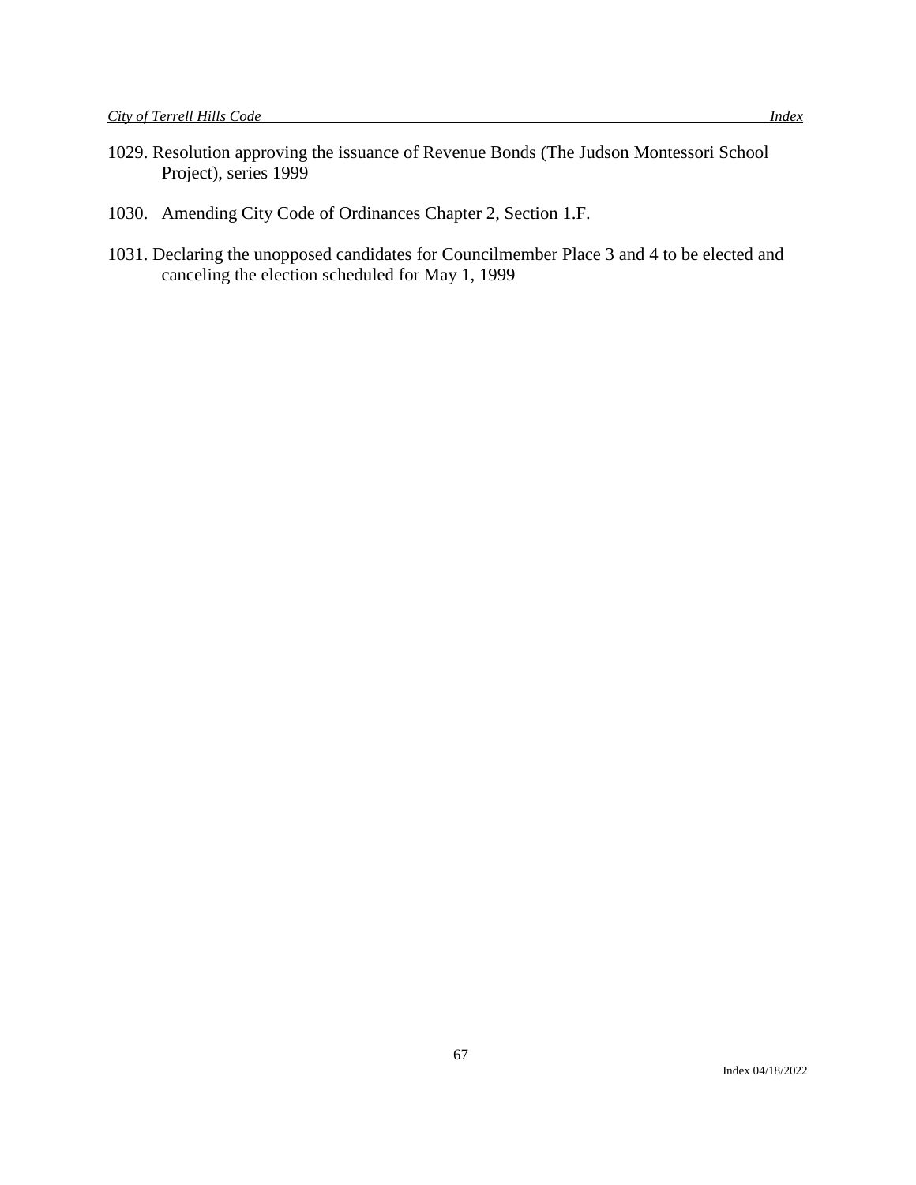1029. Resolution approving the issuance of Revenue Bonds (The Judson Montessori School Project), series 1999

1030. Amending City Code of Ordinances Chapter 2, Section 1.F.

1031. Declaring the unopposed candidates for Councilmember Place 3 and 4 to be elected and canceling the election scheduled for May 1, 1999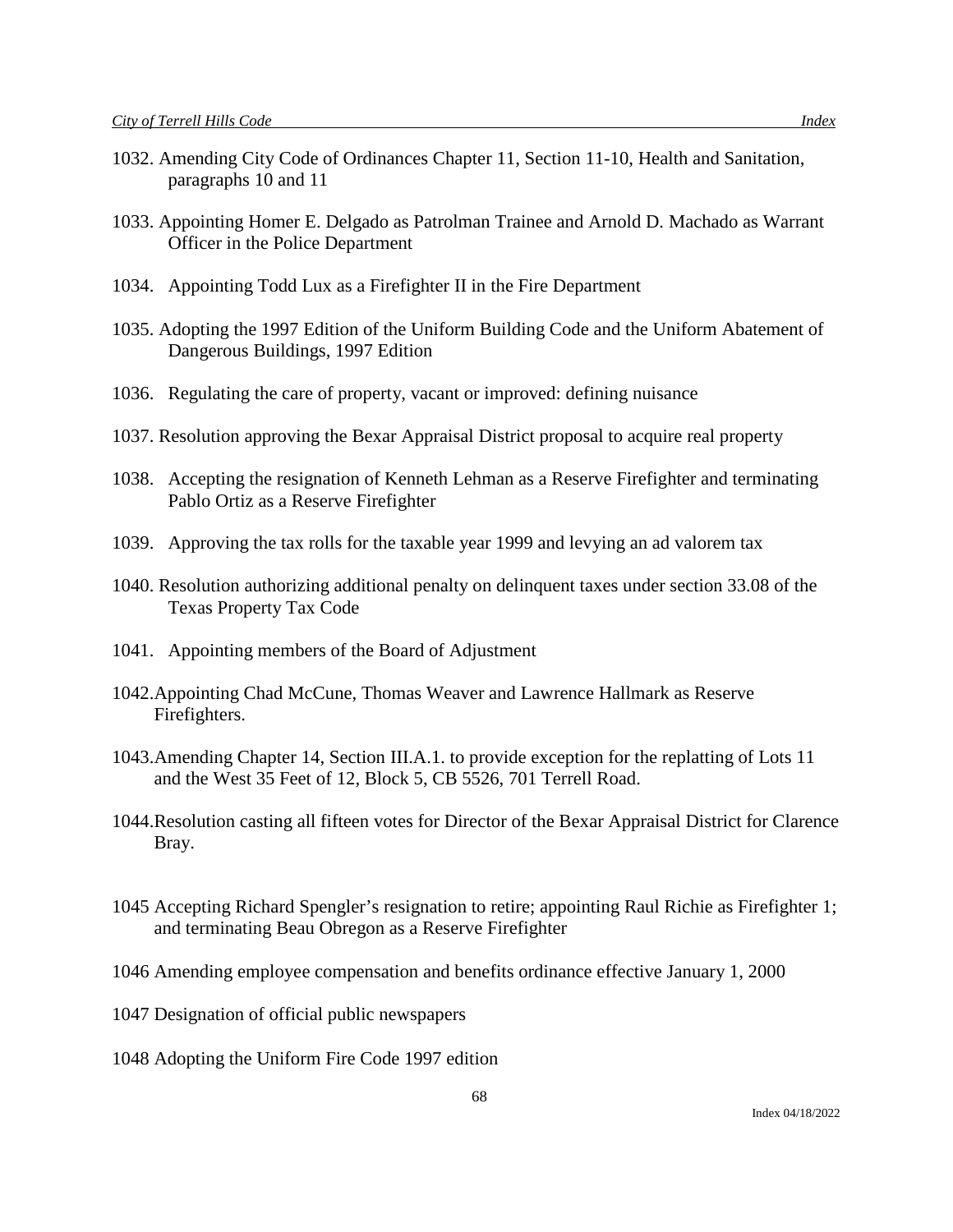1032. Amending City Code of Ordinances Chapter 11, Section 11-10, Health and Sanitation, paragraphs 10 and 11

1033. Appointing Homer E. Delgado as Patrolman Trainee and Arnold D. Machado as Warrant Officer in the Police Department

1034. Appointing Todd Lux as a Firefighter II in the Fire Department

1035. Adopting the 1997 Edition of the Uniform Building Code and the Uniform Abatement of Dangerous Buildings, 1997 Edition

1036. Regulating the care of property, vacant or improved: defining nuisance

1037. Resolution approving the Bexar Appraisal District proposal to acquire real property

1038. Accepting the resignation of Kenneth Lehman as a Reserve Firefighter and terminating Pablo Ortiz as a Reserve Firefighter

1039. Approving the tax rolls for the taxable year 1999 and levying an ad valorem tax

1040. Resolution authorizing additional penalty on delinquent taxes under section 33.08 of the Texas Property Tax Code

1041. Appointing members of the Board of Adjustment

1042.Appointing Chad McCune, Thomas Weaver and Lawrence Hallmark as Reserve Firefighters.

1043.Amending Chapter 14, Section III.A.1. to provide exception for the replatting of Lots 11 and the West 35 Feet of 12, Block 5, CB 5526, 701 Terrell Road.

1044.Resolution casting all fifteen votes for Director of the Bexar Appraisal District for Clarence Bray.

1045 Accepting Richard Spengler's resignation to retire; appointing Raul Richie as Firefighter 1; and terminating Beau Obregon as a Reserve Firefighter

1046 Amending employee compensation and benefits ordinance effective January 1, 2000

1047 Designation of official public newspapers

1048 Adopting the Uniform Fire Code 1997 edition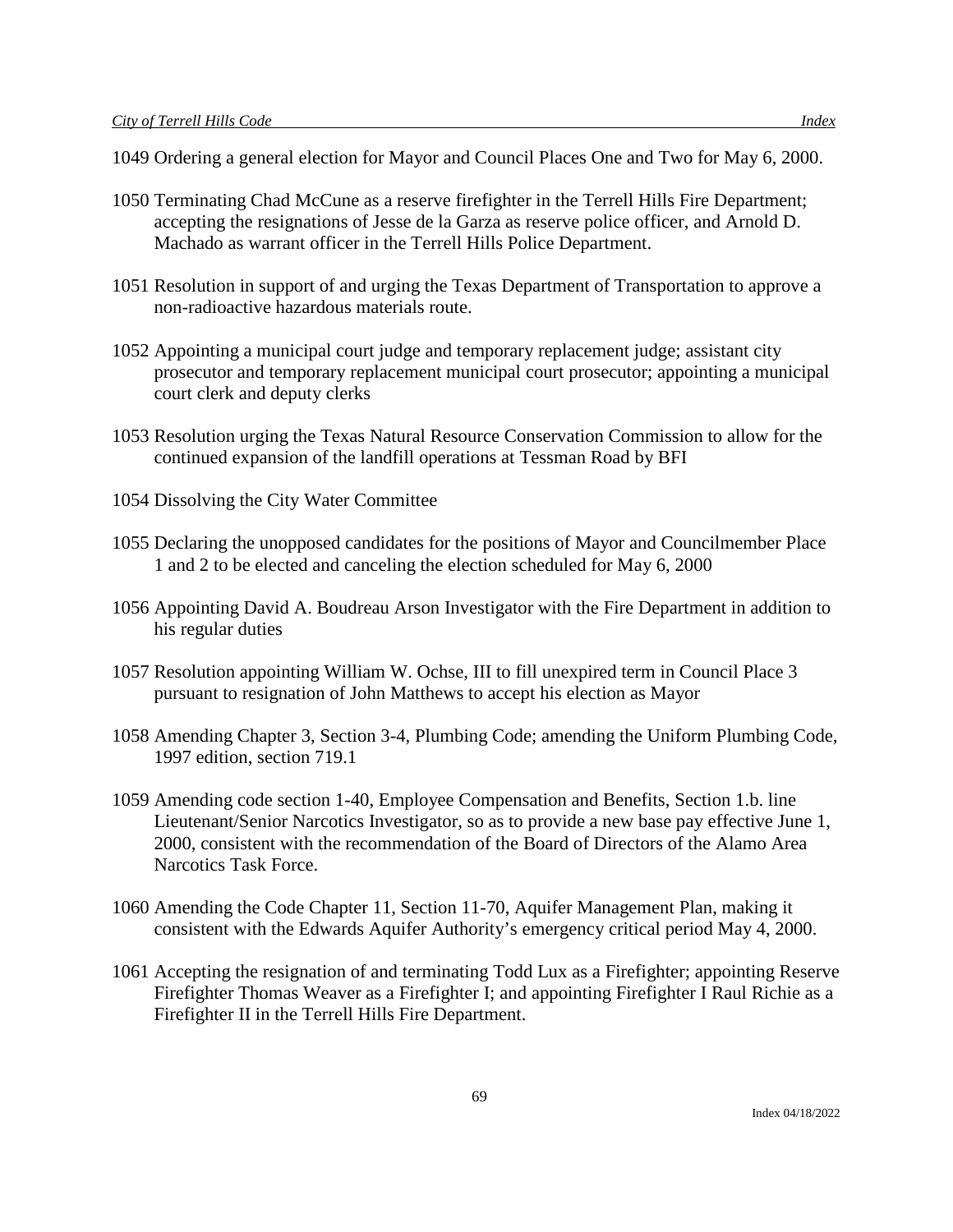1049 Ordering a general election for Mayor and Council Places One and Two for May 6, 2000.

1050 Terminating Chad McCune as a reserve firefighter in the Terrell Hills Fire Department; accepting the resignations of Jesse de la Garza as reserve police officer, and Arnold D. Machado as warrant officer in the Terrell Hills Police Department.

1051 Resolution in support of and urging the Texas Department of Transportation to approve a non-radioactive hazardous materials route.

1052 Appointing a municipal court judge and temporary replacement judge; assistant city prosecutor and temporary replacement municipal court prosecutor; appointing a municipal court clerk and deputy clerks

1053 Resolution urging the Texas Natural Resource Conservation Commission to allow for the continued expansion of the landfill operations at Tessman Road by BFI

1054 Dissolving the City Water Committee

1055 Declaring the unopposed candidates for the positions of Mayor and Councilmember Place 1 and 2 to be elected and canceling the election scheduled for May 6, 2000

1056 Appointing David A. Boudreau Arson Investigator with the Fire Department in addition to his regular duties

1057 Resolution appointing William W. Ochse, III to fill unexpired term in Council Place 3 pursuant to resignation of John Matthews to accept his election as Mayor

1058 Amending Chapter 3, Section 3-4, Plumbing Code; amending the Uniform Plumbing Code, 1997 edition, section 719.1

1059 Amending code section 1-40, Employee Compensation and Benefits, Section 1.b. line Lieutenant/Senior Narcotics Investigator, so as to provide a new base pay effective June 1, 2000, consistent with the recommendation of the Board of Directors of the Alamo Area Narcotics Task Force.

1060 Amending the Code Chapter 11, Section 11-70, Aquifer Management Plan, making it consistent with the Edwards Aquifer Authority's emergency critical period May 4, 2000.

1061 Accepting the resignation of and terminating Todd Lux as a Firefighter; appointing Reserve Firefighter Thomas Weaver as a Firefighter I; and appointing Firefighter I Raul Richie as a Firefighter II in the Terrell Hills Fire Department.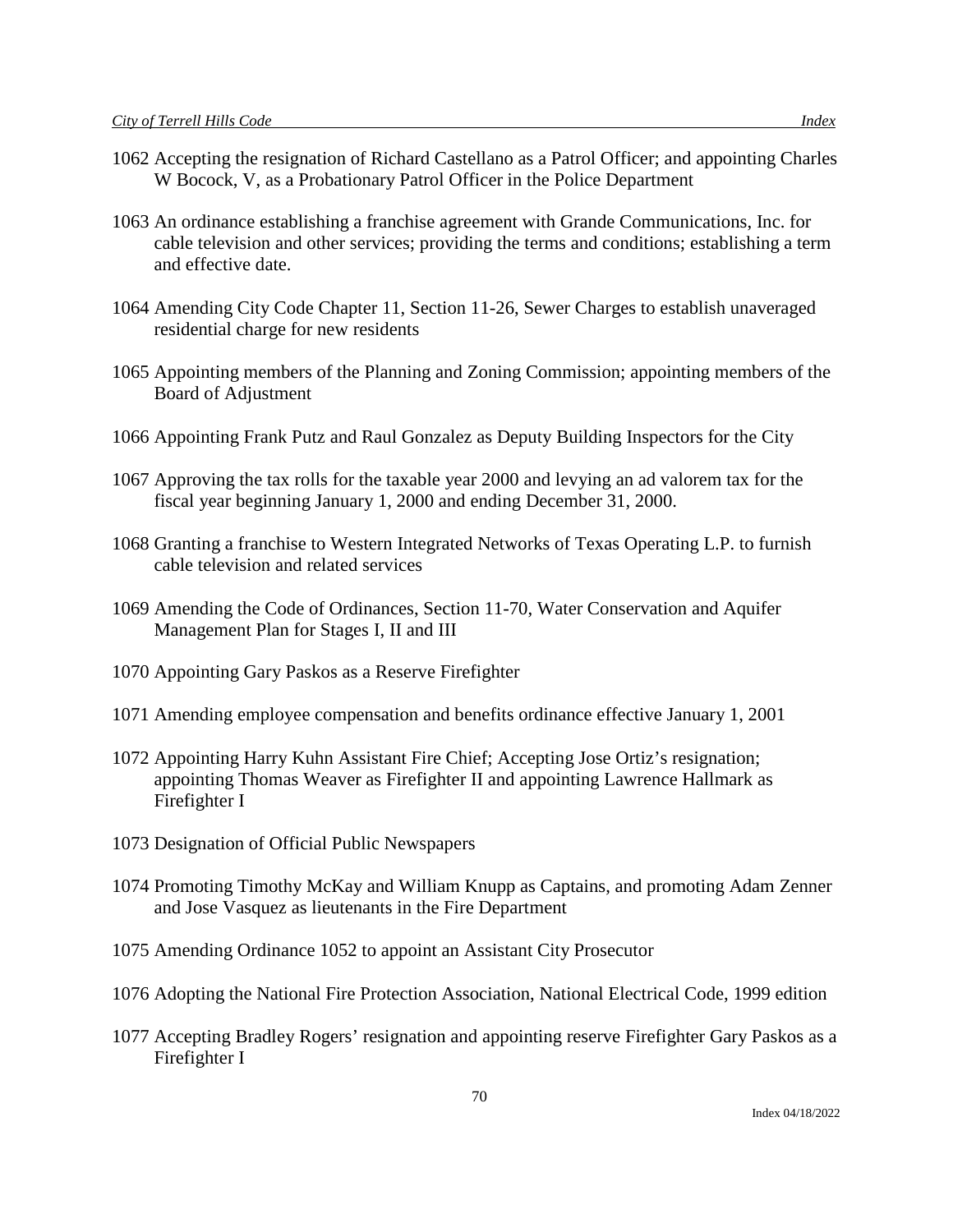1062 Accepting the resignation of Richard Castellano as a Patrol Officer; and appointing Charles W Bocock, V, as a Probationary Patrol Officer in the Police Department

1063 An ordinance establishing a franchise agreement with Grande Communications, Inc. for cable television and other services; providing the terms and conditions; establishing a term and effective date.

1064 Amending City Code Chapter 11, Section 11-26, Sewer Charges to establish unaveraged residential charge for new residents

1065 Appointing members of the Planning and Zoning Commission; appointing members of the Board of Adjustment

1066 Appointing Frank Putz and Raul Gonzalez as Deputy Building Inspectors for the City

1067 Approving the tax rolls for the taxable year 2000 and levying an ad valorem tax for the fiscal year beginning January 1, 2000 and ending December 31, 2000.

1068 Granting a franchise to Western Integrated Networks of Texas Operating L.P. to furnish cable television and related services

1069 Amending the Code of Ordinances, Section 11-70, Water Conservation and Aquifer Management Plan for Stages I, II and III

1070 Appointing Gary Paskos as a Reserve Firefighter

1071 Amending employee compensation and benefits ordinance effective January 1, 2001

1072 Appointing Harry Kuhn Assistant Fire Chief; Accepting Jose Ortiz's resignation; appointing Thomas Weaver as Firefighter II and appointing Lawrence Hallmark as Firefighter I

1073 Designation of Official Public Newspapers

1074 Promoting Timothy McKay and William Knupp as Captains, and promoting Adam Zenner and Jose Vasquez as lieutenants in the Fire Department

1075 Amending Ordinance 1052 to appoint an Assistant City Prosecutor

1076 Adopting the National Fire Protection Association, National Electrical Code, 1999 edition

1077 Accepting Bradley Rogers' resignation and appointing reserve Firefighter Gary Paskos as a Firefighter I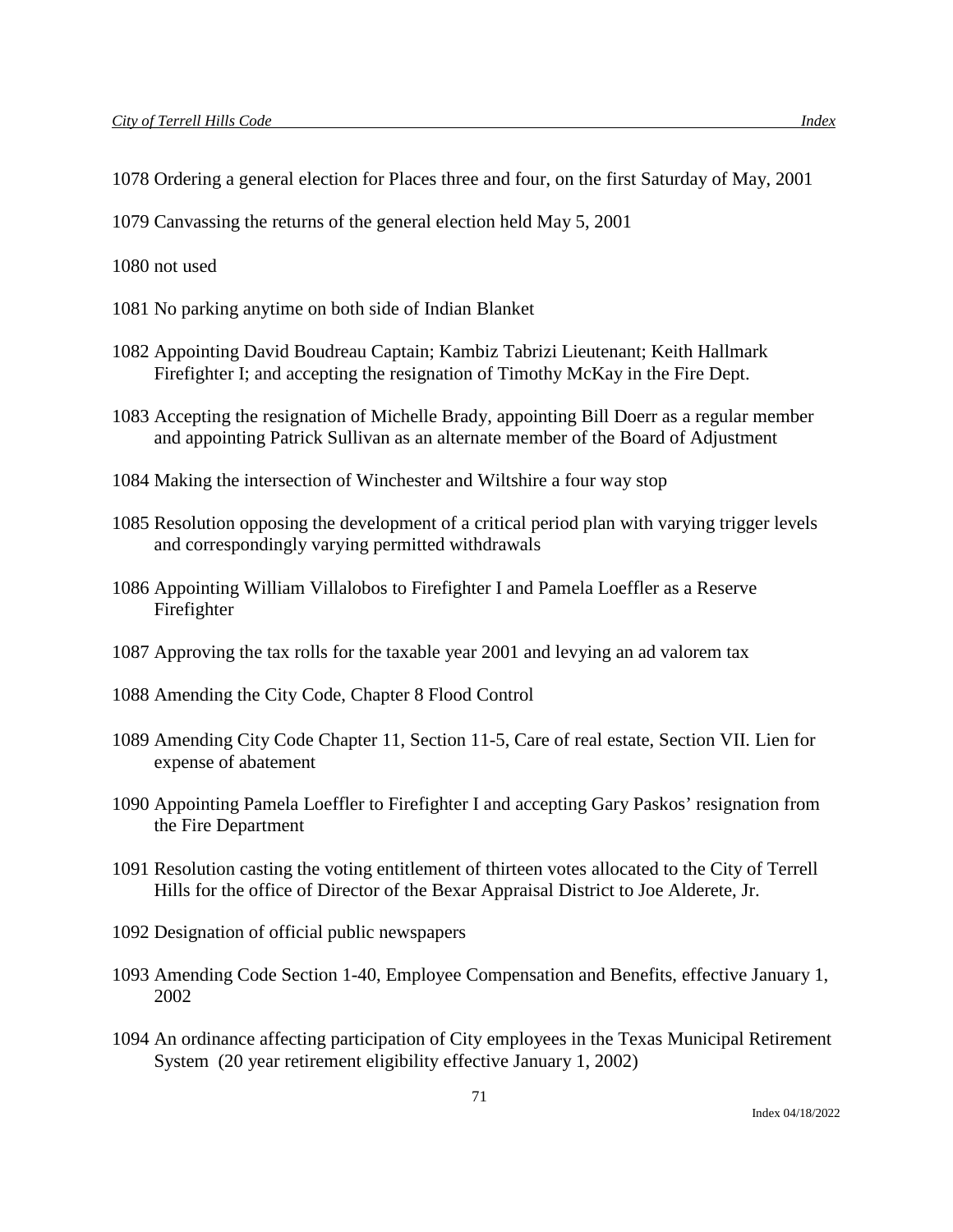1078 Ordering a general election for Places three and four, on the first Saturday of May, 2001

1079 Canvassing the returns of the general election held May 5, 2001

1080 not used

1081 No parking anytime on both side of Indian Blanket

1082 Appointing David Boudreau Captain; Kambiz Tabrizi Lieutenant; Keith Hallmark Firefighter I; and accepting the resignation of Timothy McKay in the Fire Dept.

1083 Accepting the resignation of Michelle Brady, appointing Bill Doerr as a regular member and appointing Patrick Sullivan as an alternate member of the Board of Adjustment

1084 Making the intersection of Winchester and Wiltshire a four way stop

1085 Resolution opposing the development of a critical period plan with varying trigger levels and correspondingly varying permitted withdrawals

1086 Appointing William Villalobos to Firefighter I and Pamela Loeffler as a Reserve Firefighter

1087 Approving the tax rolls for the taxable year 2001 and levying an ad valorem tax

1088 Amending the City Code, Chapter 8 Flood Control

1089 Amending City Code Chapter 11, Section 11-5, Care of real estate, Section VII. Lien for expense of abatement

1090 Appointing Pamela Loeffler to Firefighter I and accepting Gary Paskos' resignation from the Fire Department

1091 Resolution casting the voting entitlement of thirteen votes allocated to the City of Terrell Hills for the office of Director of the Bexar Appraisal District to Joe Alderete, Jr.

1092 Designation of official public newspapers

1093 Amending Code Section 1-40, Employee Compensation and Benefits, effective January 1, 2002

1094 An ordinance affecting participation of City employees in the Texas Municipal Retirement System (20 year retirement eligibility effective January 1, 2002)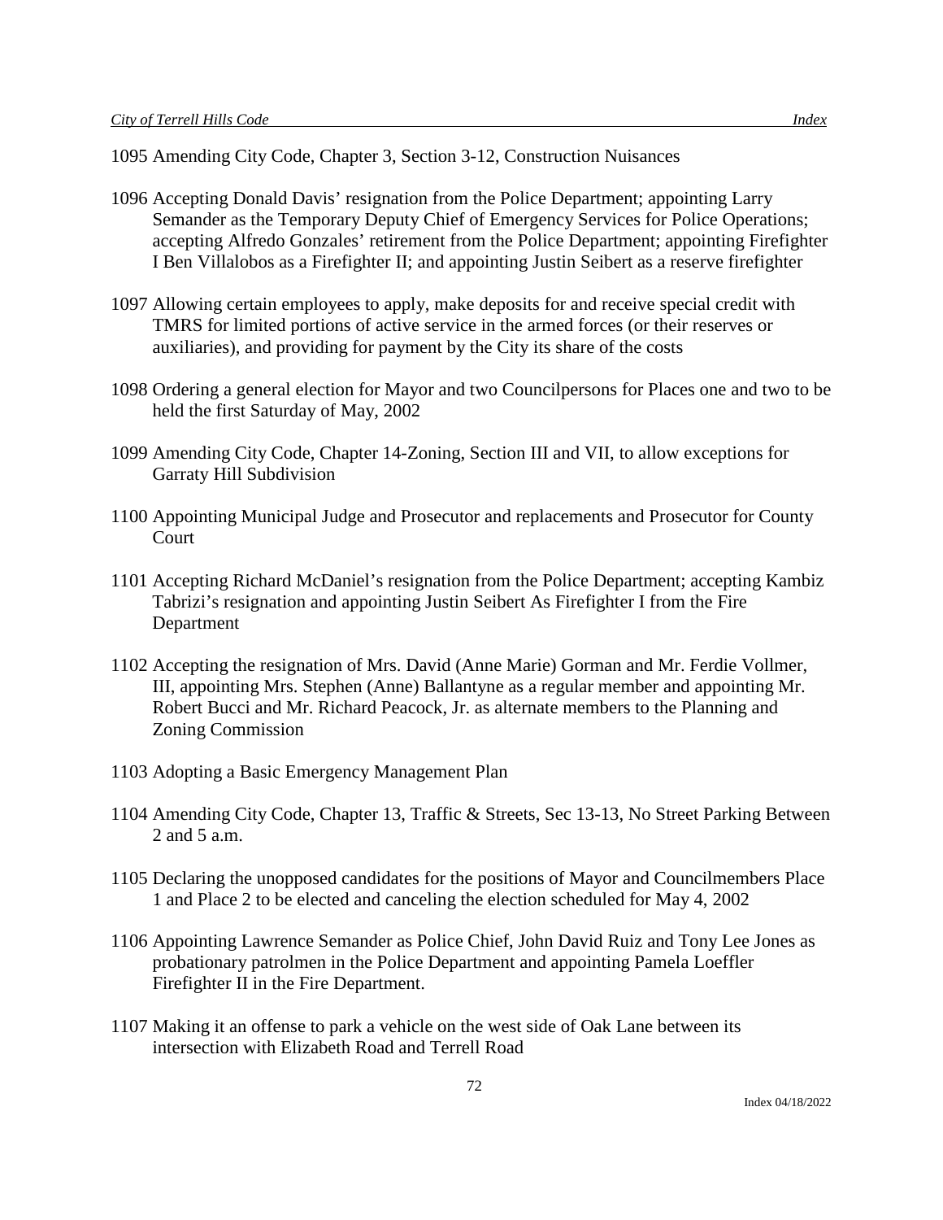1095 Amending City Code, Chapter 3, Section 3-12, Construction Nuisances

1096 Accepting Donald Davis' resignation from the Police Department; appointing Larry Semander as the Temporary Deputy Chief of Emergency Services for Police Operations; accepting Alfredo Gonzales' retirement from the Police Department; appointing Firefighter I Ben Villalobos as a Firefighter II; and appointing Justin Seibert as a reserve firefighter

1097 Allowing certain employees to apply, make deposits for and receive special credit with TMRS for limited portions of active service in the armed forces (or their reserves or auxiliaries), and providing for payment by the City its share of the costs

1098 Ordering a general election for Mayor and two Councilpersons for Places one and two to be held the first Saturday of May, 2002

1099 Amending City Code, Chapter 14-Zoning, Section III and VII, to allow exceptions for Garraty Hill Subdivision

1100 Appointing Municipal Judge and Prosecutor and replacements and Prosecutor for County Court

1101 Accepting Richard McDaniel's resignation from the Police Department; accepting Kambiz Tabrizi's resignation and appointing Justin Seibert As Firefighter I from the Fire Department

1102 Accepting the resignation of Mrs. David (Anne Marie) Gorman and Mr. Ferdie Vollmer, III, appointing Mrs. Stephen (Anne) Ballantyne as a regular member and appointing Mr. Robert Bucci and Mr. Richard Peacock, Jr. as alternate members to the Planning and Zoning Commission

1103 Adopting a Basic Emergency Management Plan

1104 Amending City Code, Chapter 13, Traffic & Streets, Sec 13-13, No Street Parking Between 2 and 5 a.m.

1105 Declaring the unopposed candidates for the positions of Mayor and Councilmembers Place 1 and Place 2 to be elected and canceling the election scheduled for May 4, 2002

1106 Appointing Lawrence Semander as Police Chief, John David Ruiz and Tony Lee Jones as probationary patrolmen in the Police Department and appointing Pamela Loeffler Firefighter II in the Fire Department.

1107 Making it an offense to park a vehicle on the west side of Oak Lane between its intersection with Elizabeth Road and Terrell Road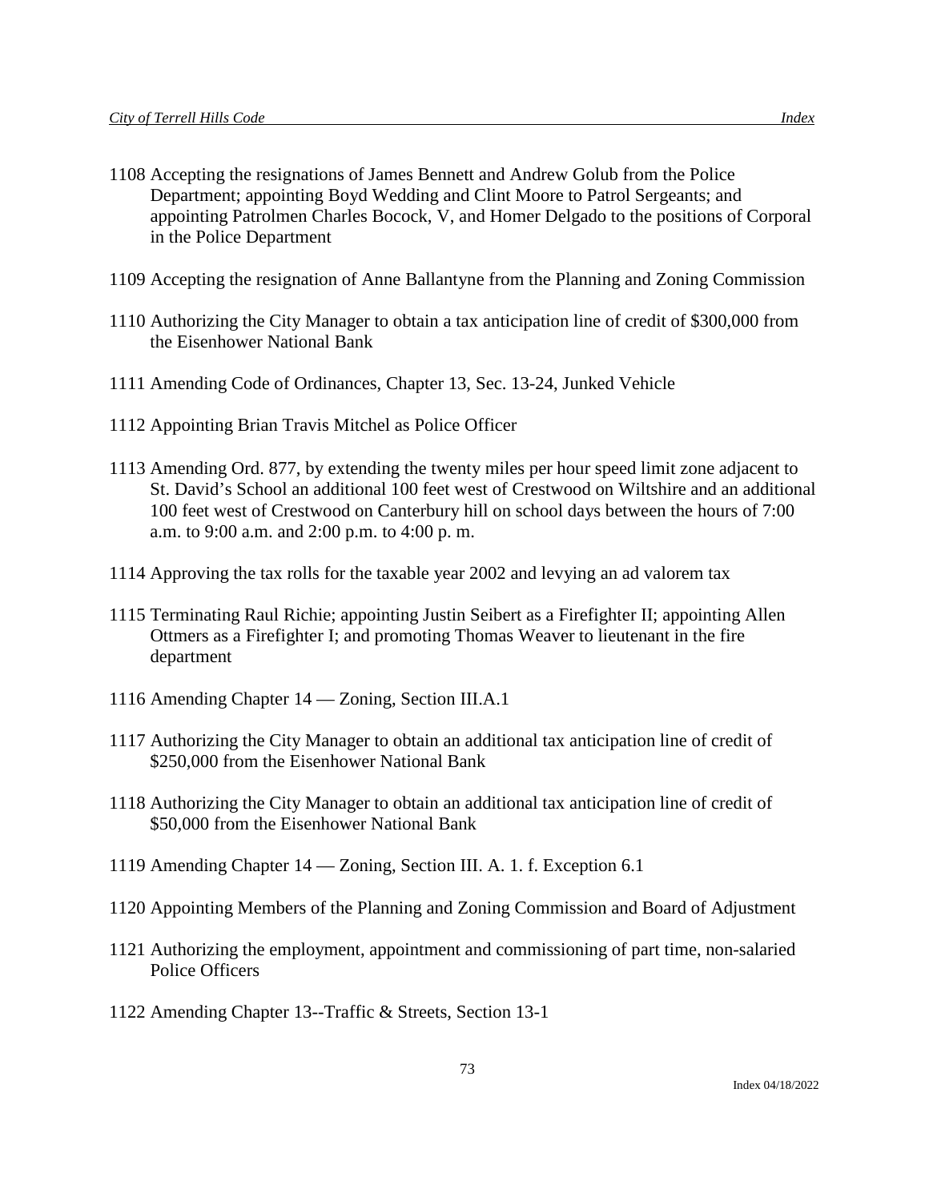1108 Accepting the resignations of James Bennett and Andrew Golub from the Police Department; appointing Boyd Wedding and Clint Moore to Patrol Sergeants; and appointing Patrolmen Charles Bocock, V, and Homer Delgado to the positions of Corporal in the Police Department

1109 Accepting the resignation of Anne Ballantyne from the Planning and Zoning Commission

1110 Authorizing the City Manager to obtain a tax anticipation line of credit of $300,000 from the Eisenhower National Bank

1111 Amending Code of Ordinances, Chapter 13, Sec. 13-24, Junked Vehicle

1112 Appointing Brian Travis Mitchel as Police Officer

1113 Amending Ord. 877, by extending the twenty miles per hour speed limit zone adjacent to St. David's School an additional 100 feet west of Crestwood on Wiltshire and an additional 100 feet west of Crestwood on Canterbury hill on school days between the hours of 7:00 a.m. to 9:00 a.m. and 2:00 p.m. to 4:00 p. m.

1114 Approving the tax rolls for the taxable year 2002 and levying an ad valorem tax

1115 Terminating Raul Richie; appointing Justin Seibert as a Firefighter II; appointing Allen Ottmers as a Firefighter I; and promoting Thomas Weaver to lieutenant in the fire department

1116 Amending Chapter 14 — Zoning, Section III.A.1

1117 Authorizing the City Manager to obtain an additional tax anticipation line of credit of $250,000 from the Eisenhower National Bank

1118 Authorizing the City Manager to obtain an additional tax anticipation line of credit of $50,000 from the Eisenhower National Bank

1119 Amending Chapter 14 — Zoning, Section III. A. 1. f. Exception 6.1

1120 Appointing Members of the Planning and Zoning Commission and Board of Adjustment

1121 Authorizing the employment, appointment and commissioning of part time, non-salaried Police Officers

1122 Amending Chapter 13--Traffic & Streets, Section 13-1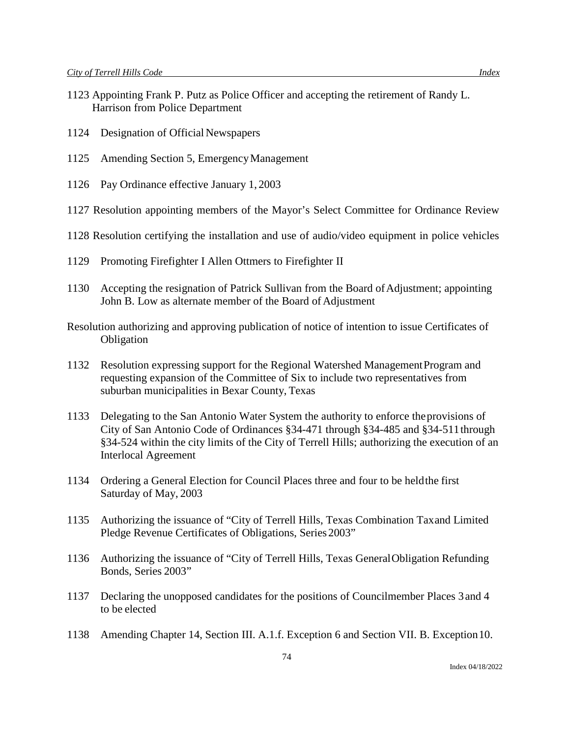1123 Appointing Frank P. Putz as Police Officer and accepting the retirement of Randy L. Harrison from Police Department

1124 Designation of Official Newspapers

1125 Amending Section 5, Emergency Management

1126 Pay Ordinance effective January 1, 2003

1127 Resolution appointing members of the Mayor's Select Committee for Ordinance Review

1128 Resolution certifying the installation and use of audio/video equipment in police vehicles

1129 Promoting Firefighter I Allen Ottmers to Firefighter II

1130 Accepting the resignation of Patrick Sullivan from the Board of Adjustment; appointing John B. Low as alternate member of the Board of Adjustment

Resolution authorizing and approving publication of notice of intention to issue Certificates of Obligation

1132 Resolution expressing support for the Regional Watershed Management Program and requesting expansion of the Committee of Six to include two representatives from suburban municipalities in Bexar County, Texas

1133 Delegating to the San Antonio Water System the authority to enforce the provisions of City of San Antonio Code of Ordinances §34-471 through §34-485 and §34-511 through §34-524 within the city limits of the City of Terrell Hills; authorizing the execution of an Interlocal Agreement

1134 Ordering a General Election for Council Places three and four to be held the first Saturday of May, 2003

1135 Authorizing the issuance of "City of Terrell Hills, Texas Combination Tax and Limited Pledge Revenue Certificates of Obligations, Series 2003"

1136 Authorizing the issuance of "City of Terrell Hills, Texas General Obligation Refunding Bonds, Series 2003"

1137 Declaring the unopposed candidates for the positions of Councilmember Places 3 and 4 to be elected

1138 Amending Chapter 14, Section III. A.1.f. Exception 6 and Section VII. B. Exception 10.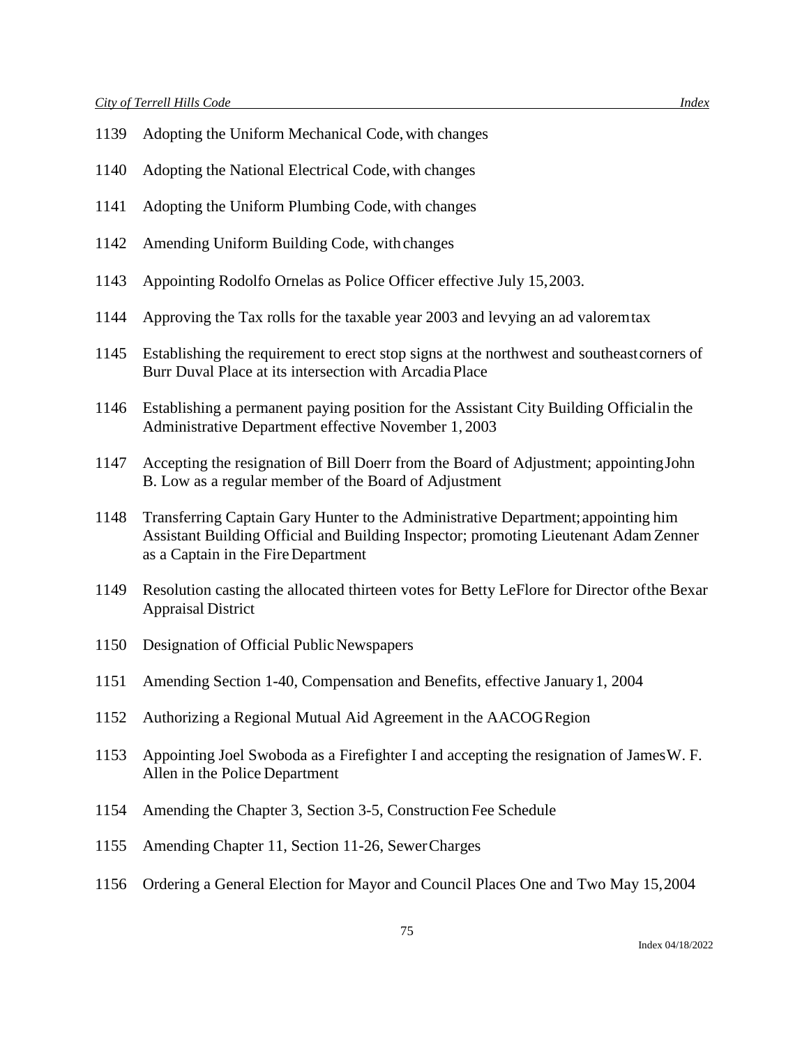1139 Adopting the Uniform Mechanical Code, with changes

1140 Adopting the National Electrical Code, with changes

1141 Adopting the Uniform Plumbing Code, with changes

1142 Amending Uniform Building Code, with changes

1143 Appointing Rodolfo Ornelas as Police Officer effective July 15, 2003.

1144 Approving the Tax rolls for the taxable year 2003 and levying an ad valorem tax

1145 Establishing the requirement to erect stop signs at the northwest and southeast corners of Burr Duval Place at its intersection with Arcadia Place

1146 Establishing a permanent paying position for the Assistant City Building Official in the Administrative Department effective November 1, 2003

1147 Accepting the resignation of Bill Doerr from the Board of Adjustment; appointing John B. Low as a regular member of the Board of Adjustment

1148 Transferring Captain Gary Hunter to the Administrative Department; appointing him Assistant Building Official and Building Inspector; promoting Lieutenant Adam Zenner as a Captain in the Fire Department

1149 Resolution casting the allocated thirteen votes for Betty LeFlore for Director of the Bexar Appraisal District

1150 Designation of Official Public Newspapers

1151 Amending Section 1-40, Compensation and Benefits, effective January 1, 2004

1152 Authorizing a Regional Mutual Aid Agreement in the AACOG Region

1153 Appointing Joel Swoboda as a Firefighter I and accepting the resignation of James W. F. Allen in the Police Department

1154 Amending the Chapter 3, Section 3-5, Construction Fee Schedule

1155 Amending Chapter 11, Section 11-26, Sewer Charges

1156 Ordering a General Election for Mayor and Council Places One and Two May 15, 2004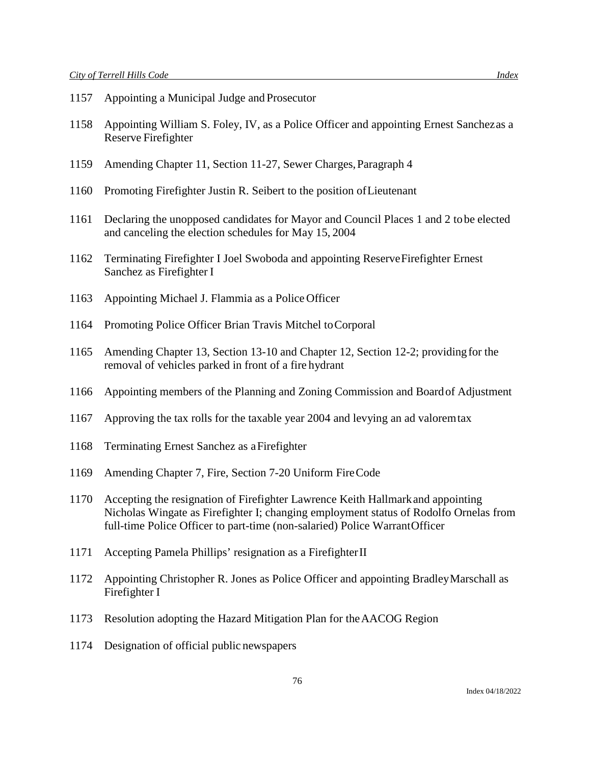1157 Appointing a Municipal Judge and Prosecutor

1158 Appointing William S. Foley, IV, as a Police Officer and appointing Ernest Sanchez as a Reserve Firefighter

1159 Amending Chapter 11, Section 11-27, Sewer Charges, Paragraph 4

1160 Promoting Firefighter Justin R. Seibert to the position of Lieutenant

1161 Declaring the unopposed candidates for Mayor and Council Places 1 and 2 to be elected and canceling the election schedules for May 15, 2004

1162 Terminating Firefighter I Joel Swoboda and appointing Reserve Firefighter Ernest Sanchez as Firefighter I

1163 Appointing Michael J. Flammia as a Police Officer

1164 Promoting Police Officer Brian Travis Mitchel to Corporal

1165 Amending Chapter 13, Section 13-10 and Chapter 12, Section 12-2; providing for the removal of vehicles parked in front of a fire hydrant

1166 Appointing members of the Planning and Zoning Commission and Board of Adjustment

1167 Approving the tax rolls for the taxable year 2004 and levying an ad valorem tax

1168 Terminating Ernest Sanchez as a Firefighter

1169 Amending Chapter 7, Fire, Section 7-20 Uniform Fire Code

1170 Accepting the resignation of Firefighter Lawrence Keith Hallmark and appointing Nicholas Wingate as Firefighter I; changing employment status of Rodolfo Ornelas from full-time Police Officer to part-time (non-salaried) Police Warrant Officer

1171 Accepting Pamela Phillips' resignation as a Firefighter II

1172 Appointing Christopher R. Jones as Police Officer and appointing Bradley Marschall as Firefighter I

1173 Resolution adopting the Hazard Mitigation Plan for the AACOG Region

1174 Designation of official public newspapers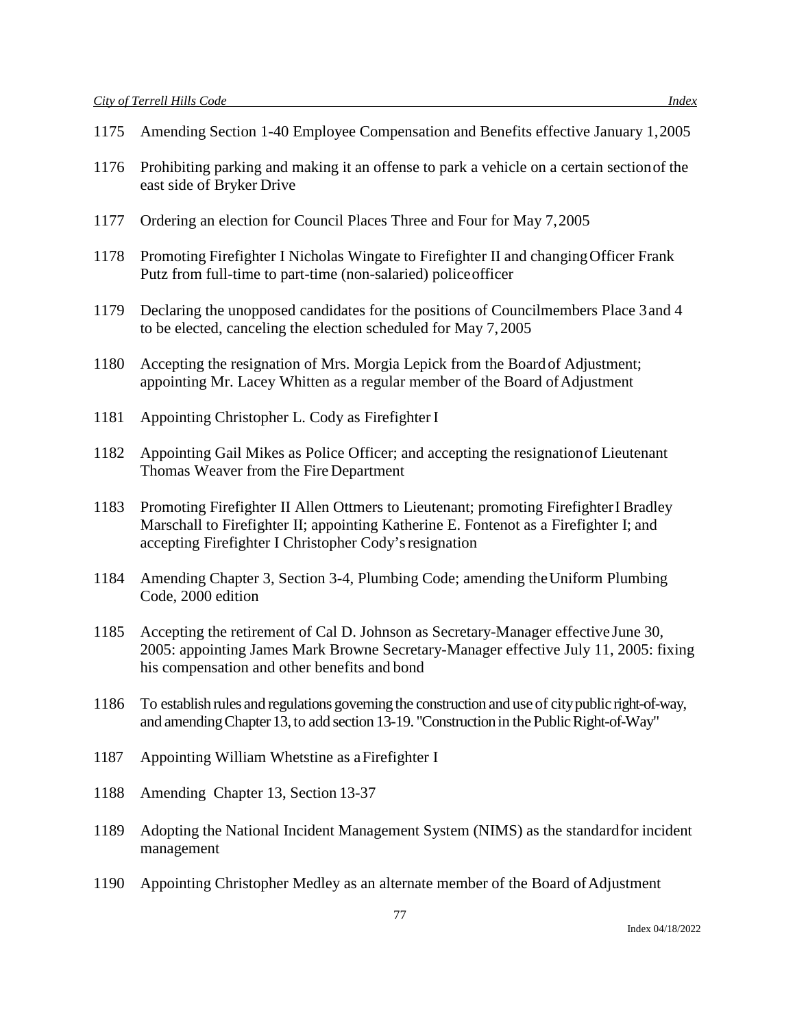1175 Amending Section 1-40 Employee Compensation and Benefits effective January 1, 2005

1176 Prohibiting parking and making it an offense to park a vehicle on a certain section of the east side of Bryker Drive

1177 Ordering an election for Council Places Three and Four for May 7, 2005

1178 Promoting Firefighter I Nicholas Wingate to Firefighter II and changing Officer Frank Putz from full-time to part-time (non-salaried) police officer

1179 Declaring the unopposed candidates for the positions of Councilmembers Place 3 and 4 to be elected, canceling the election scheduled for May 7, 2005

1180 Accepting the resignation of Mrs. Morgia Lepick from the Board of Adjustment; appointing Mr. Lacey Whitten as a regular member of the Board of Adjustment

1181 Appointing Christopher L. Cody as Firefighter I

1182 Appointing Gail Mikes as Police Officer; and accepting the resignation of Lieutenant Thomas Weaver from the Fire Department

1183 Promoting Firefighter II Allen Ottmers to Lieutenant; promoting Firefighter I Bradley Marschall to Firefighter II; appointing Katherine E. Fontenot as a Firefighter I; and accepting Firefighter I Christopher Cody's resignation

1184 Amending Chapter 3, Section 3-4, Plumbing Code; amending the Uniform Plumbing Code, 2000 edition

1185 Accepting the retirement of Cal D. Johnson as Secretary-Manager effective June 30, 2005: appointing James Mark Browne Secretary-Manager effective July 11, 2005: fixing his compensation and other benefits and bond

1186 To establish rules and regulations governing the construction and use of city public right-of-way, and amending Chapter 13, to add section 13-19. "Construction in the Public Right-of-Way"

1187 Appointing William Whetstine as a Firefighter I

1188 Amending Chapter 13, Section 13-37

1189 Adopting the National Incident Management System (NIMS) as the standard for incident management

1190 Appointing Christopher Medley as an alternate member of the Board of Adjustment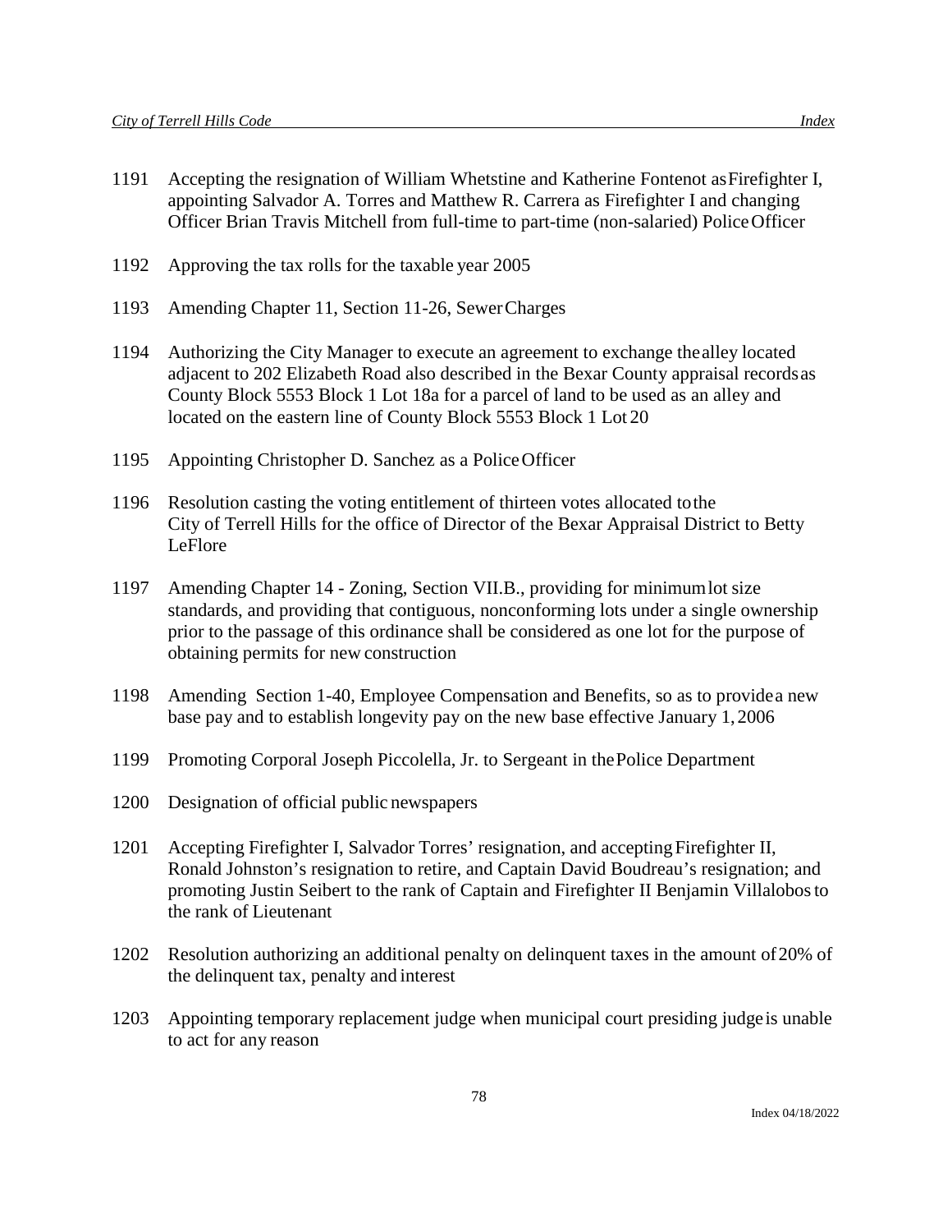1191 Accepting the resignation of William Whetstine and Katherine Fontenot as Firefighter I, appointing Salvador A. Torres and Matthew R. Carrera as Firefighter I and changing Officer Brian Travis Mitchell from full-time to part-time (non-salaried) Police Officer

1192 Approving the tax rolls for the taxable year 2005

1193 Amending Chapter 11, Section 11-26, Sewer Charges

1194 Authorizing the City Manager to execute an agreement to exchange the alley located adjacent to 202 Elizabeth Road also described in the Bexar County appraisal records as County Block 5553 Block 1 Lot 18a for a parcel of land to be used as an alley and located on the eastern line of County Block 5553 Block 1 Lot 20

1195 Appointing Christopher D. Sanchez as a Police Officer

1196 Resolution casting the voting entitlement of thirteen votes allocated to the City of Terrell Hills for the office of Director of the Bexar Appraisal District to Betty LeFlore

1197 Amending Chapter 14 - Zoning, Section VII.B., providing for minimum lot size standards, and providing that contiguous, nonconforming lots under a single ownership prior to the passage of this ordinance shall be considered as one lot for the purpose of obtaining permits for new construction

1198 Amending Section 1-40, Employee Compensation and Benefits, so as to provide a new base pay and to establish longevity pay on the new base effective January 1, 2006

1199 Promoting Corporal Joseph Piccolella, Jr. to Sergeant in the Police Department

1200 Designation of official public newspapers

1201 Accepting Firefighter I, Salvador Torres' resignation, and accepting Firefighter II, Ronald Johnston's resignation to retire, and Captain David Boudreau's resignation; and promoting Justin Seibert to the rank of Captain and Firefighter II Benjamin Villalobos to the rank of Lieutenant

1202 Resolution authorizing an additional penalty on delinquent taxes in the amount of 20% of the delinquent tax, penalty and interest

1203 Appointing temporary replacement judge when municipal court presiding judge is unable to act for any reason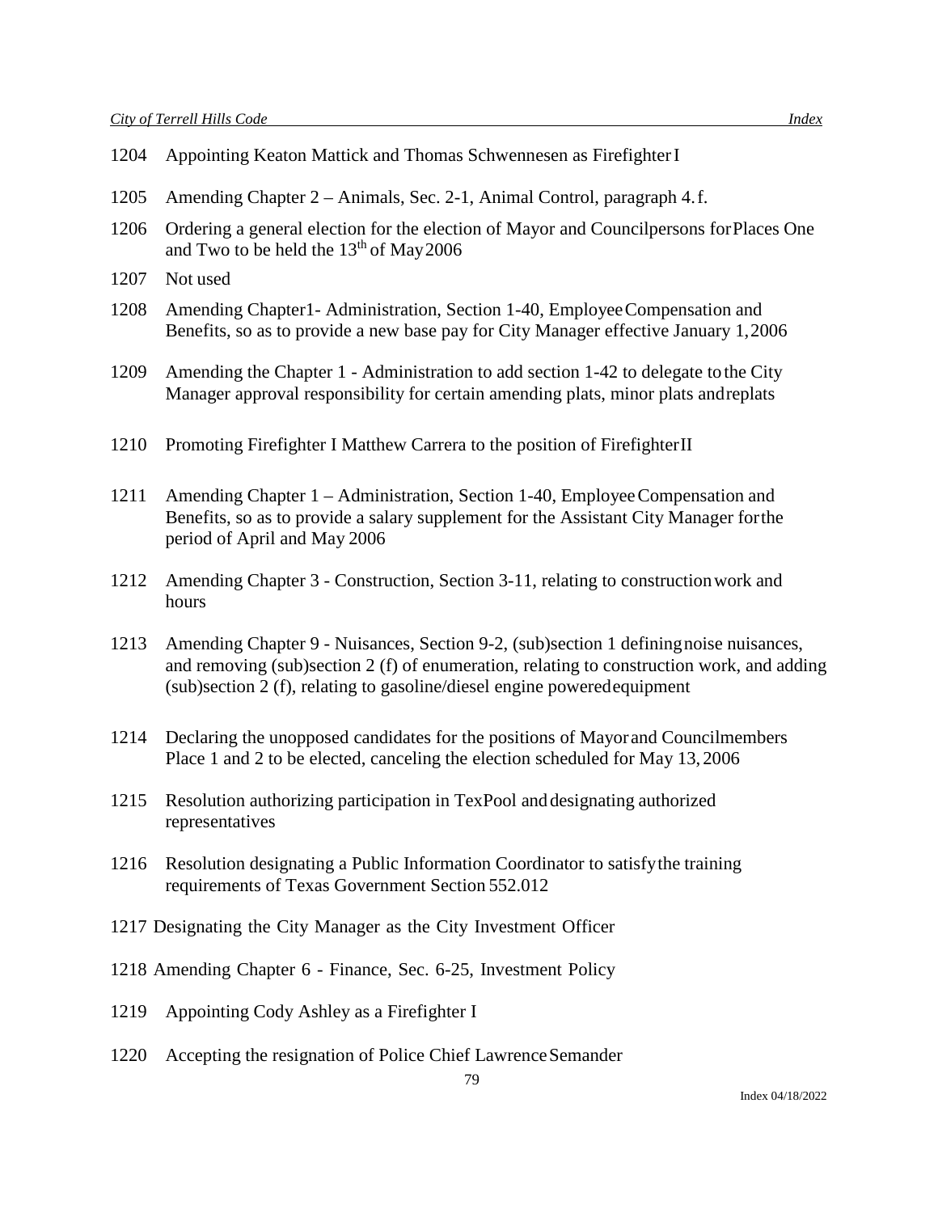1204 Appointing Keaton Mattick and Thomas Schwennesen as Firefighter I

1205 Amending Chapter 2 – Animals, Sec. 2-1, Animal Control, paragraph 4.f.

1206 Ordering a general election for the election of Mayor and Councilpersons for Places One and Two to be held the 13th of May 2006

1207 Not used

1208 Amending Chapter1- Administration, Section 1-40, Employee Compensation and Benefits, so as to provide a new base pay for City Manager effective January 1, 2006

1209 Amending the Chapter 1 - Administration to add section 1-42 to delegate to the City Manager approval responsibility for certain amending plats, minor plats and replats

1210 Promoting Firefighter I Matthew Carrera to the position of Firefighter II

1211 Amending Chapter 1 – Administration, Section 1-40, Employee Compensation and Benefits, so as to provide a salary supplement for the Assistant City Manager for the period of April and May 2006

1212 Amending Chapter 3 - Construction, Section 3-11, relating to construction work and hours

1213 Amending Chapter 9 - Nuisances, Section 9-2, (sub)section 1 defining noise nuisances, and removing (sub)section 2 (f) of enumeration, relating to construction work, and adding (sub)section 2 (f), relating to gasoline/diesel engine powered equipment

1214 Declaring the unopposed candidates for the positions of Mayor and Councilmembers Place 1 and 2 to be elected, canceling the election scheduled for May 13, 2006

1215 Resolution authorizing participation in TexPool and designating authorized representatives

1216 Resolution designating a Public Information Coordinator to satisfy the training requirements of Texas Government Section 552.012

1217 Designating the City Manager as the City Investment Officer

1218 Amending Chapter 6 - Finance, Sec. 6-25, Investment Policy

1219 Appointing Cody Ashley as a Firefighter I

1220 Accepting the resignation of Police Chief Lawrence Semander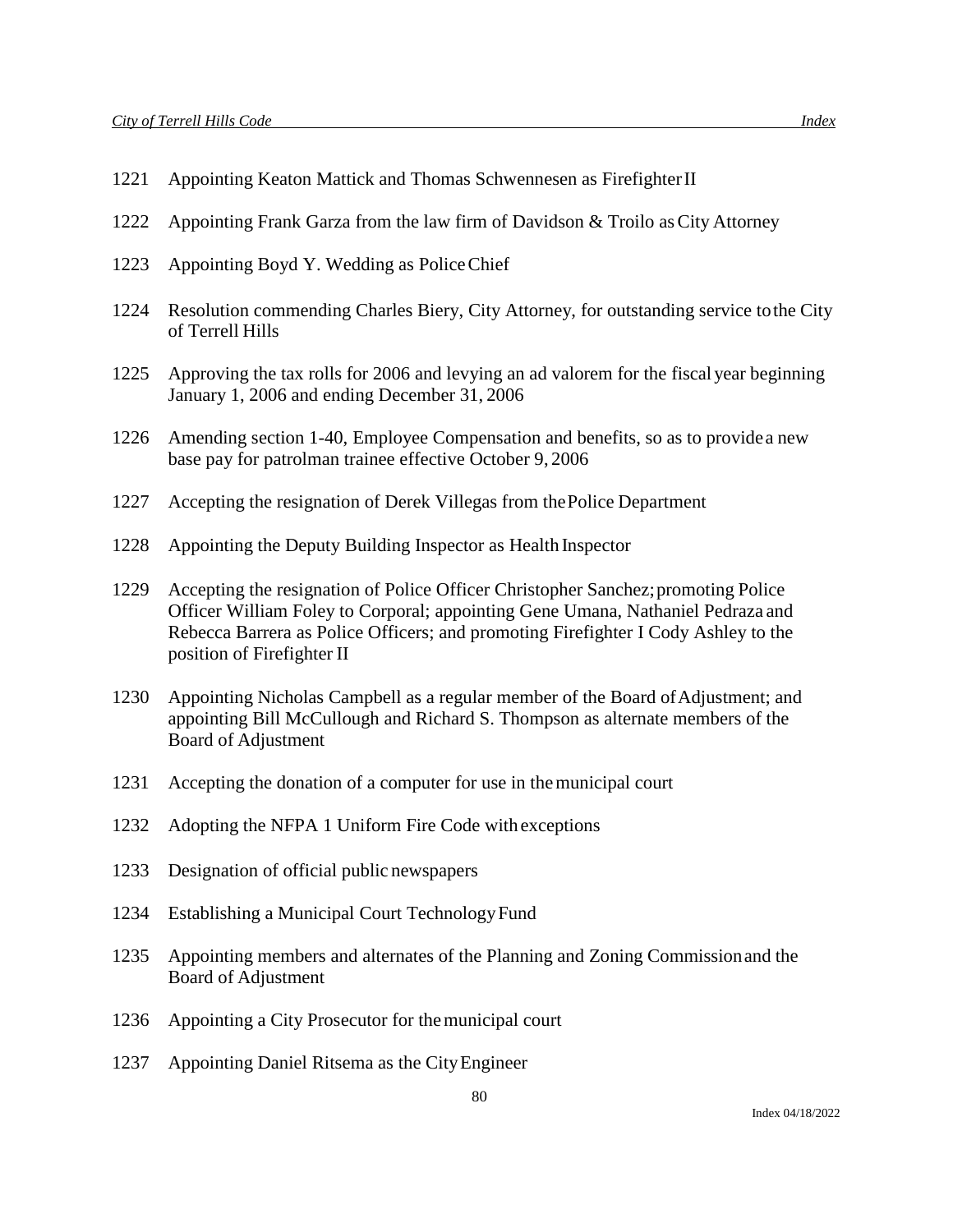1221 Appointing Keaton Mattick and Thomas Schwennesen as Firefighter II

1222 Appointing Frank Garza from the law firm of Davidson & Troilo as City Attorney

1223 Appointing Boyd Y. Wedding as Police Chief

1224 Resolution commending Charles Biery, City Attorney, for outstanding service to the City of Terrell Hills

1225 Approving the tax rolls for 2006 and levying an ad valorem for the fiscal year beginning January 1, 2006 and ending December 31, 2006

1226 Amending section 1-40, Employee Compensation and benefits, so as to provide a new base pay for patrolman trainee effective October 9, 2006

1227 Accepting the resignation of Derek Villegas from the Police Department

1228 Appointing the Deputy Building Inspector as Health Inspector

1229 Accepting the resignation of Police Officer Christopher Sanchez; promoting Police Officer William Foley to Corporal; appointing Gene Umana, Nathaniel Pedraza and Rebecca Barrera as Police Officers; and promoting Firefighter I Cody Ashley to the position of Firefighter II

1230 Appointing Nicholas Campbell as a regular member of the Board of Adjustment; and appointing Bill McCullough and Richard S. Thompson as alternate members of the Board of Adjustment

1231 Accepting the donation of a computer for use in the municipal court

1232 Adopting the NFPA 1 Uniform Fire Code with exceptions

1233 Designation of official public newspapers

1234 Establishing a Municipal Court Technology Fund

1235 Appointing members and alternates of the Planning and Zoning Commission and the Board of Adjustment

1236 Appointing a City Prosecutor for the municipal court

1237 Appointing Daniel Ritsema as the City Engineer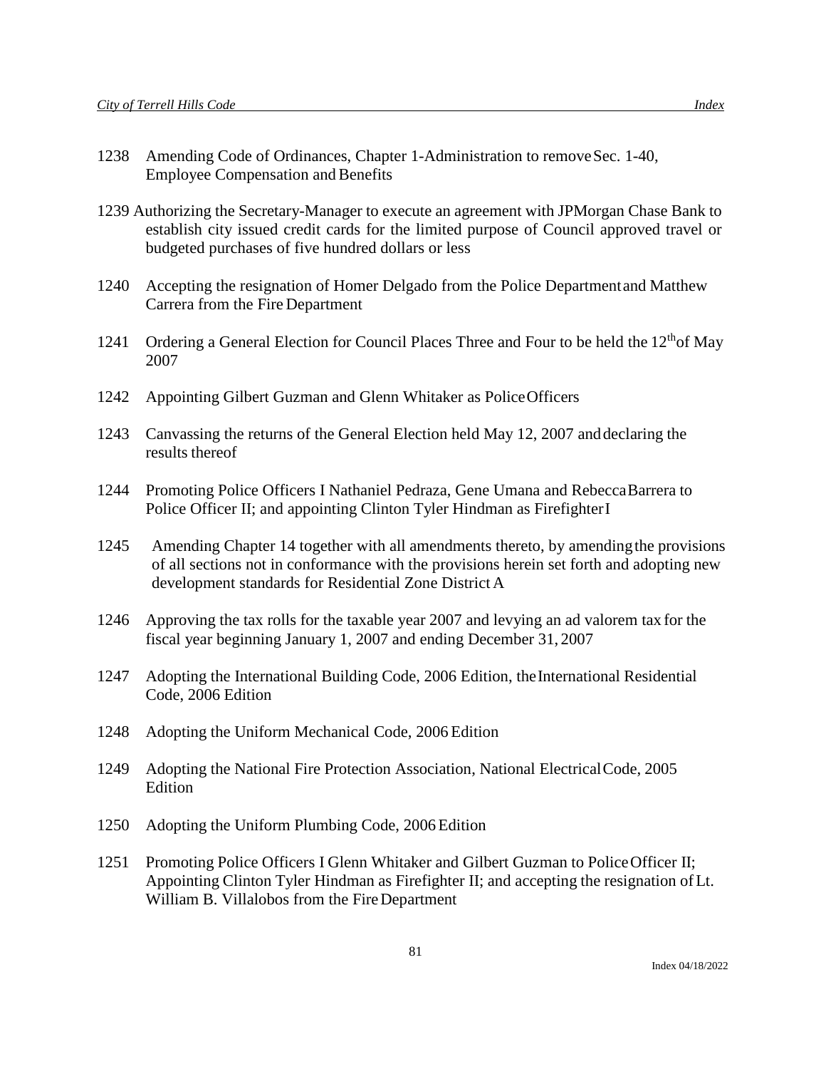1238 Amending Code of Ordinances, Chapter 1-Administration to remove Sec. 1-40, Employee Compensation and Benefits

1239 Authorizing the Secretary-Manager to execute an agreement with JPMorgan Chase Bank to establish city issued credit cards for the limited purpose of Council approved travel or budgeted purchases of five hundred dollars or less

1240 Accepting the resignation of Homer Delgado from the Police Department and Matthew Carrera from the Fire Department

1241 Ordering a General Election for Council Places Three and Four to be held the 12th of May 2007

1242 Appointing Gilbert Guzman and Glenn Whitaker as Police Officers

1243 Canvassing the returns of the General Election held May 12, 2007 and declaring the results thereof

1244 Promoting Police Officers I Nathaniel Pedraza, Gene Umana and Rebecca Barrera to Police Officer II; and appointing Clinton Tyler Hindman as Firefighter I

1245 Amending Chapter 14 together with all amendments thereto, by amending the provisions of all sections not in conformance with the provisions herein set forth and adopting new development standards for Residential Zone District A

1246 Approving the tax rolls for the taxable year 2007 and levying an ad valorem tax for the fiscal year beginning January 1, 2007 and ending December 31, 2007

1247 Adopting the International Building Code, 2006 Edition, the International Residential Code, 2006 Edition

1248 Adopting the Uniform Mechanical Code, 2006 Edition

1249 Adopting the National Fire Protection Association, National Electrical Code, 2005 Edition

1250 Adopting the Uniform Plumbing Code, 2006 Edition

1251 Promoting Police Officers I Glenn Whitaker and Gilbert Guzman to Police Officer II; Appointing Clinton Tyler Hindman as Firefighter II; and accepting the resignation of Lt. William B. Villalobos from the Fire Department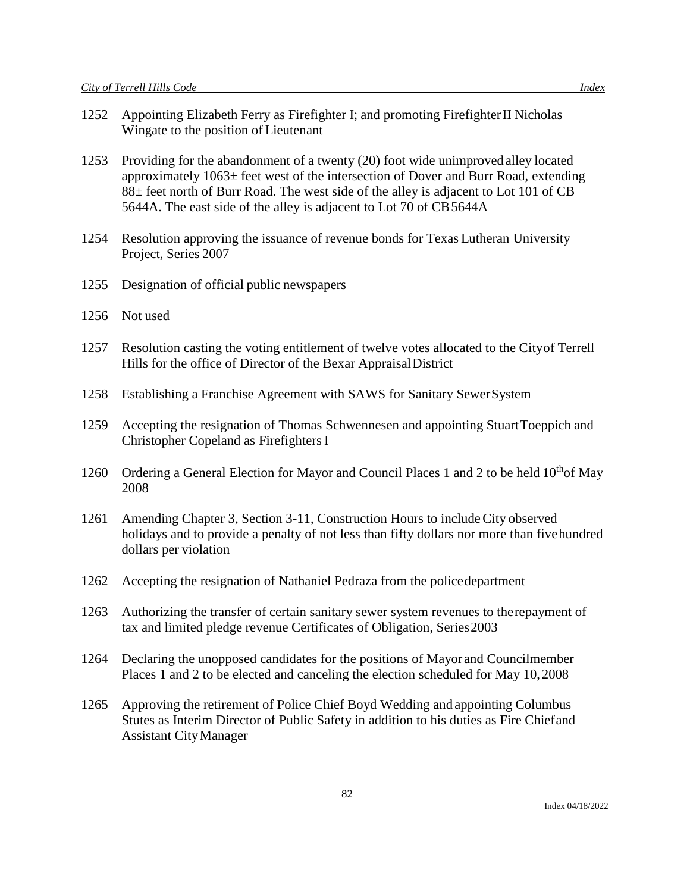1252 Appointing Elizabeth Ferry as Firefighter I; and promoting Firefighter II Nicholas Wingate to the position of Lieutenant

1253 Providing for the abandonment of a twenty (20) foot wide unimproved alley located approximately 1063± feet west of the intersection of Dover and Burr Road, extending 88± feet north of Burr Road. The west side of the alley is adjacent to Lot 101 of CB 5644A. The east side of the alley is adjacent to Lot 70 of CB 5644A

1254 Resolution approving the issuance of revenue bonds for Texas Lutheran University Project, Series 2007

1255 Designation of official public newspapers

1256 Not used

1257 Resolution casting the voting entitlement of twelve votes allocated to the City of Terrell Hills for the office of Director of the Bexar Appraisal District

1258 Establishing a Franchise Agreement with SAWS for Sanitary Sewer System

1259 Accepting the resignation of Thomas Schwennesen and appointing Stuart Toeppich and Christopher Copeland as Firefighters I

1260 Ordering a General Election for Mayor and Council Places 1 and 2 to be held 10th of May 2008

1261 Amending Chapter 3, Section 3-11, Construction Hours to include City observed holidays and to provide a penalty of not less than fifty dollars nor more than five hundred dollars per violation

1262 Accepting the resignation of Nathaniel Pedraza from the police department

1263 Authorizing the transfer of certain sanitary sewer system revenues to the repayment of tax and limited pledge revenue Certificates of Obligation, Series 2003

1264 Declaring the unopposed candidates for the positions of Mayor and Councilmember Places 1 and 2 to be elected and canceling the election scheduled for May 10, 2008

1265 Approving the retirement of Police Chief Boyd Wedding and appointing Columbus Stutes as Interim Director of Public Safety in addition to his duties as Fire Chief and Assistant City Manager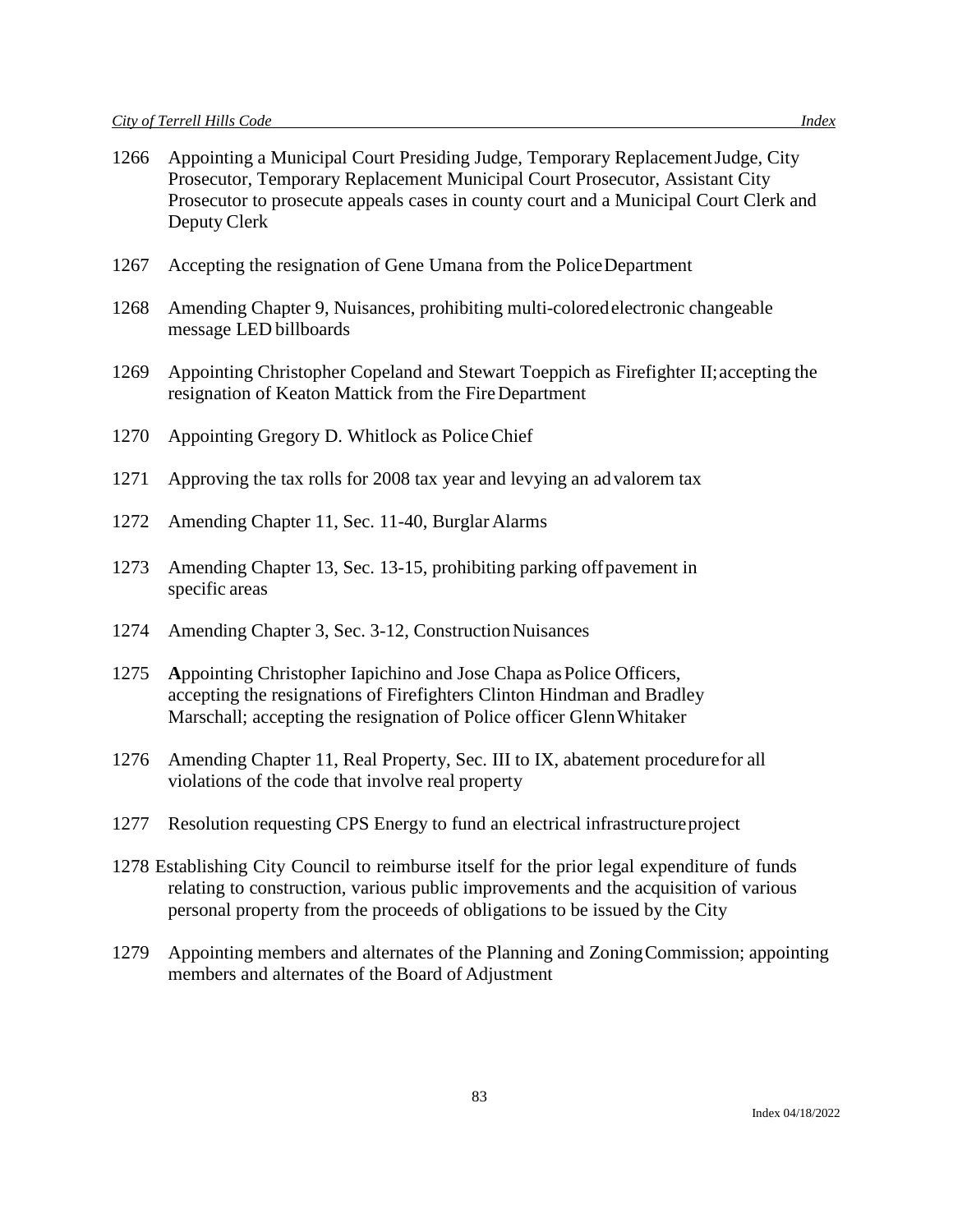1266 Appointing a Municipal Court Presiding Judge, Temporary Replacement Judge, City Prosecutor, Temporary Replacement Municipal Court Prosecutor, Assistant City Prosecutor to prosecute appeals cases in county court and a Municipal Court Clerk and Deputy Clerk

1267 Accepting the resignation of Gene Umana from the Police Department

1268 Amending Chapter 9, Nuisances, prohibiting multi-colored electronic changeable message LED billboards

1269 Appointing Christopher Copeland and Stewart Toeppich as Firefighter II; accepting the resignation of Keaton Mattick from the Fire Department

1270 Appointing Gregory D. Whitlock as Police Chief

1271 Approving the tax rolls for 2008 tax year and levying an ad valorem tax

1272 Amending Chapter 11, Sec. 11-40, Burglar Alarms

1273 Amending Chapter 13, Sec. 13-15, prohibiting parking off pavement in specific areas

1274 Amending Chapter 3, Sec. 3-12, Construction Nuisances

1275 **A**ppointing Christopher Iapichino and Jose Chapa as Police Officers, accepting the resignations of Firefighters Clinton Hindman and Bradley Marschall; accepting the resignation of Police officer Glenn Whitaker

1276 Amending Chapter 11, Real Property, Sec. III to IX, abatement procedure for all violations of the code that involve real property

1277 Resolution requesting CPS Energy to fund an electrical infrastructure project

1278 Establishing City Council to reimburse itself for the prior legal expenditure of funds relating to construction, various public improvements and the acquisition of various personal property from the proceeds of obligations to be issued by the City

1279 Appointing members and alternates of the Planning and Zoning Commission; appointing members and alternates of the Board of Adjustment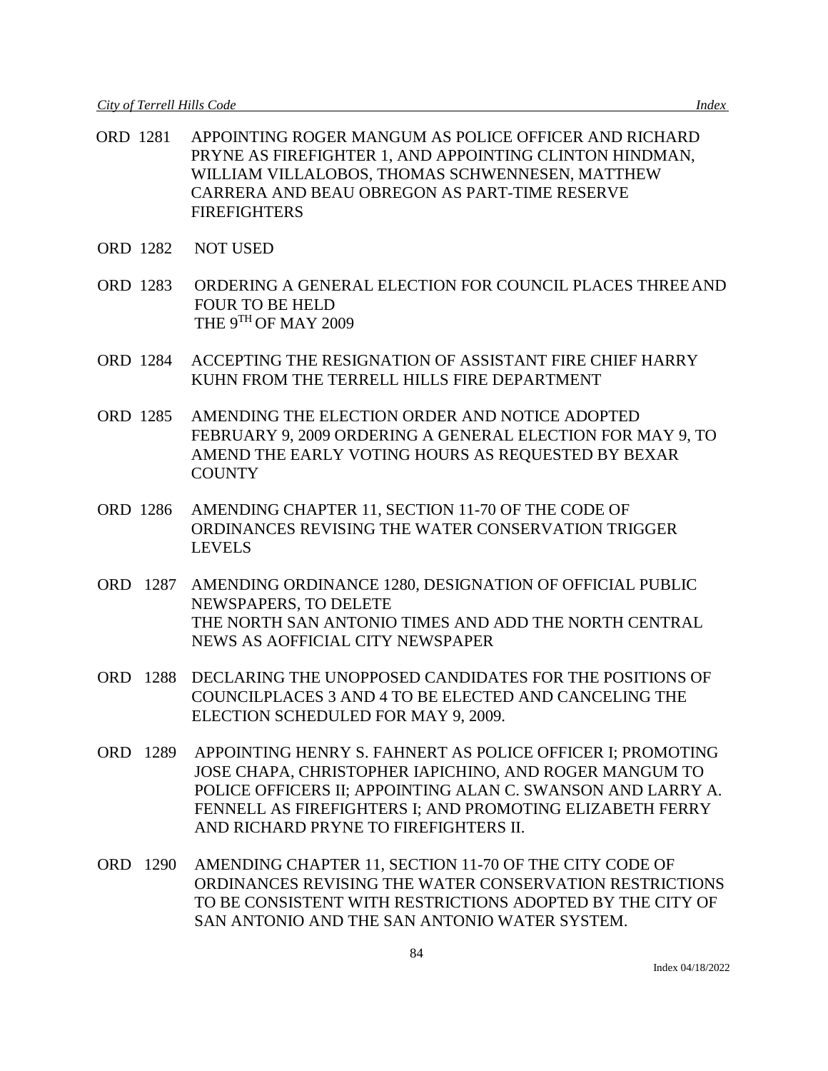ORD 1281 APPOINTING ROGER MANGUM AS POLICE OFFICER AND RICHARD PRYNE AS FIREFIGHTER 1, AND APPOINTING CLINTON HINDMAN, WILLIAM VILLALOBOS, THOMAS SCHWENNESEN, MATTHEW CARRERA AND BEAU OBREGON AS PART-TIME RESERVE FIREFIGHTERS

ORD 1282 NOT USED

ORD 1283 ORDERING A GENERAL ELECTION FOR COUNCIL PLACES THREE AND FOUR TO BE HELD THE 9TH OF MAY 2009

ORD 1284 ACCEPTING THE RESIGNATION OF ASSISTANT FIRE CHIEF HARRY KUHN FROM THE TERRELL HILLS FIRE DEPARTMENT

ORD 1285 AMENDING THE ELECTION ORDER AND NOTICE ADOPTED FEBRUARY 9, 2009 ORDERING A GENERAL ELECTION FOR MAY 9, TO AMEND THE EARLY VOTING HOURS AS REQUESTED BY BEXAR COUNTY

ORD 1286 AMENDING CHAPTER 11, SECTION 11-70 OF THE CODE OF ORDINANCES REVISING THE WATER CONSERVATION TRIGGER LEVELS

ORD 1287 AMENDING ORDINANCE 1280, DESIGNATION OF OFFICIAL PUBLIC NEWSPAPERS, TO DELETE THE NORTH SAN ANTONIO TIMES AND ADD THE NORTH CENTRAL NEWS AS AOFFICIAL CITY NEWSPAPER

ORD 1288 DECLARING THE UNOPPOSED CANDIDATES FOR THE POSITIONS OF COUNCILPLACES 3 AND 4 TO BE ELECTED AND CANCELING THE ELECTION SCHEDULED FOR MAY 9, 2009.

ORD 1289 APPOINTING HENRY S. FAHNERT AS POLICE OFFICER I; PROMOTING JOSE CHAPA, CHRISTOPHER IAPICHINO, AND ROGER MANGUM TO POLICE OFFICERS II; APPOINTING ALAN C. SWANSON AND LARRY A. FENNELL AS FIREFIGHTERS I; AND PROMOTING ELIZABETH FERRY AND RICHARD PRYNE TO FIREFIGHTERS II.

ORD 1290 AMENDING CHAPTER 11, SECTION 11-70 OF THE CITY CODE OF ORDINANCES REVISING THE WATER CONSERVATION RESTRICTIONS TO BE CONSISTENT WITH RESTRICTIONS ADOPTED BY THE CITY OF SAN ANTONIO AND THE SAN ANTONIO WATER SYSTEM.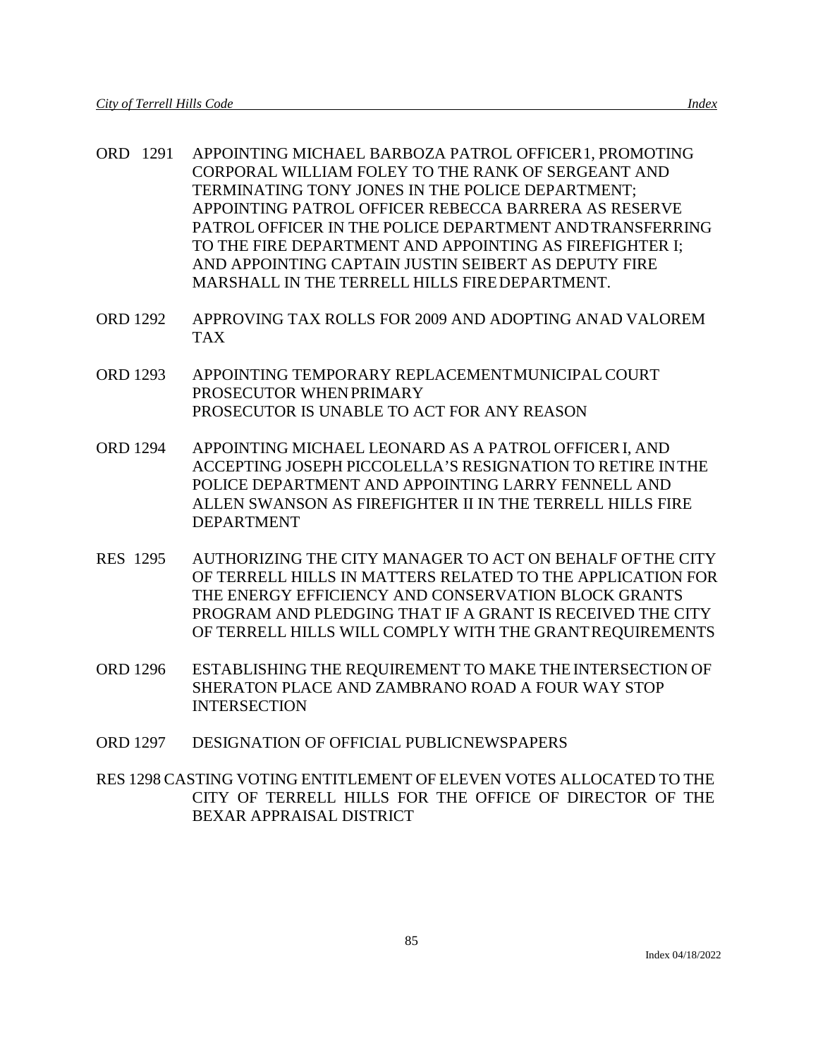ORD 1291 APPOINTING MICHAEL BARBOZA PATROL OFFICER1, PROMOTING CORPORAL WILLIAM FOLEY TO THE RANK OF SERGEANT AND TERMINATING TONY JONES IN THE POLICE DEPARTMENT; APPOINTING PATROL OFFICER REBECCA BARRERA AS RESERVE PATROL OFFICER IN THE POLICE DEPARTMENT AND TRANSFERRING TO THE FIRE DEPARTMENT AND APPOINTING AS FIREFIGHTER I; AND APPOINTING CAPTAIN JUSTIN SEIBERT AS DEPUTY FIRE MARSHALL IN THE TERRELL HILLS FIRE DEPARTMENT.

ORD 1292 APPROVING TAX ROLLS FOR 2009 AND ADOPTING AN AD VALOREM TAX

ORD 1293 APPOINTING TEMPORARY REPLACEMENT MUNICIPAL COURT PROSECUTOR WHEN PRIMARY PROSECUTOR IS UNABLE TO ACT FOR ANY REASON

ORD 1294 APPOINTING MICHAEL LEONARD AS A PATROL OFFICER I, AND ACCEPTING JOSEPH PICCOLELLA'S RESIGNATION TO RETIRE IN THE POLICE DEPARTMENT AND APPOINTING LARRY FENNELL AND ALLEN SWANSON AS FIREFIGHTER II IN THE TERRELL HILLS FIRE DEPARTMENT

RES 1295 AUTHORIZING THE CITY MANAGER TO ACT ON BEHALF OF THE CITY OF TERRELL HILLS IN MATTERS RELATED TO THE APPLICATION FOR THE ENERGY EFFICIENCY AND CONSERVATION BLOCK GRANTS PROGRAM AND PLEDGING THAT IF A GRANT IS RECEIVED THE CITY OF TERRELL HILLS WILL COMPLY WITH THE GRANT REQUIREMENTS

ORD 1296 ESTABLISHING THE REQUIREMENT TO MAKE THE INTERSECTION OF SHERATON PLACE AND ZAMBRANO ROAD A FOUR WAY STOP INTERSECTION

ORD 1297 DESIGNATION OF OFFICIAL PUBLIC NEWSPAPERS

RES 1298 CASTING VOTING ENTITLEMENT OF ELEVEN VOTES ALLOCATED TO THE CITY OF TERRELL HILLS FOR THE OFFICE OF DIRECTOR OF THE BEXAR APPRAISAL DISTRICT

Index 04/18/2022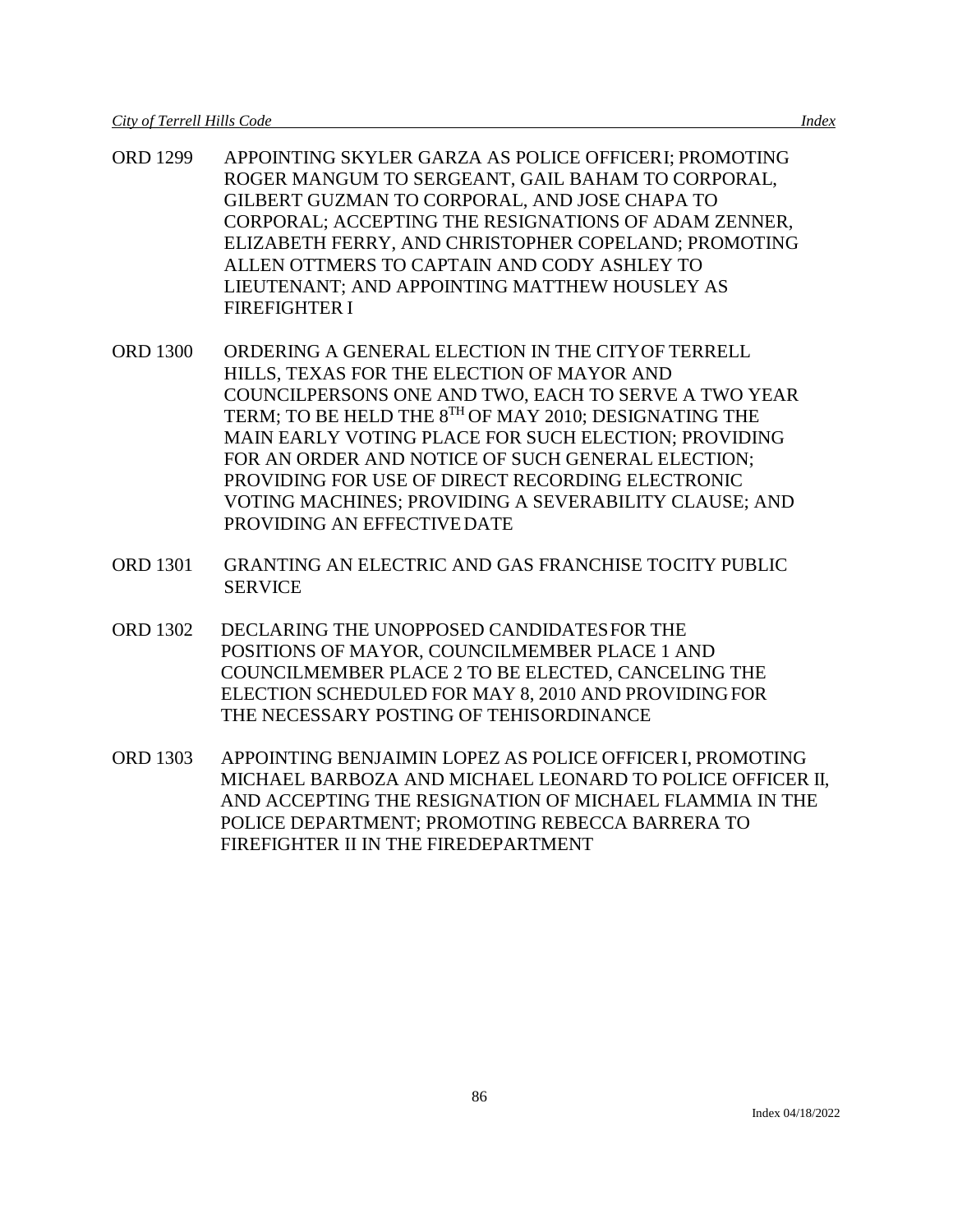ORD 1299 APPOINTING SKYLER GARZA AS POLICE OFFICERI; PROMOTING ROGER MANGUM TO SERGEANT, GAIL BAHAM TO CORPORAL, GILBERT GUZMAN TO CORPORAL, AND JOSE CHAPA TO CORPORAL; ACCEPTING THE RESIGNATIONS OF ADAM ZENNER, ELIZABETH FERRY, AND CHRISTOPHER COPELAND; PROMOTING ALLEN OTTMERS TO CAPTAIN AND CODY ASHLEY TO LIEUTENANT; AND APPOINTING MATTHEW HOUSLEY AS FIREFIGHTER I

ORD 1300 ORDERING A GENERAL ELECTION IN THE CITYOF TERRELL HILLS, TEXAS FOR THE ELECTION OF MAYOR AND COUNCILPERSONS ONE AND TWO, EACH TO SERVE A TWO YEAR TERM; TO BE HELD THE 8TH OF MAY 2010; DESIGNATING THE MAIN EARLY VOTING PLACE FOR SUCH ELECTION; PROVIDING FOR AN ORDER AND NOTICE OF SUCH GENERAL ELECTION; PROVIDING FOR USE OF DIRECT RECORDING ELECTRONIC VOTING MACHINES; PROVIDING A SEVERABILITY CLAUSE; AND PROVIDING AN EFFECTIVE DATE

ORD 1301 GRANTING AN ELECTRIC AND GAS FRANCHISE TOCITY PUBLIC SERVICE

ORD 1302 DECLARING THE UNOPPOSED CANDIDATESFOR THE POSITIONS OF MAYOR, COUNCILMEMBER PLACE 1 AND COUNCILMEMBER PLACE 2 TO BE ELECTED, CANCELING THE ELECTION SCHEDULED FOR MAY 8, 2010 AND PROVIDING FOR THE NECESSARY POSTING OF TEHISORDINANCE

ORD 1303 APPOINTING BENJAIMIN LOPEZ AS POLICE OFFICER I, PROMOTING MICHAEL BARBOZA AND MICHAEL LEONARD TO POLICE OFFICER II, AND ACCEPTING THE RESIGNATION OF MICHAEL FLAMMIA IN THE POLICE DEPARTMENT; PROMOTING REBECCA BARRERA TO FIREFIGHTER II IN THE FIREDEPARTMENT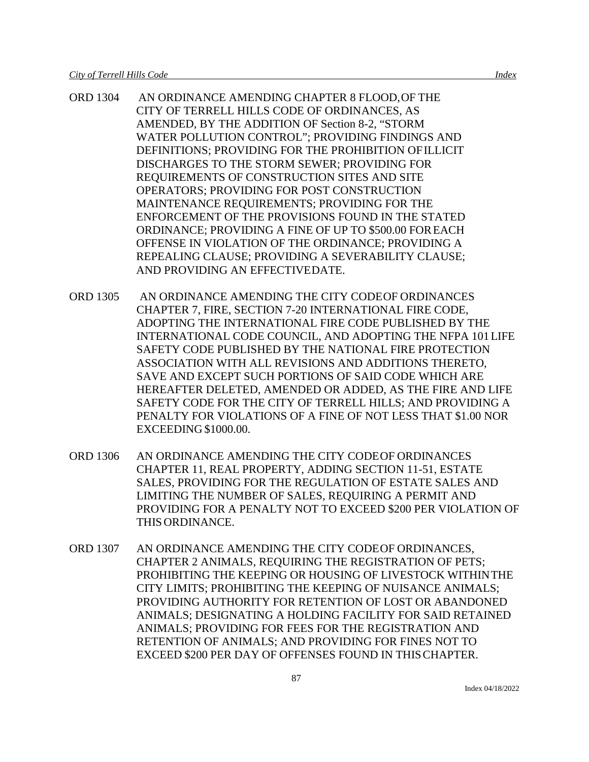ORD 1304 AN ORDINANCE AMENDING CHAPTER 8 FLOOD, OF THE CITY OF TERRELL HILLS CODE OF ORDINANCES, AS AMENDED, BY THE ADDITION OF Section 8-2, "STORM WATER POLLUTION CONTROL"; PROVIDING FINDINGS AND DEFINITIONS; PROVIDING FOR THE PROHIBITION OF ILLICIT DISCHARGES TO THE STORM SEWER; PROVIDING FOR REQUIREMENTS OF CONSTRUCTION SITES AND SITE OPERATORS; PROVIDING FOR POST CONSTRUCTION MAINTENANCE REQUIREMENTS; PROVIDING FOR THE ENFORCEMENT OF THE PROVISIONS FOUND IN THE STATED ORDINANCE; PROVIDING A FINE OF UP TO $500.00 FOR EACH OFFENSE IN VIOLATION OF THE ORDINANCE; PROVIDING A REPEALING CLAUSE; PROVIDING A SEVERABILITY CLAUSE; AND PROVIDING AN EFFECTIVE DATE.

ORD 1305 AN ORDINANCE AMENDING THE CITY CODE OF ORDINANCES CHAPTER 7, FIRE, SECTION 7-20 INTERNATIONAL FIRE CODE, ADOPTING THE INTERNATIONAL FIRE CODE PUBLISHED BY THE INTERNATIONAL CODE COUNCIL, AND ADOPTING THE NFPA 101 LIFE SAFETY CODE PUBLISHED BY THE NATIONAL FIRE PROTECTION ASSOCIATION WITH ALL REVISIONS AND ADDITIONS THERETO, SAVE AND EXCEPT SUCH PORTIONS OF SAID CODE WHICH ARE HEREAFTER DELETED, AMENDED OR ADDED, AS THE FIRE AND LIFE SAFETY CODE FOR THE CITY OF TERRELL HILLS; AND PROVIDING A PENALTY FOR VIOLATIONS OF A FINE OF NOT LESS THAT $1.00 NOR EXCEEDING $1000.00.

ORD 1306 AN ORDINANCE AMENDING THE CITY CODE OF ORDINANCES CHAPTER 11, REAL PROPERTY, ADDING SECTION 11-51, ESTATE SALES, PROVIDING FOR THE REGULATION OF ESTATE SALES AND LIMITING THE NUMBER OF SALES, REQUIRING A PERMIT AND PROVIDING FOR A PENALTY NOT TO EXCEED $200 PER VIOLATION OF THIS ORDINANCE.

ORD 1307 AN ORDINANCE AMENDING THE CITY CODE OF ORDINANCES, CHAPTER 2 ANIMALS, REQUIRING THE REGISTRATION OF PETS; PROHIBITING THE KEEPING OR HOUSING OF LIVESTOCK WITHIN THE CITY LIMITS; PROHIBITING THE KEEPING OF NUISANCE ANIMALS; PROVIDING AUTHORITY FOR RETENTION OF LOST OR ABANDONED ANIMALS; DESIGNATING A HOLDING FACILITY FOR SAID RETAINED ANIMALS; PROVIDING FOR FEES FOR THE REGISTRATION AND RETENTION OF ANIMALS; AND PROVIDING FOR FINES NOT TO EXCEED $200 PER DAY OF OFFENSES FOUND IN THIS CHAPTER.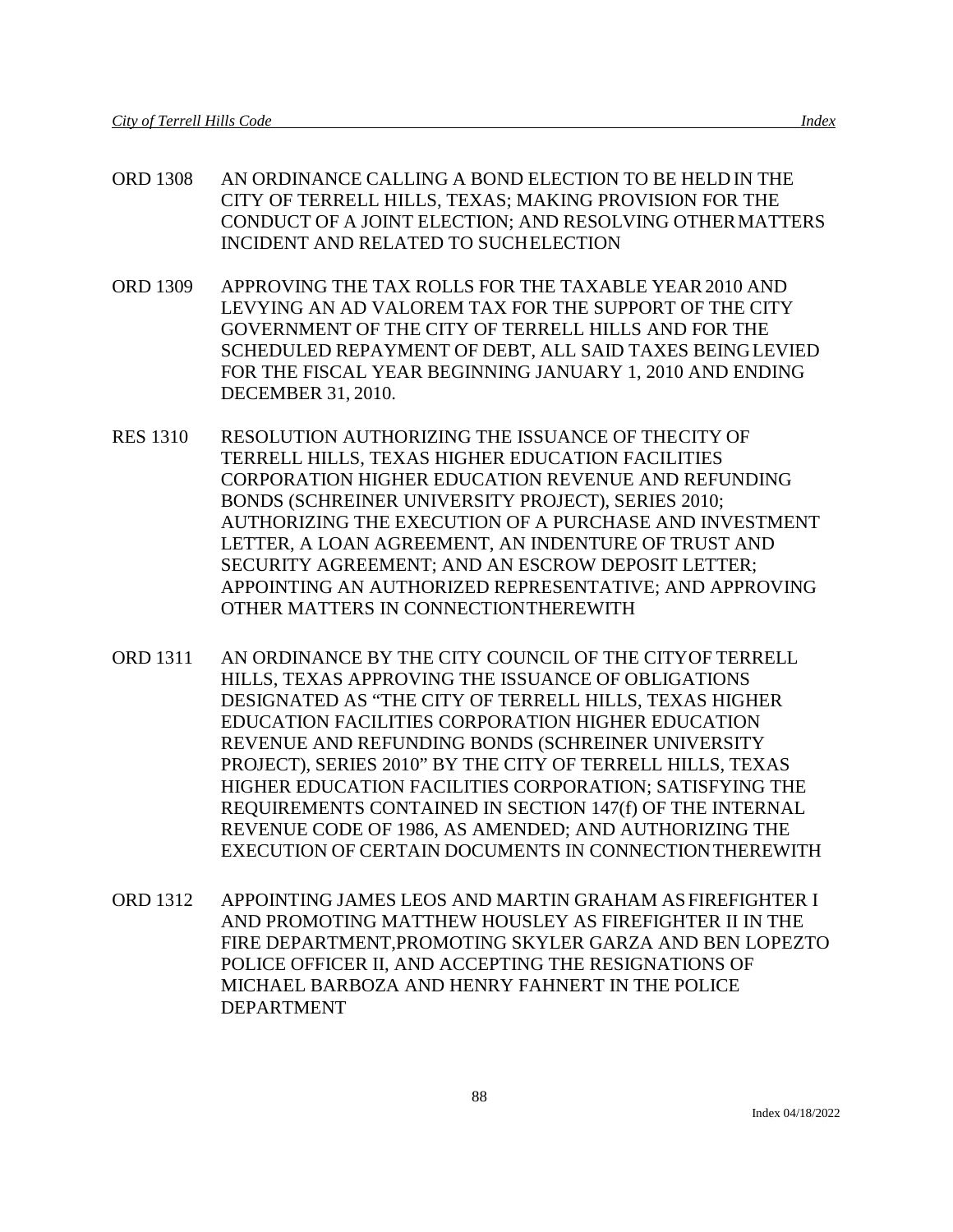ORD 1308 AN ORDINANCE CALLING A BOND ELECTION TO BE HELD IN THE CITY OF TERRELL HILLS, TEXAS; MAKING PROVISION FOR THE CONDUCT OF A JOINT ELECTION; AND RESOLVING OTHER MATTERS INCIDENT AND RELATED TO SUCH ELECTION

ORD 1309 APPROVING THE TAX ROLLS FOR THE TAXABLE YEAR 2010 AND LEVYING AN AD VALOREM TAX FOR THE SUPPORT OF THE CITY GOVERNMENT OF THE CITY OF TERRELL HILLS AND FOR THE SCHEDULED REPAYMENT OF DEBT, ALL SAID TAXES BEING LEVIED FOR THE FISCAL YEAR BEGINNING JANUARY 1, 2010 AND ENDING DECEMBER 31, 2010.

RES 1310 RESOLUTION AUTHORIZING THE ISSUANCE OF THE CITY OF TERRELL HILLS, TEXAS HIGHER EDUCATION FACILITIES CORPORATION HIGHER EDUCATION REVENUE AND REFUNDING BONDS (SCHREINER UNIVERSITY PROJECT), SERIES 2010; AUTHORIZING THE EXECUTION OF A PURCHASE AND INVESTMENT LETTER, A LOAN AGREEMENT, AN INDENTURE OF TRUST AND SECURITY AGREEMENT; AND AN ESCROW DEPOSIT LETTER; APPOINTING AN AUTHORIZED REPRESENTATIVE; AND APPROVING OTHER MATTERS IN CONNECTION THEREWITH

ORD 1311 AN ORDINANCE BY THE CITY COUNCIL OF THE CITY OF TERRELL HILLS, TEXAS APPROVING THE ISSUANCE OF OBLIGATIONS DESIGNATED AS "THE CITY OF TERRELL HILLS, TEXAS HIGHER EDUCATION FACILITIES CORPORATION HIGHER EDUCATION REVENUE AND REFUNDING BONDS (SCHREINER UNIVERSITY PROJECT), SERIES 2010" BY THE CITY OF TERRELL HILLS, TEXAS HIGHER EDUCATION FACILITIES CORPORATION; SATISFYING THE REQUIREMENTS CONTAINED IN SECTION 147(f) OF THE INTERNAL REVENUE CODE OF 1986, AS AMENDED; AND AUTHORIZING THE EXECUTION OF CERTAIN DOCUMENTS IN CONNECTION THEREWITH

ORD 1312 APPOINTING JAMES LEOS AND MARTIN GRAHAM AS FIREFIGHTER I AND PROMOTING MATTHEW HOUSLEY AS FIREFIGHTER II IN THE FIRE DEPARTMENT,PROMOTING SKYLER GARZA AND BEN LOPEZ TO POLICE OFFICER II, AND ACCEPTING THE RESIGNATIONS OF MICHAEL BARBOZA AND HENRY FAHNERT IN THE POLICE DEPARTMENT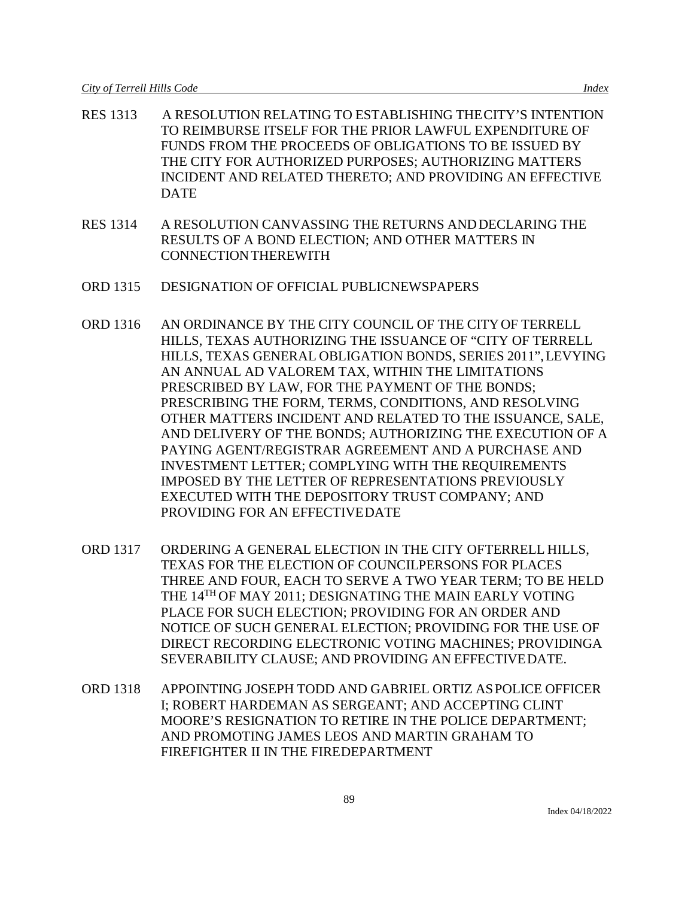RES 1313 A RESOLUTION RELATING TO ESTABLISHING THE CITY'S INTENTION TO REIMBURSE ITSELF FOR THE PRIOR LAWFUL EXPENDITURE OF FUNDS FROM THE PROCEEDS OF OBLIGATIONS TO BE ISSUED BY THE CITY FOR AUTHORIZED PURPOSES; AUTHORIZING MATTERS INCIDENT AND RELATED THERETO; AND PROVIDING AN EFFECTIVE DATE

RES 1314 A RESOLUTION CANVASSING THE RETURNS AND DECLARING THE RESULTS OF A BOND ELECTION; AND OTHER MATTERS IN CONNECTION THEREWITH

ORD 1315 DESIGNATION OF OFFICIAL PUBLIC NEWSPAPERS

ORD 1316 AN ORDINANCE BY THE CITY COUNCIL OF THE CITY OF TERRELL HILLS, TEXAS AUTHORIZING THE ISSUANCE OF "CITY OF TERRELL HILLS, TEXAS GENERAL OBLIGATION BONDS, SERIES 2011", LEVYING AN ANNUAL AD VALOREM TAX, WITHIN THE LIMITATIONS PRESCRIBED BY LAW, FOR THE PAYMENT OF THE BONDS; PRESCRIBING THE FORM, TERMS, CONDITIONS, AND RESOLVING OTHER MATTERS INCIDENT AND RELATED TO THE ISSUANCE, SALE, AND DELIVERY OF THE BONDS; AUTHORIZING THE EXECUTION OF A PAYING AGENT/REGISTRAR AGREEMENT AND A PURCHASE AND INVESTMENT LETTER; COMPLYING WITH THE REQUIREMENTS IMPOSED BY THE LETTER OF REPRESENTATIONS PREVIOUSLY EXECUTED WITH THE DEPOSITORY TRUST COMPANY; AND PROVIDING FOR AN EFFECTIVE DATE

ORD 1317 ORDERING A GENERAL ELECTION IN THE CITY OF TERRELL HILLS, TEXAS FOR THE ELECTION OF COUNCILPERSONS FOR PLACES THREE AND FOUR, EACH TO SERVE A TWO YEAR TERM; TO BE HELD THE 14TH OF MAY 2011; DESIGNATING THE MAIN EARLY VOTING PLACE FOR SUCH ELECTION; PROVIDING FOR AN ORDER AND NOTICE OF SUCH GENERAL ELECTION; PROVIDING FOR THE USE OF DIRECT RECORDING ELECTRONIC VOTING MACHINES; PROVIDING A SEVERABILITY CLAUSE; AND PROVIDING AN EFFECTIVE DATE.

ORD 1318 APPOINTING JOSEPH TODD AND GABRIEL ORTIZ AS POLICE OFFICER I; ROBERT HARDEMAN AS SERGEANT; AND ACCEPTING CLINT MOORE'S RESIGNATION TO RETIRE IN THE POLICE DEPARTMENT; AND PROMOTING JAMES LEOS AND MARTIN GRAHAM TO FIREFIGHTER II IN THE FIRE DEPARTMENT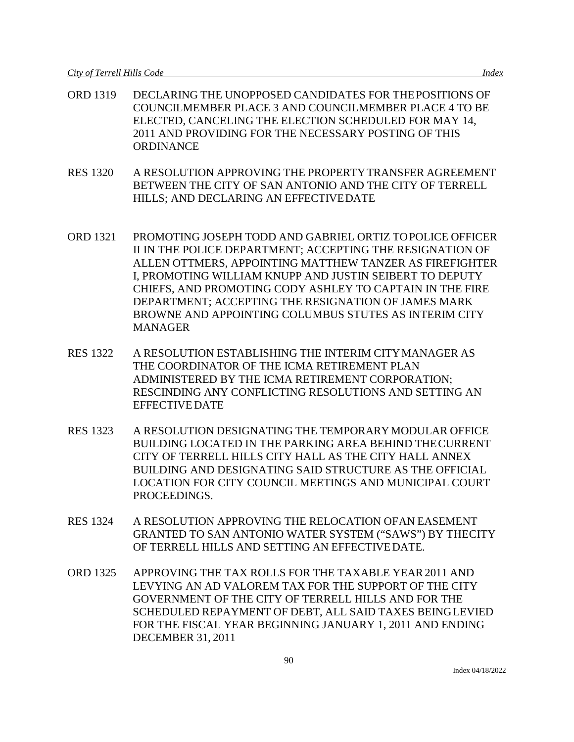ORD 1319 DECLARING THE UNOPPOSED CANDIDATES FOR THE POSITIONS OF COUNCILMEMBER PLACE 3 AND COUNCILMEMBER PLACE 4 TO BE ELECTED, CANCELING THE ELECTION SCHEDULED FOR MAY 14, 2011 AND PROVIDING FOR THE NECESSARY POSTING OF THIS ORDINANCE

RES 1320 A RESOLUTION APPROVING THE PROPERTY TRANSFER AGREEMENT BETWEEN THE CITY OF SAN ANTONIO AND THE CITY OF TERRELL HILLS; AND DECLARING AN EFFECTIVE DATE

ORD 1321 PROMOTING JOSEPH TODD AND GABRIEL ORTIZ TO POLICE OFFICER II IN THE POLICE DEPARTMENT; ACCEPTING THE RESIGNATION OF ALLEN OTTMERS, APPOINTING MATTHEW TANZER AS FIREFIGHTER I, PROMOTING WILLIAM KNUPP AND JUSTIN SEIBERT TO DEPUTY CHIEFS, AND PROMOTING CODY ASHLEY TO CAPTAIN IN THE FIRE DEPARTMENT; ACCEPTING THE RESIGNATION OF JAMES MARK BROWNE AND APPOINTING COLUMBUS STUTES AS INTERIM CITY MANAGER

RES 1322 A RESOLUTION ESTABLISHING THE INTERIM CITY MANAGER AS THE COORDINATOR OF THE ICMA RETIREMENT PLAN ADMINISTERED BY THE ICMA RETIREMENT CORPORATION; RESCINDING ANY CONFLICTING RESOLUTIONS AND SETTING AN EFFECTIVE DATE

RES 1323 A RESOLUTION DESIGNATING THE TEMPORARY MODULAR OFFICE BUILDING LOCATED IN THE PARKING AREA BEHIND THE CURRENT CITY OF TERRELL HILLS CITY HALL AS THE CITY HALL ANNEX BUILDING AND DESIGNATING SAID STRUCTURE AS THE OFFICIAL LOCATION FOR CITY COUNCIL MEETINGS AND MUNICIPAL COURT PROCEEDINGS.

RES 1324 A RESOLUTION APPROVING THE RELOCATION OF AN EASEMENT GRANTED TO SAN ANTONIO WATER SYSTEM ("SAWS") BY THE CITY OF TERRELL HILLS AND SETTING AN EFFECTIVE DATE.

ORD 1325 APPROVING THE TAX ROLLS FOR THE TAXABLE YEAR 2011 AND LEVYING AN AD VALOREM TAX FOR THE SUPPORT OF THE CITY GOVERNMENT OF THE CITY OF TERRELL HILLS AND FOR THE SCHEDULED REPAYMENT OF DEBT, ALL SAID TAXES BEING LEVIED FOR THE FISCAL YEAR BEGINNING JANUARY 1, 2011 AND ENDING DECEMBER 31, 2011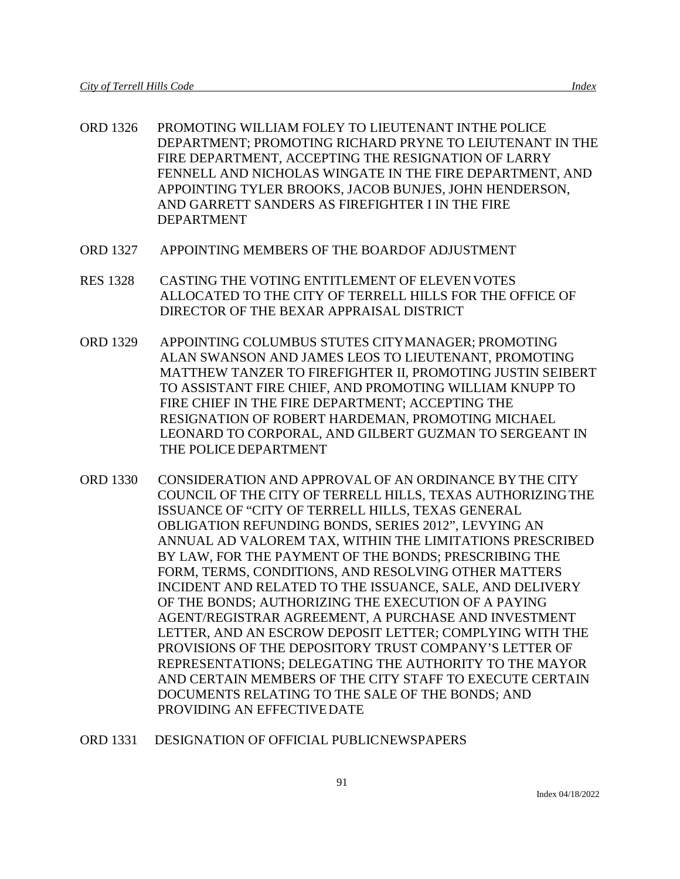ORD 1326 PROMOTING WILLIAM FOLEY TO LIEUTENANT INTHE POLICE DEPARTMENT; PROMOTING RICHARD PRYNE TO LEIUTENANT IN THE FIRE DEPARTMENT, ACCEPTING THE RESIGNATION OF LARRY FENNELL AND NICHOLAS WINGATE IN THE FIRE DEPARTMENT, AND APPOINTING TYLER BROOKS, JACOB BUNJES, JOHN HENDERSON, AND GARRETT SANDERS AS FIREFIGHTER I IN THE FIRE DEPARTMENT

ORD 1327 APPOINTING MEMBERS OF THE BOARDOF ADJUSTMENT

RES 1328 CASTING THE VOTING ENTITLEMENT OF ELEVEN VOTES ALLOCATED TO THE CITY OF TERRELL HILLS FOR THE OFFICE OF DIRECTOR OF THE BEXAR APPRAISAL DISTRICT

ORD 1329 APPOINTING COLUMBUS STUTES CITYMANAGER; PROMOTING ALAN SWANSON AND JAMES LEOS TO LIEUTENANT, PROMOTING MATTHEW TANZER TO FIREFIGHTER II, PROMOTING JUSTIN SEIBERT TO ASSISTANT FIRE CHIEF, AND PROMOTING WILLIAM KNUPP TO FIRE CHIEF IN THE FIRE DEPARTMENT; ACCEPTING THE RESIGNATION OF ROBERT HARDEMAN, PROMOTING MICHAEL LEONARD TO CORPORAL, AND GILBERT GUZMAN TO SERGEANT IN THE POLICE DEPARTMENT

ORD 1330 CONSIDERATION AND APPROVAL OF AN ORDINANCE BY THE CITY COUNCIL OF THE CITY OF TERRELL HILLS, TEXAS AUTHORIZING THE ISSUANCE OF "CITY OF TERRELL HILLS, TEXAS GENERAL OBLIGATION REFUNDING BONDS, SERIES 2012", LEVYING AN ANNUAL AD VALOREM TAX, WITHIN THE LIMITATIONS PRESCRIBED BY LAW, FOR THE PAYMENT OF THE BONDS; PRESCRIBING THE FORM, TERMS, CONDITIONS, AND RESOLVING OTHER MATTERS INCIDENT AND RELATED TO THE ISSUANCE, SALE, AND DELIVERY OF THE BONDS; AUTHORIZING THE EXECUTION OF A PAYING AGENT/REGISTRAR AGREEMENT, A PURCHASE AND INVESTMENT LETTER, AND AN ESCROW DEPOSIT LETTER; COMPLYING WITH THE PROVISIONS OF THE DEPOSITORY TRUST COMPANY'S LETTER OF REPRESENTATIONS; DELEGATING THE AUTHORITY TO THE MAYOR AND CERTAIN MEMBERS OF THE CITY STAFF TO EXECUTE CERTAIN DOCUMENTS RELATING TO THE SALE OF THE BONDS; AND PROVIDING AN EFFECTIVE DATE

ORD 1331 DESIGNATION OF OFFICIAL PUBLICNEWSPAPERS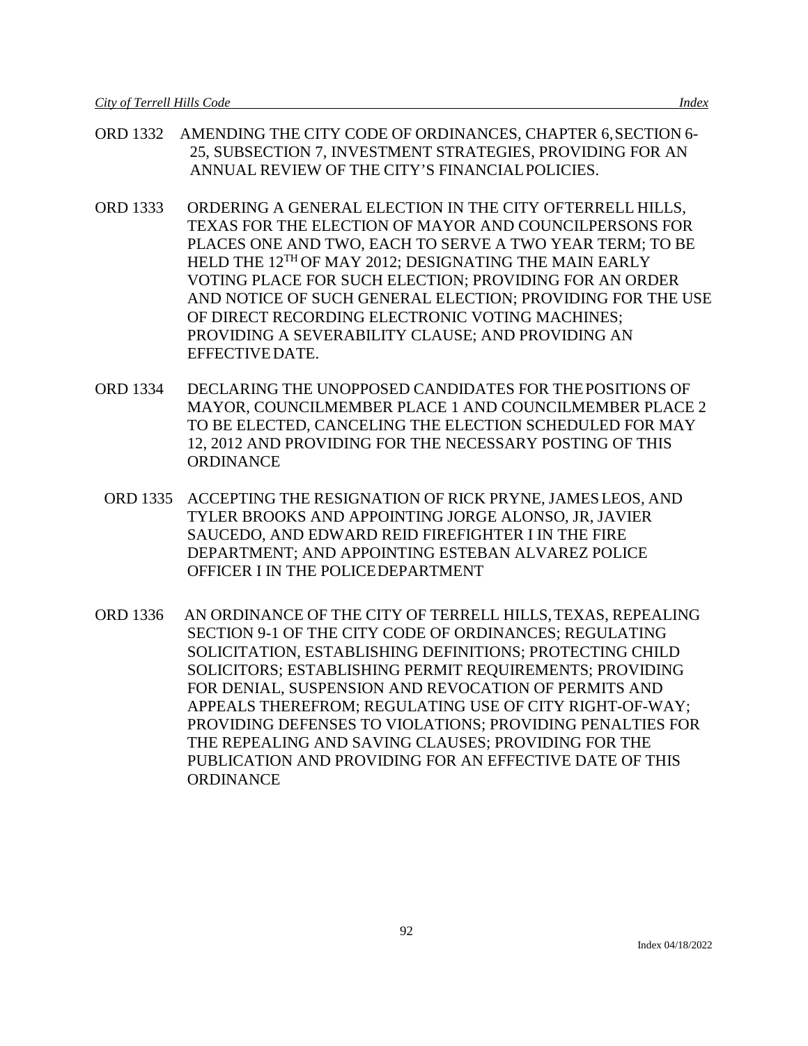ORD 1332 AMENDING THE CITY CODE OF ORDINANCES, CHAPTER 6, SECTION 6-25, SUBSECTION 7, INVESTMENT STRATEGIES, PROVIDING FOR AN ANNUAL REVIEW OF THE CITY'S FINANCIAL POLICIES.

ORD 1333 ORDERING A GENERAL ELECTION IN THE CITY OF TERRELL HILLS, TEXAS FOR THE ELECTION OF MAYOR AND COUNCILPERSONS FOR PLACES ONE AND TWO, EACH TO SERVE A TWO YEAR TERM; TO BE HELD THE 12TH OF MAY 2012; DESIGNATING THE MAIN EARLY VOTING PLACE FOR SUCH ELECTION; PROVIDING FOR AN ORDER AND NOTICE OF SUCH GENERAL ELECTION; PROVIDING FOR THE USE OF DIRECT RECORDING ELECTRONIC VOTING MACHINES; PROVIDING A SEVERABILITY CLAUSE; AND PROVIDING AN EFFECTIVE DATE.

ORD 1334 DECLARING THE UNOPPOSED CANDIDATES FOR THE POSITIONS OF MAYOR, COUNCILMEMBER PLACE 1 AND COUNCILMEMBER PLACE 2 TO BE ELECTED, CANCELING THE ELECTION SCHEDULED FOR MAY 12, 2012 AND PROVIDING FOR THE NECESSARY POSTING OF THIS ORDINANCE

ORD 1335 ACCEPTING THE RESIGNATION OF RICK PRYNE, JAMES LEOS, AND TYLER BROOKS AND APPOINTING JORGE ALONSO, JR, JAVIER SAUCEDO, AND EDWARD REID FIREFIGHTER I IN THE FIRE DEPARTMENT; AND APPOINTING ESTEBAN ALVAREZ POLICE OFFICER I IN THE POLICE DEPARTMENT

ORD 1336 AN ORDINANCE OF THE CITY OF TERRELL HILLS, TEXAS, REPEALING SECTION 9-1 OF THE CITY CODE OF ORDINANCES; REGULATING SOLICITATION, ESTABLISHING DEFINITIONS; PROTECTING CHILD SOLICITORS; ESTABLISHING PERMIT REQUIREMENTS; PROVIDING FOR DENIAL, SUSPENSION AND REVOCATION OF PERMITS AND APPEALS THEREFROM; REGULATING USE OF CITY RIGHT-OF-WAY; PROVIDING DEFENSES TO VIOLATIONS; PROVIDING PENALTIES FOR THE REPEALING AND SAVING CLAUSES; PROVIDING FOR THE PUBLICATION AND PROVIDING FOR AN EFFECTIVE DATE OF THIS ORDINANCE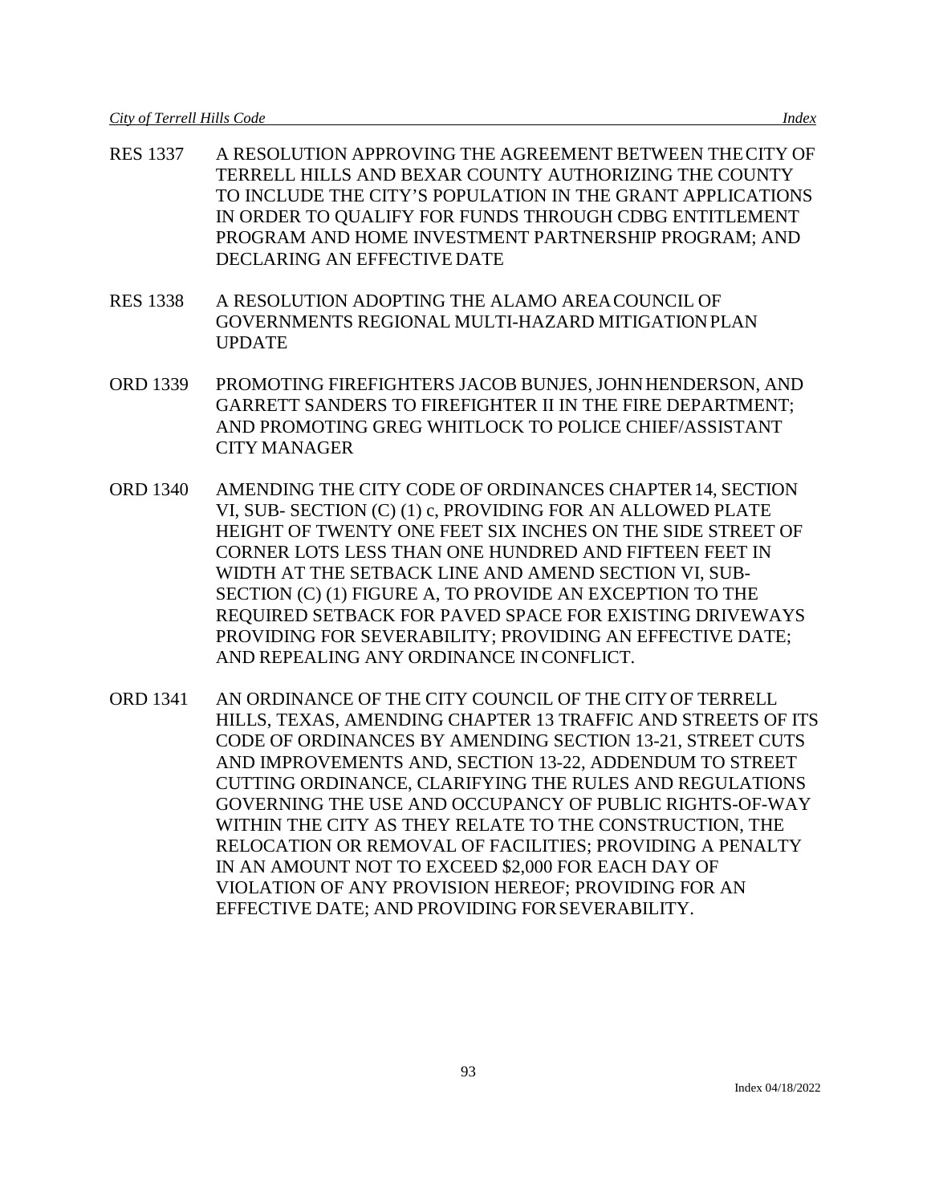RES 1337 A RESOLUTION APPROVING THE AGREEMENT BETWEEN THE CITY OF TERRELL HILLS AND BEXAR COUNTY AUTHORIZING THE COUNTY TO INCLUDE THE CITY'S POPULATION IN THE GRANT APPLICATIONS IN ORDER TO QUALIFY FOR FUNDS THROUGH CDBG ENTITLEMENT PROGRAM AND HOME INVESTMENT PARTNERSHIP PROGRAM; AND DECLARING AN EFFECTIVE DATE

RES 1338 A RESOLUTION ADOPTING THE ALAMO AREA COUNCIL OF GOVERNMENTS REGIONAL MULTI-HAZARD MITIGATION PLAN UPDATE

ORD 1339 PROMOTING FIREFIGHTERS JACOB BUNJES, JOHN HENDERSON, AND GARRETT SANDERS TO FIREFIGHTER II IN THE FIRE DEPARTMENT; AND PROMOTING GREG WHITLOCK TO POLICE CHIEF/ASSISTANT CITY MANAGER

ORD 1340 AMENDING THE CITY CODE OF ORDINANCES CHAPTER 14, SECTION VI, SUB- SECTION (C) (1) c, PROVIDING FOR AN ALLOWED PLATE HEIGHT OF TWENTY ONE FEET SIX INCHES ON THE SIDE STREET OF CORNER LOTS LESS THAN ONE HUNDRED AND FIFTEEN FEET IN WIDTH AT THE SETBACK LINE AND AMEND SECTION VI, SUB-SECTION (C) (1) FIGURE A, TO PROVIDE AN EXCEPTION TO THE REQUIRED SETBACK FOR PAVED SPACE FOR EXISTING DRIVEWAYS PROVIDING FOR SEVERABILITY; PROVIDING AN EFFECTIVE DATE; AND REPEALING ANY ORDINANCE IN CONFLICT.

ORD 1341 AN ORDINANCE OF THE CITY COUNCIL OF THE CITY OF TERRELL HILLS, TEXAS, AMENDING CHAPTER 13 TRAFFIC AND STREETS OF ITS CODE OF ORDINANCES BY AMENDING SECTION 13-21, STREET CUTS AND IMPROVEMENTS AND, SECTION 13-22, ADDENDUM TO STREET CUTTING ORDINANCE, CLARIFYING THE RULES AND REGULATIONS GOVERNING THE USE AND OCCUPANCY OF PUBLIC RIGHTS-OF-WAY WITHIN THE CITY AS THEY RELATE TO THE CONSTRUCTION, THE RELOCATION OR REMOVAL OF FACILITIES; PROVIDING A PENALTY IN AN AMOUNT NOT TO EXCEED $2,000 FOR EACH DAY OF VIOLATION OF ANY PROVISION HEREOF; PROVIDING FOR AN EFFECTIVE DATE; AND PROVIDING FOR SEVERABILITY.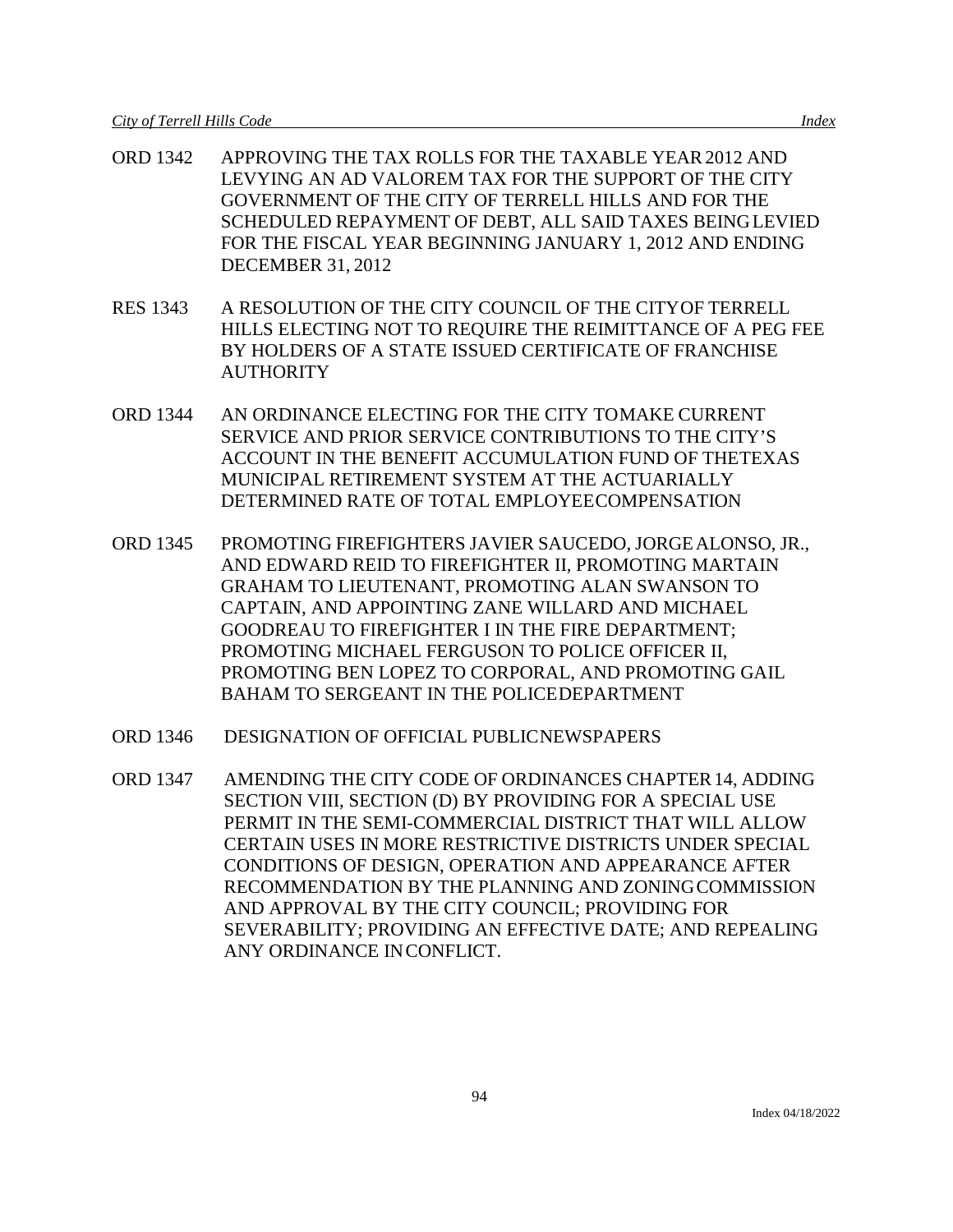ORD 1342 APPROVING THE TAX ROLLS FOR THE TAXABLE YEAR 2012 AND LEVYING AN AD VALOREM TAX FOR THE SUPPORT OF THE CITY GOVERNMENT OF THE CITY OF TERRELL HILLS AND FOR THE SCHEDULED REPAYMENT OF DEBT, ALL SAID TAXES BEING LEVIED FOR THE FISCAL YEAR BEGINNING JANUARY 1, 2012 AND ENDING DECEMBER 31, 2012

RES 1343 A RESOLUTION OF THE CITY COUNCIL OF THE CITY OF TERRELL HILLS ELECTING NOT TO REQUIRE THE REIMITTANCE OF A PEG FEE BY HOLDERS OF A STATE ISSUED CERTIFICATE OF FRANCHISE AUTHORITY

ORD 1344 AN ORDINANCE ELECTING FOR THE CITY TO MAKE CURRENT SERVICE AND PRIOR SERVICE CONTRIBUTIONS TO THE CITY'S ACCOUNT IN THE BENEFIT ACCUMULATION FUND OF THE TEXAS MUNICIPAL RETIREMENT SYSTEM AT THE ACTUARIALLY DETERMINED RATE OF TOTAL EMPLOYEE COMPENSATION

ORD 1345 PROMOTING FIREFIGHTERS JAVIER SAUCEDO, JORGE ALONSO, JR., AND EDWARD REID TO FIREFIGHTER II, PROMOTING MARTAIN GRAHAM TO LIEUTENANT, PROMOTING ALAN SWANSON TO CAPTAIN, AND APPOINTING ZANE WILLARD AND MICHAEL GOODREAU TO FIREFIGHTER I IN THE FIRE DEPARTMENT; PROMOTING MICHAEL FERGUSON TO POLICE OFFICER II, PROMOTING BEN LOPEZ TO CORPORAL, AND PROMOTING GAIL BAHAM TO SERGEANT IN THE POLICE DEPARTMENT

ORD 1346 DESIGNATION OF OFFICIAL PUBLIC NEWSPAPERS

ORD 1347 AMENDING THE CITY CODE OF ORDINANCES CHAPTER 14, ADDING SECTION VIII, SECTION (D) BY PROVIDING FOR A SPECIAL USE PERMIT IN THE SEMI-COMMERCIAL DISTRICT THAT WILL ALLOW CERTAIN USES IN MORE RESTRICTIVE DISTRICTS UNDER SPECIAL CONDITIONS OF DESIGN, OPERATION AND APPEARANCE AFTER RECOMMENDATION BY THE PLANNING AND ZONING COMMISSION AND APPROVAL BY THE CITY COUNCIL; PROVIDING FOR SEVERABILITY; PROVIDING AN EFFECTIVE DATE; AND REPEALING ANY ORDINANCE IN CONFLICT.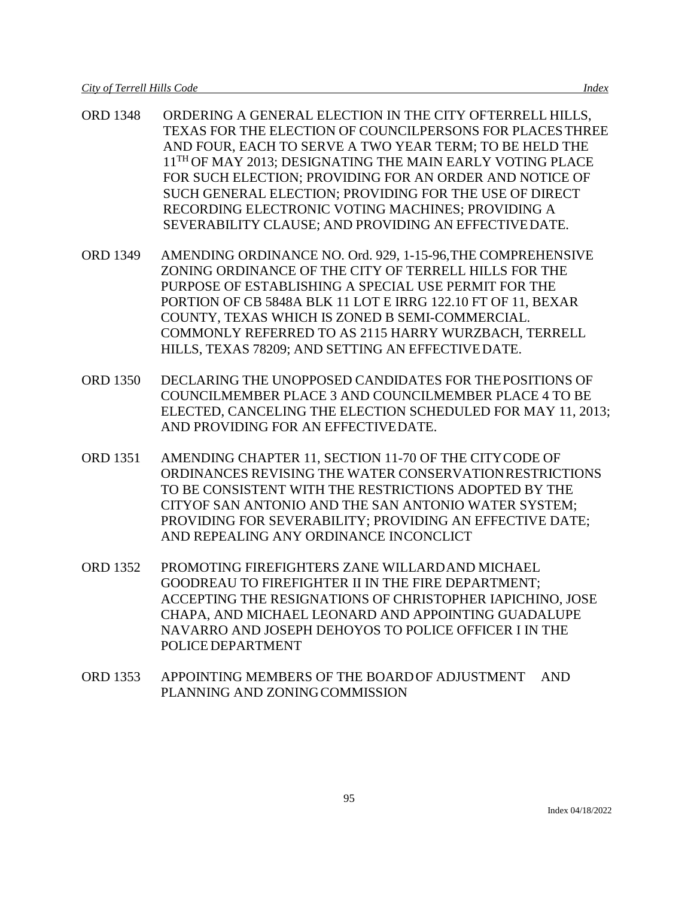ORD 1348 ORDERING A GENERAL ELECTION IN THE CITY OFTERRELL HILLS, TEXAS FOR THE ELECTION OF COUNCILPERSONS FOR PLACES THREE AND FOUR, EACH TO SERVE A TWO YEAR TERM; TO BE HELD THE 11TH OF MAY 2013; DESIGNATING THE MAIN EARLY VOTING PLACE FOR SUCH ELECTION; PROVIDING FOR AN ORDER AND NOTICE OF SUCH GENERAL ELECTION; PROVIDING FOR THE USE OF DIRECT RECORDING ELECTRONIC VOTING MACHINES; PROVIDING A SEVERABILITY CLAUSE; AND PROVIDING AN EFFECTIVE DATE.

ORD 1349 AMENDING ORDINANCE NO. Ord. 929, 1-15-96,THE COMPREHENSIVE ZONING ORDINANCE OF THE CITY OF TERRELL HILLS FOR THE PURPOSE OF ESTABLISHING A SPECIAL USE PERMIT FOR THE PORTION OF CB 5848A BLK 11 LOT E IRRG 122.10 FT OF 11, BEXAR COUNTY, TEXAS WHICH IS ZONED B SEMI-COMMERCIAL. COMMONLY REFERRED TO AS 2115 HARRY WURZBACH, TERRELL HILLS, TEXAS 78209; AND SETTING AN EFFECTIVE DATE.

ORD 1350 DECLARING THE UNOPPOSED CANDIDATES FOR THE POSITIONS OF COUNCILMEMBER PLACE 3 AND COUNCILMEMBER PLACE 4 TO BE ELECTED, CANCELING THE ELECTION SCHEDULED FOR MAY 11, 2013; AND PROVIDING FOR AN EFFECTIVE DATE.

ORD 1351 AMENDING CHAPTER 11, SECTION 11-70 OF THE CITY CODE OF ORDINANCES REVISING THE WATER CONSERVATION RESTRICTIONS TO BE CONSISTENT WITH THE RESTRICTIONS ADOPTED BY THE CITYOF SAN ANTONIO AND THE SAN ANTONIO WATER SYSTEM; PROVIDING FOR SEVERABILITY; PROVIDING AN EFFECTIVE DATE; AND REPEALING ANY ORDINANCE INCONCLICT

ORD 1352 PROMOTING FIREFIGHTERS ZANE WILLARD AND MICHAEL GOODREAU TO FIREFIGHTER II IN THE FIRE DEPARTMENT; ACCEPTING THE RESIGNATIONS OF CHRISTOPHER IAPICHINO, JOSE CHAPA, AND MICHAEL LEONARD AND APPOINTING GUADALUPE NAVARRO AND JOSEPH DEHOYOS TO POLICE OFFICER I IN THE POLICE DEPARTMENT

ORD 1353 APPOINTING MEMBERS OF THE BOARD OF ADJUSTMENT AND PLANNING AND ZONING COMMISSION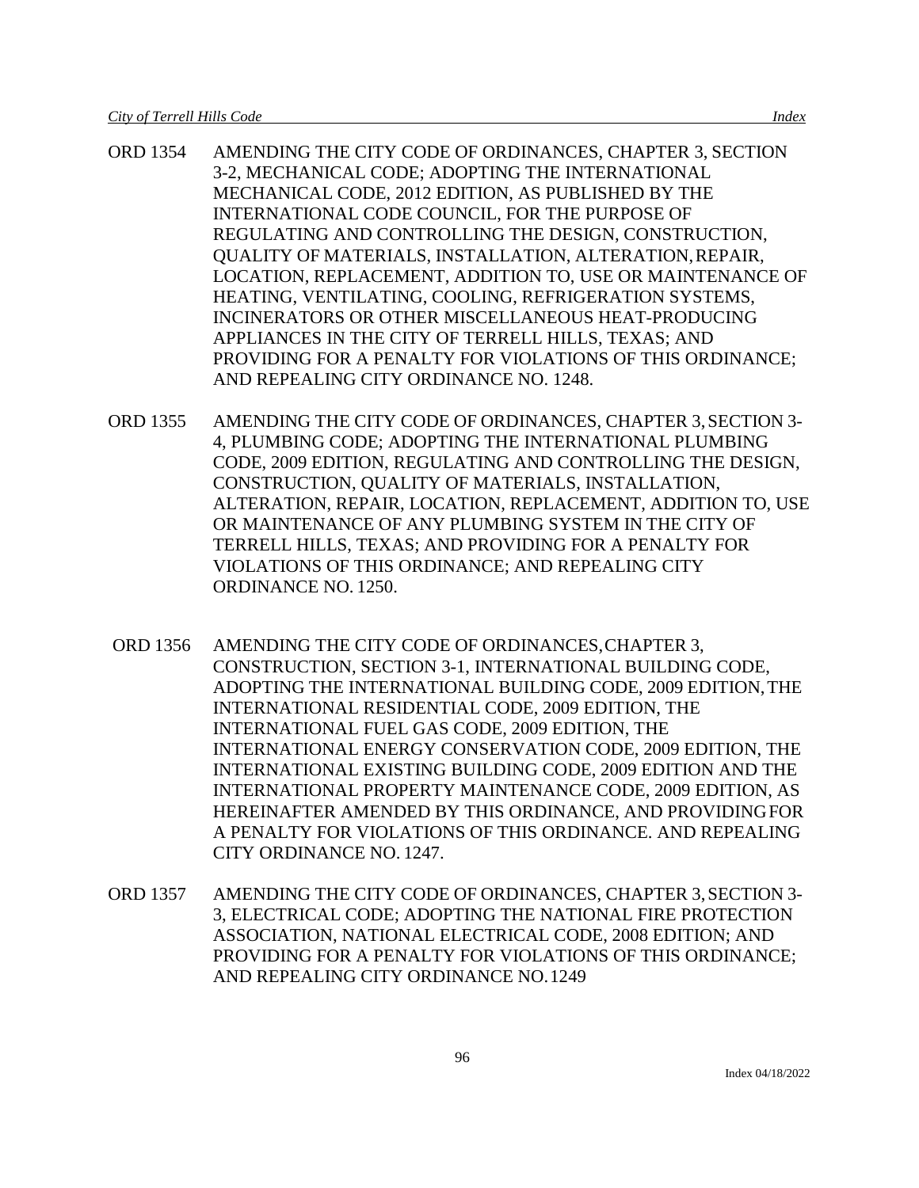ORD 1354 AMENDING THE CITY CODE OF ORDINANCES, CHAPTER 3, SECTION 3-2, MECHANICAL CODE; ADOPTING THE INTERNATIONAL MECHANICAL CODE, 2012 EDITION, AS PUBLISHED BY THE INTERNATIONAL CODE COUNCIL, FOR THE PURPOSE OF REGULATING AND CONTROLLING THE DESIGN, CONSTRUCTION, QUALITY OF MATERIALS, INSTALLATION, ALTERATION, REPAIR, LOCATION, REPLACEMENT, ADDITION TO, USE OR MAINTENANCE OF HEATING, VENTILATING, COOLING, REFRIGERATION SYSTEMS, INCINERATORS OR OTHER MISCELLANEOUS HEAT-PRODUCING APPLIANCES IN THE CITY OF TERRELL HILLS, TEXAS; AND PROVIDING FOR A PENALTY FOR VIOLATIONS OF THIS ORDINANCE; AND REPEALING CITY ORDINANCE NO. 1248.

ORD 1355 AMENDING THE CITY CODE OF ORDINANCES, CHAPTER 3, SECTION 3-4, PLUMBING CODE; ADOPTING THE INTERNATIONAL PLUMBING CODE, 2009 EDITION, REGULATING AND CONTROLLING THE DESIGN, CONSTRUCTION, QUALITY OF MATERIALS, INSTALLATION, ALTERATION, REPAIR, LOCATION, REPLACEMENT, ADDITION TO, USE OR MAINTENANCE OF ANY PLUMBING SYSTEM IN THE CITY OF TERRELL HILLS, TEXAS; AND PROVIDING FOR A PENALTY FOR VIOLATIONS OF THIS ORDINANCE; AND REPEALING CITY ORDINANCE NO. 1250.

ORD 1356 AMENDING THE CITY CODE OF ORDINANCES, CHAPTER 3, CONSTRUCTION, SECTION 3-1, INTERNATIONAL BUILDING CODE, ADOPTING THE INTERNATIONAL BUILDING CODE, 2009 EDITION, THE INTERNATIONAL RESIDENTIAL CODE, 2009 EDITION, THE INTERNATIONAL FUEL GAS CODE, 2009 EDITION, THE INTERNATIONAL ENERGY CONSERVATION CODE, 2009 EDITION, THE INTERNATIONAL EXISTING BUILDING CODE, 2009 EDITION AND THE INTERNATIONAL PROPERTY MAINTENANCE CODE, 2009 EDITION, AS HEREINAFTER AMENDED BY THIS ORDINANCE, AND PROVIDING FOR A PENALTY FOR VIOLATIONS OF THIS ORDINANCE. AND REPEALING CITY ORDINANCE NO. 1247.

ORD 1357 AMENDING THE CITY CODE OF ORDINANCES, CHAPTER 3, SECTION 3-3, ELECTRICAL CODE; ADOPTING THE NATIONAL FIRE PROTECTION ASSOCIATION, NATIONAL ELECTRICAL CODE, 2008 EDITION; AND PROVIDING FOR A PENALTY FOR VIOLATIONS OF THIS ORDINANCE; AND REPEALING CITY ORDINANCE NO. 1249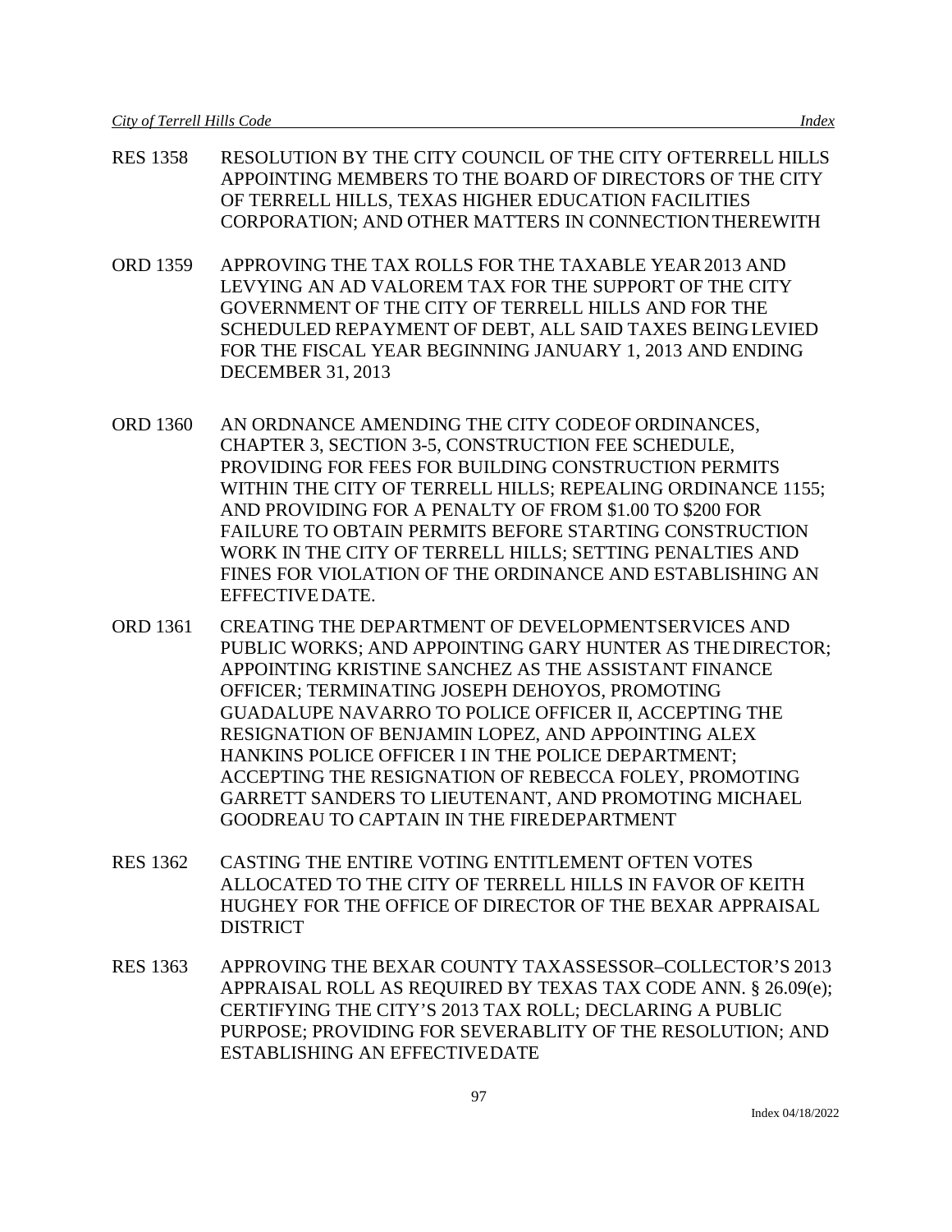RES 1358 RESOLUTION BY THE CITY COUNCIL OF THE CITY OFTERRELL HILLS APPOINTING MEMBERS TO THE BOARD OF DIRECTORS OF THE CITY OF TERRELL HILLS, TEXAS HIGHER EDUCATION FACILITIES CORPORATION; AND OTHER MATTERS IN CONNECTION THEREWITH

ORD 1359 APPROVING THE TAX ROLLS FOR THE TAXABLE YEAR 2013 AND LEVYING AN AD VALOREM TAX FOR THE SUPPORT OF THE CITY GOVERNMENT OF THE CITY OF TERRELL HILLS AND FOR THE SCHEDULED REPAYMENT OF DEBT, ALL SAID TAXES BEING LEVIED FOR THE FISCAL YEAR BEGINNING JANUARY 1, 2013 AND ENDING DECEMBER 31, 2013

ORD 1360 AN ORDNANCE AMENDING THE CITY CODE OF ORDINANCES, CHAPTER 3, SECTION 3-5, CONSTRUCTION FEE SCHEDULE, PROVIDING FOR FEES FOR BUILDING CONSTRUCTION PERMITS WITHIN THE CITY OF TERRELL HILLS; REPEALING ORDINANCE 1155; AND PROVIDING FOR A PENALTY OF FROM $1.00 TO $200 FOR FAILURE TO OBTAIN PERMITS BEFORE STARTING CONSTRUCTION WORK IN THE CITY OF TERRELL HILLS; SETTING PENALTIES AND FINES FOR VIOLATION OF THE ORDINANCE AND ESTABLISHING AN EFFECTIVE DATE.

ORD 1361 CREATING THE DEPARTMENT OF DEVELOPMENTSERVICES AND PUBLIC WORKS; AND APPOINTING GARY HUNTER AS THE DIRECTOR; APPOINTING KRISTINE SANCHEZ AS THE ASSISTANT FINANCE OFFICER; TERMINATING JOSEPH DEHOYOS, PROMOTING GUADALUPE NAVARRO TO POLICE OFFICER II, ACCEPTING THE RESIGNATION OF BENJAMIN LOPEZ, AND APPOINTING ALEX HANKINS POLICE OFFICER I IN THE POLICE DEPARTMENT; ACCEPTING THE RESIGNATION OF REBECCA FOLEY, PROMOTING GARRETT SANDERS TO LIEUTENANT, AND PROMOTING MICHAEL GOODREAU TO CAPTAIN IN THE FIREDEPARTMENT

RES 1362 CASTING THE ENTIRE VOTING ENTITLEMENT OFTEN VOTES ALLOCATED TO THE CITY OF TERRELL HILLS IN FAVOR OF KEITH HUGHEY FOR THE OFFICE OF DIRECTOR OF THE BEXAR APPRAISAL DISTRICT

RES 1363 APPROVING THE BEXAR COUNTY TAXASSESSOR–COLLECTOR'S 2013 APPRAISAL ROLL AS REQUIRED BY TEXAS TAX CODE ANN. § 26.09(e); CERTIFYING THE CITY'S 2013 TAX ROLL; DECLARING A PUBLIC PURPOSE; PROVIDING FOR SEVERABLITY OF THE RESOLUTION; AND ESTABLISHING AN EFFECTIVEDATE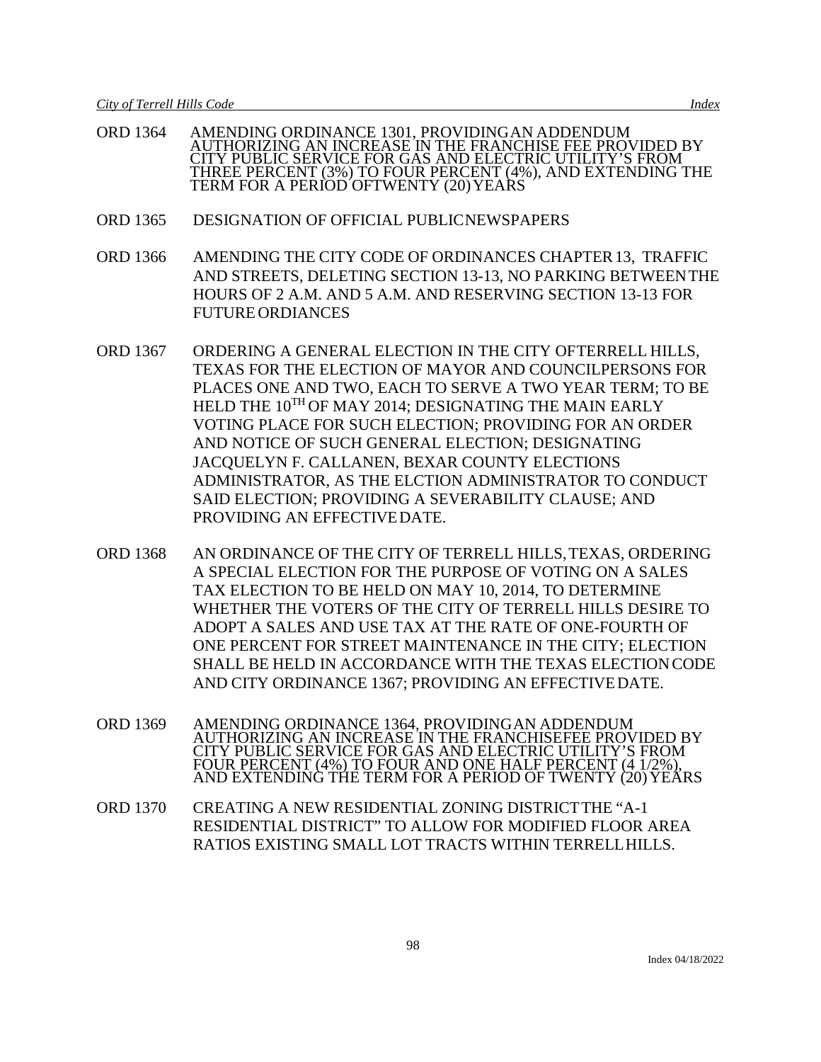ORD 1364 AMENDING ORDINANCE 1301, PROVIDING AN ADDENDUM AUTHORIZING AN INCREASE IN THE FRANCHISE FEE PROVIDED BY CITY PUBLIC SERVICE FOR GAS AND ELECTRIC UTILITY'S FROM THREE PERCENT (3%) TO FOUR PERCENT (4%), AND EXTENDING THE TERM FOR A PERIOD OF TWENTY (20) YEARS

ORD 1365 DESIGNATION OF OFFICIAL PUBLIC NEWSPAPERS

ORD 1366 AMENDING THE CITY CODE OF ORDINANCES CHAPTER 13, TRAFFIC AND STREETS, DELETING SECTION 13-13, NO PARKING BETWEEN THE HOURS OF 2 A.M. AND 5 A.M. AND RESERVING SECTION 13-13 FOR FUTURE ORDIANCES

ORD 1367 ORDERING A GENERAL ELECTION IN THE CITY OF TERRELL HILLS, TEXAS FOR THE ELECTION OF MAYOR AND COUNCILPERSONS FOR PLACES ONE AND TWO, EACH TO SERVE A TWO YEAR TERM; TO BE HELD THE 10TH OF MAY 2014; DESIGNATING THE MAIN EARLY VOTING PLACE FOR SUCH ELECTION; PROVIDING FOR AN ORDER AND NOTICE OF SUCH GENERAL ELECTION; DESIGNATING JACQUELYN F. CALLANEN, BEXAR COUNTY ELECTIONS ADMINISTRATOR, AS THE ELCTION ADMINISTRATOR TO CONDUCT SAID ELECTION; PROVIDING A SEVERABILITY CLAUSE; AND PROVIDING AN EFFECTIVE DATE.

ORD 1368 AN ORDINANCE OF THE CITY OF TERRELL HILLS, TEXAS, ORDERING A SPECIAL ELECTION FOR THE PURPOSE OF VOTING ON A SALES TAX ELECTION TO BE HELD ON MAY 10, 2014, TO DETERMINE WHETHER THE VOTERS OF THE CITY OF TERRELL HILLS DESIRE TO ADOPT A SALES AND USE TAX AT THE RATE OF ONE-FOURTH OF ONE PERCENT FOR STREET MAINTENANCE IN THE CITY; ELECTION SHALL BE HELD IN ACCORDANCE WITH THE TEXAS ELECTION CODE AND CITY ORDINANCE 1367; PROVIDING AN EFFECTIVE DATE.

ORD 1369 AMENDING ORDINANCE 1364, PROVIDING AN ADDENDUM AUTHORIZING AN INCREASE IN THE FRANCHISE FEE PROVIDED BY CITY PUBLIC SERVICE FOR GAS AND ELECTRIC UTILITY'S FROM FOUR PERCENT (4%) TO FOUR AND ONE HALF PERCENT (4 1/2%), AND EXTENDING THE TERM FOR A PERIOD OF TWENTY (20) YEARS

ORD 1370 CREATING A NEW RESIDENTIAL ZONING DISTRICT THE "A-1 RESIDENTIAL DISTRICT" TO ALLOW FOR MODIFIED FLOOR AREA RATIOS EXISTING SMALL LOT TRACTS WITHIN TERRELL HILLS.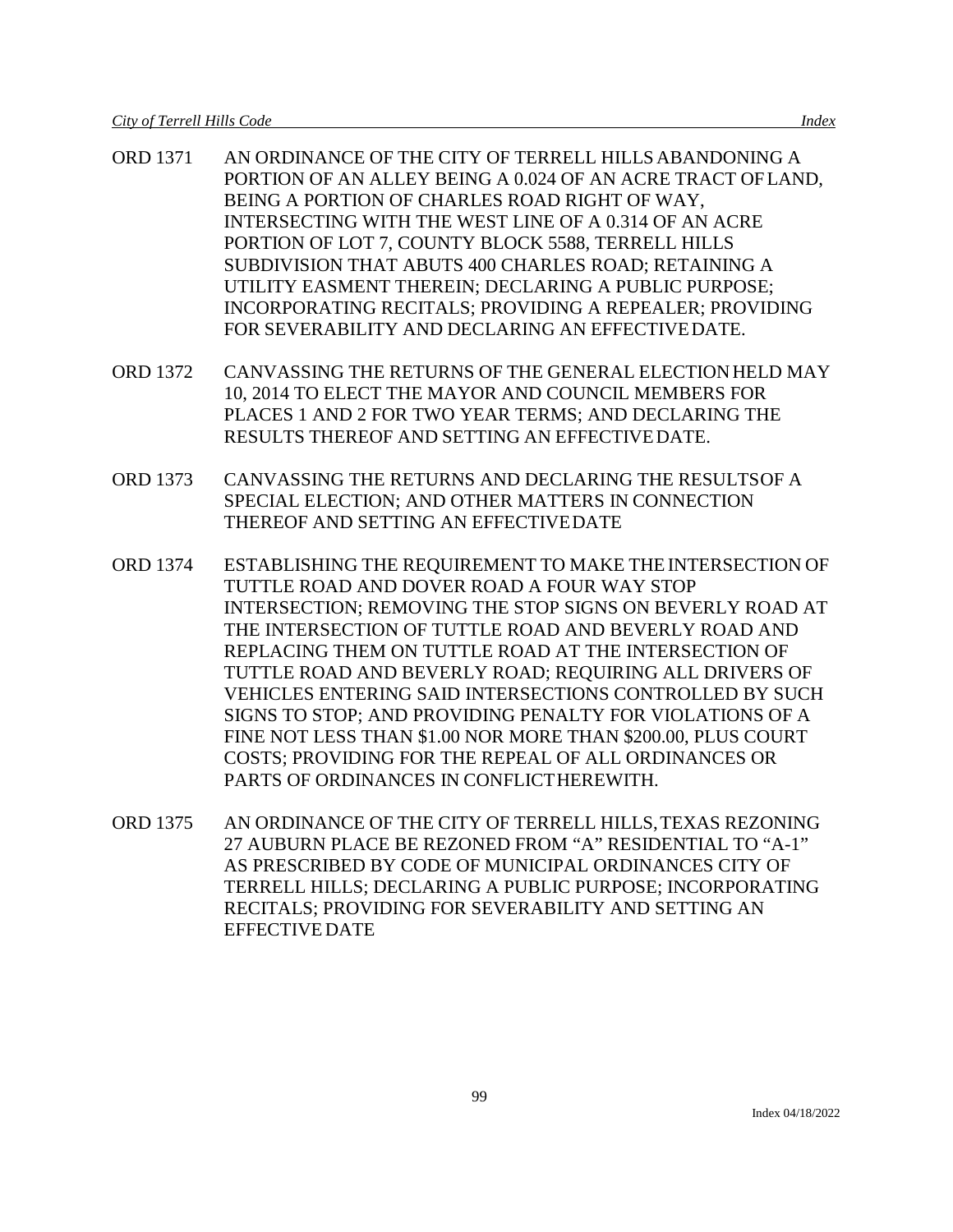ORD 1371 AN ORDINANCE OF THE CITY OF TERRELL HILLS ABANDONING A PORTION OF AN ALLEY BEING A 0.024 OF AN ACRE TRACT OF LAND, BEING A PORTION OF CHARLES ROAD RIGHT OF WAY, INTERSECTING WITH THE WEST LINE OF A 0.314 OF AN ACRE PORTION OF LOT 7, COUNTY BLOCK 5588, TERRELL HILLS SUBDIVISION THAT ABUTS 400 CHARLES ROAD; RETAINING A UTILITY EASMENT THEREIN; DECLARING A PUBLIC PURPOSE; INCORPORATING RECITALS; PROVIDING A REPEALER; PROVIDING FOR SEVERABILITY AND DECLARING AN EFFECTIVE DATE.

ORD 1372 CANVASSING THE RETURNS OF THE GENERAL ELECTION HELD MAY 10, 2014 TO ELECT THE MAYOR AND COUNCIL MEMBERS FOR PLACES 1 AND 2 FOR TWO YEAR TERMS; AND DECLARING THE RESULTS THEREOF AND SETTING AN EFFECTIVE DATE.

ORD 1373 CANVASSING THE RETURNS AND DECLARING THE RESULTS OF A SPECIAL ELECTION; AND OTHER MATTERS IN CONNECTION THEREOF AND SETTING AN EFFECTIVE DATE

ORD 1374 ESTABLISHING THE REQUIREMENT TO MAKE THE INTERSECTION OF TUTTLE ROAD AND DOVER ROAD A FOUR WAY STOP INTERSECTION; REMOVING THE STOP SIGNS ON BEVERLY ROAD AT THE INTERSECTION OF TUTTLE ROAD AND BEVERLY ROAD AND REPLACING THEM ON TUTTLE ROAD AT THE INTERSECTION OF TUTTLE ROAD AND BEVERLY ROAD; REQUIRING ALL DRIVERS OF VEHICLES ENTERING SAID INTERSECTIONS CONTROLLED BY SUCH SIGNS TO STOP; AND PROVIDING PENALTY FOR VIOLATIONS OF A FINE NOT LESS THAN $1.00 NOR MORE THAN $200.00, PLUS COURT COSTS; PROVIDING FOR THE REPEAL OF ALL ORDINANCES OR PARTS OF ORDINANCES IN CONFLICT HEREWITH.

ORD 1375 AN ORDINANCE OF THE CITY OF TERRELL HILLS, TEXAS REZONING 27 AUBURN PLACE BE REZONED FROM “A” RESIDENTIAL TO “A-1” AS PRESCRIBED BY CODE OF MUNICIPAL ORDINANCES CITY OF TERRELL HILLS; DECLARING A PUBLIC PURPOSE; INCORPORATING RECITALS; PROVIDING FOR SEVERABILITY AND SETTING AN EFFECTIVE DATE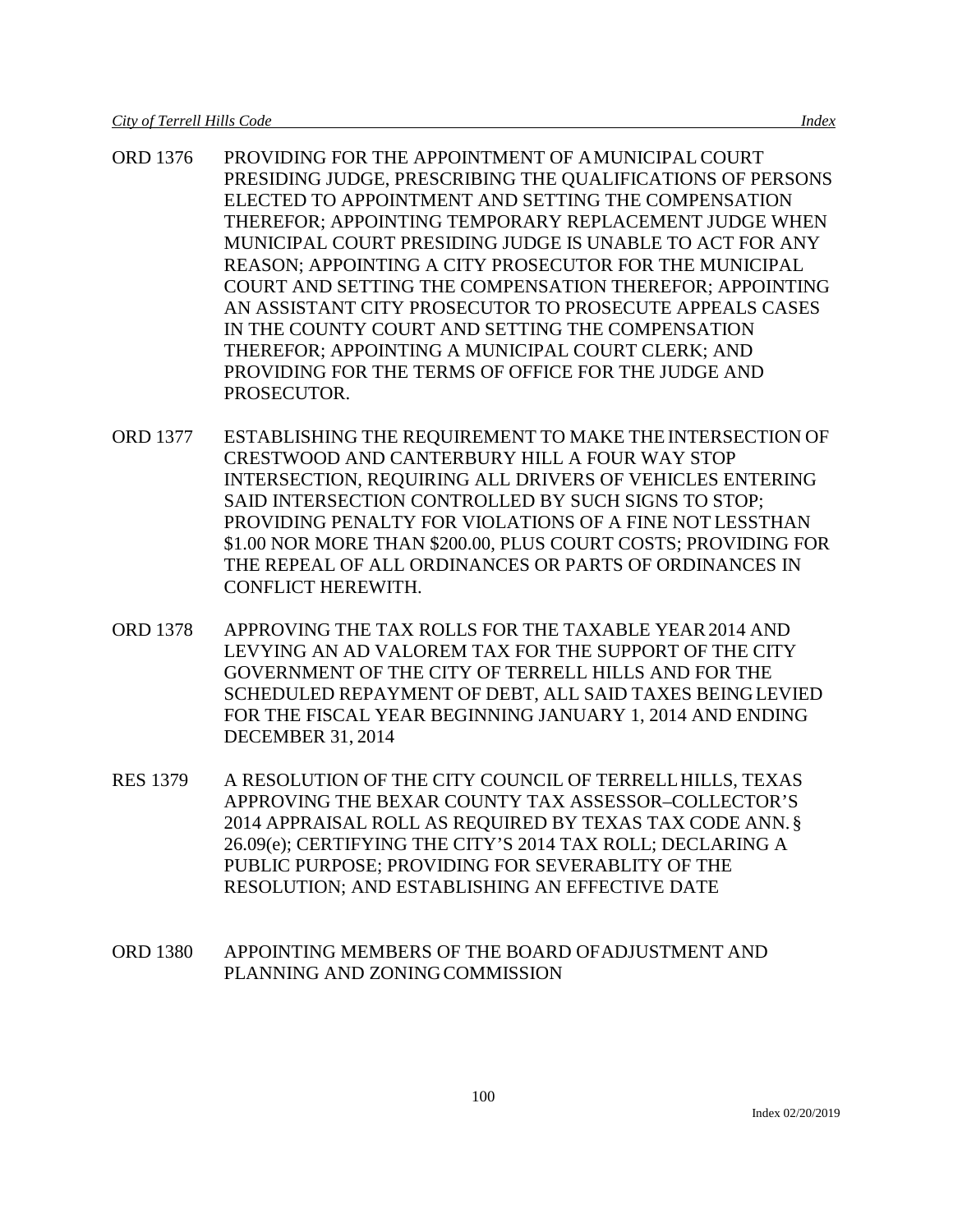ORD 1376 PROVIDING FOR THE APPOINTMENT OF A MUNICIPAL COURT PRESIDING JUDGE, PRESCRIBING THE QUALIFICATIONS OF PERSONS ELECTED TO APPOINTMENT AND SETTING THE COMPENSATION THEREFOR; APPOINTING TEMPORARY REPLACEMENT JUDGE WHEN MUNICIPAL COURT PRESIDING JUDGE IS UNABLE TO ACT FOR ANY REASON; APPOINTING A CITY PROSECUTOR FOR THE MUNICIPAL COURT AND SETTING THE COMPENSATION THEREFOR; APPOINTING AN ASSISTANT CITY PROSECUTOR TO PROSECUTE APPEALS CASES IN THE COUNTY COURT AND SETTING THE COMPENSATION THEREFOR; APPOINTING A MUNICIPAL COURT CLERK; AND PROVIDING FOR THE TERMS OF OFFICE FOR THE JUDGE AND PROSECUTOR.

ORD 1377 ESTABLISHING THE REQUIREMENT TO MAKE THE INTERSECTION OF CRESTWOOD AND CANTERBURY HILL A FOUR WAY STOP INTERSECTION, REQUIRING ALL DRIVERS OF VEHICLES ENTERING SAID INTERSECTION CONTROLLED BY SUCH SIGNS TO STOP; PROVIDING PENALTY FOR VIOLATIONS OF A FINE NOT LESSTHAN $1.00 NOR MORE THAN $200.00, PLUS COURT COSTS; PROVIDING FOR THE REPEAL OF ALL ORDINANCES OR PARTS OF ORDINANCES IN CONFLICT HEREWITH.

ORD 1378 APPROVING THE TAX ROLLS FOR THE TAXABLE YEAR 2014 AND LEVYING AN AD VALOREM TAX FOR THE SUPPORT OF THE CITY GOVERNMENT OF THE CITY OF TERRELL HILLS AND FOR THE SCHEDULED REPAYMENT OF DEBT, ALL SAID TAXES BEING LEVIED FOR THE FISCAL YEAR BEGINNING JANUARY 1, 2014 AND ENDING DECEMBER 31, 2014

RES 1379 A RESOLUTION OF THE CITY COUNCIL OF TERRELL HILLS, TEXAS APPROVING THE BEXAR COUNTY TAX ASSESSOR–COLLECTOR'S 2014 APPRAISAL ROLL AS REQUIRED BY TEXAS TAX CODE ANN. § 26.09(e); CERTIFYING THE CITY'S 2014 TAX ROLL; DECLARING A PUBLIC PURPOSE; PROVIDING FOR SEVERABLITY OF THE RESOLUTION; AND ESTABLISHING AN EFFECTIVE DATE

ORD 1380 APPOINTING MEMBERS OF THE BOARD OF ADJUSTMENT AND PLANNING AND ZONING COMMISSION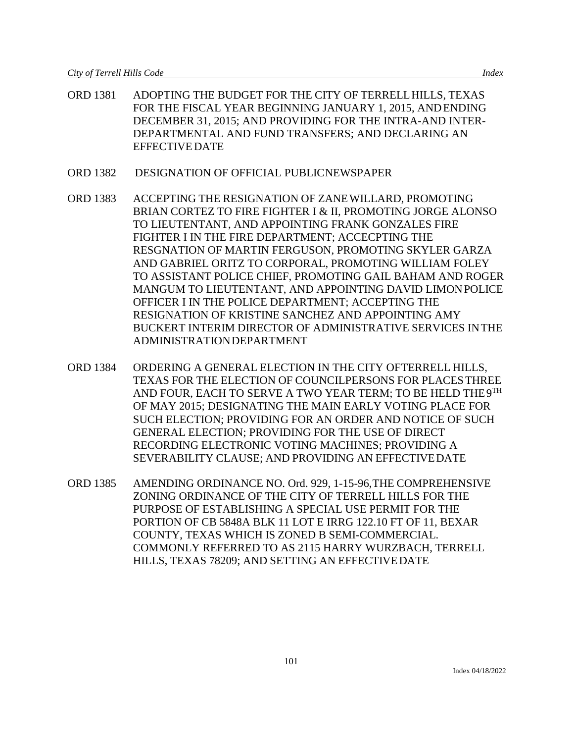ORD 1381 ADOPTING THE BUDGET FOR THE CITY OF TERRELL HILLS, TEXAS FOR THE FISCAL YEAR BEGINNING JANUARY 1, 2015, AND ENDING DECEMBER 31, 2015; AND PROVIDING FOR THE INTRA-AND INTER-DEPARTMENTAL AND FUND TRANSFERS; AND DECLARING AN EFFECTIVE DATE

ORD 1382 DESIGNATION OF OFFICIAL PUBLIC NEWSPAPER

ORD 1383 ACCEPTING THE RESIGNATION OF ZANE WILLARD, PROMOTING BRIAN CORTEZ TO FIRE FIGHTER I & II, PROMOTING JORGE ALONSO TO LIEUTENTANT, AND APPOINTING FRANK GONZALES FIRE FIGHTER I IN THE FIRE DEPARTMENT; ACCECPTING THE RESGNATION OF MARTIN FERGUSON, PROMOTING SKYLER GARZA AND GABRIEL ORITZ TO CORPORAL, PROMOTING WILLIAM FOLEY TO ASSISTANT POLICE CHIEF, PROMOTING GAIL BAHAM AND ROGER MANGUM TO LIEUTENTANT, AND APPOINTING DAVID LIMON POLICE OFFICER I IN THE POLICE DEPARTMENT; ACCEPTING THE RESIGNATION OF KRISTINE SANCHEZ AND APPOINTING AMY BUCKERT INTERIM DIRECTOR OF ADMINISTRATIVE SERVICES IN THE ADMINISTRATION DEPARTMENT

ORD 1384 ORDERING A GENERAL ELECTION IN THE CITY OF TERRELL HILLS, TEXAS FOR THE ELECTION OF COUNCILPERSONS FOR PLACES THREE AND FOUR, EACH TO SERVE A TWO YEAR TERM; TO BE HELD THE 9TH OF MAY 2015; DESIGNATING THE MAIN EARLY VOTING PLACE FOR SUCH ELECTION; PROVIDING FOR AN ORDER AND NOTICE OF SUCH GENERAL ELECTION; PROVIDING FOR THE USE OF DIRECT RECORDING ELECTRONIC VOTING MACHINES; PROVIDING A SEVERABILITY CLAUSE; AND PROVIDING AN EFFECTIVE DATE

ORD 1385 AMENDING ORDINANCE NO. Ord. 929, 1-15-96, THE COMPREHENSIVE ZONING ORDINANCE OF THE CITY OF TERRELL HILLS FOR THE PURPOSE OF ESTABLISHING A SPECIAL USE PERMIT FOR THE PORTION OF CB 5848A BLK 11 LOT E IRRG 122.10 FT OF 11, BEXAR COUNTY, TEXAS WHICH IS ZONED B SEMI-COMMERCIAL. COMMONLY REFERRED TO AS 2115 HARRY WURZBACH, TERRELL HILLS, TEXAS 78209; AND SETTING AN EFFECTIVE DATE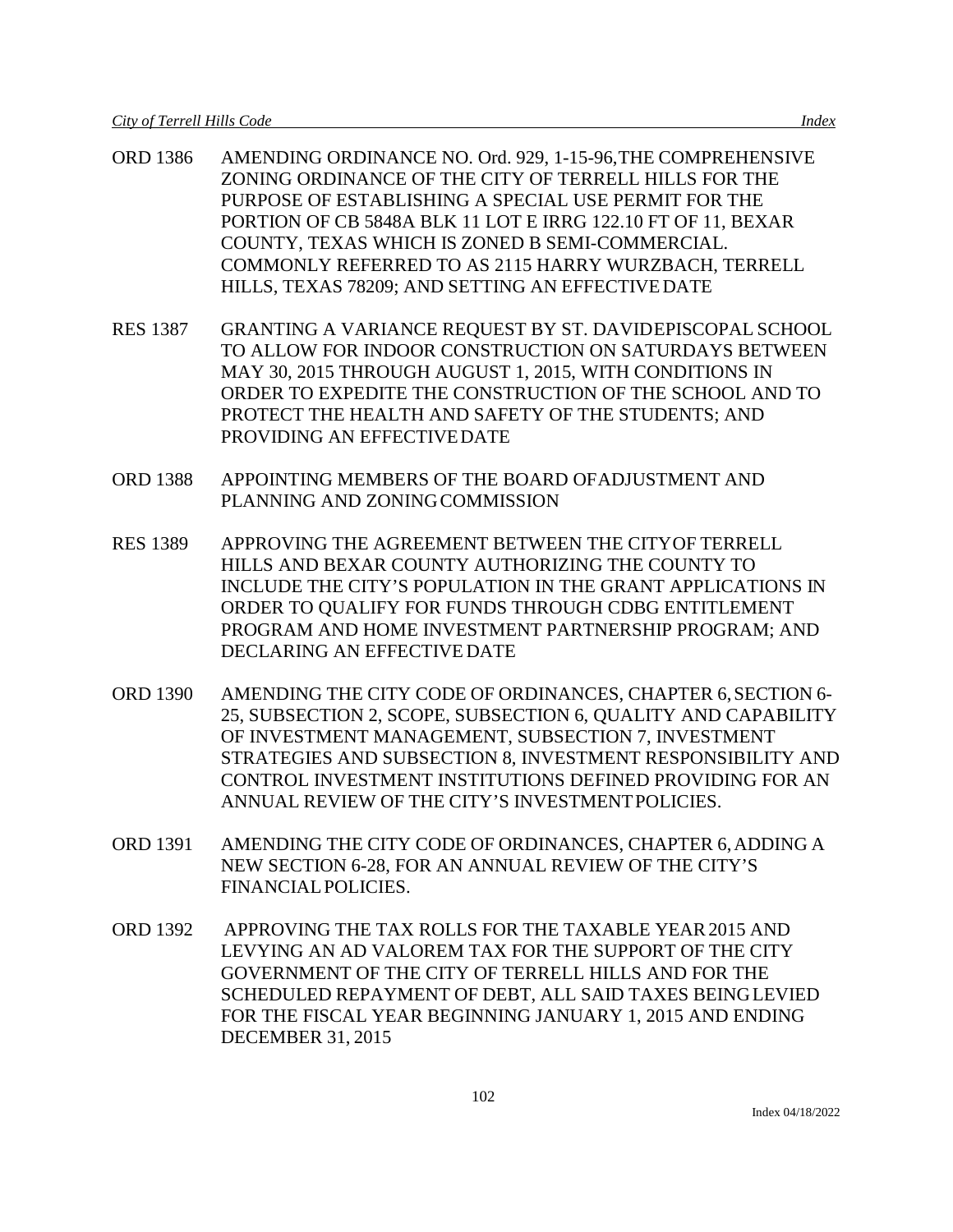ORD 1386 AMENDING ORDINANCE NO. Ord. 929, 1-15-96, THE COMPREHENSIVE ZONING ORDINANCE OF THE CITY OF TERRELL HILLS FOR THE PURPOSE OF ESTABLISHING A SPECIAL USE PERMIT FOR THE PORTION OF CB 5848A BLK 11 LOT E IRRG 122.10 FT OF 11, BEXAR COUNTY, TEXAS WHICH IS ZONED B SEMI-COMMERCIAL. COMMONLY REFERRED TO AS 2115 HARRY WURZBACH, TERRELL HILLS, TEXAS 78209; AND SETTING AN EFFECTIVE DATE

RES 1387 GRANTING A VARIANCE REQUEST BY ST. DAVIDEPISCOPAL SCHOOL TO ALLOW FOR INDOOR CONSTRUCTION ON SATURDAYS BETWEEN MAY 30, 2015 THROUGH AUGUST 1, 2015, WITH CONDITIONS IN ORDER TO EXPEDITE THE CONSTRUCTION OF THE SCHOOL AND TO PROTECT THE HEALTH AND SAFETY OF THE STUDENTS; AND PROVIDING AN EFFECTIVE DATE

ORD 1388 APPOINTING MEMBERS OF THE BOARD OFADJUSTMENT AND PLANNING AND ZONING COMMISSION

RES 1389 APPROVING THE AGREEMENT BETWEEN THE CITYOF TERRELL HILLS AND BEXAR COUNTY AUTHORIZING THE COUNTY TO INCLUDE THE CITY'S POPULATION IN THE GRANT APPLICATIONS IN ORDER TO QUALIFY FOR FUNDS THROUGH CDBG ENTITLEMENT PROGRAM AND HOME INVESTMENT PARTNERSHIP PROGRAM; AND DECLARING AN EFFECTIVE DATE

ORD 1390 AMENDING THE CITY CODE OF ORDINANCES, CHAPTER 6, SECTION 6-25, SUBSECTION 2, SCOPE, SUBSECTION 6, QUALITY AND CAPABILITY OF INVESTMENT MANAGEMENT, SUBSECTION 7, INVESTMENT STRATEGIES AND SUBSECTION 8, INVESTMENT RESPONSIBILITY AND CONTROL INVESTMENT INSTITUTIONS DEFINED PROVIDING FOR AN ANNUAL REVIEW OF THE CITY'S INVESTMENT POLICIES.

ORD 1391 AMENDING THE CITY CODE OF ORDINANCES, CHAPTER 6, ADDING A NEW SECTION 6-28, FOR AN ANNUAL REVIEW OF THE CITY'S FINANCIAL POLICIES.

ORD 1392 APPROVING THE TAX ROLLS FOR THE TAXABLE YEAR 2015 AND LEVYING AN AD VALOREM TAX FOR THE SUPPORT OF THE CITY GOVERNMENT OF THE CITY OF TERRELL HILLS AND FOR THE SCHEDULED REPAYMENT OF DEBT, ALL SAID TAXES BEING LEVIED FOR THE FISCAL YEAR BEGINNING JANUARY 1, 2015 AND ENDING DECEMBER 31, 2015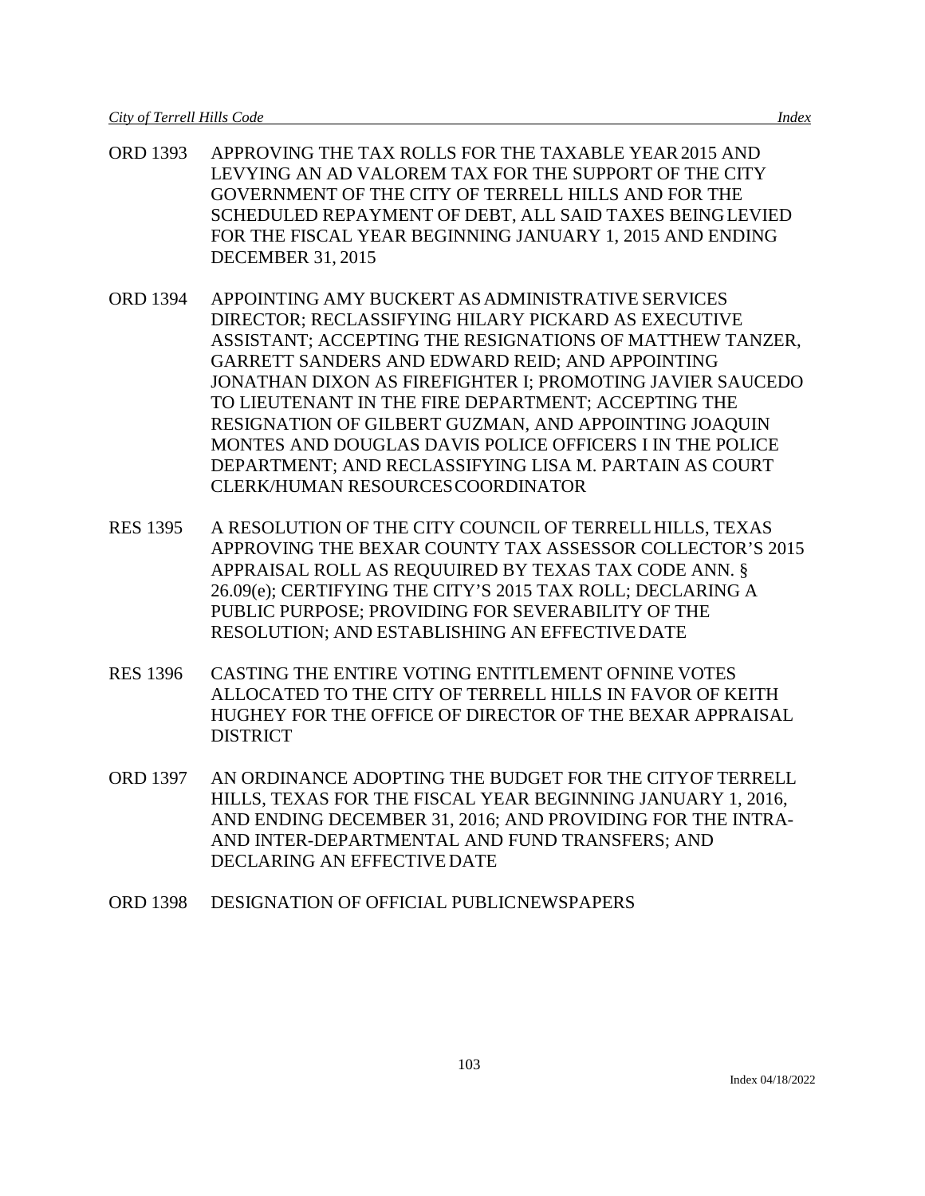ORD 1393 APPROVING THE TAX ROLLS FOR THE TAXABLE YEAR 2015 AND LEVYING AN AD VALOREM TAX FOR THE SUPPORT OF THE CITY GOVERNMENT OF THE CITY OF TERRELL HILLS AND FOR THE SCHEDULED REPAYMENT OF DEBT, ALL SAID TAXES BEING LEVIED FOR THE FISCAL YEAR BEGINNING JANUARY 1, 2015 AND ENDING DECEMBER 31, 2015

ORD 1394 APPOINTING AMY BUCKERT AS ADMINISTRATIVE SERVICES DIRECTOR; RECLASSIFYING HILARY PICKARD AS EXECUTIVE ASSISTANT; ACCEPTING THE RESIGNATIONS OF MATTHEW TANZER, GARRETT SANDERS AND EDWARD REID; AND APPOINTING JONATHAN DIXON AS FIREFIGHTER I; PROMOTING JAVIER SAUCEDO TO LIEUTENANT IN THE FIRE DEPARTMENT; ACCEPTING THE RESIGNATION OF GILBERT GUZMAN, AND APPOINTING JOAQUIN MONTES AND DOUGLAS DAVIS POLICE OFFICERS I IN THE POLICE DEPARTMENT; AND RECLASSIFYING LISA M. PARTAIN AS COURT CLERK/HUMAN RESOURCES COORDINATOR

RES 1395 A RESOLUTION OF THE CITY COUNCIL OF TERRELL HILLS, TEXAS APPROVING THE BEXAR COUNTY TAX ASSESSOR COLLECTOR'S 2015 APPRAISAL ROLL AS REQUUIRED BY TEXAS TAX CODE ANN. § 26.09(e); CERTIFYING THE CITY'S 2015 TAX ROLL; DECLARING A PUBLIC PURPOSE; PROVIDING FOR SEVERABILITY OF THE RESOLUTION; AND ESTABLISHING AN EFFECTIVE DATE

RES 1396 CASTING THE ENTIRE VOTING ENTITLEMENT OFNINE VOTES ALLOCATED TO THE CITY OF TERRELL HILLS IN FAVOR OF KEITH HUGHEY FOR THE OFFICE OF DIRECTOR OF THE BEXAR APPRAISAL DISTRICT

ORD 1397 AN ORDINANCE ADOPTING THE BUDGET FOR THE CITY OF TERRELL HILLS, TEXAS FOR THE FISCAL YEAR BEGINNING JANUARY 1, 2016, AND ENDING DECEMBER 31, 2016; AND PROVIDING FOR THE INTRA- AND INTER-DEPARTMENTAL AND FUND TRANSFERS; AND DECLARING AN EFFECTIVE DATE

ORD 1398 DESIGNATION OF OFFICIAL PUBLIC NEWSPAPERS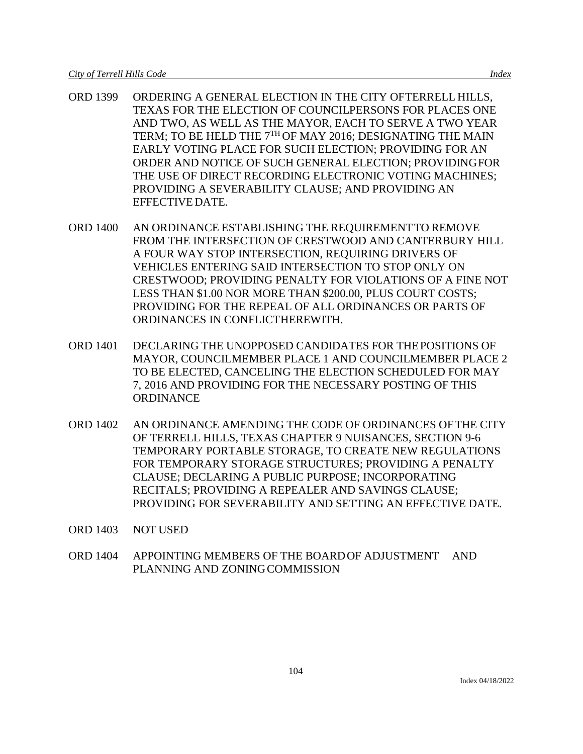ORD 1399 ORDERING A GENERAL ELECTION IN THE CITY OF TERRELL HILLS, TEXAS FOR THE ELECTION OF COUNCILPERSONS FOR PLACES ONE AND TWO, AS WELL AS THE MAYOR, EACH TO SERVE A TWO YEAR TERM; TO BE HELD THE 7TH OF MAY 2016; DESIGNATING THE MAIN EARLY VOTING PLACE FOR SUCH ELECTION; PROVIDING FOR AN ORDER AND NOTICE OF SUCH GENERAL ELECTION; PROVIDING FOR THE USE OF DIRECT RECORDING ELECTRONIC VOTING MACHINES; PROVIDING A SEVERABILITY CLAUSE; AND PROVIDING AN EFFECTIVE DATE.

ORD 1400 AN ORDINANCE ESTABLISHING THE REQUIREMENT TO REMOVE FROM THE INTERSECTION OF CRESTWOOD AND CANTERBURY HILL A FOUR WAY STOP INTERSECTION, REQUIRING DRIVERS OF VEHICLES ENTERING SAID INTERSECTION TO STOP ONLY ON CRESTWOOD; PROVIDING PENALTY FOR VIOLATIONS OF A FINE NOT LESS THAN $1.00 NOR MORE THAN $200.00, PLUS COURT COSTS; PROVIDING FOR THE REPEAL OF ALL ORDINANCES OR PARTS OF ORDINANCES IN CONFLICT THEREWITH.

ORD 1401 DECLARING THE UNOPPOSED CANDIDATES FOR THE POSITIONS OF MAYOR, COUNCILMEMBER PLACE 1 AND COUNCILMEMBER PLACE 2 TO BE ELECTED, CANCELING THE ELECTION SCHEDULED FOR MAY 7, 2016 AND PROVIDING FOR THE NECESSARY POSTING OF THIS ORDINANCE

ORD 1402 AN ORDINANCE AMENDING THE CODE OF ORDINANCES OF THE CITY OF TERRELL HILLS, TEXAS CHAPTER 9 NUISANCES, SECTION 9-6 TEMPORARY PORTABLE STORAGE, TO CREATE NEW REGULATIONS FOR TEMPORARY STORAGE STRUCTURES; PROVIDING A PENALTY CLAUSE; DECLARING A PUBLIC PURPOSE; INCORPORATING RECITALS; PROVIDING A REPEALER AND SAVINGS CLAUSE; PROVIDING FOR SEVERABILITY AND SETTING AN EFFECTIVE DATE.

ORD 1403 NOT USED

ORD 1404 APPOINTING MEMBERS OF THE BOARD OF ADJUSTMENT AND PLANNING AND ZONING COMMISSION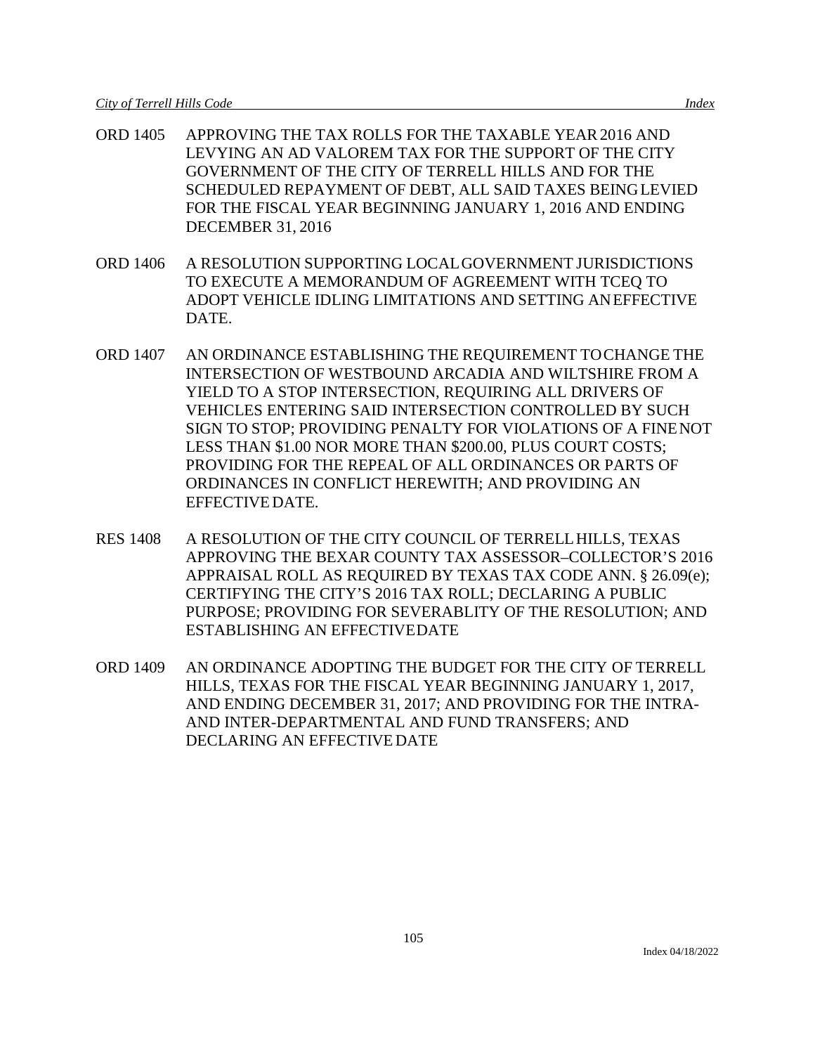ORD 1405 APPROVING THE TAX ROLLS FOR THE TAXABLE YEAR 2016 AND LEVYING AN AD VALOREM TAX FOR THE SUPPORT OF THE CITY GOVERNMENT OF THE CITY OF TERRELL HILLS AND FOR THE SCHEDULED REPAYMENT OF DEBT, ALL SAID TAXES BEING LEVIED FOR THE FISCAL YEAR BEGINNING JANUARY 1, 2016 AND ENDING DECEMBER 31, 2016

ORD 1406 A RESOLUTION SUPPORTING LOCAL GOVERNMENT JURISDICTIONS TO EXECUTE A MEMORANDUM OF AGREEMENT WITH TCEQ TO ADOPT VEHICLE IDLING LIMITATIONS AND SETTING AN EFFECTIVE DATE.

ORD 1407 AN ORDINANCE ESTABLISHING THE REQUIREMENT TO CHANGE THE INTERSECTION OF WESTBOUND ARCADIA AND WILTSHIRE FROM A YIELD TO A STOP INTERSECTION, REQUIRING ALL DRIVERS OF VEHICLES ENTERING SAID INTERSECTION CONTROLLED BY SUCH SIGN TO STOP; PROVIDING PENALTY FOR VIOLATIONS OF A FINE NOT LESS THAN $1.00 NOR MORE THAN $200.00, PLUS COURT COSTS; PROVIDING FOR THE REPEAL OF ALL ORDINANCES OR PARTS OF ORDINANCES IN CONFLICT HEREWITH; AND PROVIDING AN EFFECTIVE DATE.

RES 1408 A RESOLUTION OF THE CITY COUNCIL OF TERRELL HILLS, TEXAS APPROVING THE BEXAR COUNTY TAX ASSESSOR–COLLECTOR'S 2016 APPRAISAL ROLL AS REQUIRED BY TEXAS TAX CODE ANN. § 26.09(e); CERTIFYING THE CITY'S 2016 TAX ROLL; DECLARING A PUBLIC PURPOSE; PROVIDING FOR SEVERABLITY OF THE RESOLUTION; AND ESTABLISHING AN EFFECTIVE DATE

ORD 1409 AN ORDINANCE ADOPTING THE BUDGET FOR THE CITY OF TERRELL HILLS, TEXAS FOR THE FISCAL YEAR BEGINNING JANUARY 1, 2017, AND ENDING DECEMBER 31, 2017; AND PROVIDING FOR THE INTRA- AND INTER-DEPARTMENTAL AND FUND TRANSFERS; AND DECLARING AN EFFECTIVE DATE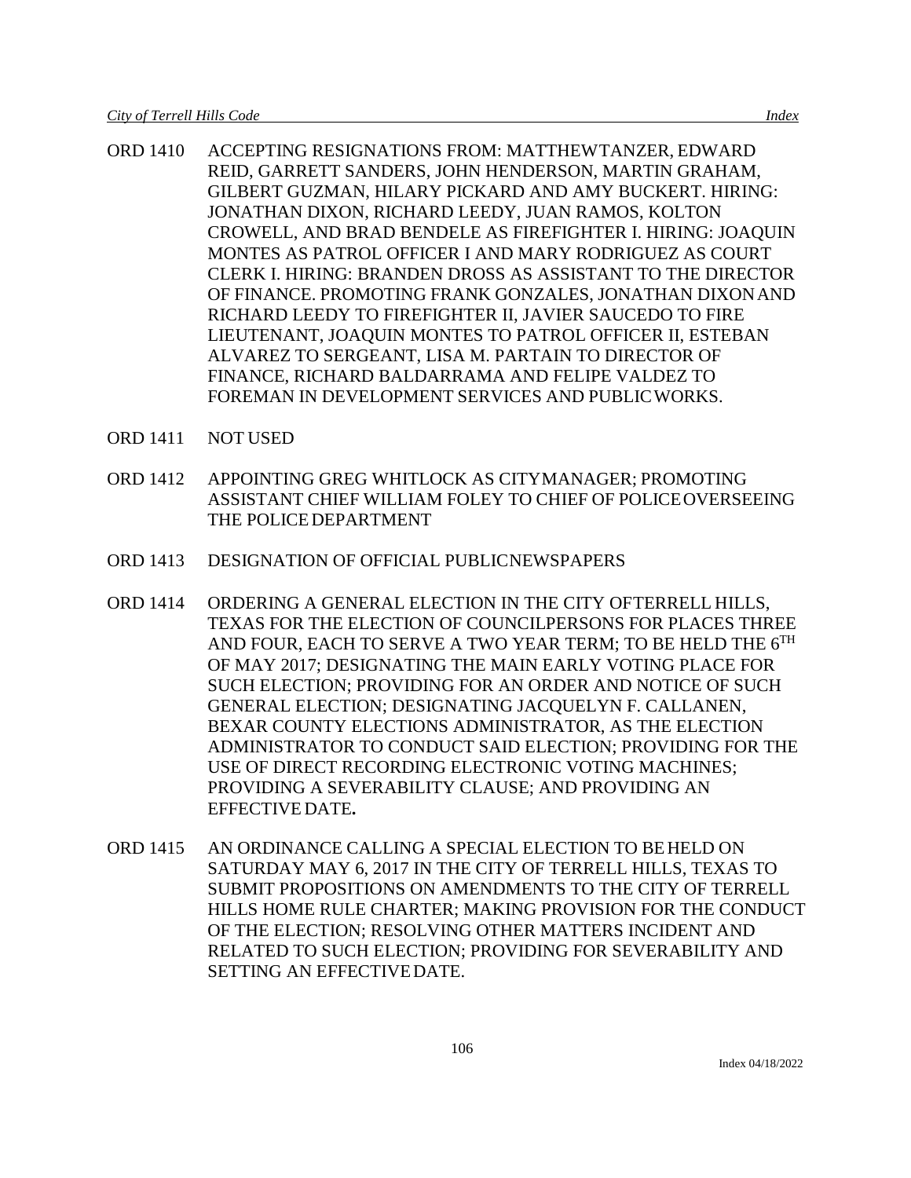ORD 1410 ACCEPTING RESIGNATIONS FROM: MATTHEWTANZER, EDWARD REID, GARRETT SANDERS, JOHN HENDERSON, MARTIN GRAHAM, GILBERT GUZMAN, HILARY PICKARD AND AMY BUCKERT. HIRING: JONATHAN DIXON, RICHARD LEEDY, JUAN RAMOS, KOLTON CROWELL, AND BRAD BENDELE AS FIREFIGHTER I. HIRING: JOAQUIN MONTES AS PATROL OFFICER I AND MARY RODRIGUEZ AS COURT CLERK I. HIRING: BRANDEN DROSS AS ASSISTANT TO THE DIRECTOR OF FINANCE. PROMOTING FRANK GONZALES, JONATHAN DIXON AND RICHARD LEEDY TO FIREFIGHTER II, JAVIER SAUCEDO TO FIRE LIEUTENANT, JOAQUIN MONTES TO PATROL OFFICER II, ESTEBAN ALVAREZ TO SERGEANT, LISA M. PARTAIN TO DIRECTOR OF FINANCE, RICHARD BALDARRAMA AND FELIPE VALDEZ TO FOREMAN IN DEVELOPMENT SERVICES AND PUBLICWORKS.

ORD 1411 NOT USED

ORD 1412 APPOINTING GREG WHITLOCK AS CITYMANAGER; PROMOTING ASSISTANT CHIEF WILLIAM FOLEY TO CHIEF OF POLICEOVERSEEING THE POLICE DEPARTMENT

ORD 1413 DESIGNATION OF OFFICIAL PUBLICNEWSPAPERS

ORD 1414 ORDERING A GENERAL ELECTION IN THE CITY OFTERRELL HILLS, TEXAS FOR THE ELECTION OF COUNCILPERSONS FOR PLACES THREE AND FOUR, EACH TO SERVE A TWO YEAR TERM; TO BE HELD THE 6TH OF MAY 2017; DESIGNATING THE MAIN EARLY VOTING PLACE FOR SUCH ELECTION; PROVIDING FOR AN ORDER AND NOTICE OF SUCH GENERAL ELECTION; DESIGNATING JACQUELYN F. CALLANEN, BEXAR COUNTY ELECTIONS ADMINISTRATOR, AS THE ELECTION ADMINISTRATOR TO CONDUCT SAID ELECTION; PROVIDING FOR THE USE OF DIRECT RECORDING ELECTRONIC VOTING MACHINES; PROVIDING A SEVERABILITY CLAUSE; AND PROVIDING AN EFFECTIVE DATE**.**

ORD 1415 AN ORDINANCE CALLING A SPECIAL ELECTION TO BE HELD ON SATURDAY MAY 6, 2017 IN THE CITY OF TERRELL HILLS, TEXAS TO SUBMIT PROPOSITIONS ON AMENDMENTS TO THE CITY OF TERRELL HILLS HOME RULE CHARTER; MAKING PROVISION FOR THE CONDUCT OF THE ELECTION; RESOLVING OTHER MATTERS INCIDENT AND RELATED TO SUCH ELECTION; PROVIDING FOR SEVERABILITY AND SETTING AN EFFECTIVE DATE.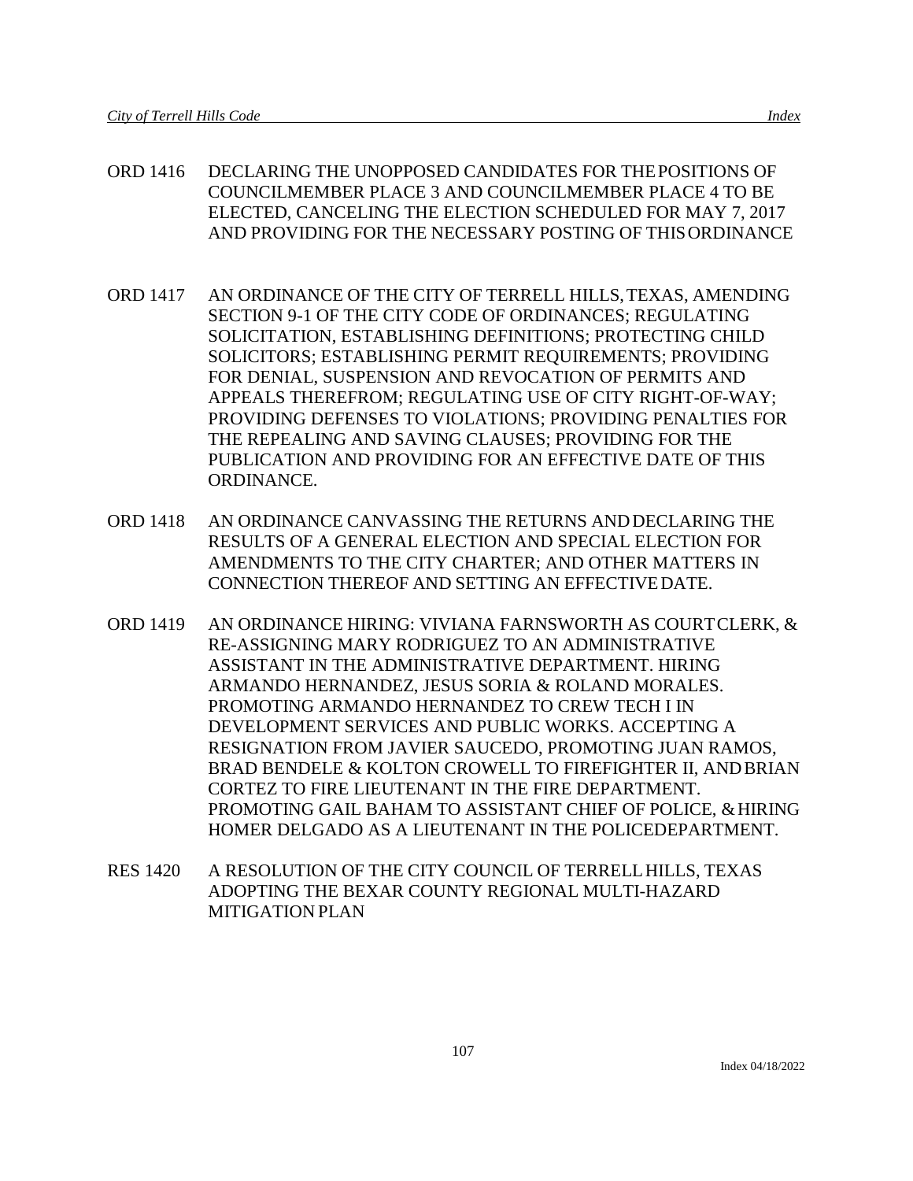ORD 1416 DECLARING THE UNOPPOSED CANDIDATES FOR THE POSITIONS OF COUNCILMEMBER PLACE 3 AND COUNCILMEMBER PLACE 4 TO BE ELECTED, CANCELING THE ELECTION SCHEDULED FOR MAY 7, 2017 AND PROVIDING FOR THE NECESSARY POSTING OF THIS ORDINANCE

ORD 1417 AN ORDINANCE OF THE CITY OF TERRELL HILLS, TEXAS, AMENDING SECTION 9-1 OF THE CITY CODE OF ORDINANCES; REGULATING SOLICITATION, ESTABLISHING DEFINITIONS; PROTECTING CHILD SOLICITORS; ESTABLISHING PERMIT REQUIREMENTS; PROVIDING FOR DENIAL, SUSPENSION AND REVOCATION OF PERMITS AND APPEALS THEREFROM; REGULATING USE OF CITY RIGHT-OF-WAY; PROVIDING DEFENSES TO VIOLATIONS; PROVIDING PENALTIES FOR THE REPEALING AND SAVING CLAUSES; PROVIDING FOR THE PUBLICATION AND PROVIDING FOR AN EFFECTIVE DATE OF THIS ORDINANCE.

ORD 1418 AN ORDINANCE CANVASSING THE RETURNS AND DECLARING THE RESULTS OF A GENERAL ELECTION AND SPECIAL ELECTION FOR AMENDMENTS TO THE CITY CHARTER; AND OTHER MATTERS IN CONNECTION THEREOF AND SETTING AN EFFECTIVE DATE.

ORD 1419 AN ORDINANCE HIRING: VIVIANA FARNSWORTH AS COURT CLERK, & RE-ASSIGNING MARY RODRIGUEZ TO AN ADMINISTRATIVE ASSISTANT IN THE ADMINISTRATIVE DEPARTMENT. HIRING ARMANDO HERNANDEZ, JESUS SORIA & ROLAND MORALES. PROMOTING ARMANDO HERNANDEZ TO CREW TECH I IN DEVELOPMENT SERVICES AND PUBLIC WORKS. ACCEPTING A RESIGNATION FROM JAVIER SAUCEDO, PROMOTING JUAN RAMOS, BRAD BENDELE & KOLTON CROWELL TO FIREFIGHTER II, AND BRIAN CORTEZ TO FIRE LIEUTENANT IN THE FIRE DEPARTMENT. PROMOTING GAIL BAHAM TO ASSISTANT CHIEF OF POLICE, & HIRING HOMER DELGADO AS A LIEUTENANT IN THE POLICE DEPARTMENT.

RES 1420 A RESOLUTION OF THE CITY COUNCIL OF TERRELL HILLS, TEXAS ADOPTING THE BEXAR COUNTY REGIONAL MULTI-HAZARD MITIGATION PLAN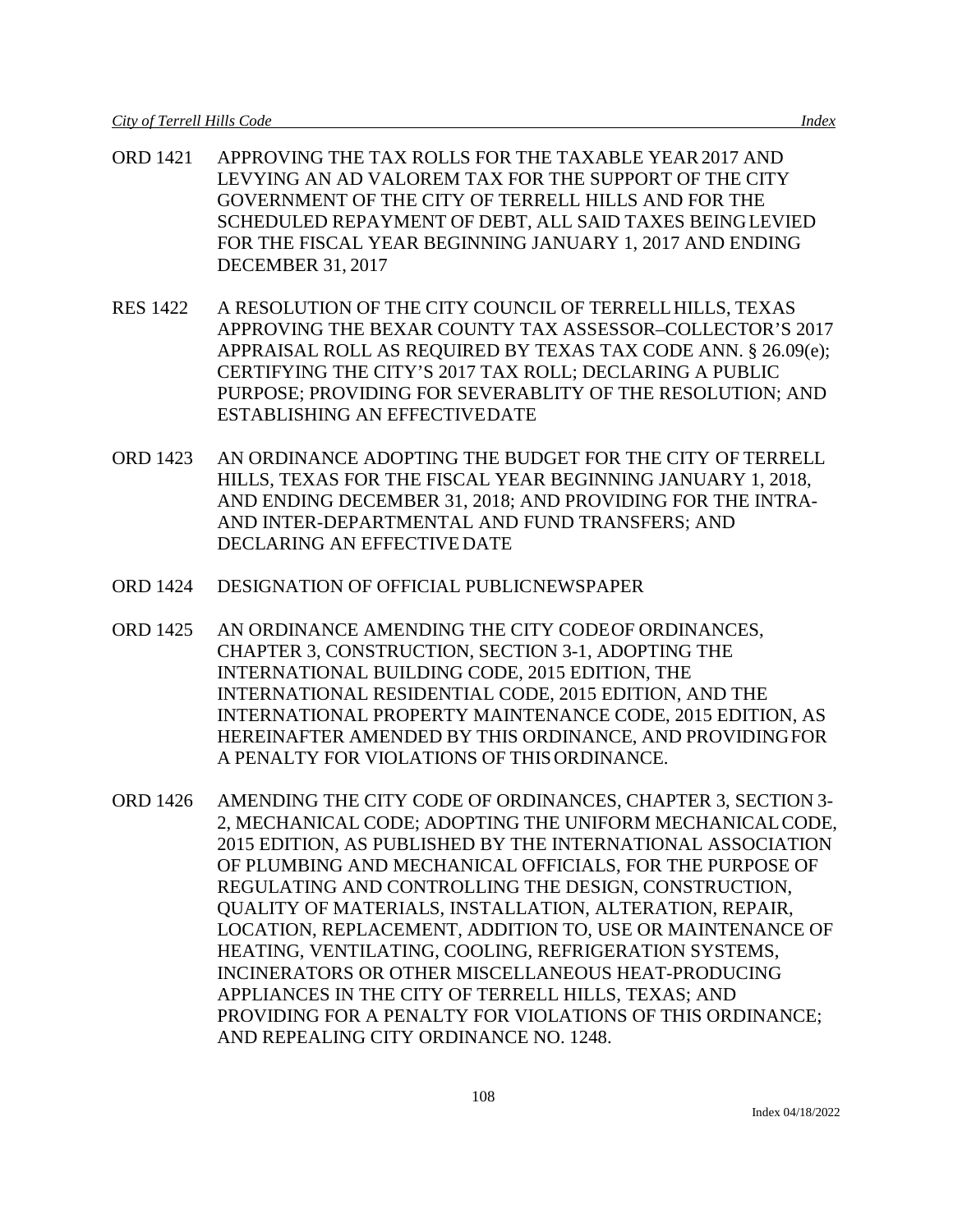ORD 1421 APPROVING THE TAX ROLLS FOR THE TAXABLE YEAR 2017 AND LEVYING AN AD VALOREM TAX FOR THE SUPPORT OF THE CITY GOVERNMENT OF THE CITY OF TERRELL HILLS AND FOR THE SCHEDULED REPAYMENT OF DEBT, ALL SAID TAXES BEING LEVIED FOR THE FISCAL YEAR BEGINNING JANUARY 1, 2017 AND ENDING DECEMBER 31, 2017

RES 1422 A RESOLUTION OF THE CITY COUNCIL OF TERRELL HILLS, TEXAS APPROVING THE BEXAR COUNTY TAX ASSESSOR–COLLECTOR'S 2017 APPRAISAL ROLL AS REQUIRED BY TEXAS TAX CODE ANN. § 26.09(e); CERTIFYING THE CITY'S 2017 TAX ROLL; DECLARING A PUBLIC PURPOSE; PROVIDING FOR SEVERABLITY OF THE RESOLUTION; AND ESTABLISHING AN EFFECTIVE DATE

ORD 1423 AN ORDINANCE ADOPTING THE BUDGET FOR THE CITY OF TERRELL HILLS, TEXAS FOR THE FISCAL YEAR BEGINNING JANUARY 1, 2018, AND ENDING DECEMBER 31, 2018; AND PROVIDING FOR THE INTRA- AND INTER-DEPARTMENTAL AND FUND TRANSFERS; AND DECLARING AN EFFECTIVE DATE

ORD 1424 DESIGNATION OF OFFICIAL PUBLIC NEWSPAPER

ORD 1425 AN ORDINANCE AMENDING THE CITY CODE OF ORDINANCES, CHAPTER 3, CONSTRUCTION, SECTION 3-1, ADOPTING THE INTERNATIONAL BUILDING CODE, 2015 EDITION, THE INTERNATIONAL RESIDENTIAL CODE, 2015 EDITION, AND THE INTERNATIONAL PROPERTY MAINTENANCE CODE, 2015 EDITION, AS HEREINAFTER AMENDED BY THIS ORDINANCE, AND PROVIDING FOR A PENALTY FOR VIOLATIONS OF THIS ORDINANCE.

ORD 1426 AMENDING THE CITY CODE OF ORDINANCES, CHAPTER 3, SECTION 3-2, MECHANICAL CODE; ADOPTING THE UNIFORM MECHANICAL CODE, 2015 EDITION, AS PUBLISHED BY THE INTERNATIONAL ASSOCIATION OF PLUMBING AND MECHANICAL OFFICIALS, FOR THE PURPOSE OF REGULATING AND CONTROLLING THE DESIGN, CONSTRUCTION, QUALITY OF MATERIALS, INSTALLATION, ALTERATION, REPAIR, LOCATION, REPLACEMENT, ADDITION TO, USE OR MAINTENANCE OF HEATING, VENTILATING, COOLING, REFRIGERATION SYSTEMS, INCINERATORS OR OTHER MISCELLANEOUS HEAT-PRODUCING APPLIANCES IN THE CITY OF TERRELL HILLS, TEXAS; AND PROVIDING FOR A PENALTY FOR VIOLATIONS OF THIS ORDINANCE; AND REPEALING CITY ORDINANCE NO. 1248.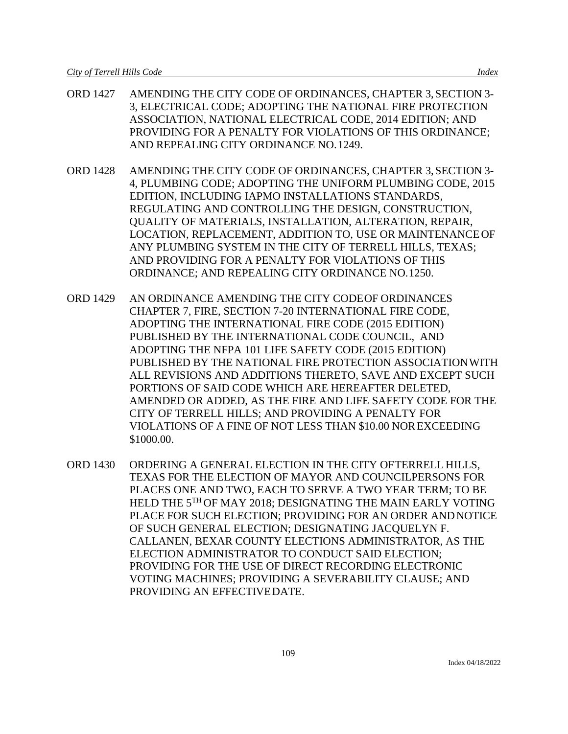ORD 1427 AMENDING THE CITY CODE OF ORDINANCES, CHAPTER 3, SECTION 3-3, ELECTRICAL CODE; ADOPTING THE NATIONAL FIRE PROTECTION ASSOCIATION, NATIONAL ELECTRICAL CODE, 2014 EDITION; AND PROVIDING FOR A PENALTY FOR VIOLATIONS OF THIS ORDINANCE; AND REPEALING CITY ORDINANCE NO. 1249.

ORD 1428 AMENDING THE CITY CODE OF ORDINANCES, CHAPTER 3, SECTION 3-4, PLUMBING CODE; ADOPTING THE UNIFORM PLUMBING CODE, 2015 EDITION, INCLUDING IAPMO INSTALLATIONS STANDARDS, REGULATING AND CONTROLLING THE DESIGN, CONSTRUCTION, QUALITY OF MATERIALS, INSTALLATION, ALTERATION, REPAIR, LOCATION, REPLACEMENT, ADDITION TO, USE OR MAINTENANCE OF ANY PLUMBING SYSTEM IN THE CITY OF TERRELL HILLS, TEXAS; AND PROVIDING FOR A PENALTY FOR VIOLATIONS OF THIS ORDINANCE; AND REPEALING CITY ORDINANCE NO. 1250.

ORD 1429 AN ORDINANCE AMENDING THE CITY CODE OF ORDINANCES CHAPTER 7, FIRE, SECTION 7-20 INTERNATIONAL FIRE CODE, ADOPTING THE INTERNATIONAL FIRE CODE (2015 EDITION) PUBLISHED BY THE INTERNATIONAL CODE COUNCIL, AND ADOPTING THE NFPA 101 LIFE SAFETY CODE (2015 EDITION) PUBLISHED BY THE NATIONAL FIRE PROTECTION ASSOCIATION WITH ALL REVISIONS AND ADDITIONS THERETO, SAVE AND EXCEPT SUCH PORTIONS OF SAID CODE WHICH ARE HEREAFTER DELETED, AMENDED OR ADDED, AS THE FIRE AND LIFE SAFETY CODE FOR THE CITY OF TERRELL HILLS; AND PROVIDING A PENALTY FOR VIOLATIONS OF A FINE OF NOT LESS THAN $10.00 NOR EXCEEDING $1000.00.

ORD 1430 ORDERING A GENERAL ELECTION IN THE CITY OF TERRELL HILLS, TEXAS FOR THE ELECTION OF MAYOR AND COUNCILPERSONS FOR PLACES ONE AND TWO, EACH TO SERVE A TWO YEAR TERM; TO BE HELD THE 5TH OF MAY 2018; DESIGNATING THE MAIN EARLY VOTING PLACE FOR SUCH ELECTION; PROVIDING FOR AN ORDER AND NOTICE OF SUCH GENERAL ELECTION; DESIGNATING JACQUELYN F. CALLANEN, BEXAR COUNTY ELECTIONS ADMINISTRATOR, AS THE ELECTION ADMINISTRATOR TO CONDUCT SAID ELECTION; PROVIDING FOR THE USE OF DIRECT RECORDING ELECTRONIC VOTING MACHINES; PROVIDING A SEVERABILITY CLAUSE; AND PROVIDING AN EFFECTIVE DATE.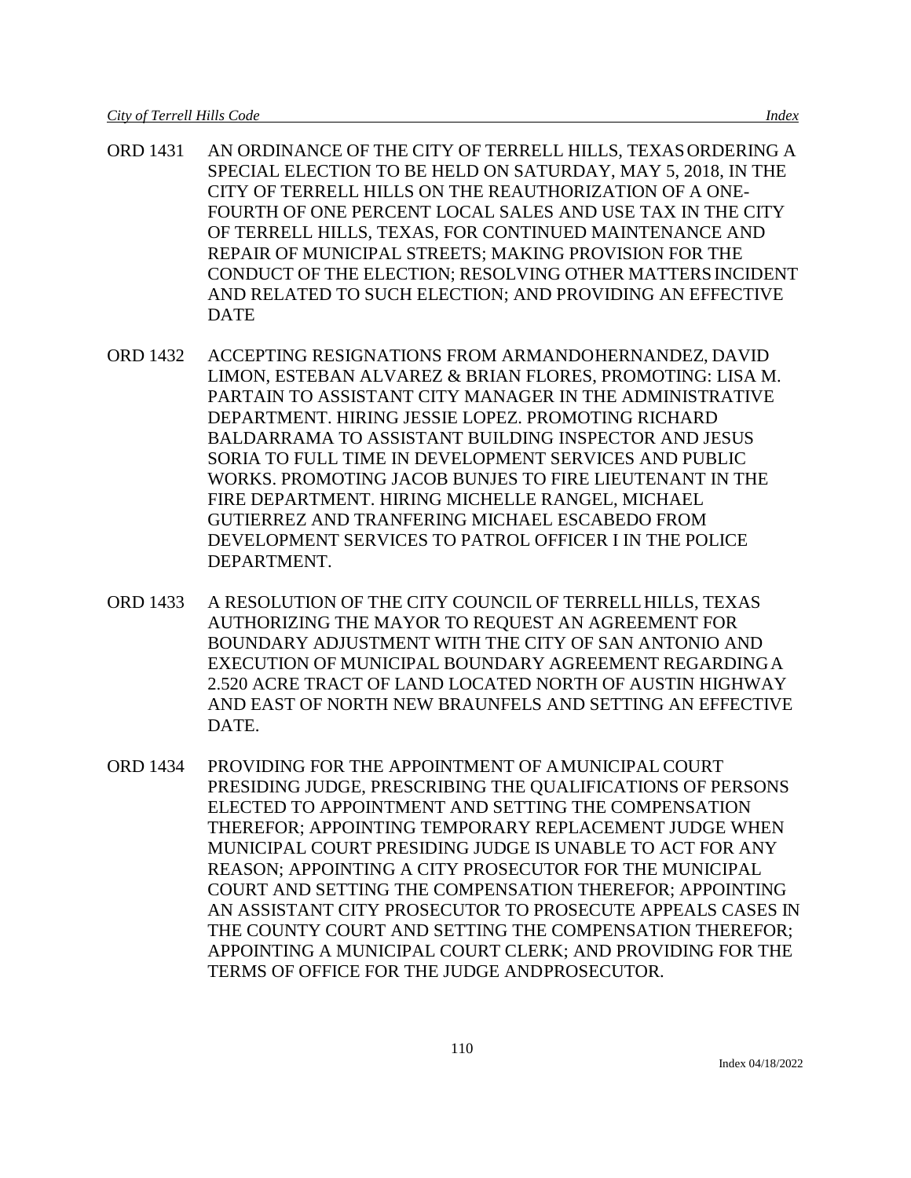ORD 1431 AN ORDINANCE OF THE CITY OF TERRELL HILLS, TEXAS ORDERING A SPECIAL ELECTION TO BE HELD ON SATURDAY, MAY 5, 2018, IN THE CITY OF TERRELL HILLS ON THE REAUTHORIZATION OF A ONE-FOURTH OF ONE PERCENT LOCAL SALES AND USE TAX IN THE CITY OF TERRELL HILLS, TEXAS, FOR CONTINUED MAINTENANCE AND REPAIR OF MUNICIPAL STREETS; MAKING PROVISION FOR THE CONDUCT OF THE ELECTION; RESOLVING OTHER MATTERS INCIDENT AND RELATED TO SUCH ELECTION; AND PROVIDING AN EFFECTIVE DATE

ORD 1432 ACCEPTING RESIGNATIONS FROM ARMANDOHERNANDEZ, DAVID LIMON, ESTEBAN ALVAREZ & BRIAN FLORES, PROMOTING: LISA M. PARTAIN TO ASSISTANT CITY MANAGER IN THE ADMINISTRATIVE DEPARTMENT. HIRING JESSIE LOPEZ. PROMOTING RICHARD BALDARRAMA TO ASSISTANT BUILDING INSPECTOR AND JESUS SORIA TO FULL TIME IN DEVELOPMENT SERVICES AND PUBLIC WORKS. PROMOTING JACOB BUNJES TO FIRE LIEUTENANT IN THE FIRE DEPARTMENT. HIRING MICHELLE RANGEL, MICHAEL GUTIERREZ AND TRANFERING MICHAEL ESCABEDO FROM DEVELOPMENT SERVICES TO PATROL OFFICER I IN THE POLICE DEPARTMENT.

ORD 1433 A RESOLUTION OF THE CITY COUNCIL OF TERRELL HILLS, TEXAS AUTHORIZING THE MAYOR TO REQUEST AN AGREEMENT FOR BOUNDARY ADJUSTMENT WITH THE CITY OF SAN ANTONIO AND EXECUTION OF MUNICIPAL BOUNDARY AGREEMENT REGARDING A 2.520 ACRE TRACT OF LAND LOCATED NORTH OF AUSTIN HIGHWAY AND EAST OF NORTH NEW BRAUNFELS AND SETTING AN EFFECTIVE DATE.

ORD 1434 PROVIDING FOR THE APPOINTMENT OF A MUNICIPAL COURT PRESIDING JUDGE, PRESCRIBING THE QUALIFICATIONS OF PERSONS ELECTED TO APPOINTMENT AND SETTING THE COMPENSATION THEREFOR; APPOINTING TEMPORARY REPLACEMENT JUDGE WHEN MUNICIPAL COURT PRESIDING JUDGE IS UNABLE TO ACT FOR ANY REASON; APPOINTING A CITY PROSECUTOR FOR THE MUNICIPAL COURT AND SETTING THE COMPENSATION THEREFOR; APPOINTING AN ASSISTANT CITY PROSECUTOR TO PROSECUTE APPEALS CASES IN THE COUNTY COURT AND SETTING THE COMPENSATION THEREFOR; APPOINTING A MUNICIPAL COURT CLERK; AND PROVIDING FOR THE TERMS OF OFFICE FOR THE JUDGE ANDPROSECUTOR.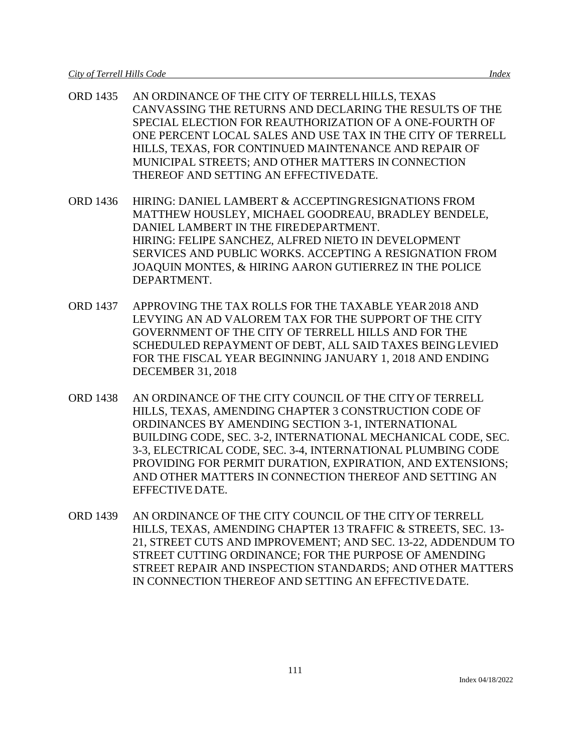ORD 1435 AN ORDINANCE OF THE CITY OF TERRELL HILLS, TEXAS CANVASSING THE RETURNS AND DECLARING THE RESULTS OF THE SPECIAL ELECTION FOR REAUTHORIZATION OF A ONE-FOURTH OF ONE PERCENT LOCAL SALES AND USE TAX IN THE CITY OF TERRELL HILLS, TEXAS, FOR CONTINUED MAINTENANCE AND REPAIR OF MUNICIPAL STREETS; AND OTHER MATTERS IN CONNECTION THEREOF AND SETTING AN EFFECTIVE DATE.

ORD 1436 HIRING: DANIEL LAMBERT & ACCEPTING RESIGNATIONS FROM MATTHEW HOUSLEY, MICHAEL GOODREAU, BRADLEY BENDELE, DANIEL LAMBERT IN THE FIRE DEPARTMENT.
HIRING: FELIPE SANCHEZ, ALFRED NIETO IN DEVELOPMENT SERVICES AND PUBLIC WORKS. ACCEPTING A RESIGNATION FROM JOAQUIN MONTES, & HIRING AARON GUTIERREZ IN THE POLICE DEPARTMENT.

ORD 1437 APPROVING THE TAX ROLLS FOR THE TAXABLE YEAR 2018 AND LEVYING AN AD VALOREM TAX FOR THE SUPPORT OF THE CITY GOVERNMENT OF THE CITY OF TERRELL HILLS AND FOR THE SCHEDULED REPAYMENT OF DEBT, ALL SAID TAXES BEING LEVIED FOR THE FISCAL YEAR BEGINNING JANUARY 1, 2018 AND ENDING DECEMBER 31, 2018

ORD 1438 AN ORDINANCE OF THE CITY COUNCIL OF THE CITY OF TERRELL HILLS, TEXAS, AMENDING CHAPTER 3 CONSTRUCTION CODE OF ORDINANCES BY AMENDING SECTION 3-1, INTERNATIONAL BUILDING CODE, SEC. 3-2, INTERNATIONAL MECHANICAL CODE, SEC. 3-3, ELECTRICAL CODE, SEC. 3-4, INTERNATIONAL PLUMBING CODE PROVIDING FOR PERMIT DURATION, EXPIRATION, AND EXTENSIONS; AND OTHER MATTERS IN CONNECTION THEREOF AND SETTING AN EFFECTIVE DATE.

ORD 1439 AN ORDINANCE OF THE CITY COUNCIL OF THE CITY OF TERRELL HILLS, TEXAS, AMENDING CHAPTER 13 TRAFFIC & STREETS, SEC. 13-21, STREET CUTS AND IMPROVEMENT; AND SEC. 13-22, ADDENDUM TO STREET CUTTING ORDINANCE; FOR THE PURPOSE OF AMENDING STREET REPAIR AND INSPECTION STANDARDS; AND OTHER MATTERS IN CONNECTION THEREOF AND SETTING AN EFFECTIVE DATE.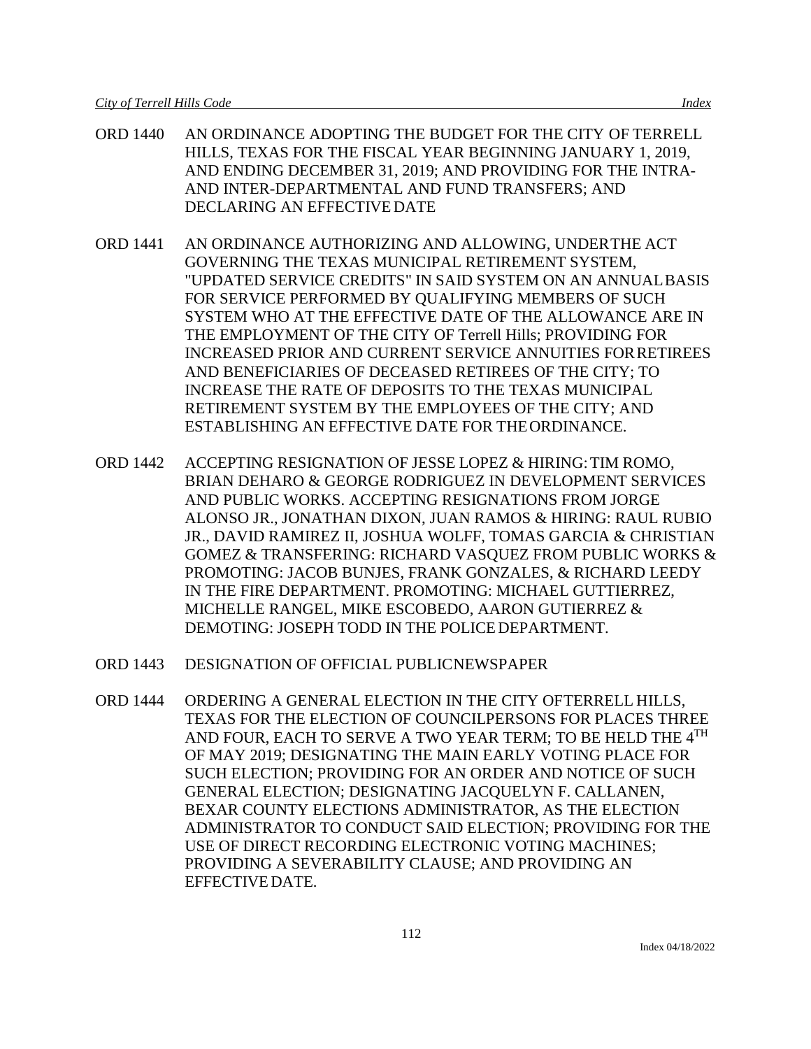ORD 1440 AN ORDINANCE ADOPTING THE BUDGET FOR THE CITY OF TERRELL HILLS, TEXAS FOR THE FISCAL YEAR BEGINNING JANUARY 1, 2019, AND ENDING DECEMBER 31, 2019; AND PROVIDING FOR THE INTRA- AND INTER-DEPARTMENTAL AND FUND TRANSFERS; AND DECLARING AN EFFECTIVE DATE

ORD 1441 AN ORDINANCE AUTHORIZING AND ALLOWING, UNDER THE ACT GOVERNING THE TEXAS MUNICIPAL RETIREMENT SYSTEM, "UPDATED SERVICE CREDITS" IN SAID SYSTEM ON AN ANNUAL BASIS FOR SERVICE PERFORMED BY QUALIFYING MEMBERS OF SUCH SYSTEM WHO AT THE EFFECTIVE DATE OF THE ALLOWANCE ARE IN THE EMPLOYMENT OF THE CITY OF Terrell Hills; PROVIDING FOR INCREASED PRIOR AND CURRENT SERVICE ANNUITIES FOR RETIREES AND BENEFICIARIES OF DECEASED RETIREES OF THE CITY; TO INCREASE THE RATE OF DEPOSITS TO THE TEXAS MUNICIPAL RETIREMENT SYSTEM BY THE EMPLOYEES OF THE CITY; AND ESTABLISHING AN EFFECTIVE DATE FOR THE ORDINANCE.

ORD 1442 ACCEPTING RESIGNATION OF JESSE LOPEZ & HIRING: TIM ROMO, BRIAN DEHARO & GEORGE RODRIGUEZ IN DEVELOPMENT SERVICES AND PUBLIC WORKS. ACCEPTING RESIGNATIONS FROM JORGE ALONSO JR., JONATHAN DIXON, JUAN RAMOS & HIRING: RAUL RUBIO JR., DAVID RAMIREZ II, JOSHUA WOLFF, TOMAS GARCIA & CHRISTIAN GOMEZ & TRANSFERING: RICHARD VASQUEZ FROM PUBLIC WORKS & PROMOTING: JACOB BUNJES, FRANK GONZALES, & RICHARD LEEDY IN THE FIRE DEPARTMENT. PROMOTING: MICHAEL GUTTIERREZ, MICHELLE RANGEL, MIKE ESCOBEDO, AARON GUTIERREZ & DEMOTING: JOSEPH TODD IN THE POLICE DEPARTMENT.

ORD 1443 DESIGNATION OF OFFICIAL PUBLIC NEWSPAPER

ORD 1444 ORDERING A GENERAL ELECTION IN THE CITY OF TERRELL HILLS, TEXAS FOR THE ELECTION OF COUNCILPERSONS FOR PLACES THREE AND FOUR, EACH TO SERVE A TWO YEAR TERM; TO BE HELD THE 4TH OF MAY 2019; DESIGNATING THE MAIN EARLY VOTING PLACE FOR SUCH ELECTION; PROVIDING FOR AN ORDER AND NOTICE OF SUCH GENERAL ELECTION; DESIGNATING JACQUELYN F. CALLANEN, BEXAR COUNTY ELECTIONS ADMINISTRATOR, AS THE ELECTION ADMINISTRATOR TO CONDUCT SAID ELECTION; PROVIDING FOR THE USE OF DIRECT RECORDING ELECTRONIC VOTING MACHINES; PROVIDING A SEVERABILITY CLAUSE; AND PROVIDING AN EFFECTIVE DATE.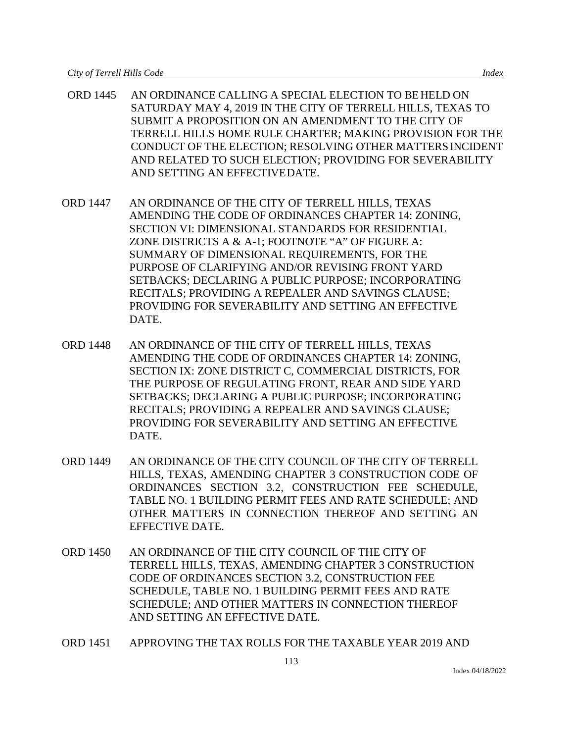ORD 1445 AN ORDINANCE CALLING A SPECIAL ELECTION TO BE HELD ON SATURDAY MAY 4, 2019 IN THE CITY OF TERRELL HILLS, TEXAS TO SUBMIT A PROPOSITION ON AN AMENDMENT TO THE CITY OF TERRELL HILLS HOME RULE CHARTER; MAKING PROVISION FOR THE CONDUCT OF THE ELECTION; RESOLVING OTHER MATTERS INCIDENT AND RELATED TO SUCH ELECTION; PROVIDING FOR SEVERABILITY AND SETTING AN EFFECTIVE DATE.

ORD 1447 AN ORDINANCE OF THE CITY OF TERRELL HILLS, TEXAS AMENDING THE CODE OF ORDINANCES CHAPTER 14: ZONING, SECTION VI: DIMENSIONAL STANDARDS FOR RESIDENTIAL ZONE DISTRICTS A & A-1; FOOTNOTE "A" OF FIGURE A: SUMMARY OF DIMENSIONAL REQUIREMENTS, FOR THE PURPOSE OF CLARIFYING AND/OR REVISING FRONT YARD SETBACKS; DECLARING A PUBLIC PURPOSE; INCORPORATING RECITALS; PROVIDING A REPEALER AND SAVINGS CLAUSE; PROVIDING FOR SEVERABILITY AND SETTING AN EFFECTIVE DATE.

ORD 1448 AN ORDINANCE OF THE CITY OF TERRELL HILLS, TEXAS AMENDING THE CODE OF ORDINANCES CHAPTER 14: ZONING, SECTION IX: ZONE DISTRICT C, COMMERCIAL DISTRICTS, FOR THE PURPOSE OF REGULATING FRONT, REAR AND SIDE YARD SETBACKS; DECLARING A PUBLIC PURPOSE; INCORPORATING RECITALS; PROVIDING A REPEALER AND SAVINGS CLAUSE; PROVIDING FOR SEVERABILITY AND SETTING AN EFFECTIVE DATE.

ORD 1449 AN ORDINANCE OF THE CITY COUNCIL OF THE CITY OF TERRELL HILLS, TEXAS, AMENDING CHAPTER 3 CONSTRUCTION CODE OF ORDINANCES SECTION 3.2, CONSTRUCTION FEE SCHEDULE, TABLE NO. 1 BUILDING PERMIT FEES AND RATE SCHEDULE; AND OTHER MATTERS IN CONNECTION THEREOF AND SETTING AN EFFECTIVE DATE.

ORD 1450 AN ORDINANCE OF THE CITY COUNCIL OF THE CITY OF TERRELL HILLS, TEXAS, AMENDING CHAPTER 3 CONSTRUCTION CODE OF ORDINANCES SECTION 3.2, CONSTRUCTION FEE SCHEDULE, TABLE NO. 1 BUILDING PERMIT FEES AND RATE SCHEDULE; AND OTHER MATTERS IN CONNECTION THEREOF AND SETTING AN EFFECTIVE DATE.

ORD 1451 APPROVING THE TAX ROLLS FOR THE TAXABLE YEAR 2019 AND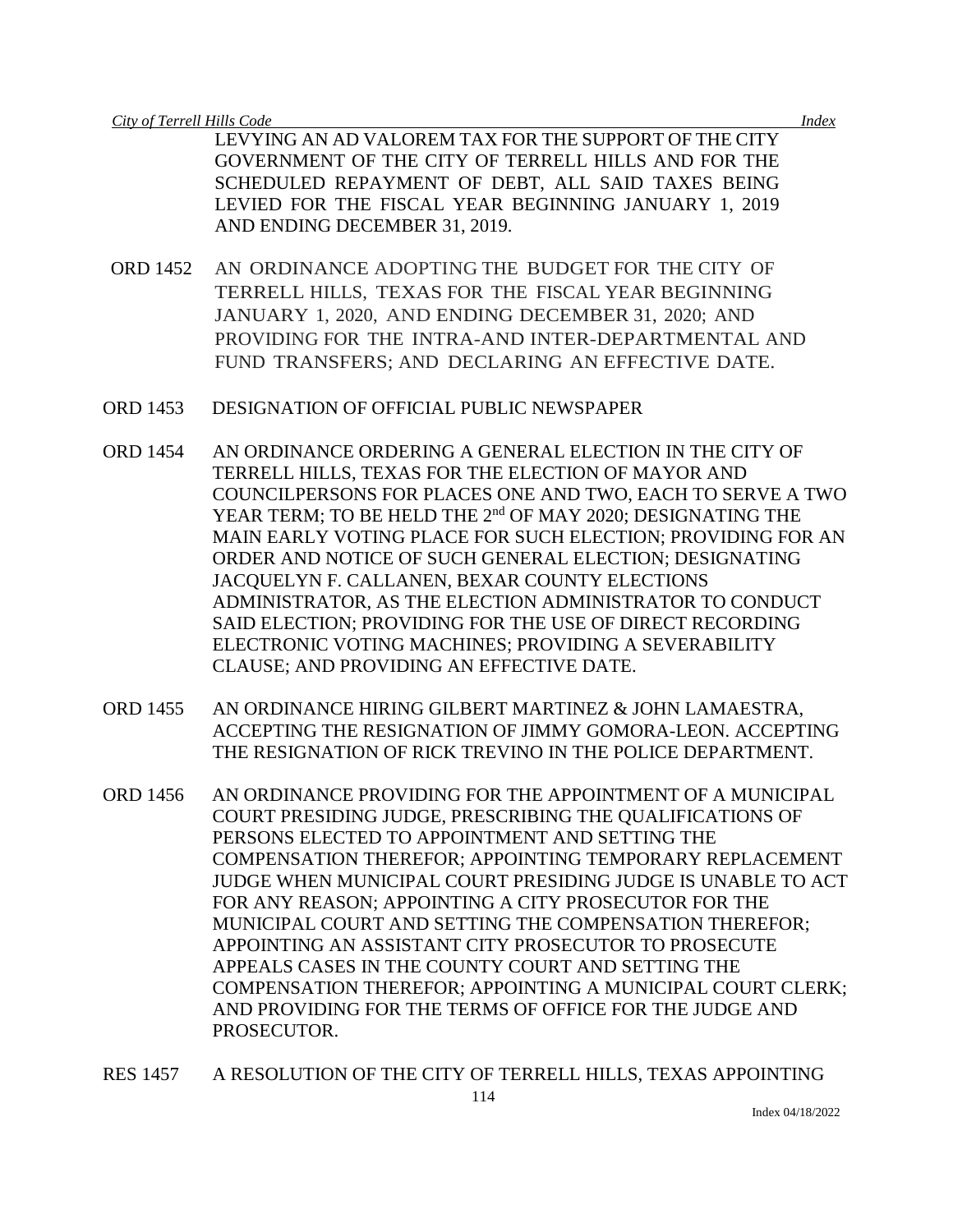LEVYING AN AD VALOREM TAX FOR THE SUPPORT OF THE CITY GOVERNMENT OF THE CITY OF TERRELL HILLS AND FOR THE SCHEDULED REPAYMENT OF DEBT, ALL SAID TAXES BEING LEVIED FOR THE FISCAL YEAR BEGINNING JANUARY 1, 2019 AND ENDING DECEMBER 31, 2019.

ORD 1452 AN ORDINANCE ADOPTING THE BUDGET FOR THE CITY OF TERRELL HILLS, TEXAS FOR THE FISCAL YEAR BEGINNING JANUARY 1, 2020, AND ENDING DECEMBER 31, 2020; AND PROVIDING FOR THE INTRA-AND INTER-DEPARTMENTAL AND FUND TRANSFERS; AND DECLARING AN EFFECTIVE DATE.

ORD 1453 DESIGNATION OF OFFICIAL PUBLIC NEWSPAPER

ORD 1454 AN ORDINANCE ORDERING A GENERAL ELECTION IN THE CITY OF TERRELL HILLS, TEXAS FOR THE ELECTION OF MAYOR AND COUNCILPERSONS FOR PLACES ONE AND TWO, EACH TO SERVE A TWO YEAR TERM; TO BE HELD THE 2nd OF MAY 2020; DESIGNATING THE MAIN EARLY VOTING PLACE FOR SUCH ELECTION; PROVIDING FOR AN ORDER AND NOTICE OF SUCH GENERAL ELECTION; DESIGNATING JACQUELYN F. CALLANEN, BEXAR COUNTY ELECTIONS ADMINISTRATOR, AS THE ELECTION ADMINISTRATOR TO CONDUCT SAID ELECTION; PROVIDING FOR THE USE OF DIRECT RECORDING ELECTRONIC VOTING MACHINES; PROVIDING A SEVERABILITY CLAUSE; AND PROVIDING AN EFFECTIVE DATE.

ORD 1455 AN ORDINANCE HIRING GILBERT MARTINEZ & JOHN LAMAESTRA, ACCEPTING THE RESIGNATION OF JIMMY GOMORA-LEON. ACCEPTING THE RESIGNATION OF RICK TREVINO IN THE POLICE DEPARTMENT.

ORD 1456 AN ORDINANCE PROVIDING FOR THE APPOINTMENT OF A MUNICIPAL COURT PRESIDING JUDGE, PRESCRIBING THE QUALIFICATIONS OF PERSONS ELECTED TO APPOINTMENT AND SETTING THE COMPENSATION THEREFOR; APPOINTING TEMPORARY REPLACEMENT JUDGE WHEN MUNICIPAL COURT PRESIDING JUDGE IS UNABLE TO ACT FOR ANY REASON; APPOINTING A CITY PROSECUTOR FOR THE MUNICIPAL COURT AND SETTING THE COMPENSATION THEREFOR; APPOINTING AN ASSISTANT CITY PROSECUTOR TO PROSECUTE APPEALS CASES IN THE COUNTY COURT AND SETTING THE COMPENSATION THEREFOR; APPOINTING A MUNICIPAL COURT CLERK; AND PROVIDING FOR THE TERMS OF OFFICE FOR THE JUDGE AND PROSECUTOR.

RES 1457 A RESOLUTION OF THE CITY OF TERRELL HILLS, TEXAS APPOINTING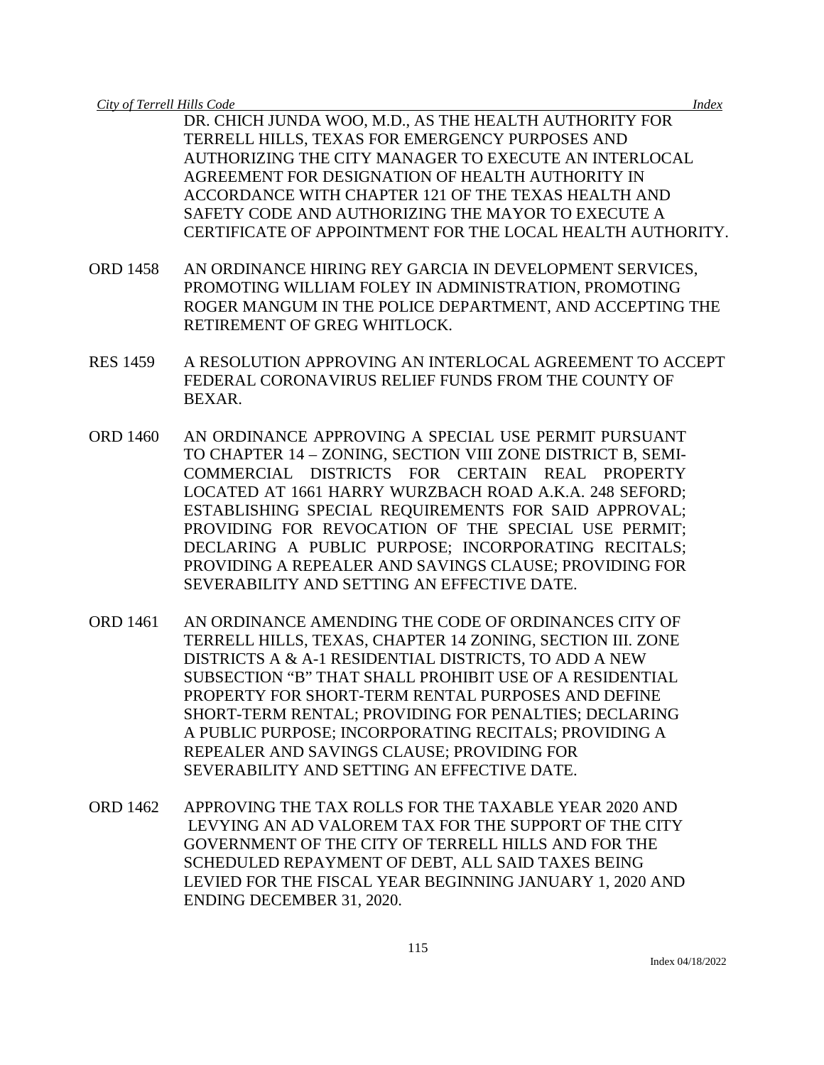DR. CHICH JUNDA WOO, M.D., AS THE HEALTH AUTHORITY FOR TERRELL HILLS, TEXAS FOR EMERGENCY PURPOSES AND AUTHORIZING THE CITY MANAGER TO EXECUTE AN INTERLOCAL AGREEMENT FOR DESIGNATION OF HEALTH AUTHORITY IN ACCORDANCE WITH CHAPTER 121 OF THE TEXAS HEALTH AND SAFETY CODE AND AUTHORIZING THE MAYOR TO EXECUTE A CERTIFICATE OF APPOINTMENT FOR THE LOCAL HEALTH AUTHORITY.

ORD 1458 AN ORDINANCE HIRING REY GARCIA IN DEVELOPMENT SERVICES, PROMOTING WILLIAM FOLEY IN ADMINISTRATION, PROMOTING ROGER MANGUM IN THE POLICE DEPARTMENT, AND ACCEPTING THE RETIREMENT OF GREG WHITLOCK.

RES 1459 A RESOLUTION APPROVING AN INTERLOCAL AGREEMENT TO ACCEPT FEDERAL CORONAVIRUS RELIEF FUNDS FROM THE COUNTY OF BEXAR.

ORD 1460 AN ORDINANCE APPROVING A SPECIAL USE PERMIT PURSUANT TO CHAPTER 14 – ZONING, SECTION VIII ZONE DISTRICT B, SEMI-COMMERCIAL DISTRICTS FOR CERTAIN REAL PROPERTY LOCATED AT 1661 HARRY WURZBACH ROAD A.K.A. 248 SEFORD; ESTABLISHING SPECIAL REQUIREMENTS FOR SAID APPROVAL; PROVIDING FOR REVOCATION OF THE SPECIAL USE PERMIT; DECLARING A PUBLIC PURPOSE; INCORPORATING RECITALS; PROVIDING A REPEALER AND SAVINGS CLAUSE; PROVIDING FOR SEVERABILITY AND SETTING AN EFFECTIVE DATE.

ORD 1461 AN ORDINANCE AMENDING THE CODE OF ORDINANCES CITY OF TERRELL HILLS, TEXAS, CHAPTER 14 ZONING, SECTION III. ZONE DISTRICTS A & A-1 RESIDENTIAL DISTRICTS, TO ADD A NEW SUBSECTION "B" THAT SHALL PROHIBIT USE OF A RESIDENTIAL PROPERTY FOR SHORT-TERM RENTAL PURPOSES AND DEFINE SHORT-TERM RENTAL; PROVIDING FOR PENALTIES; DECLARING A PUBLIC PURPOSE; INCORPORATING RECITALS; PROVIDING A REPEALER AND SAVINGS CLAUSE; PROVIDING FOR SEVERABILITY AND SETTING AN EFFECTIVE DATE.

ORD 1462 APPROVING THE TAX ROLLS FOR THE TAXABLE YEAR 2020 AND LEVYING AN AD VALOREM TAX FOR THE SUPPORT OF THE CITY GOVERNMENT OF THE CITY OF TERRELL HILLS AND FOR THE SCHEDULED REPAYMENT OF DEBT, ALL SAID TAXES BEING LEVIED FOR THE FISCAL YEAR BEGINNING JANUARY 1, 2020 AND ENDING DECEMBER 31, 2020.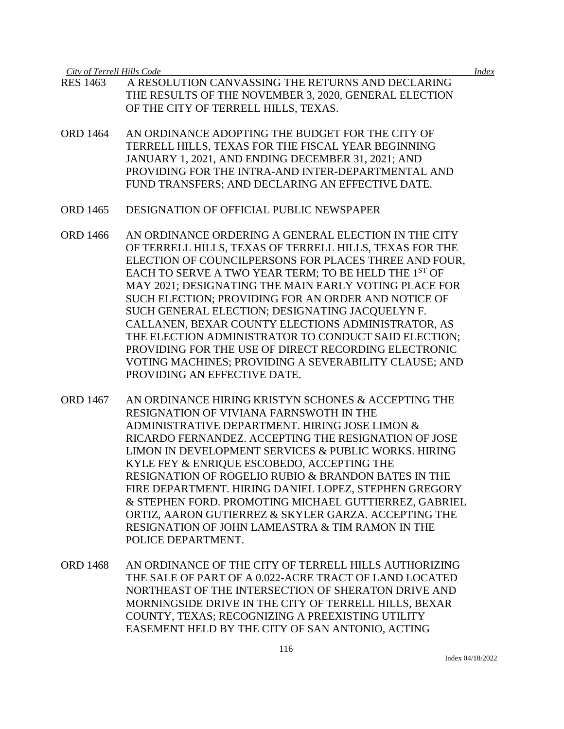RES 1463 A RESOLUTION CANVASSING THE RETURNS AND DECLARING THE RESULTS OF THE NOVEMBER 3, 2020, GENERAL ELECTION OF THE CITY OF TERRELL HILLS, TEXAS.

ORD 1464 AN ORDINANCE ADOPTING THE BUDGET FOR THE CITY OF TERRELL HILLS, TEXAS FOR THE FISCAL YEAR BEGINNING JANUARY 1, 2021, AND ENDING DECEMBER 31, 2021; AND PROVIDING FOR THE INTRA-AND INTER-DEPARTMENTAL AND FUND TRANSFERS; AND DECLARING AN EFFECTIVE DATE.

ORD 1465 DESIGNATION OF OFFICIAL PUBLIC NEWSPAPER

ORD 1466 AN ORDINANCE ORDERING A GENERAL ELECTION IN THE CITY OF TERRELL HILLS, TEXAS OF TERRELL HILLS, TEXAS FOR THE ELECTION OF COUNCILPERSONS FOR PLACES THREE AND FOUR, EACH TO SERVE A TWO YEAR TERM; TO BE HELD THE 1ST OF MAY 2021; DESIGNATING THE MAIN EARLY VOTING PLACE FOR SUCH ELECTION; PROVIDING FOR AN ORDER AND NOTICE OF SUCH GENERAL ELECTION; DESIGNATING JACQUELYN F. CALLANEN, BEXAR COUNTY ELECTIONS ADMINISTRATOR, AS THE ELECTION ADMINISTRATOR TO CONDUCT SAID ELECTION; PROVIDING FOR THE USE OF DIRECT RECORDING ELECTRONIC VOTING MACHINES; PROVIDING A SEVERABILITY CLAUSE; AND PROVIDING AN EFFECTIVE DATE.

ORD 1467 AN ORDINANCE HIRING KRISTYN SCHONES & ACCEPTING THE RESIGNATION OF VIVIANA FARNSWOTH IN THE ADMINISTRATIVE DEPARTMENT. HIRING JOSE LIMON & RICARDO FERNANDEZ. ACCEPTING THE RESIGNATION OF JOSE LIMON IN DEVELOPMENT SERVICES & PUBLIC WORKS. HIRING KYLE FEY & ENRIQUE ESCOBEDO, ACCEPTING THE RESIGNATION OF ROGELIO RUBIO & BRANDON BATES IN THE FIRE DEPARTMENT. HIRING DANIEL LOPEZ, STEPHEN GREGORY & STEPHEN FORD. PROMOTING MICHAEL GUTTIERREZ, GABRIEL ORTIZ, AARON GUTIERREZ & SKYLER GARZA. ACCEPTING THE RESIGNATION OF JOHN LAMEASTRA & TIM RAMON IN THE POLICE DEPARTMENT.

ORD 1468 AN ORDINANCE OF THE CITY OF TERRELL HILLS AUTHORIZING THE SALE OF PART OF A 0.022-ACRE TRACT OF LAND LOCATED NORTHEAST OF THE INTERSECTION OF SHERATON DRIVE AND MORNINGSIDE DRIVE IN THE CITY OF TERRELL HILLS, BEXAR COUNTY, TEXAS; RECOGNIZING A PREEXISTING UTILITY EASEMENT HELD BY THE CITY OF SAN ANTONIO, ACTING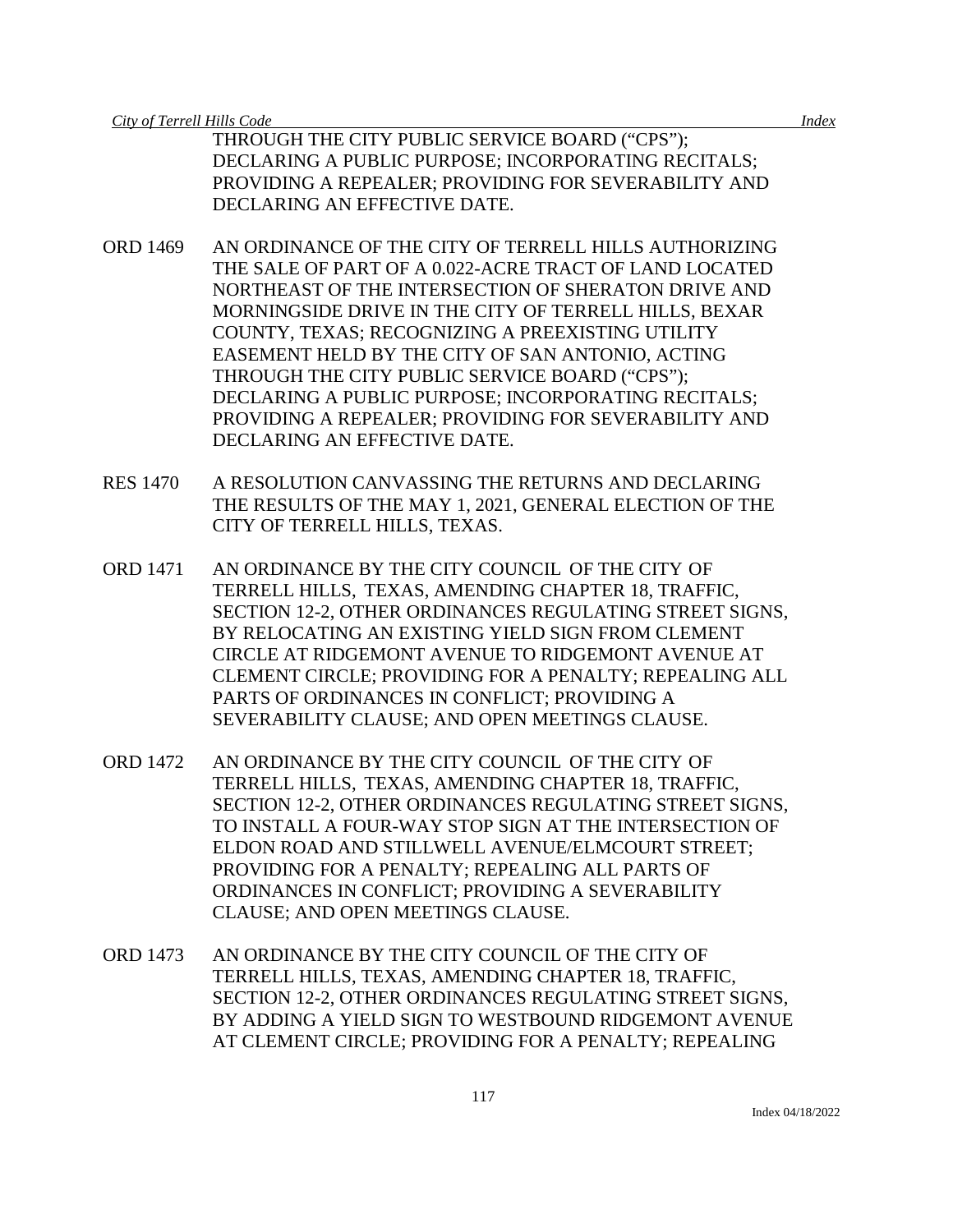THROUGH THE CITY PUBLIC SERVICE BOARD ("CPS"); DECLARING A PUBLIC PURPOSE; INCORPORATING RECITALS; PROVIDING A REPEALER; PROVIDING FOR SEVERABILITY AND DECLARING AN EFFECTIVE DATE.

ORD 1469 AN ORDINANCE OF THE CITY OF TERRELL HILLS AUTHORIZING THE SALE OF PART OF A 0.022-ACRE TRACT OF LAND LOCATED NORTHEAST OF THE INTERSECTION OF SHERATON DRIVE AND MORNINGSIDE DRIVE IN THE CITY OF TERRELL HILLS, BEXAR COUNTY, TEXAS; RECOGNIZING A PREEXISTING UTILITY EASEMENT HELD BY THE CITY OF SAN ANTONIO, ACTING THROUGH THE CITY PUBLIC SERVICE BOARD ("CPS"); DECLARING A PUBLIC PURPOSE; INCORPORATING RECITALS; PROVIDING A REPEALER; PROVIDING FOR SEVERABILITY AND DECLARING AN EFFECTIVE DATE.

RES 1470 A RESOLUTION CANVASSING THE RETURNS AND DECLARING THE RESULTS OF THE MAY 1, 2021, GENERAL ELECTION OF THE CITY OF TERRELL HILLS, TEXAS.

ORD 1471 AN ORDINANCE BY THE CITY COUNCIL OF THE CITY OF TERRELL HILLS, TEXAS, AMENDING CHAPTER 18, TRAFFIC, SECTION 12-2, OTHER ORDINANCES REGULATING STREET SIGNS, BY RELOCATING AN EXISTING YIELD SIGN FROM CLEMENT CIRCLE AT RIDGEMONT AVENUE TO RIDGEMONT AVENUE AT CLEMENT CIRCLE; PROVIDING FOR A PENALTY; REPEALING ALL PARTS OF ORDINANCES IN CONFLICT; PROVIDING A SEVERABILITY CLAUSE; AND OPEN MEETINGS CLAUSE.

ORD 1472 AN ORDINANCE BY THE CITY COUNCIL OF THE CITY OF TERRELL HILLS, TEXAS, AMENDING CHAPTER 18, TRAFFIC, SECTION 12-2, OTHER ORDINANCES REGULATING STREET SIGNS, TO INSTALL A FOUR-WAY STOP SIGN AT THE INTERSECTION OF ELDON ROAD AND STILLWELL AVENUE/ELMCOURT STREET; PROVIDING FOR A PENALTY; REPEALING ALL PARTS OF ORDINANCES IN CONFLICT; PROVIDING A SEVERABILITY CLAUSE; AND OPEN MEETINGS CLAUSE.

ORD 1473 AN ORDINANCE BY THE CITY COUNCIL OF THE CITY OF TERRELL HILLS, TEXAS, AMENDING CHAPTER 18, TRAFFIC, SECTION 12-2, OTHER ORDINANCES REGULATING STREET SIGNS, BY ADDING A YIELD SIGN TO WESTBOUND RIDGEMONT AVENUE AT CLEMENT CIRCLE; PROVIDING FOR A PENALTY; REPEALING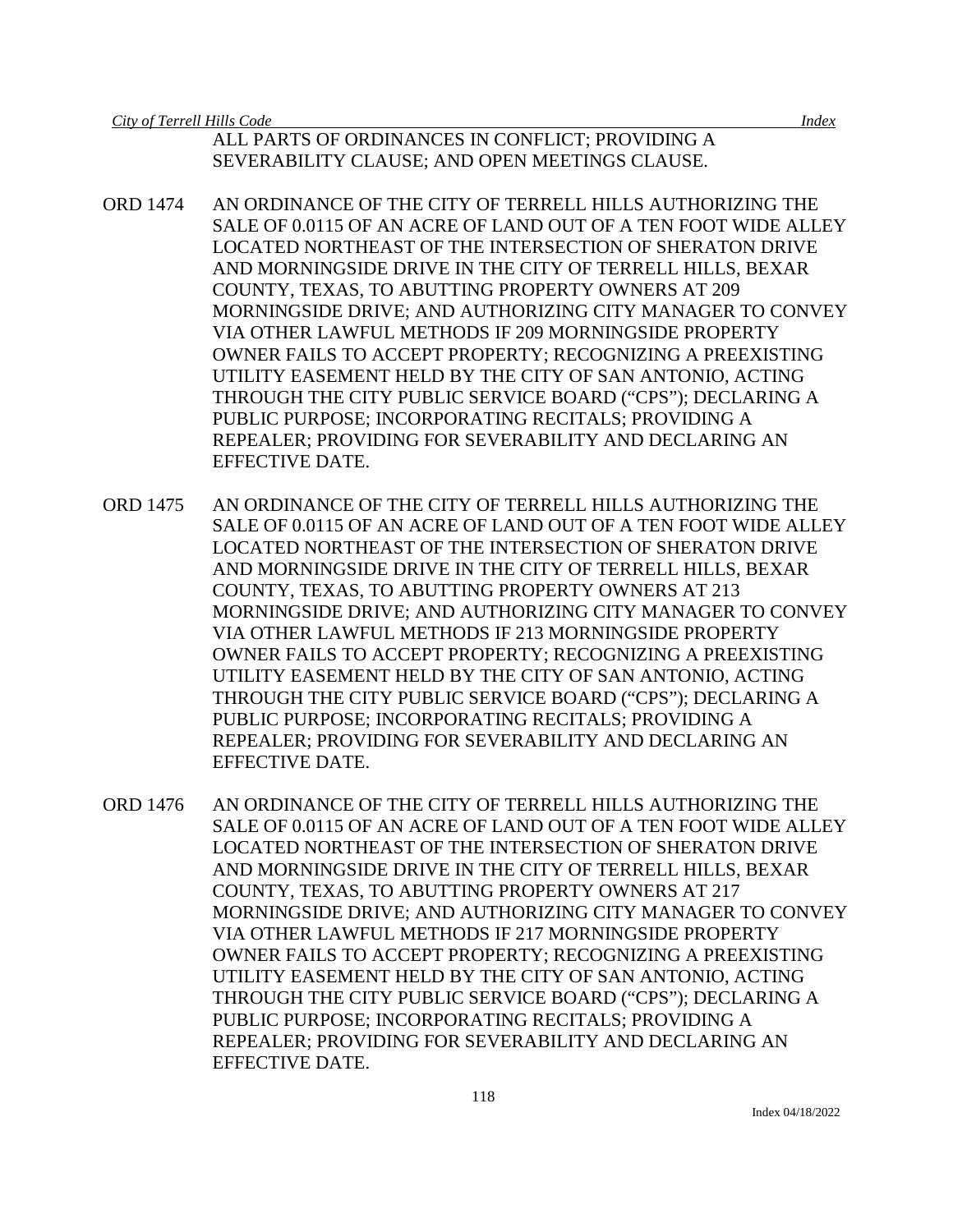ALL PARTS OF ORDINANCES IN CONFLICT; PROVIDING A SEVERABILITY CLAUSE; AND OPEN MEETINGS CLAUSE.

ORD 1474 AN ORDINANCE OF THE CITY OF TERRELL HILLS AUTHORIZING THE SALE OF 0.0115 OF AN ACRE OF LAND OUT OF A TEN FOOT WIDE ALLEY LOCATED NORTHEAST OF THE INTERSECTION OF SHERATON DRIVE AND MORNINGSIDE DRIVE IN THE CITY OF TERRELL HILLS, BEXAR COUNTY, TEXAS, TO ABUTTING PROPERTY OWNERS AT 209 MORNINGSIDE DRIVE; AND AUTHORIZING CITY MANAGER TO CONVEY VIA OTHER LAWFUL METHODS IF 209 MORNINGSIDE PROPERTY OWNER FAILS TO ACCEPT PROPERTY; RECOGNIZING A PREEXISTING UTILITY EASEMENT HELD BY THE CITY OF SAN ANTONIO, ACTING THROUGH THE CITY PUBLIC SERVICE BOARD ("CPS"); DECLARING A PUBLIC PURPOSE; INCORPORATING RECITALS; PROVIDING A REPEALER; PROVIDING FOR SEVERABILITY AND DECLARING AN EFFECTIVE DATE.

ORD 1475 AN ORDINANCE OF THE CITY OF TERRELL HILLS AUTHORIZING THE SALE OF 0.0115 OF AN ACRE OF LAND OUT OF A TEN FOOT WIDE ALLEY LOCATED NORTHEAST OF THE INTERSECTION OF SHERATON DRIVE AND MORNINGSIDE DRIVE IN THE CITY OF TERRELL HILLS, BEXAR COUNTY, TEXAS, TO ABUTTING PROPERTY OWNERS AT 213 MORNINGSIDE DRIVE; AND AUTHORIZING CITY MANAGER TO CONVEY VIA OTHER LAWFUL METHODS IF 213 MORNINGSIDE PROPERTY OWNER FAILS TO ACCEPT PROPERTY; RECOGNIZING A PREEXISTING UTILITY EASEMENT HELD BY THE CITY OF SAN ANTONIO, ACTING THROUGH THE CITY PUBLIC SERVICE BOARD ("CPS"); DECLARING A PUBLIC PURPOSE; INCORPORATING RECITALS; PROVIDING A REPEALER; PROVIDING FOR SEVERABILITY AND DECLARING AN EFFECTIVE DATE.

ORD 1476 AN ORDINANCE OF THE CITY OF TERRELL HILLS AUTHORIZING THE SALE OF 0.0115 OF AN ACRE OF LAND OUT OF A TEN FOOT WIDE ALLEY LOCATED NORTHEAST OF THE INTERSECTION OF SHERATON DRIVE AND MORNINGSIDE DRIVE IN THE CITY OF TERRELL HILLS, BEXAR COUNTY, TEXAS, TO ABUTTING PROPERTY OWNERS AT 217 MORNINGSIDE DRIVE; AND AUTHORIZING CITY MANAGER TO CONVEY VIA OTHER LAWFUL METHODS IF 217 MORNINGSIDE PROPERTY OWNER FAILS TO ACCEPT PROPERTY; RECOGNIZING A PREEXISTING UTILITY EASEMENT HELD BY THE CITY OF SAN ANTONIO, ACTING THROUGH THE CITY PUBLIC SERVICE BOARD ("CPS"); DECLARING A PUBLIC PURPOSE; INCORPORATING RECITALS; PROVIDING A REPEALER; PROVIDING FOR SEVERABILITY AND DECLARING AN EFFECTIVE DATE.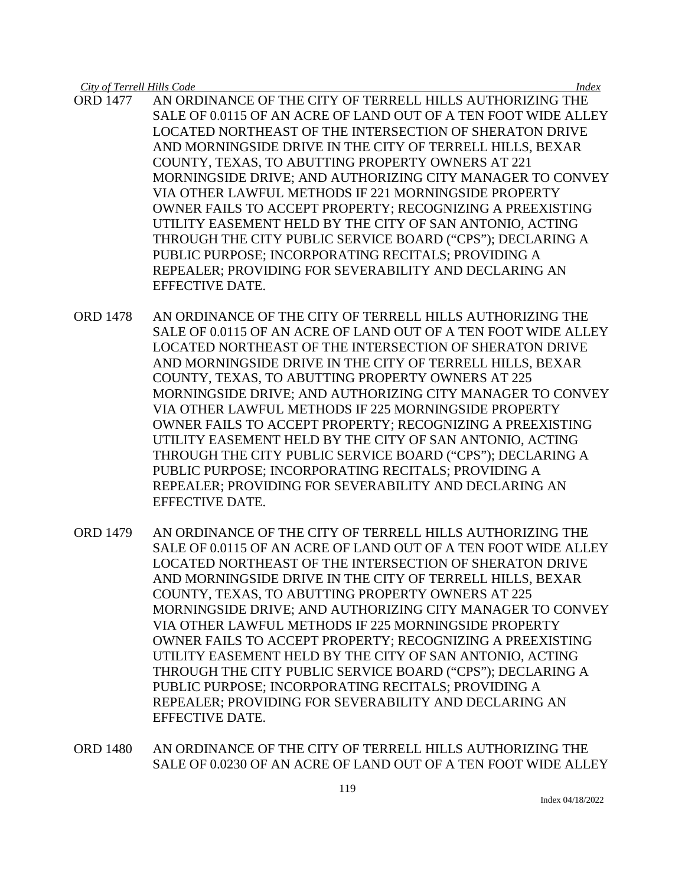ORD 1477 AN ORDINANCE OF THE CITY OF TERRELL HILLS AUTHORIZING THE SALE OF 0.0115 OF AN ACRE OF LAND OUT OF A TEN FOOT WIDE ALLEY LOCATED NORTHEAST OF THE INTERSECTION OF SHERATON DRIVE AND MORNINGSIDE DRIVE IN THE CITY OF TERRELL HILLS, BEXAR COUNTY, TEXAS, TO ABUTTING PROPERTY OWNERS AT 221 MORNINGSIDE DRIVE; AND AUTHORIZING CITY MANAGER TO CONVEY VIA OTHER LAWFUL METHODS IF 221 MORNINGSIDE PROPERTY OWNER FAILS TO ACCEPT PROPERTY; RECOGNIZING A PREEXISTING UTILITY EASEMENT HELD BY THE CITY OF SAN ANTONIO, ACTING THROUGH THE CITY PUBLIC SERVICE BOARD ("CPS"); DECLARING A PUBLIC PURPOSE; INCORPORATING RECITALS; PROVIDING A REPEALER; PROVIDING FOR SEVERABILITY AND DECLARING AN EFFECTIVE DATE.

ORD 1478 AN ORDINANCE OF THE CITY OF TERRELL HILLS AUTHORIZING THE SALE OF 0.0115 OF AN ACRE OF LAND OUT OF A TEN FOOT WIDE ALLEY LOCATED NORTHEAST OF THE INTERSECTION OF SHERATON DRIVE AND MORNINGSIDE DRIVE IN THE CITY OF TERRELL HILLS, BEXAR COUNTY, TEXAS, TO ABUTTING PROPERTY OWNERS AT 225 MORNINGSIDE DRIVE; AND AUTHORIZING CITY MANAGER TO CONVEY VIA OTHER LAWFUL METHODS IF 225 MORNINGSIDE PROPERTY OWNER FAILS TO ACCEPT PROPERTY; RECOGNIZING A PREEXISTING UTILITY EASEMENT HELD BY THE CITY OF SAN ANTONIO, ACTING THROUGH THE CITY PUBLIC SERVICE BOARD ("CPS"); DECLARING A PUBLIC PURPOSE; INCORPORATING RECITALS; PROVIDING A REPEALER; PROVIDING FOR SEVERABILITY AND DECLARING AN EFFECTIVE DATE.

ORD 1479 AN ORDINANCE OF THE CITY OF TERRELL HILLS AUTHORIZING THE SALE OF 0.0115 OF AN ACRE OF LAND OUT OF A TEN FOOT WIDE ALLEY LOCATED NORTHEAST OF THE INTERSECTION OF SHERATON DRIVE AND MORNINGSIDE DRIVE IN THE CITY OF TERRELL HILLS, BEXAR COUNTY, TEXAS, TO ABUTTING PROPERTY OWNERS AT 225 MORNINGSIDE DRIVE; AND AUTHORIZING CITY MANAGER TO CONVEY VIA OTHER LAWFUL METHODS IF 225 MORNINGSIDE PROPERTY OWNER FAILS TO ACCEPT PROPERTY; RECOGNIZING A PREEXISTING UTILITY EASEMENT HELD BY THE CITY OF SAN ANTONIO, ACTING THROUGH THE CITY PUBLIC SERVICE BOARD ("CPS"); DECLARING A PUBLIC PURPOSE; INCORPORATING RECITALS; PROVIDING A REPEALER; PROVIDING FOR SEVERABILITY AND DECLARING AN EFFECTIVE DATE.

ORD 1480 AN ORDINANCE OF THE CITY OF TERRELL HILLS AUTHORIZING THE SALE OF 0.0230 OF AN ACRE OF LAND OUT OF A TEN FOOT WIDE ALLEY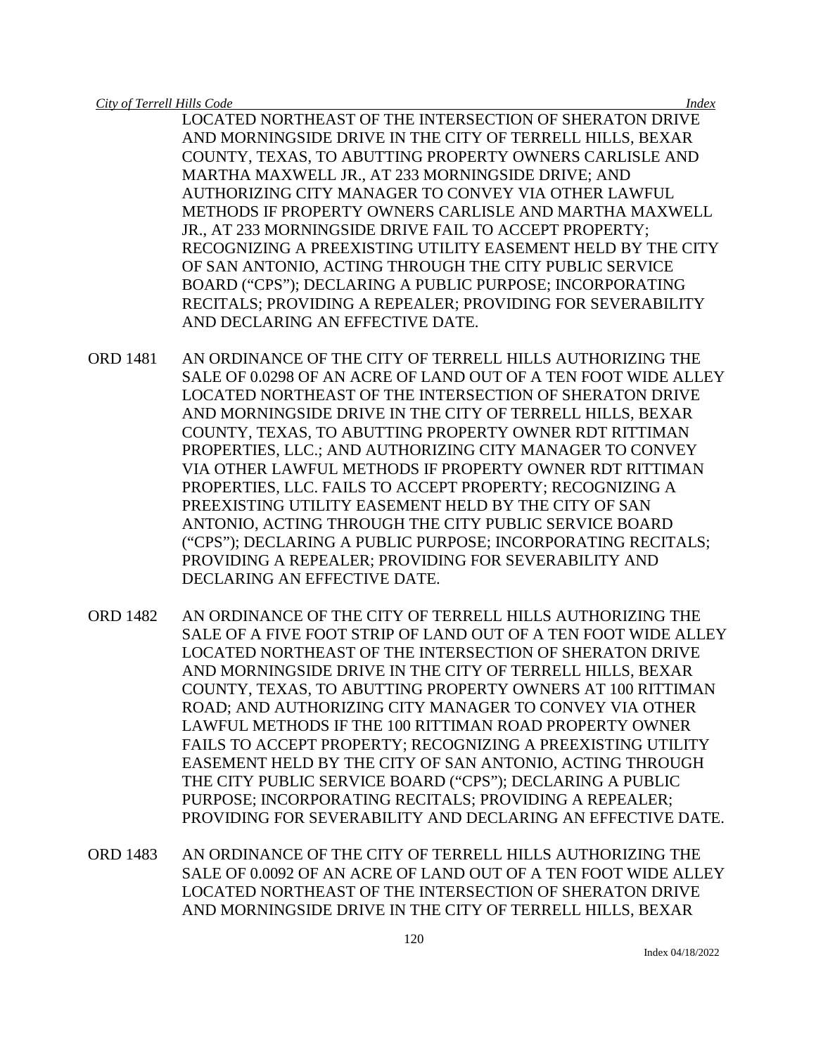LOCATED NORTHEAST OF THE INTERSECTION OF SHERATON DRIVE AND MORNINGSIDE DRIVE IN THE CITY OF TERRELL HILLS, BEXAR COUNTY, TEXAS, TO ABUTTING PROPERTY OWNERS CARLISLE AND MARTHA MAXWELL JR., AT 233 MORNINGSIDE DRIVE; AND AUTHORIZING CITY MANAGER TO CONVEY VIA OTHER LAWFUL METHODS IF PROPERTY OWNERS CARLISLE AND MARTHA MAXWELL JR., AT 233 MORNINGSIDE DRIVE FAIL TO ACCEPT PROPERTY; RECOGNIZING A PREEXISTING UTILITY EASEMENT HELD BY THE CITY OF SAN ANTONIO, ACTING THROUGH THE CITY PUBLIC SERVICE BOARD ("CPS"); DECLARING A PUBLIC PURPOSE; INCORPORATING RECITALS; PROVIDING A REPEALER; PROVIDING FOR SEVERABILITY AND DECLARING AN EFFECTIVE DATE.

ORD 1481 AN ORDINANCE OF THE CITY OF TERRELL HILLS AUTHORIZING THE SALE OF 0.0298 OF AN ACRE OF LAND OUT OF A TEN FOOT WIDE ALLEY LOCATED NORTHEAST OF THE INTERSECTION OF SHERATON DRIVE AND MORNINGSIDE DRIVE IN THE CITY OF TERRELL HILLS, BEXAR COUNTY, TEXAS, TO ABUTTING PROPERTY OWNER RDT RITTIMAN PROPERTIES, LLC.; AND AUTHORIZING CITY MANAGER TO CONVEY VIA OTHER LAWFUL METHODS IF PROPERTY OWNER RDT RITTIMAN PROPERTIES, LLC. FAILS TO ACCEPT PROPERTY; RECOGNIZING A PREEXISTING UTILITY EASEMENT HELD BY THE CITY OF SAN ANTONIO, ACTING THROUGH THE CITY PUBLIC SERVICE BOARD ("CPS"); DECLARING A PUBLIC PURPOSE; INCORPORATING RECITALS; PROVIDING A REPEALER; PROVIDING FOR SEVERABILITY AND DECLARING AN EFFECTIVE DATE.

ORD 1482 AN ORDINANCE OF THE CITY OF TERRELL HILLS AUTHORIZING THE SALE OF A FIVE FOOT STRIP OF LAND OUT OF A TEN FOOT WIDE ALLEY LOCATED NORTHEAST OF THE INTERSECTION OF SHERATON DRIVE AND MORNINGSIDE DRIVE IN THE CITY OF TERRELL HILLS, BEXAR COUNTY, TEXAS, TO ABUTTING PROPERTY OWNERS AT 100 RITTIMAN ROAD; AND AUTHORIZING CITY MANAGER TO CONVEY VIA OTHER LAWFUL METHODS IF THE 100 RITTIMAN ROAD PROPERTY OWNER FAILS TO ACCEPT PROPERTY; RECOGNIZING A PREEXISTING UTILITY EASEMENT HELD BY THE CITY OF SAN ANTONIO, ACTING THROUGH THE CITY PUBLIC SERVICE BOARD ("CPS"); DECLARING A PUBLIC PURPOSE; INCORPORATING RECITALS; PROVIDING A REPEALER; PROVIDING FOR SEVERABILITY AND DECLARING AN EFFECTIVE DATE.

ORD 1483 AN ORDINANCE OF THE CITY OF TERRELL HILLS AUTHORIZING THE SALE OF 0.0092 OF AN ACRE OF LAND OUT OF A TEN FOOT WIDE ALLEY LOCATED NORTHEAST OF THE INTERSECTION OF SHERATON DRIVE AND MORNINGSIDE DRIVE IN THE CITY OF TERRELL HILLS, BEXAR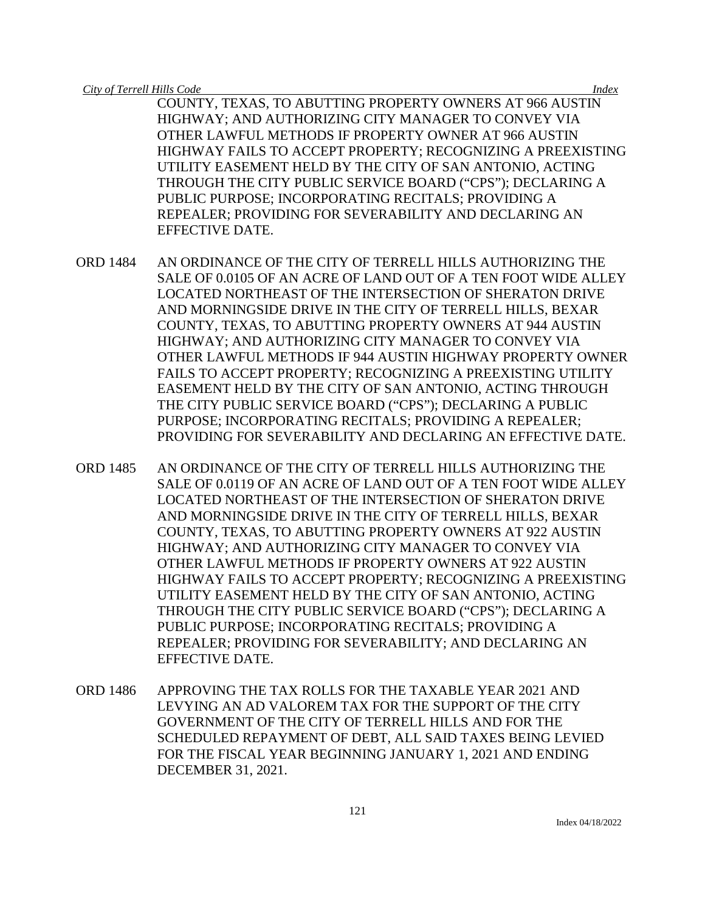COUNTY, TEXAS, TO ABUTTING PROPERTY OWNERS AT 966 AUSTIN HIGHWAY; AND AUTHORIZING CITY MANAGER TO CONVEY VIA OTHER LAWFUL METHODS IF PROPERTY OWNER AT 966 AUSTIN HIGHWAY FAILS TO ACCEPT PROPERTY; RECOGNIZING A PREEXISTING UTILITY EASEMENT HELD BY THE CITY OF SAN ANTONIO, ACTING THROUGH THE CITY PUBLIC SERVICE BOARD ("CPS"); DECLARING A PUBLIC PURPOSE; INCORPORATING RECITALS; PROVIDING A REPEALER; PROVIDING FOR SEVERABILITY AND DECLARING AN EFFECTIVE DATE.

ORD 1484 AN ORDINANCE OF THE CITY OF TERRELL HILLS AUTHORIZING THE SALE OF 0.0105 OF AN ACRE OF LAND OUT OF A TEN FOOT WIDE ALLEY LOCATED NORTHEAST OF THE INTERSECTION OF SHERATON DRIVE AND MORNINGSIDE DRIVE IN THE CITY OF TERRELL HILLS, BEXAR COUNTY, TEXAS, TO ABUTTING PROPERTY OWNERS AT 944 AUSTIN HIGHWAY; AND AUTHORIZING CITY MANAGER TO CONVEY VIA OTHER LAWFUL METHODS IF 944 AUSTIN HIGHWAY PROPERTY OWNER FAILS TO ACCEPT PROPERTY; RECOGNIZING A PREEXISTING UTILITY EASEMENT HELD BY THE CITY OF SAN ANTONIO, ACTING THROUGH THE CITY PUBLIC SERVICE BOARD ("CPS"); DECLARING A PUBLIC PURPOSE; INCORPORATING RECITALS; PROVIDING A REPEALER; PROVIDING FOR SEVERABILITY AND DECLARING AN EFFECTIVE DATE.

ORD 1485 AN ORDINANCE OF THE CITY OF TERRELL HILLS AUTHORIZING THE SALE OF 0.0119 OF AN ACRE OF LAND OUT OF A TEN FOOT WIDE ALLEY LOCATED NORTHEAST OF THE INTERSECTION OF SHERATON DRIVE AND MORNINGSIDE DRIVE IN THE CITY OF TERRELL HILLS, BEXAR COUNTY, TEXAS, TO ABUTTING PROPERTY OWNERS AT 922 AUSTIN HIGHWAY; AND AUTHORIZING CITY MANAGER TO CONVEY VIA OTHER LAWFUL METHODS IF PROPERTY OWNERS AT 922 AUSTIN HIGHWAY FAILS TO ACCEPT PROPERTY; RECOGNIZING A PREEXISTING UTILITY EASEMENT HELD BY THE CITY OF SAN ANTONIO, ACTING THROUGH THE CITY PUBLIC SERVICE BOARD ("CPS"); DECLARING A PUBLIC PURPOSE; INCORPORATING RECITALS; PROVIDING A REPEALER; PROVIDING FOR SEVERABILITY; AND DECLARING AN EFFECTIVE DATE.

ORD 1486 APPROVING THE TAX ROLLS FOR THE TAXABLE YEAR 2021 AND LEVYING AN AD VALOREM TAX FOR THE SUPPORT OF THE CITY GOVERNMENT OF THE CITY OF TERRELL HILLS AND FOR THE SCHEDULED REPAYMENT OF DEBT, ALL SAID TAXES BEING LEVIED FOR THE FISCAL YEAR BEGINNING JANUARY 1, 2021 AND ENDING DECEMBER 31, 2021.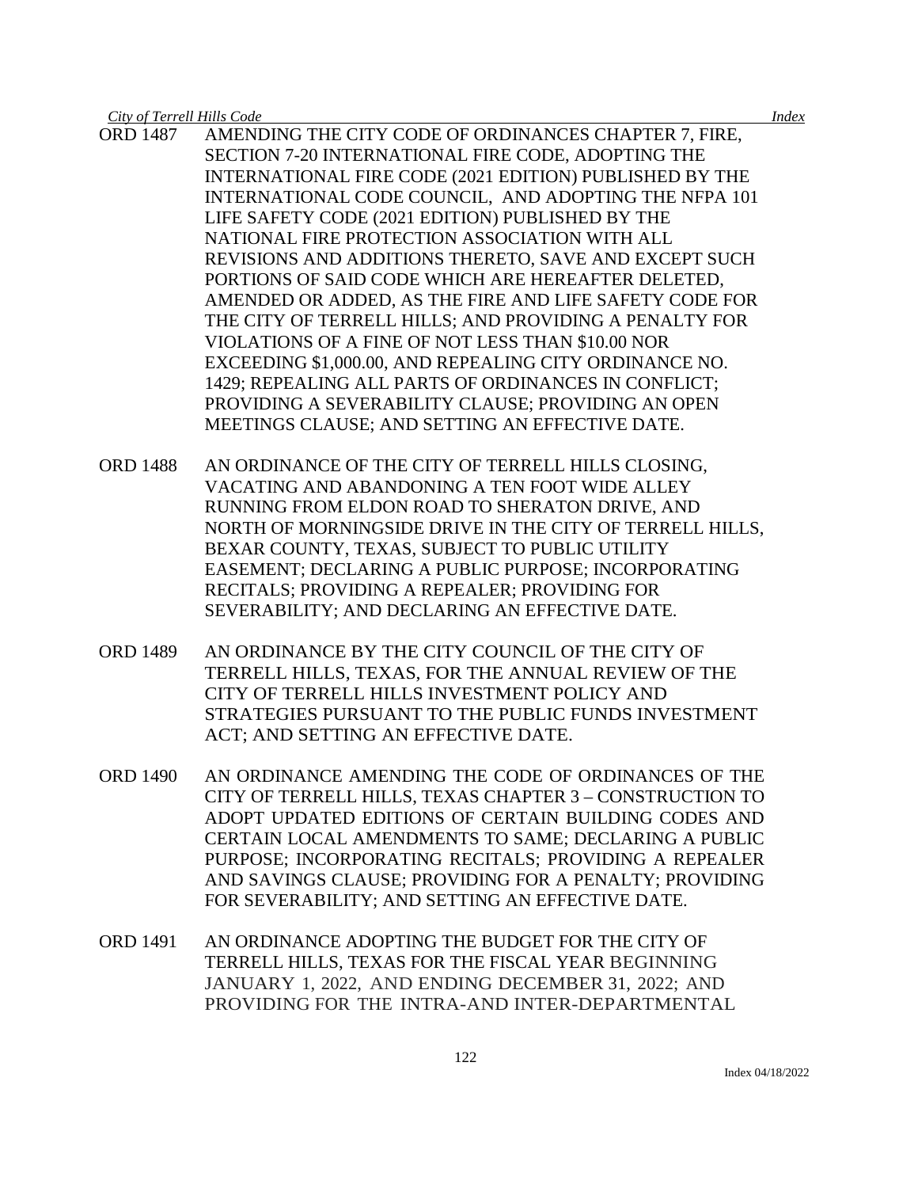ORD 1487 AMENDING THE CITY CODE OF ORDINANCES CHAPTER 7, FIRE, SECTION 7-20 INTERNATIONAL FIRE CODE, ADOPTING THE INTERNATIONAL FIRE CODE (2021 EDITION) PUBLISHED BY THE INTERNATIONAL CODE COUNCIL, AND ADOPTING THE NFPA 101 LIFE SAFETY CODE (2021 EDITION) PUBLISHED BY THE NATIONAL FIRE PROTECTION ASSOCIATION WITH ALL REVISIONS AND ADDITIONS THERETO, SAVE AND EXCEPT SUCH PORTIONS OF SAID CODE WHICH ARE HEREAFTER DELETED, AMENDED OR ADDED, AS THE FIRE AND LIFE SAFETY CODE FOR THE CITY OF TERRELL HILLS; AND PROVIDING A PENALTY FOR VIOLATIONS OF A FINE OF NOT LESS THAN $10.00 NOR EXCEEDING $1,000.00, AND REPEALING CITY ORDINANCE NO. 1429; REPEALING ALL PARTS OF ORDINANCES IN CONFLICT; PROVIDING A SEVERABILITY CLAUSE; PROVIDING AN OPEN MEETINGS CLAUSE; AND SETTING AN EFFECTIVE DATE.

ORD 1488 AN ORDINANCE OF THE CITY OF TERRELL HILLS CLOSING, VACATING AND ABANDONING A TEN FOOT WIDE ALLEY RUNNING FROM ELDON ROAD TO SHERATON DRIVE, AND NORTH OF MORNINGSIDE DRIVE IN THE CITY OF TERRELL HILLS, BEXAR COUNTY, TEXAS, SUBJECT TO PUBLIC UTILITY EASEMENT; DECLARING A PUBLIC PURPOSE; INCORPORATING RECITALS; PROVIDING A REPEALER; PROVIDING FOR SEVERABILITY; AND DECLARING AN EFFECTIVE DATE.

ORD 1489 AN ORDINANCE BY THE CITY COUNCIL OF THE CITY OF TERRELL HILLS, TEXAS, FOR THE ANNUAL REVIEW OF THE CITY OF TERRELL HILLS INVESTMENT POLICY AND STRATEGIES PURSUANT TO THE PUBLIC FUNDS INVESTMENT ACT; AND SETTING AN EFFECTIVE DATE.

ORD 1490 AN ORDINANCE AMENDING THE CODE OF ORDINANCES OF THE CITY OF TERRELL HILLS, TEXAS CHAPTER 3 – CONSTRUCTION TO ADOPT UPDATED EDITIONS OF CERTAIN BUILDING CODES AND CERTAIN LOCAL AMENDMENTS TO SAME; DECLARING A PUBLIC PURPOSE; INCORPORATING RECITALS; PROVIDING A REPEALER AND SAVINGS CLAUSE; PROVIDING FOR A PENALTY; PROVIDING FOR SEVERABILITY; AND SETTING AN EFFECTIVE DATE.

ORD 1491 AN ORDINANCE ADOPTING THE BUDGET FOR THE CITY OF TERRELL HILLS, TEXAS FOR THE FISCAL YEAR BEGINNING JANUARY 1, 2022, AND ENDING DECEMBER 31, 2022; AND PROVIDING FOR THE INTRA-AND INTER-DEPARTMENTAL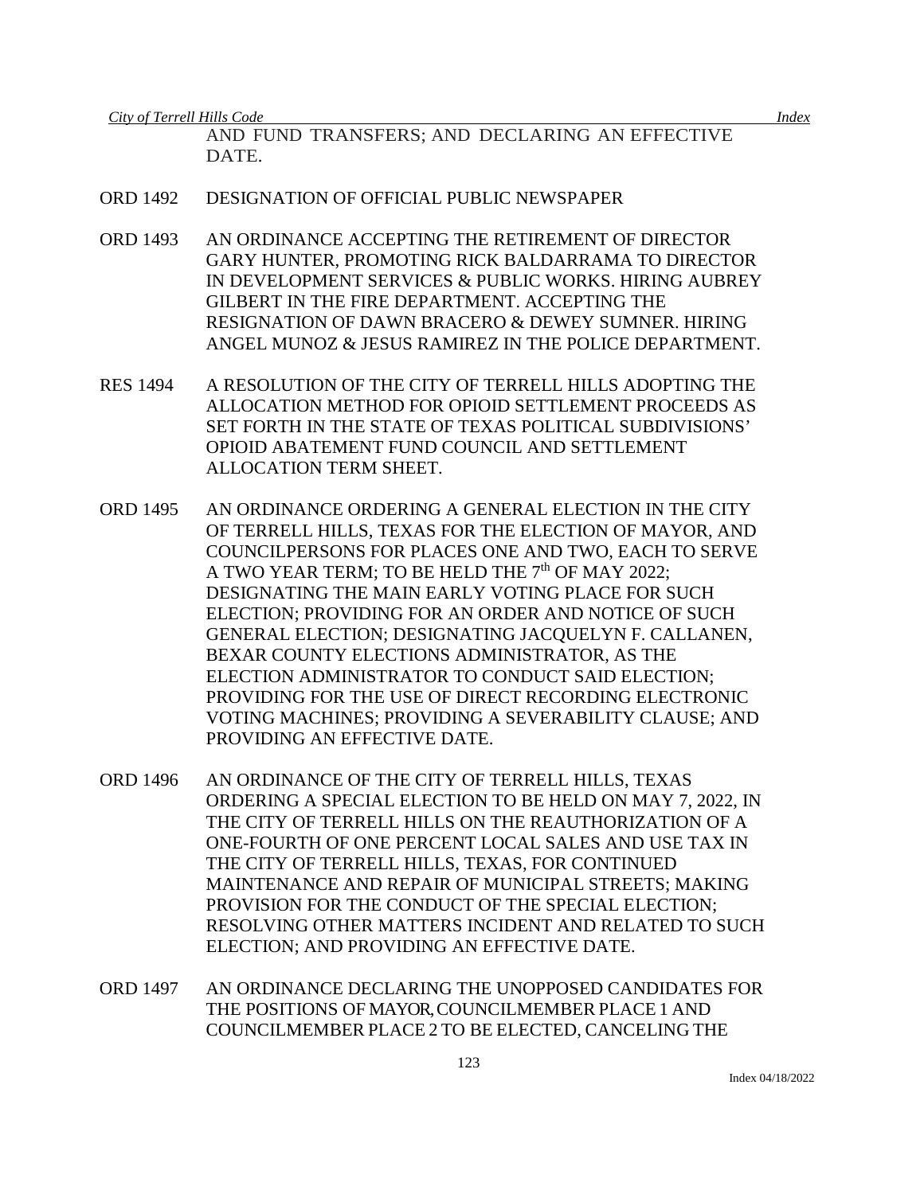AND FUND TRANSFERS; AND DECLARING AN EFFECTIVE DATE.

ORD 1492 DESIGNATION OF OFFICIAL PUBLIC NEWSPAPER

ORD 1493 AN ORDINANCE ACCEPTING THE RETIREMENT OF DIRECTOR GARY HUNTER, PROMOTING RICK BALDARRAMA TO DIRECTOR IN DEVELOPMENT SERVICES & PUBLIC WORKS. HIRING AUBREY GILBERT IN THE FIRE DEPARTMENT. ACCEPTING THE RESIGNATION OF DAWN BRACERO & DEWEY SUMNER. HIRING ANGEL MUNOZ & JESUS RAMIREZ IN THE POLICE DEPARTMENT.

RES 1494 A RESOLUTION OF THE CITY OF TERRELL HILLS ADOPTING THE ALLOCATION METHOD FOR OPIOID SETTLEMENT PROCEEDS AS SET FORTH IN THE STATE OF TEXAS POLITICAL SUBDIVISIONS' OPIOID ABATEMENT FUND COUNCIL AND SETTLEMENT ALLOCATION TERM SHEET.

ORD 1495 AN ORDINANCE ORDERING A GENERAL ELECTION IN THE CITY OF TERRELL HILLS, TEXAS FOR THE ELECTION OF MAYOR, AND COUNCILPERSONS FOR PLACES ONE AND TWO, EACH TO SERVE A TWO YEAR TERM; TO BE HELD THE 7th OF MAY 2022; DESIGNATING THE MAIN EARLY VOTING PLACE FOR SUCH ELECTION; PROVIDING FOR AN ORDER AND NOTICE OF SUCH GENERAL ELECTION; DESIGNATING JACQUELYN F. CALLANEN, BEXAR COUNTY ELECTIONS ADMINISTRATOR, AS THE ELECTION ADMINISTRATOR TO CONDUCT SAID ELECTION; PROVIDING FOR THE USE OF DIRECT RECORDING ELECTRONIC VOTING MACHINES; PROVIDING A SEVERABILITY CLAUSE; AND PROVIDING AN EFFECTIVE DATE.

ORD 1496 AN ORDINANCE OF THE CITY OF TERRELL HILLS, TEXAS ORDERING A SPECIAL ELECTION TO BE HELD ON MAY 7, 2022, IN THE CITY OF TERRELL HILLS ON THE REAUTHORIZATION OF A ONE-FOURTH OF ONE PERCENT LOCAL SALES AND USE TAX IN THE CITY OF TERRELL HILLS, TEXAS, FOR CONTINUED MAINTENANCE AND REPAIR OF MUNICIPAL STREETS; MAKING PROVISION FOR THE CONDUCT OF THE SPECIAL ELECTION; RESOLVING OTHER MATTERS INCIDENT AND RELATED TO SUCH ELECTION; AND PROVIDING AN EFFECTIVE DATE.

ORD 1497 AN ORDINANCE DECLARING THE UNOPPOSED CANDIDATES FOR THE POSITIONS OF MAYOR, COUNCILMEMBER PLACE 1 AND COUNCILMEMBER PLACE 2 TO BE ELECTED, CANCELING THE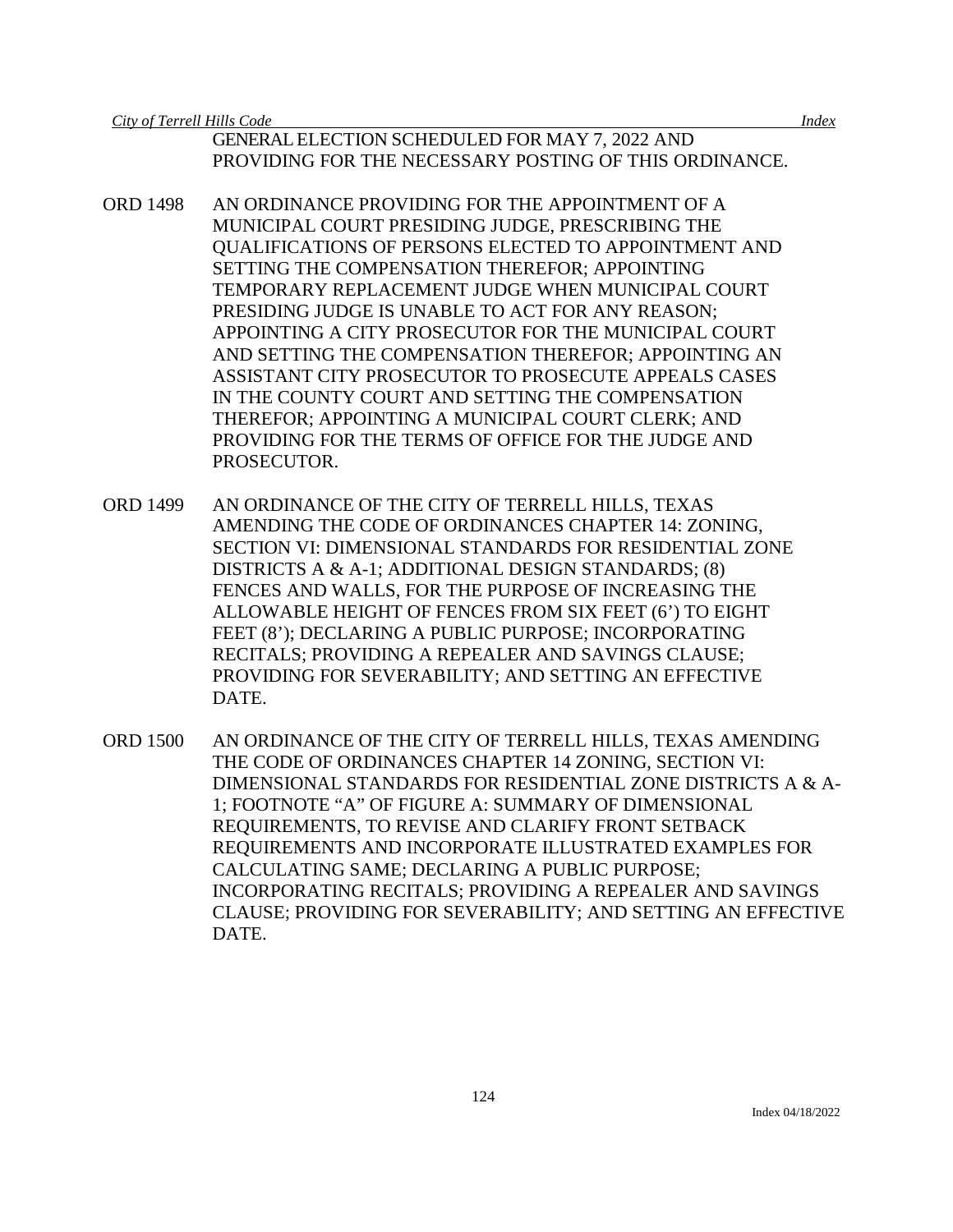GENERAL ELECTION SCHEDULED FOR MAY 7, 2022 AND PROVIDING FOR THE NECESSARY POSTING OF THIS ORDINANCE.

ORD 1498 AN ORDINANCE PROVIDING FOR THE APPOINTMENT OF A MUNICIPAL COURT PRESIDING JUDGE, PRESCRIBING THE QUALIFICATIONS OF PERSONS ELECTED TO APPOINTMENT AND SETTING THE COMPENSATION THEREFOR; APPOINTING TEMPORARY REPLACEMENT JUDGE WHEN MUNICIPAL COURT PRESIDING JUDGE IS UNABLE TO ACT FOR ANY REASON; APPOINTING A CITY PROSECUTOR FOR THE MUNICIPAL COURT AND SETTING THE COMPENSATION THEREFOR; APPOINTING AN ASSISTANT CITY PROSECUTOR TO PROSECUTE APPEALS CASES IN THE COUNTY COURT AND SETTING THE COMPENSATION THEREFOR; APPOINTING A MUNICIPAL COURT CLERK; AND PROVIDING FOR THE TERMS OF OFFICE FOR THE JUDGE AND PROSECUTOR.

ORD 1499 AN ORDINANCE OF THE CITY OF TERRELL HILLS, TEXAS AMENDING THE CODE OF ORDINANCES CHAPTER 14: ZONING, SECTION VI: DIMENSIONAL STANDARDS FOR RESIDENTIAL ZONE DISTRICTS A & A-1; ADDITIONAL DESIGN STANDARDS; (8) FENCES AND WALLS, FOR THE PURPOSE OF INCREASING THE ALLOWABLE HEIGHT OF FENCES FROM SIX FEET (6') TO EIGHT FEET (8'); DECLARING A PUBLIC PURPOSE; INCORPORATING RECITALS; PROVIDING A REPEALER AND SAVINGS CLAUSE; PROVIDING FOR SEVERABILITY; AND SETTING AN EFFECTIVE DATE.

ORD 1500 AN ORDINANCE OF THE CITY OF TERRELL HILLS, TEXAS AMENDING THE CODE OF ORDINANCES CHAPTER 14 ZONING, SECTION VI: DIMENSIONAL STANDARDS FOR RESIDENTIAL ZONE DISTRICTS A & A-1; FOOTNOTE "A" OF FIGURE A: SUMMARY OF DIMENSIONAL REQUIREMENTS, TO REVISE AND CLARIFY FRONT SETBACK REQUIREMENTS AND INCORPORATE ILLUSTRATED EXAMPLES FOR CALCULATING SAME; DECLARING A PUBLIC PURPOSE; INCORPORATING RECITALS; PROVIDING A REPEALER AND SAVINGS CLAUSE; PROVIDING FOR SEVERABILITY; AND SETTING AN EFFECTIVE DATE.